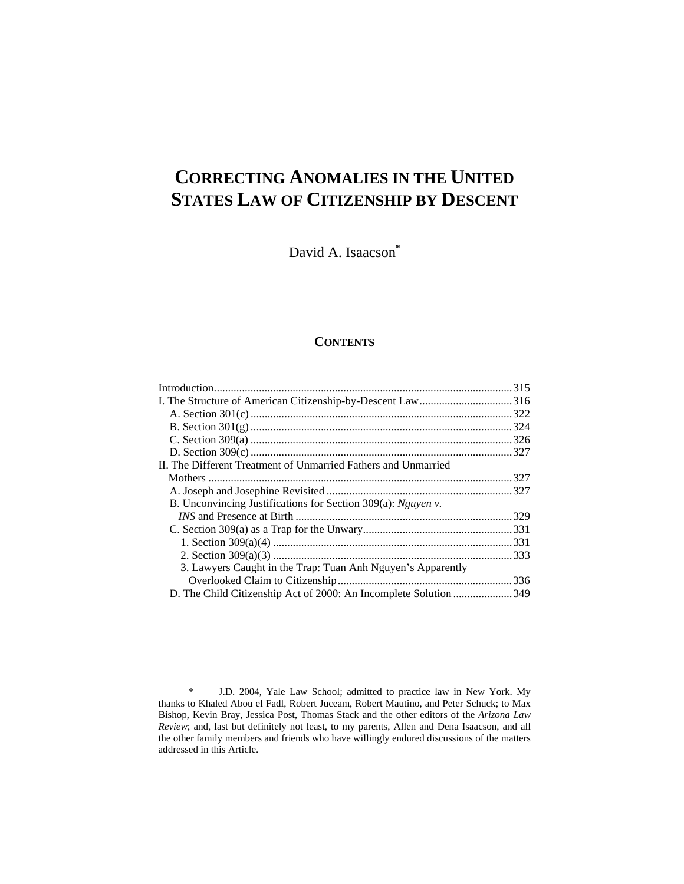# CORRECTING ANOMALIES IN THE UNITED STATES LAW OF CITIZENSHIP BY DESCENT

David A. Isaacson*

## CONTENTS

Introduction .......... 315
I. The Structure of American Citizenship-by-Descent Law .......... 316
  A. Section 301(c) .......... 322
  B. Section 301(g) .......... 324
  C. Section 309(a) .......... 326
  D. Section 309(c) .......... 327
II. The Different Treatment of Unmarried Fathers and Unmarried Mothers .......... 327
  A. Joseph and Josephine Revisited .......... 327
  B. Unconvincing Justifications for Section 309(a): *Nguyen v. INS* and Presence at Birth .......... 329
  C. Section 309(a) as a Trap for the Unwary .......... 331
    1. Section 309(a)(4) .......... 331
    2. Section 309(a)(3) .......... 333
    3. Lawyers Caught in the Trap: Tuan Anh Nguyen's Apparently Overlooked Claim to Citizenship .......... 336
  D. The Child Citizenship Act of 2000: An Incomplete Solution .......... 349

---

\* J.D. 2004, Yale Law School; admitted to practice law in New York. My thanks to Khaled Abou el Fadl, Robert Juceam, Robert Mautino, and Peter Schuck; to Max Bishop, Kevin Bray, Jessica Post, Thomas Stack and the other editors of the *Arizona Law Review*; and, last but definitely not least, to my parents, Allen and Dena Isaacson, and all the other family members and friends who have willingly endured discussions of the matters addressed in this Article.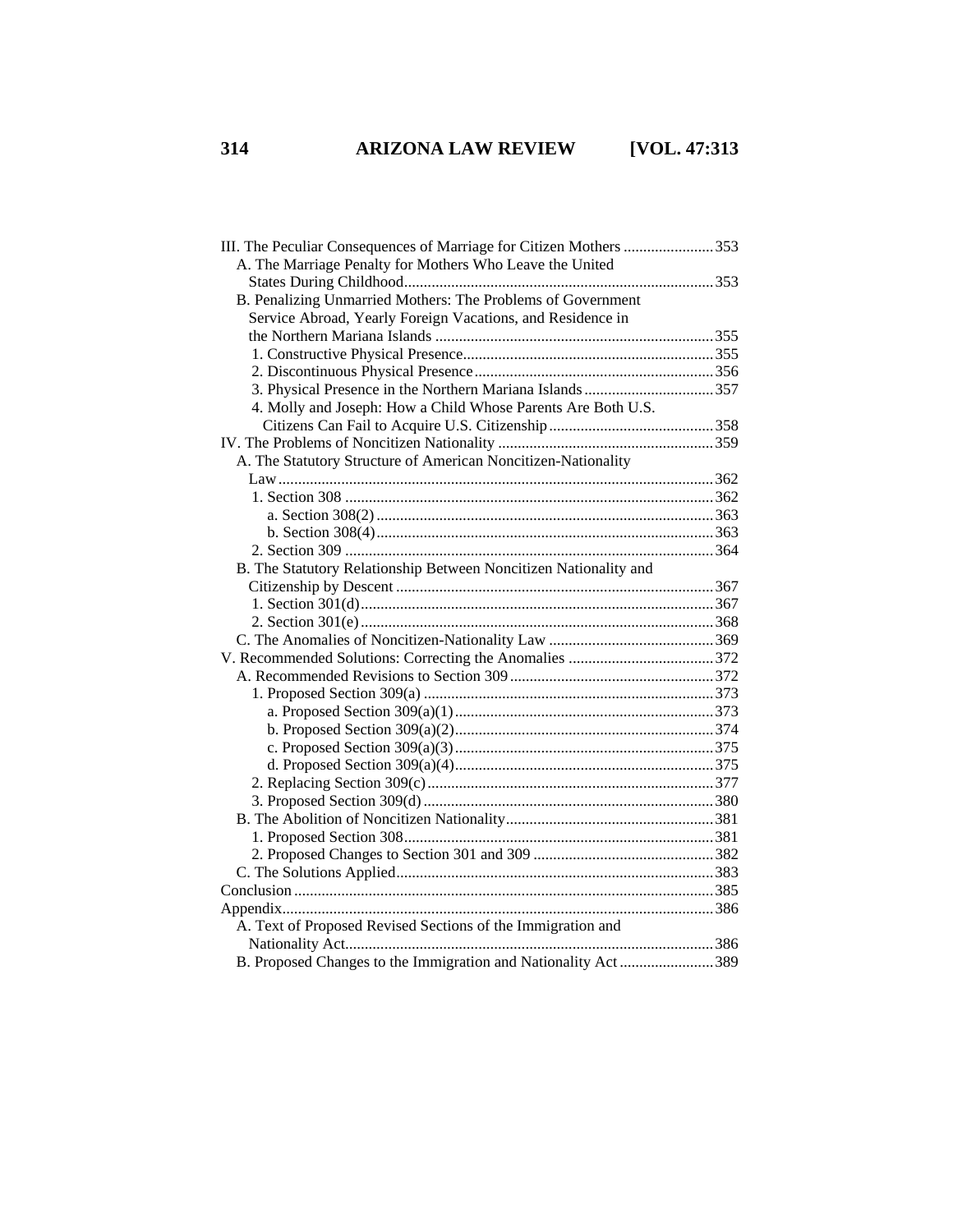III. The Peculiar Consequences of Marriage for Citizen Mothers ....................... 353
   A. The Marriage Penalty for Mothers Who Leave the United States During Childhood ............................................................................... 353
   B. Penalizing Unmarried Mothers: The Problems of Government Service Abroad, Yearly Foreign Vacations, and Residence in the Northern Mariana Islands ....................................................................... 355
      1. Constructive Physical Presence ................................................................ 355
      2. Discontinuous Physical Presence ............................................................. 356
      3. Physical Presence in the Northern Mariana Islands ................................. 357
      4. Molly and Joseph: How a Child Whose Parents Are Both U.S. Citizens Can Fail to Acquire U.S. Citizenship ......................................... 358
IV. The Problems of Noncitizen Nationality ....................................................... 359
   A. The Statutory Structure of American Noncitizen-Nationality Law ................................................................................................................. 362
      1. Section 308 ............................................................................................... 362
         a. Section 308(2) ...................................................................................... 363
         b. Section 308(4) ...................................................................................... 363
      2. Section 309 ............................................................................................... 364
   B. The Statutory Relationship Between Noncitizen Nationality and Citizenship by Descent ................................................................................. 367
      1. Section 301(d) ........................................................................................... 367
      2. Section 301(e) ........................................................................................... 368
   C. The Anomalies of Noncitizen-Nationality Law ........................................... 369
V. Recommended Solutions: Correcting the Anomalies ..................................... 372
   A. Recommended Revisions to Section 309 .................................................... 372
      1. Proposed Section 309(a) ........................................................................... 373
         a. Proposed Section 309(a)(1) .................................................................. 373
         b. Proposed Section 309(a)(2) .................................................................. 374
         c. Proposed Section 309(a)(3) .................................................................. 375
         d. Proposed Section 309(a)(4) .................................................................. 375
      2. Replacing Section 309(c) .......................................................................... 377
      3. Proposed Section 309(d) ........................................................................... 380
   B. The Abolition of Noncitizen Nationality ..................................................... 381
      1. Proposed Section 308 ................................................................................ 381
      2. Proposed Changes to Section 301 and 309 .............................................. 382
   C. The Solutions Applied ................................................................................. 383
Conclusion ........................................................................................................... 385
Appendix .............................................................................................................. 386
   A. Text of Proposed Revised Sections of the Immigration and Nationality Act ............................................................................................... 386
   B. Proposed Changes to the Immigration and Nationality Act ........................ 389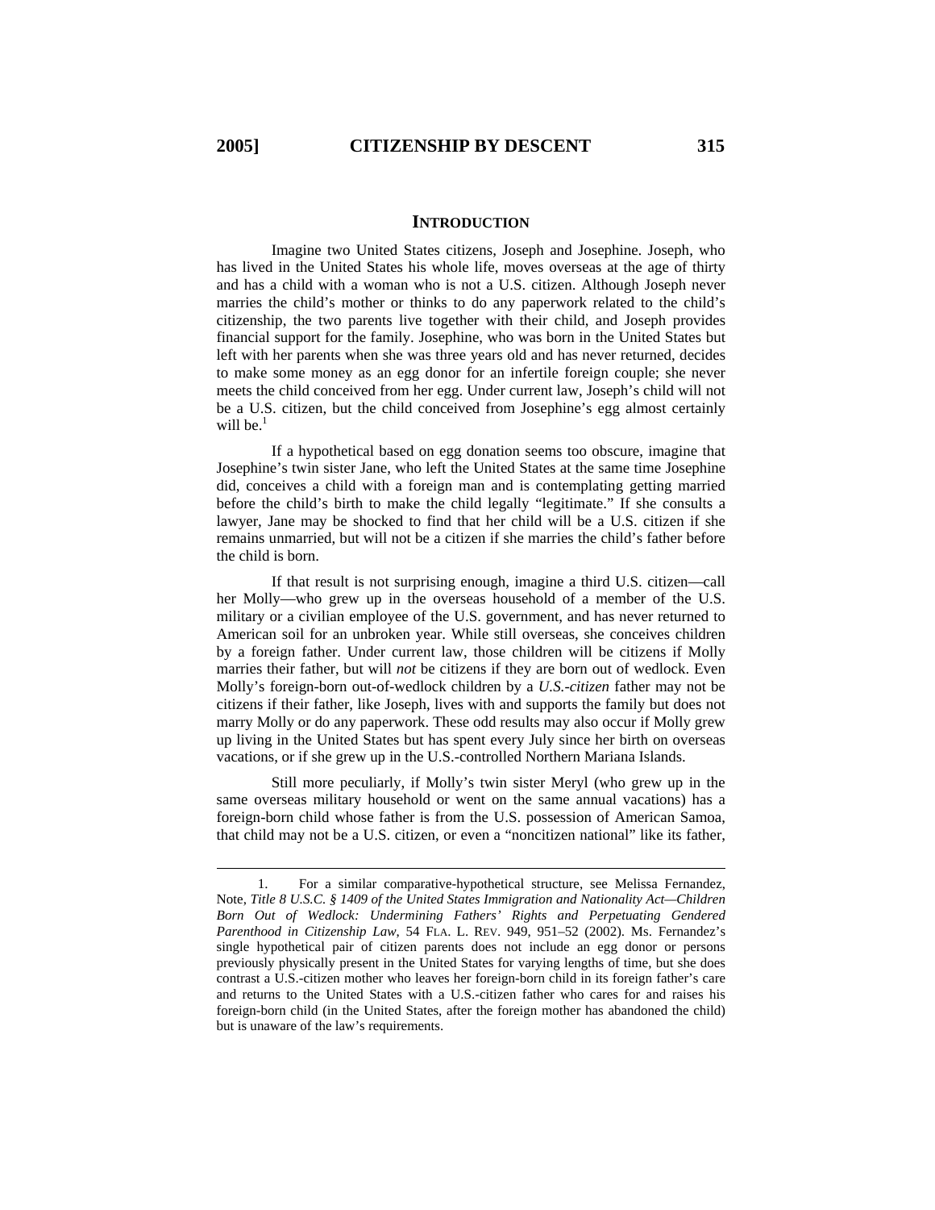## INTRODUCTION

Imagine two United States citizens, Joseph and Josephine. Joseph, who has lived in the United States his whole life, moves overseas at the age of thirty and has a child with a woman who is not a U.S. citizen. Although Joseph never marries the child's mother or thinks to do any paperwork related to the child's citizenship, the two parents live together with their child, and Joseph provides financial support for the family. Josephine, who was born in the United States but left with her parents when she was three years old and has never returned, decides to make some money as an egg donor for an infertile foreign couple; she never meets the child conceived from her egg. Under current law, Joseph's child will not be a U.S. citizen, but the child conceived from Josephine's egg almost certainly will be.[1]

If a hypothetical based on egg donation seems too obscure, imagine that Josephine's twin sister Jane, who left the United States at the same time Josephine did, conceives a child with a foreign man and is contemplating getting married before the child's birth to make the child legally "legitimate." If she consults a lawyer, Jane may be shocked to find that her child will be a U.S. citizen if she remains unmarried, but will not be a citizen if she marries the child's father before the child is born.

If that result is not surprising enough, imagine a third U.S. citizen—call her Molly—who grew up in the overseas household of a member of the U.S. military or a civilian employee of the U.S. government, and has never returned to American soil for an unbroken year. While still overseas, she conceives children by a foreign father. Under current law, those children will be citizens if Molly marries their father, but will *not* be citizens if they are born out of wedlock. Even Molly's foreign-born out-of-wedlock children by a *U.S.-citizen* father may not be citizens if their father, like Joseph, lives with and supports the family but does not marry Molly or do any paperwork. These odd results may also occur if Molly grew up living in the United States but has spent every July since her birth on overseas vacations, or if she grew up in the U.S.-controlled Northern Mariana Islands.

Still more peculiarly, if Molly's twin sister Meryl (who grew up in the same overseas military household or went on the same annual vacations) has a foreign-born child whose father is from the U.S. possession of American Samoa, that child may not be a U.S. citizen, or even a "noncitizen national" like its father,

---

1. For a similar comparative-hypothetical structure, see Melissa Fernandez, Note, *Title 8 U.S.C. § 1409 of the United States Immigration and Nationality Act—Children Born Out of Wedlock: Undermining Fathers' Rights and Perpetuating Gendered Parenthood in Citizenship Law*, 54 FLA. L. REV. 949, 951–52 (2002). Ms. Fernandez's single hypothetical pair of citizen parents does not include an egg donor or persons previously physically present in the United States for varying lengths of time, but she does contrast a U.S.-citizen mother who leaves her foreign-born child in its foreign father's care and returns to the United States with a U.S.-citizen father who cares for and raises his foreign-born child (in the United States, after the foreign mother has abandoned the child) but is unaware of the law's requirements.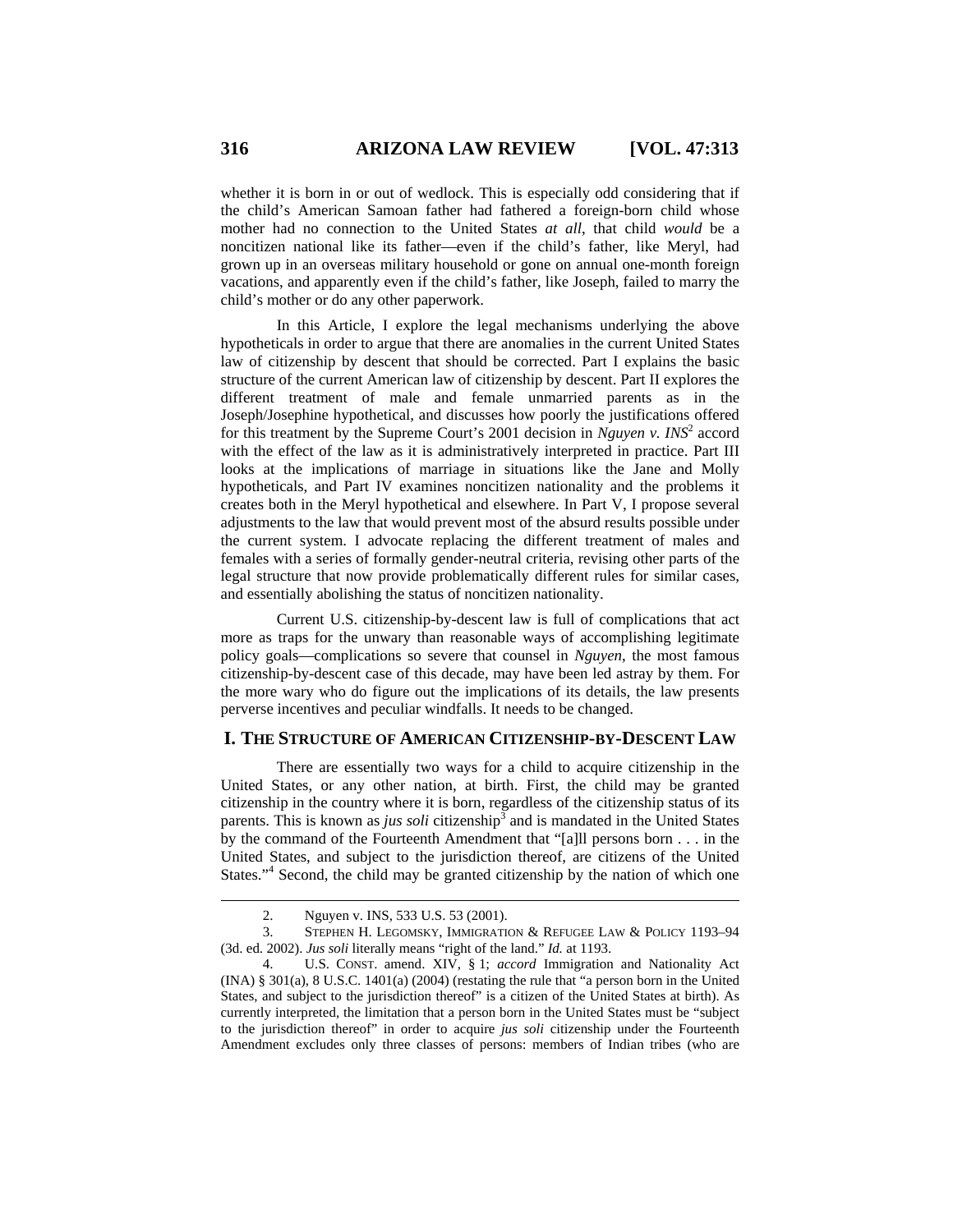whether it is born in or out of wedlock. This is especially odd considering that if the child's American Samoan father had fathered a foreign-born child whose mother had no connection to the United States *at all*, that child *would* be a noncitizen national like its father—even if the child's father, like Meryl, had grown up in an overseas military household or gone on annual one-month foreign vacations, and apparently even if the child's father, like Joseph, failed to marry the child's mother or do any other paperwork.

In this Article, I explore the legal mechanisms underlying the above hypotheticals in order to argue that there are anomalies in the current United States law of citizenship by descent that should be corrected. Part I explains the basic structure of the current American law of citizenship by descent. Part II explores the different treatment of male and female unmarried parents as in the Joseph/Josephine hypothetical, and discusses how poorly the justifications offered for this treatment by the Supreme Court's 2001 decision in *Nguyen v. INS*[2] accord with the effect of the law as it is administratively interpreted in practice. Part III looks at the implications of marriage in situations like the Jane and Molly hypotheticals, and Part IV examines noncitizen nationality and the problems it creates both in the Meryl hypothetical and elsewhere. In Part V, I propose several adjustments to the law that would prevent most of the absurd results possible under the current system. I advocate replacing the different treatment of males and females with a series of formally gender-neutral criteria, revising other parts of the legal structure that now provide problematically different rules for similar cases, and essentially abolishing the status of noncitizen nationality.

Current U.S. citizenship-by-descent law is full of complications that act more as traps for the unwary than reasonable ways of accomplishing legitimate policy goals—complications so severe that counsel in *Nguyen*, the most famous citizenship-by-descent case of this decade, may have been led astray by them. For the more wary who do figure out the implications of its details, the law presents perverse incentives and peculiar windfalls. It needs to be changed.

## I. THE STRUCTURE OF AMERICAN CITIZENSHIP-BY-DESCENT LAW

There are essentially two ways for a child to acquire citizenship in the United States, or any other nation, at birth. First, the child may be granted citizenship in the country where it is born, regardless of the citizenship status of its parents. This is known as *jus soli* citizenship[3] and is mandated in the United States by the command of the Fourteenth Amendment that "[a]ll persons born . . . in the United States, and subject to the jurisdiction thereof, are citizens of the United States."[4] Second, the child may be granted citizenship by the nation of which one

---

2. Nguyen v. INS, 533 U.S. 53 (2001).

3. STEPHEN H. LEGOMSKY, IMMIGRATION & REFUGEE LAW & POLICY 1193–94 (3d. ed. 2002). *Jus soli* literally means "right of the land." *Id.* at 1193.

4. U.S. CONST. amend. XIV, § 1; *accord* Immigration and Nationality Act (INA) § 301(a), 8 U.S.C. 1401(a) (2004) (restating the rule that "a person born in the United States, and subject to the jurisdiction thereof" is a citizen of the United States at birth). As currently interpreted, the limitation that a person born in the United States must be "subject to the jurisdiction thereof" in order to acquire *jus soli* citizenship under the Fourteenth Amendment excludes only three classes of persons: members of Indian tribes (who are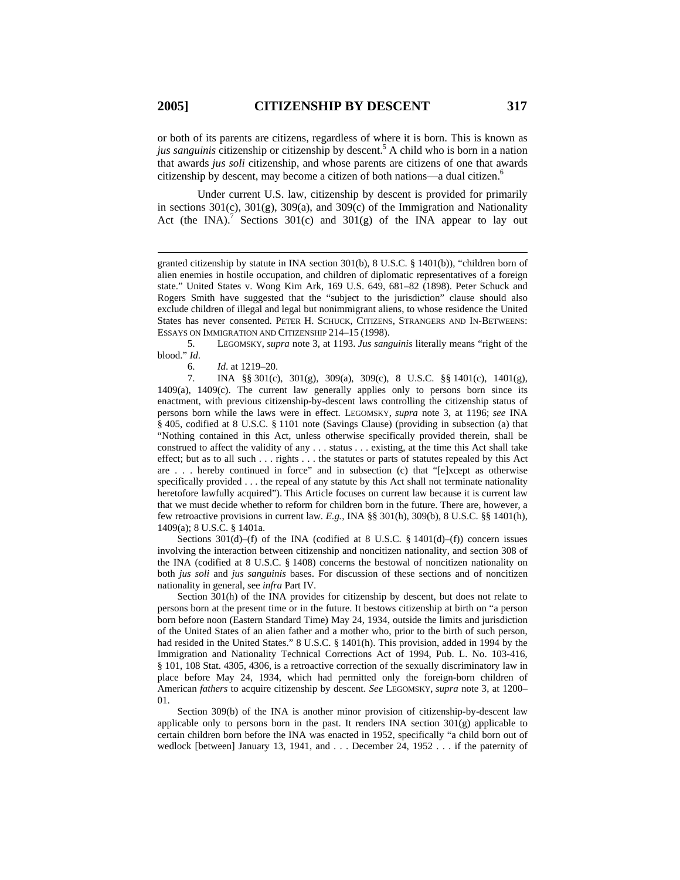or both of its parents are citizens, regardless of where it is born. This is known as *jus sanguinis* citizenship or citizenship by descent.[5] A child who is born in a nation that awards *jus soli* citizenship, and whose parents are citizens of one that awards citizenship by descent, may become a citizen of both nations—a dual citizen.[6]

Under current U.S. law, citizenship by descent is provided for primarily in sections 301(c), 301(g), 309(a), and 309(c) of the Immigration and Nationality Act (the INA).[7] Sections 301(c) and 301(g) of the INA appear to lay out

---

granted citizenship by statute in INA section 301(b), 8 U.S.C. § 1401(b)), "children born of alien enemies in hostile occupation, and children of diplomatic representatives of a foreign state." United States v. Wong Kim Ark, 169 U.S. 649, 681–82 (1898). Peter Schuck and Rogers Smith have suggested that the "subject to the jurisdiction" clause should also exclude children of illegal and legal but nonimmigrant aliens, to whose residence the United States has never consented. PETER H. SCHUCK, CITIZENS, STRANGERS AND IN-BETWEENS: ESSAYS ON IMMIGRATION AND CITIZENSHIP 214–15 (1998).

5. LEGOMSKY, *supra* note 3, at 1193. *Jus sanguinis* literally means "right of the blood." *Id*.

6. *Id*. at 1219–20.

7. INA §§ 301(c), 301(g), 309(a), 309(c), 8 U.S.C. §§ 1401(c), 1401(g), 1409(a), 1409(c). The current law generally applies only to persons born since its enactment, with previous citizenship-by-descent laws controlling the citizenship status of persons born while the laws were in effect. LEGOMSKY, *supra* note 3, at 1196; *see* INA § 405, codified at 8 U.S.C. § 1101 note (Savings Clause) (providing in subsection (a) that "Nothing contained in this Act, unless otherwise specifically provided therein, shall be construed to affect the validity of any . . . status . . . existing, at the time this Act shall take effect; but as to all such . . . rights . . . the statutes or parts of statutes repealed by this Act are . . . hereby continued in force" and in subsection (c) that "[e]xcept as otherwise specifically provided . . . the repeal of any statute by this Act shall not terminate nationality heretofore lawfully acquired"). This Article focuses on current law because it is current law that we must decide whether to reform for children born in the future. There are, however, a few retroactive provisions in current law. *E.g.*, INA §§ 301(h), 309(b), 8 U.S.C. §§ 1401(h), 1409(a); 8 U.S.C. § 1401a.

Sections 301(d)–(f) of the INA (codified at 8 U.S.C. § 1401(d)–(f)) concern issues involving the interaction between citizenship and noncitizen nationality, and section 308 of the INA (codified at 8 U.S.C. § 1408) concerns the bestowal of noncitizen nationality on both *jus soli* and *jus sanguinis* bases. For discussion of these sections and of noncitizen nationality in general, see *infra* Part IV.

Section 301(h) of the INA provides for citizenship by descent, but does not relate to persons born at the present time or in the future. It bestows citizenship at birth on "a person born before noon (Eastern Standard Time) May 24, 1934, outside the limits and jurisdiction of the United States of an alien father and a mother who, prior to the birth of such person, had resided in the United States." 8 U.S.C. § 1401(h). This provision, added in 1994 by the Immigration and Nationality Technical Corrections Act of 1994, Pub. L. No. 103-416, § 101, 108 Stat. 4305, 4306, is a retroactive correction of the sexually discriminatory law in place before May 24, 1934, which had permitted only the foreign-born children of American *fathers* to acquire citizenship by descent. *See* LEGOMSKY, *supra* note 3, at 1200–01.

Section 309(b) of the INA is another minor provision of citizenship-by-descent law applicable only to persons born in the past. It renders INA section 301(g) applicable to certain children born before the INA was enacted in 1952, specifically "a child born out of wedlock [between] January 13, 1941, and . . . December 24, 1952 . . . if the paternity of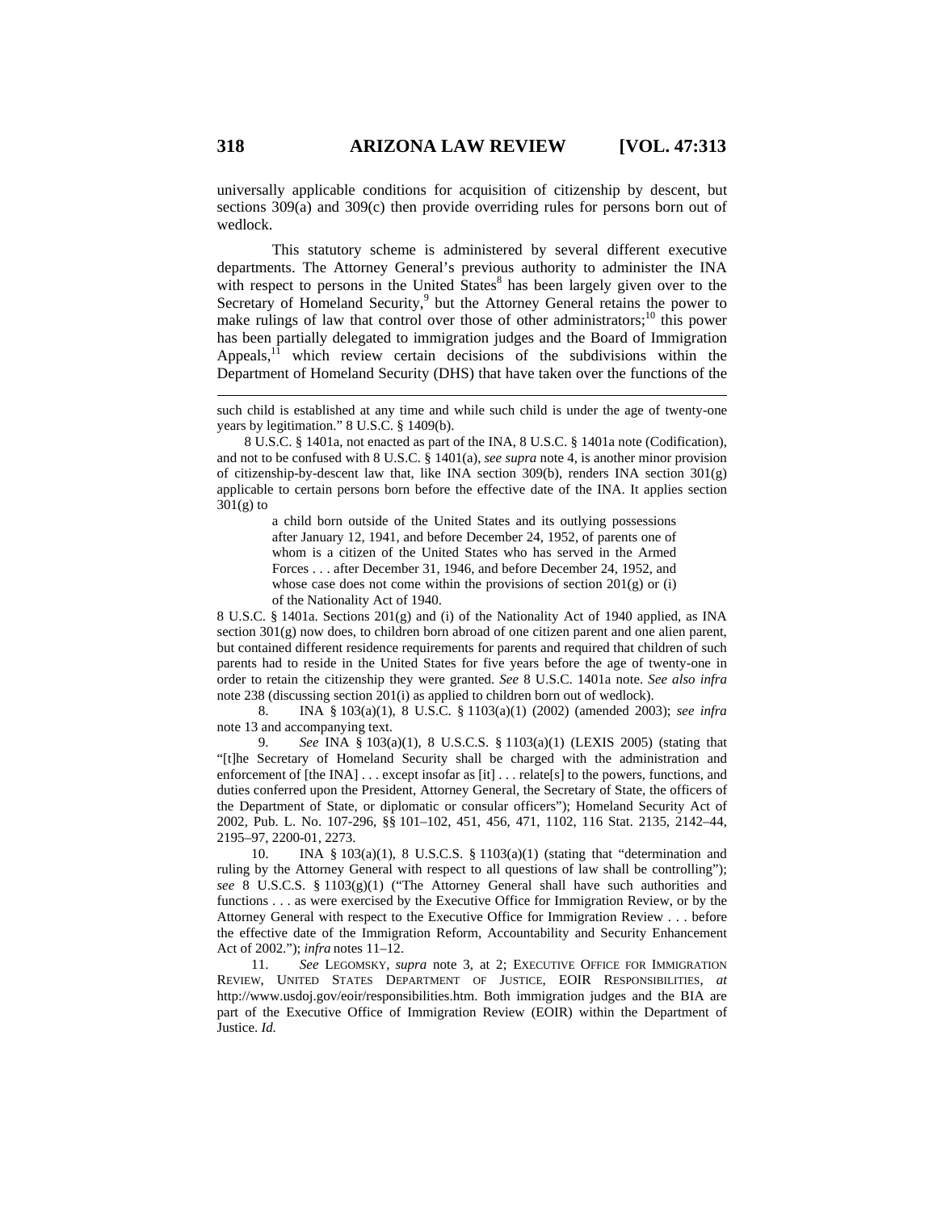universally applicable conditions for acquisition of citizenship by descent, but sections 309(a) and 309(c) then provide overriding rules for persons born out of wedlock.

This statutory scheme is administered by several different executive departments. The Attorney General's previous authority to administer the INA with respect to persons in the United States[8] has been largely given over to the Secretary of Homeland Security,[9] but the Attorney General retains the power to make rulings of law that control over those of other administrators;[10] this power has been partially delegated to immigration judges and the Board of Immigration Appeals,[11] which review certain decisions of the subdivisions within the Department of Homeland Security (DHS) that have taken over the functions of the

---

such child is established at any time and while such child is under the age of twenty-one years by legitimation." 8 U.S.C. § 1409(b).

8 U.S.C. § 1401a, not enacted as part of the INA, 8 U.S.C. § 1401a note (Codification), and not to be confused with 8 U.S.C. § 1401(a), *see supra* note 4, is another minor provision of citizenship-by-descent law that, like INA section 309(b), renders INA section 301(g) applicable to certain persons born before the effective date of the INA. It applies section 301(g) to

> a child born outside of the United States and its outlying possessions after January 12, 1941, and before December 24, 1952, of parents one of whom is a citizen of the United States who has served in the Armed Forces . . . after December 31, 1946, and before December 24, 1952, and whose case does not come within the provisions of section 201(g) or (i) of the Nationality Act of 1940.

8 U.S.C. § 1401a. Sections 201(g) and (i) of the Nationality Act of 1940 applied, as INA section 301(g) now does, to children born abroad of one citizen parent and one alien parent, but contained different residence requirements for parents and required that children of such parents had to reside in the United States for five years before the age of twenty-one in order to retain the citizenship they were granted. *See* 8 U.S.C. 1401a note. *See also infra* note 238 (discussing section 201(i) as applied to children born out of wedlock).

8. INA § 103(a)(1), 8 U.S.C. § 1103(a)(1) (2002) (amended 2003); *see infra* note 13 and accompanying text.

9. *See* INA § 103(a)(1), 8 U.S.C.S. § 1103(a)(1) (LEXIS 2005) (stating that "[t]he Secretary of Homeland Security shall be charged with the administration and enforcement of [the INA] . . . except insofar as [it] . . . relate[s] to the powers, functions, and duties conferred upon the President, Attorney General, the Secretary of State, the officers of the Department of State, or diplomatic or consular officers"); Homeland Security Act of 2002, Pub. L. No. 107-296, §§ 101–102, 451, 456, 471, 1102, 116 Stat. 2135, 2142–44, 2195–97, 2200-01, 2273.

10. INA § 103(a)(1), 8 U.S.C.S. § 1103(a)(1) (stating that "determination and ruling by the Attorney General with respect to all questions of law shall be controlling"); *see* 8 U.S.C.S. § 1103(g)(1) ("The Attorney General shall have such authorities and functions . . . as were exercised by the Executive Office for Immigration Review, or by the Attorney General with respect to the Executive Office for Immigration Review . . . before the effective date of the Immigration Reform, Accountability and Security Enhancement Act of 2002."); *infra* notes 11–12.

11. *See* LEGOMSKY, *supra* note 3, at 2; EXECUTIVE OFFICE FOR IMMIGRATION REVIEW, UNITED STATES DEPARTMENT OF JUSTICE, EOIR RESPONSIBILITIES, *at* http://www.usdoj.gov/eoir/responsibilities.htm. Both immigration judges and the BIA are part of the Executive Office of Immigration Review (EOIR) within the Department of Justice. *Id.*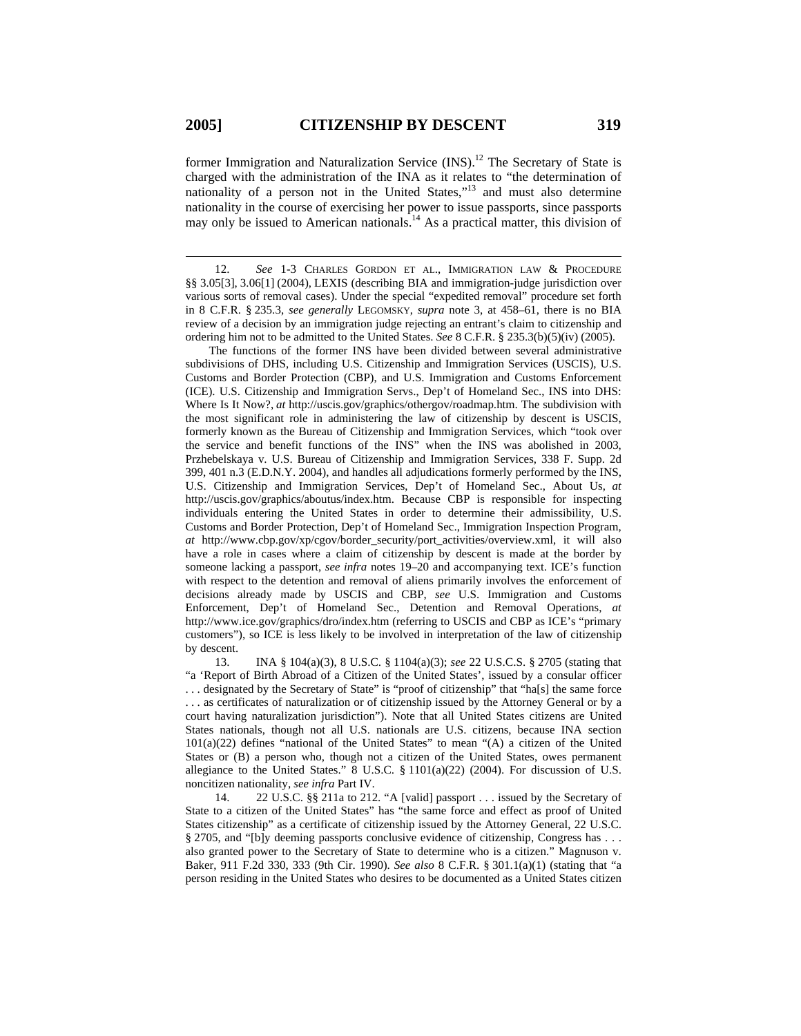former Immigration and Naturalization Service (INS).[12] The Secretary of State is charged with the administration of the INA as it relates to "the determination of nationality of a person not in the United States,"[13] and must also determine nationality in the course of exercising her power to issue passports, since passports may only be issued to American nationals.[14] As a practical matter, this division of

---

12. *See* 1-3 CHARLES GORDON ET AL., IMMIGRATION LAW & PROCEDURE §§ 3.05[3], 3.06[1] (2004), LEXIS (describing BIA and immigration-judge jurisdiction over various sorts of removal cases). Under the special "expedited removal" procedure set forth in 8 C.F.R. § 235.3, *see generally* LEGOMSKY, *supra* note 3, at 458–61, there is no BIA review of a decision by an immigration judge rejecting an entrant's claim to citizenship and ordering him not to be admitted to the United States. *See* 8 C.F.R. § 235.3(b)(5)(iv) (2005).

The functions of the former INS have been divided between several administrative subdivisions of DHS, including U.S. Citizenship and Immigration Services (USCIS), U.S. Customs and Border Protection (CBP), and U.S. Immigration and Customs Enforcement (ICE). U.S. Citizenship and Immigration Servs., Dep't of Homeland Sec., INS into DHS: Where Is It Now?, *at* http://uscis.gov/graphics/othergov/roadmap.htm. The subdivision with the most significant role in administering the law of citizenship by descent is USCIS, formerly known as the Bureau of Citizenship and Immigration Services, which "took over the service and benefit functions of the INS" when the INS was abolished in 2003, Przhebelskaya v. U.S. Bureau of Citizenship and Immigration Services, 338 F. Supp. 2d 399, 401 n.3 (E.D.N.Y. 2004), and handles all adjudications formerly performed by the INS, U.S. Citizenship and Immigration Services, Dep't of Homeland Sec., About Us, *at* http://uscis.gov/graphics/aboutus/index.htm. Because CBP is responsible for inspecting individuals entering the United States in order to determine their admissibility, U.S. Customs and Border Protection, Dep't of Homeland Sec., Immigration Inspection Program, *at* http://www.cbp.gov/xp/cgov/border_security/port_activities/overview.xml, it will also have a role in cases where a claim of citizenship by descent is made at the border by someone lacking a passport, *see infra* notes 19–20 and accompanying text. ICE's function with respect to the detention and removal of aliens primarily involves the enforcement of decisions already made by USCIS and CBP, *see* U.S. Immigration and Customs Enforcement, Dep't of Homeland Sec., Detention and Removal Operations, *at* http://www.ice.gov/graphics/dro/index.htm (referring to USCIS and CBP as ICE's "primary customers"), so ICE is less likely to be involved in interpretation of the law of citizenship by descent.

13. INA § 104(a)(3), 8 U.S.C. § 1104(a)(3); *see* 22 U.S.C.S. § 2705 (stating that "a 'Report of Birth Abroad of a Citizen of the United States', issued by a consular officer . . . designated by the Secretary of State" is "proof of citizenship" that "ha[s] the same force . . . as certificates of naturalization or of citizenship issued by the Attorney General or by a court having naturalization jurisdiction"). Note that all United States citizens are United States nationals, though not all U.S. nationals are U.S. citizens, because INA section 101(a)(22) defines "national of the United States" to mean "(A) a citizen of the United States or (B) a person who, though not a citizen of the United States, owes permanent allegiance to the United States." 8 U.S.C. § 1101(a)(22) (2004). For discussion of U.S. noncitizen nationality, *see infra* Part IV.

14. 22 U.S.C. §§ 211a to 212. "A [valid] passport . . . issued by the Secretary of State to a citizen of the United States" has "the same force and effect as proof of United States citizenship" as a certificate of citizenship issued by the Attorney General, 22 U.S.C. § 2705, and "[b]y deeming passports conclusive evidence of citizenship, Congress has . . . also granted power to the Secretary of State to determine who is a citizen." Magnuson v. Baker, 911 F.2d 330, 333 (9th Cir. 1990). *See also* 8 C.F.R. § 301.1(a)(1) (stating that "a person residing in the United States who desires to be documented as a United States citizen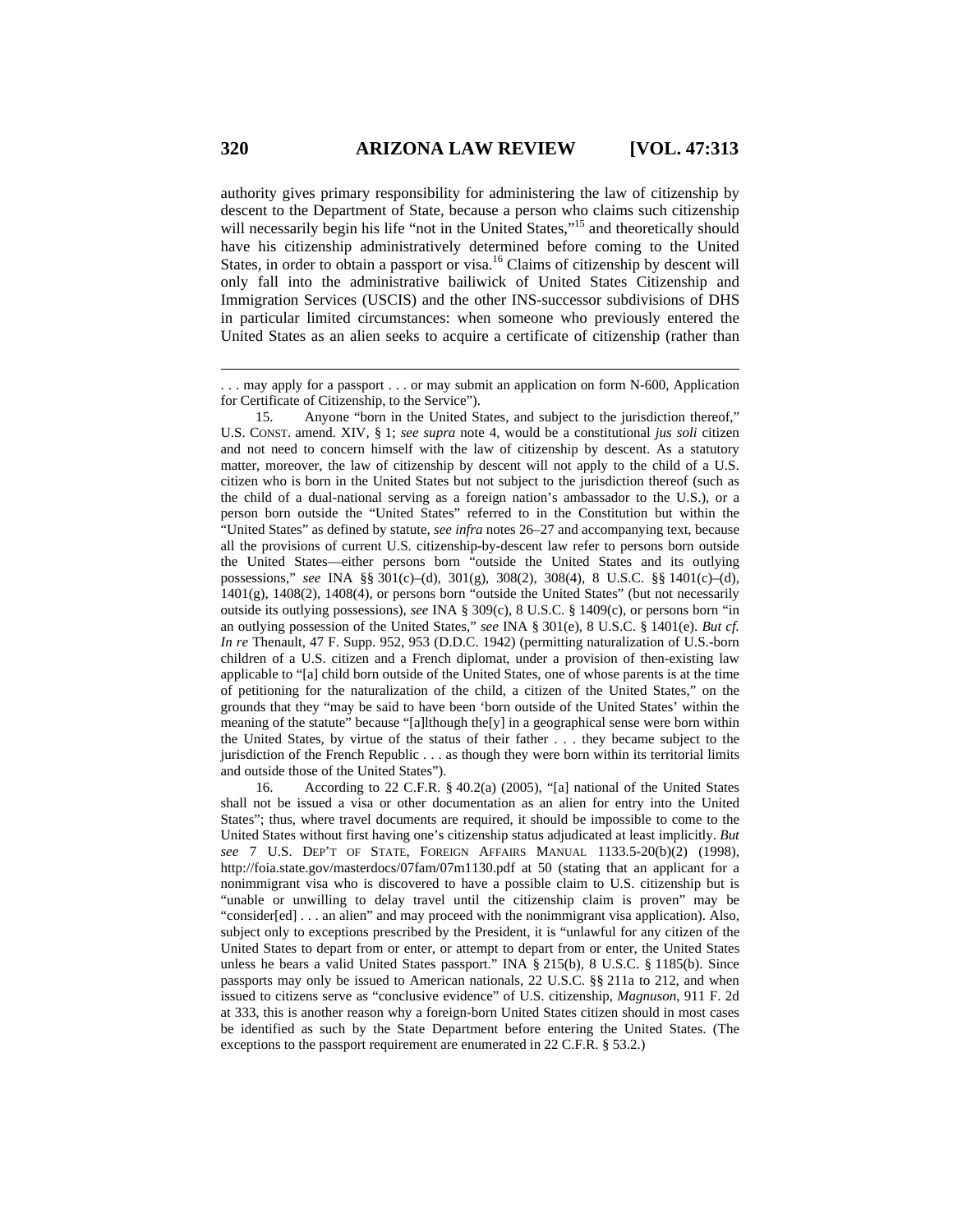authority gives primary responsibility for administering the law of citizenship by descent to the Department of State, because a person who claims such citizenship will necessarily begin his life "not in the United States,"[15] and theoretically should have his citizenship administratively determined before coming to the United States, in order to obtain a passport or visa.[16] Claims of citizenship by descent will only fall into the administrative bailiwick of United States Citizenship and Immigration Services (USCIS) and the other INS-successor subdivisions of DHS in particular limited circumstances: when someone who previously entered the United States as an alien seeks to acquire a certificate of citizenship (rather than

---

. . . may apply for a passport . . . or may submit an application on form N-600, Application for Certificate of Citizenship, to the Service").

15. Anyone "born in the United States, and subject to the jurisdiction thereof," U.S. CONST. amend. XIV, § 1; *see supra* note 4, would be a constitutional *jus soli* citizen and not need to concern himself with the law of citizenship by descent. As a statutory matter, moreover, the law of citizenship by descent will not apply to the child of a U.S. citizen who is born in the United States but not subject to the jurisdiction thereof (such as the child of a dual-national serving as a foreign nation's ambassador to the U.S.), or a person born outside the "United States" referred to in the Constitution but within the "United States" as defined by statute, *see infra* notes 26–27 and accompanying text, because all the provisions of current U.S. citizenship-by-descent law refer to persons born outside the United States—either persons born "outside the United States and its outlying possessions," *see* INA §§ 301(c)–(d), 301(g), 308(2), 308(4), 8 U.S.C. §§ 1401(c)–(d), 1401(g), 1408(2), 1408(4), or persons born "outside the United States" (but not necessarily outside its outlying possessions), *see* INA § 309(c), 8 U.S.C. § 1409(c), or persons born "in an outlying possession of the United States," *see* INA § 301(e), 8 U.S.C. § 1401(e). *But cf. In re* Thenault, 47 F. Supp. 952, 953 (D.D.C. 1942) (permitting naturalization of U.S.-born children of a U.S. citizen and a French diplomat, under a provision of then-existing law applicable to "[a] child born outside of the United States, one of whose parents is at the time of petitioning for the naturalization of the child, a citizen of the United States," on the grounds that they "may be said to have been 'born outside of the United States' within the meaning of the statute" because "[a]lthough the[y] in a geographical sense were born within the United States, by virtue of the status of their father . . . they became subject to the jurisdiction of the French Republic . . . as though they were born within its territorial limits and outside those of the United States").

16. According to 22 C.F.R. § 40.2(a) (2005), "[a] national of the United States shall not be issued a visa or other documentation as an alien for entry into the United States"; thus, where travel documents are required, it should be impossible to come to the United States without first having one's citizenship status adjudicated at least implicitly. *But see* 7 U.S. DEP'T OF STATE, FOREIGN AFFAIRS MANUAL 1133.5-20(b)(2) (1998), http://foia.state.gov/masterdocs/07fam/07m1130.pdf at 50 (stating that an applicant for a nonimmigrant visa who is discovered to have a possible claim to U.S. citizenship but is "unable or unwilling to delay travel until the citizenship claim is proven" may be "consider[ed] . . . an alien" and may proceed with the nonimmigrant visa application). Also, subject only to exceptions prescribed by the President, it is "unlawful for any citizen of the United States to depart from or enter, or attempt to depart from or enter, the United States unless he bears a valid United States passport." INA § 215(b), 8 U.S.C. § 1185(b). Since passports may only be issued to American nationals, 22 U.S.C. §§ 211a to 212, and when issued to citizens serve as "conclusive evidence" of U.S. citizenship, *Magnuson*, 911 F. 2d at 333, this is another reason why a foreign-born United States citizen should in most cases be identified as such by the State Department before entering the United States. (The exceptions to the passport requirement are enumerated in 22 C.F.R. § 53.2.)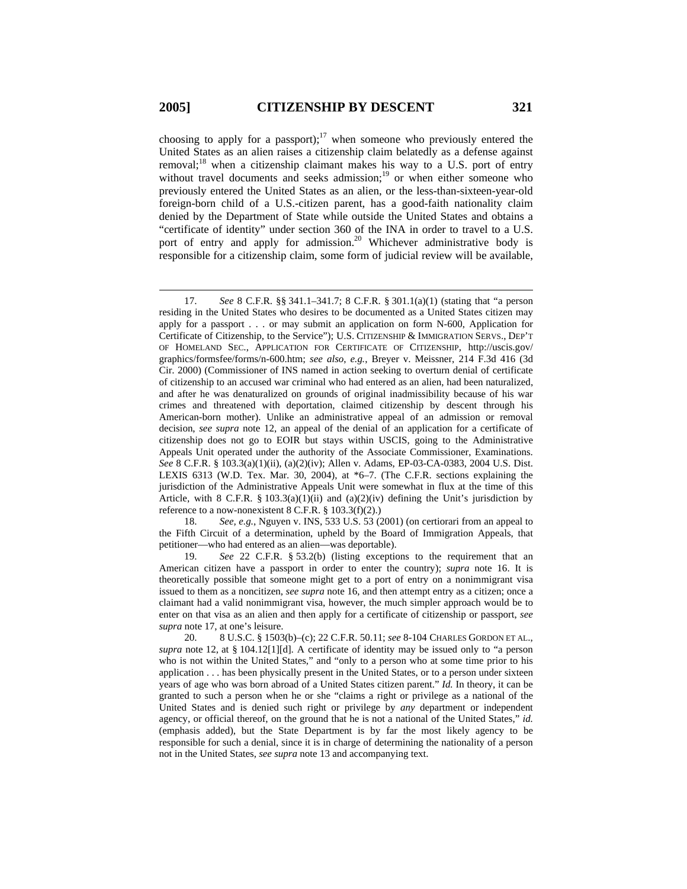choosing to apply for a passport);[17] when someone who previously entered the United States as an alien raises a citizenship claim belatedly as a defense against removal;[18] when a citizenship claimant makes his way to a U.S. port of entry without travel documents and seeks admission;[19] or when either someone who previously entered the United States as an alien, or the less-than-sixteen-year-old foreign-born child of a U.S.-citizen parent, has a good-faith nationality claim denied by the Department of State while outside the United States and obtains a "certificate of identity" under section 360 of the INA in order to travel to a U.S. port of entry and apply for admission.[20] Whichever administrative body is responsible for a citizenship claim, some form of judicial review will be available,

---

17. *See* 8 C.F.R. §§ 341.1–341.7; 8 C.F.R. § 301.1(a)(1) (stating that "a person residing in the United States who desires to be documented as a United States citizen may apply for a passport . . . or may submit an application on form N-600, Application for Certificate of Citizenship, to the Service"); U.S. CITIZENSHIP & IMMIGRATION SERVS., DEP'T OF HOMELAND SEC., APPLICATION FOR CERTIFICATE OF CITIZENSHIP, http://uscis.gov/graphics/formsfee/forms/n-600.htm; *see also*, *e.g.*, Breyer v. Meissner, 214 F.3d 416 (3d Cir. 2000) (Commissioner of INS named in action seeking to overturn denial of certificate of citizenship to an accused war criminal who had entered as an alien, had been naturalized, and after he was denaturalized on grounds of original inadmissibility because of his war crimes and threatened with deportation, claimed citizenship by descent through his American-born mother). Unlike an administrative appeal of an admission or removal decision, *see supra* note 12, an appeal of the denial of an application for a certificate of citizenship does not go to EOIR but stays within USCIS, going to the Administrative Appeals Unit operated under the authority of the Associate Commissioner, Examinations. *See* 8 C.F.R. § 103.3(a)(1)(ii), (a)(2)(iv); Allen v. Adams, EP-03-CA-0383, 2004 U.S. Dist. LEXIS 6313 (W.D. Tex. Mar. 30, 2004), at *6–7. (The C.F.R. sections explaining the jurisdiction of the Administrative Appeals Unit were somewhat in flux at the time of this Article, with 8 C.F.R. § 103.3(a)(1)(ii) and (a)(2)(iv) defining the Unit's jurisdiction by reference to a now-nonexistent 8 C.F.R. § 103.3(f)(2).)

18. *See, e.g.*, Nguyen v. INS, 533 U.S. 53 (2001) (on certiorari from an appeal to the Fifth Circuit of a determination, upheld by the Board of Immigration Appeals, that petitioner—who had entered as an alien—was deportable).

19. *See* 22 C.F.R. § 53.2(b) (listing exceptions to the requirement that an American citizen have a passport in order to enter the country); *supra* note 16. It is theoretically possible that someone might get to a port of entry on a nonimmigrant visa issued to them as a noncitizen, *see supra* note 16, and then attempt entry as a citizen; once a claimant had a valid nonimmigrant visa, however, the much simpler approach would be to enter on that visa as an alien and then apply for a certificate of citizenship or passport, *see supra* note 17, at one's leisure.

20. 8 U.S.C. § 1503(b)–(c); 22 C.F.R. 50.11; *see* 8-104 CHARLES GORDON ET AL., *supra* note 12, at § 104.12[1][d]. A certificate of identity may be issued only to "a person who is not within the United States," and "only to a person who at some time prior to his application . . . has been physically present in the United States, or to a person under sixteen years of age who was born abroad of a United States citizen parent." *Id.* In theory, it can be granted to such a person when he or she "claims a right or privilege as a national of the United States and is denied such right or privilege by *any* department or independent agency, or official thereof, on the ground that he is not a national of the United States," *id.* (emphasis added), but the State Department is by far the most likely agency to be responsible for such a denial, since it is in charge of determining the nationality of a person not in the United States, *see supra* note 13 and accompanying text.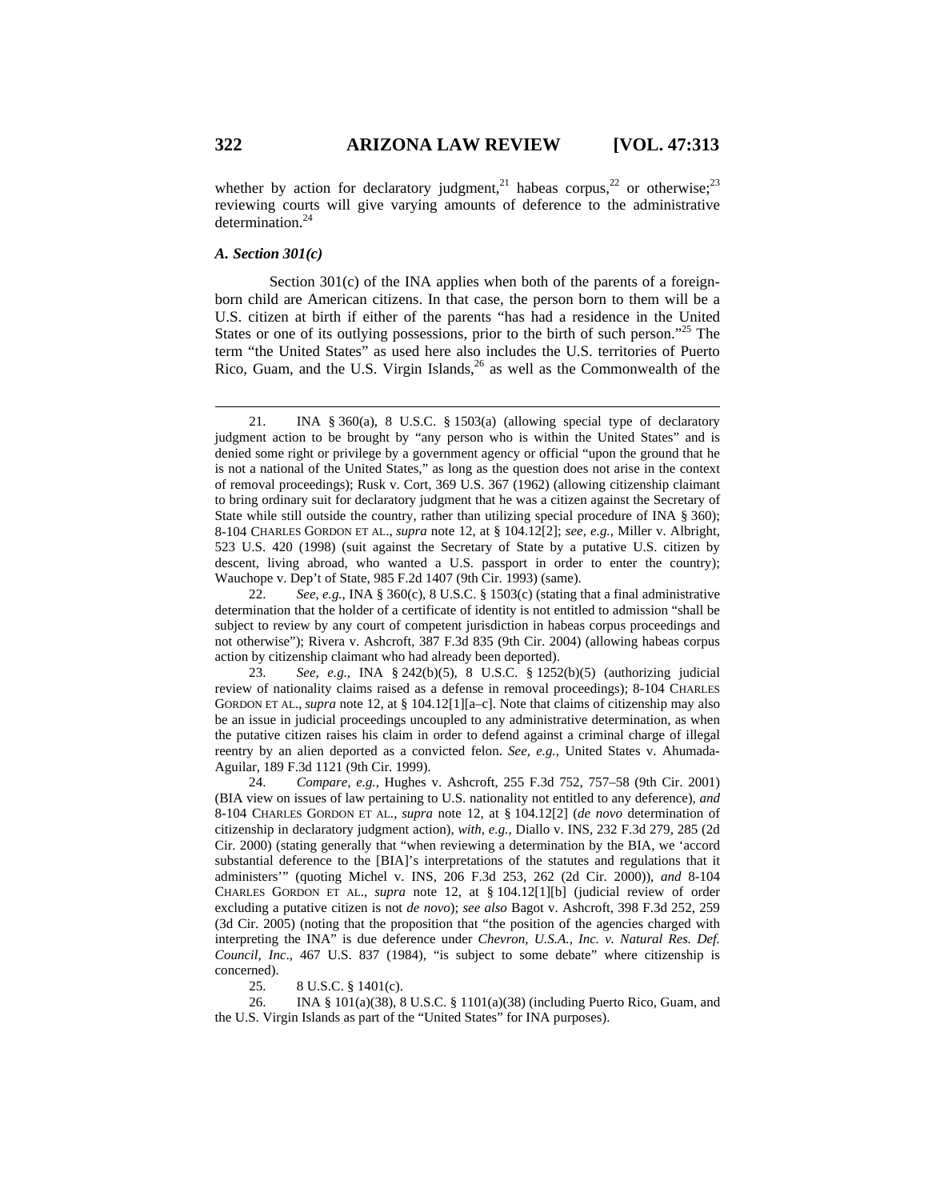whether by action for declaratory judgment,[21] habeas corpus,[22] or otherwise;[23] reviewing courts will give varying amounts of deference to the administrative determination.[24]

### *A. Section 301(c)*

Section 301(c) of the INA applies when both of the parents of a foreign-born child are American citizens. In that case, the person born to them will be a U.S. citizen at birth if either of the parents "has had a residence in the United States or one of its outlying possessions, prior to the birth of such person."[25] The term "the United States" as used here also includes the U.S. territories of Puerto Rico, Guam, and the U.S. Virgin Islands,[26] as well as the Commonwealth of the

---

21. INA § 360(a), 8 U.S.C. § 1503(a) (allowing special type of declaratory judgment action to be brought by "any person who is within the United States" and is denied some right or privilege by a government agency or official "upon the ground that he is not a national of the United States," as long as the question does not arise in the context of removal proceedings); Rusk v. Cort, 369 U.S. 367 (1962) (allowing citizenship claimant to bring ordinary suit for declaratory judgment that he was a citizen against the Secretary of State while still outside the country, rather than utilizing special procedure of INA § 360); 8-104 CHARLES GORDON ET AL., *supra* note 12, at § 104.12[2]; *see, e.g.*, Miller v. Albright, 523 U.S. 420 (1998) (suit against the Secretary of State by a putative U.S. citizen by descent, living abroad, who wanted a U.S. passport in order to enter the country); Wauchope v. Dep't of State, 985 F.2d 1407 (9th Cir. 1993) (same).

22. *See, e.g.*, INA § 360(c), 8 U.S.C. § 1503(c) (stating that a final administrative determination that the holder of a certificate of identity is not entitled to admission "shall be subject to review by any court of competent jurisdiction in habeas corpus proceedings and not otherwise"); Rivera v. Ashcroft, 387 F.3d 835 (9th Cir. 2004) (allowing habeas corpus action by citizenship claimant who had already been deported).

23. *See, e.g.*, INA § 242(b)(5), 8 U.S.C. § 1252(b)(5) (authorizing judicial review of nationality claims raised as a defense in removal proceedings); 8-104 CHARLES GORDON ET AL., *supra* note 12, at § 104.12[1][a–c]. Note that claims of citizenship may also be an issue in judicial proceedings uncoupled to any administrative determination, as when the putative citizen raises his claim in order to defend against a criminal charge of illegal reentry by an alien deported as a convicted felon. *See, e.g.*, United States v. Ahumada-Aguilar, 189 F.3d 1121 (9th Cir. 1999).

24. *Compare, e.g.*, Hughes v. Ashcroft, 255 F.3d 752, 757–58 (9th Cir. 2001) (BIA view on issues of law pertaining to U.S. nationality not entitled to any deference), *and* 8-104 CHARLES GORDON ET AL., *supra* note 12, at § 104.12[2] (*de novo* determination of citizenship in declaratory judgment action), *with, e.g.*, Diallo v. INS, 232 F.3d 279, 285 (2d Cir. 2000) (stating generally that "when reviewing a determination by the BIA, we 'accord substantial deference to the [BIA]'s interpretations of the statutes and regulations that it administers'" (quoting Michel v. INS, 206 F.3d 253, 262 (2d Cir. 2000)), *and* 8-104 CHARLES GORDON ET AL., *supra* note 12, at § 104.12[1][b] (judicial review of order excluding a putative citizen is not *de novo*); *see also* Bagot v. Ashcroft, 398 F.3d 252, 259 (3d Cir. 2005) (noting that the proposition that "the position of the agencies charged with interpreting the INA" is due deference under *Chevron, U.S.A., Inc. v. Natural Res. Def. Council, Inc.*, 467 U.S. 837 (1984), "is subject to some debate" where citizenship is concerned).

25. 8 U.S.C. § 1401(c).

26. INA § 101(a)(38), 8 U.S.C. § 1101(a)(38) (including Puerto Rico, Guam, and the U.S. Virgin Islands as part of the "United States" for INA purposes).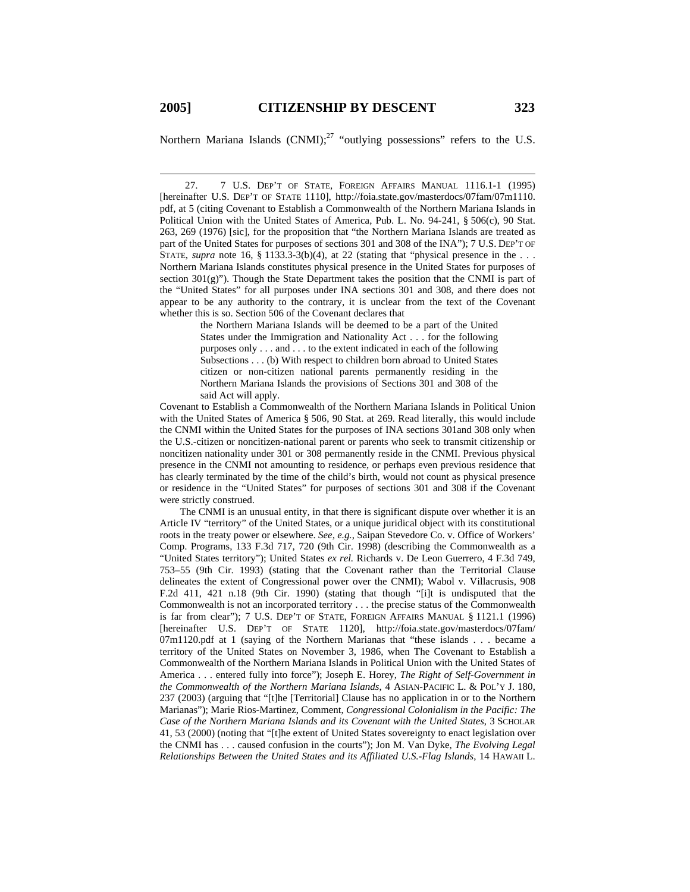Northern Mariana Islands (CNMI);[27] "outlying possessions" refers to the U.S.

---

27. 7 U.S. DEP'T OF STATE, FOREIGN AFFAIRS MANUAL 1116.1-1 (1995) [hereinafter U.S. DEP'T OF STATE 1110], http://foia.state.gov/masterdocs/07fam/07m1110.pdf, at 5 (citing Covenant to Establish a Commonwealth of the Northern Mariana Islands in Political Union with the United States of America, Pub. L. No. 94-241, § 506(c), 90 Stat. 263, 269 (1976) [sic], for the proposition that "the Northern Mariana Islands are treated as part of the United States for purposes of sections 301 and 308 of the INA"); 7 U.S. DEP'T OF STATE, *supra* note 16, § 1133.3-3(b)(4), at 22 (stating that "physical presence in the . . . Northern Mariana Islands constitutes physical presence in the United States for purposes of section 301(g)"). Though the State Department takes the position that the CNMI is part of the "United States" for all purposes under INA sections 301 and 308, and there does not appear to be any authority to the contrary, it is unclear from the text of the Covenant whether this is so. Section 506 of the Covenant declares that

> the Northern Mariana Islands will be deemed to be a part of the United States under the Immigration and Nationality Act . . . for the following purposes only . . . and . . . to the extent indicated in each of the following Subsections . . . (b) With respect to children born abroad to United States citizen or non-citizen national parents permanently residing in the Northern Mariana Islands the provisions of Sections 301 and 308 of the said Act will apply.

Covenant to Establish a Commonwealth of the Northern Mariana Islands in Political Union with the United States of America § 506, 90 Stat. at 269. Read literally, this would include the CNMI within the United States for the purposes of INA sections 301and 308 only when the U.S.-citizen or noncitizen-national parent or parents who seek to transmit citizenship or noncitizen nationality under 301 or 308 permanently reside in the CNMI. Previous physical presence in the CNMI not amounting to residence, or perhaps even previous residence that has clearly terminated by the time of the child's birth, would not count as physical presence or residence in the "United States" for purposes of sections 301 and 308 if the Covenant were strictly construed.

The CNMI is an unusual entity, in that there is significant dispute over whether it is an Article IV "territory" of the United States, or a unique juridical object with its constitutional roots in the treaty power or elsewhere. *See, e.g.*, Saipan Stevedore Co. v. Office of Workers' Comp. Programs, 133 F.3d 717, 720 (9th Cir. 1998) (describing the Commonwealth as a "United States territory"); United States *ex rel.* Richards v. De Leon Guerrero, 4 F.3d 749, 753–55 (9th Cir. 1993) (stating that the Covenant rather than the Territorial Clause delineates the extent of Congressional power over the CNMI); Wabol v. Villacrusis, 908 F.2d 411, 421 n.18 (9th Cir. 1990) (stating that though "[i]t is undisputed that the Commonwealth is not an incorporated territory . . . the precise status of the Commonwealth is far from clear"); 7 U.S. DEP'T OF STATE, FOREIGN AFFAIRS MANUAL § 1121.1 (1996) [hereinafter U.S. DEP'T OF STATE 1120], http://foia.state.gov/masterdocs/07fam/07m1120.pdf at 1 (saying of the Northern Marianas that "these islands . . . became a territory of the United States on November 3, 1986, when The Covenant to Establish a Commonwealth of the Northern Mariana Islands in Political Union with the United States of America . . . entered fully into force"); Joseph E. Horey, *The Right of Self-Government in the Commonwealth of the Northern Mariana Islands*, 4 ASIAN-PACIFIC L. & POL'Y J. 180, 237 (2003) (arguing that "[t]he [Territorial] Clause has no application in or to the Northern Marianas"); Marie Rios-Martinez, Comment, *Congressional Colonialism in the Pacific: The Case of the Northern Mariana Islands and its Covenant with the United States*, 3 SCHOLAR 41, 53 (2000) (noting that "[t]he extent of United States sovereignty to enact legislation over the CNMI has . . . caused confusion in the courts"); Jon M. Van Dyke, *The Evolving Legal Relationships Between the United States and its Affiliated U.S.-Flag Islands*, 14 HAWAII L.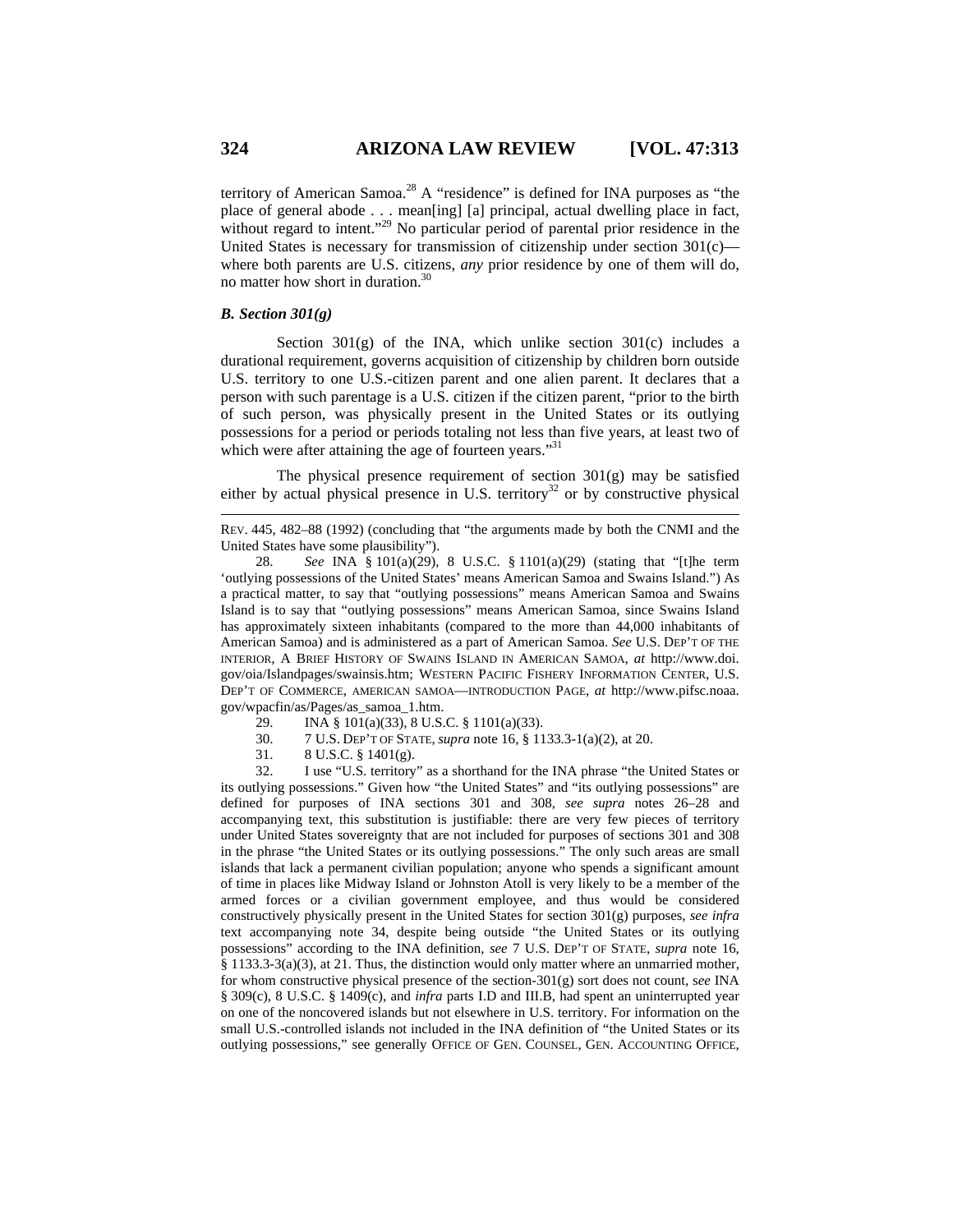territory of American Samoa.[28] A "residence" is defined for INA purposes as "the place of general abode . . . mean[ing] [a] principal, actual dwelling place in fact, without regard to intent."[29] No particular period of parental prior residence in the United States is necessary for transmission of citizenship under section 301(c)—where both parents are U.S. citizens, *any* prior residence by one of them will do, no matter how short in duration.[30]

### *B. Section 301(g)*

Section 301(g) of the INA, which unlike section 301(c) includes a durational requirement, governs acquisition of citizenship by children born outside U.S. territory to one U.S.-citizen parent and one alien parent. It declares that a person with such parentage is a U.S. citizen if the citizen parent, "prior to the birth of such person, was physically present in the United States or its outlying possessions for a period or periods totaling not less than five years, at least two of which were after attaining the age of fourteen years."[31]

The physical presence requirement of section 301(g) may be satisfied either by actual physical presence in U.S. territory[32] or by constructive physical

---

REV. 445, 482–88 (1992) (concluding that "the arguments made by both the CNMI and the United States have some plausibility").

28. *See* INA § 101(a)(29), 8 U.S.C. § 1101(a)(29) (stating that "[t]he term 'outlying possessions of the United States' means American Samoa and Swains Island.") As a practical matter, to say that "outlying possessions" means American Samoa and Swains Island is to say that "outlying possessions" means American Samoa, since Swains Island has approximately sixteen inhabitants (compared to the more than 44,000 inhabitants of American Samoa) and is administered as a part of American Samoa. *See* U.S. DEP'T OF THE INTERIOR, A BRIEF HISTORY OF SWAINS ISLAND IN AMERICAN SAMOA, *at* http://www.doi.gov/oia/Islandpages/swainsis.htm; WESTERN PACIFIC FISHERY INFORMATION CENTER, U.S. DEP'T OF COMMERCE, AMERICAN SAMOA—INTRODUCTION PAGE, *at* http://www.pifsc.noaa.gov/wpacfin/as/Pages/as_samoa_1.htm.

29. INA § 101(a)(33), 8 U.S.C. § 1101(a)(33).

30. 7 U.S. DEP'T OF STATE, *supra* note 16, § 1133.3-1(a)(2), at 20.

31. 8 U.S.C. § 1401(g).

32. I use "U.S. territory" as a shorthand for the INA phrase "the United States or its outlying possessions." Given how "the United States" and "its outlying possessions" are defined for purposes of INA sections 301 and 308, *see supra* notes 26–28 and accompanying text, this substitution is justifiable: there are very few pieces of territory under United States sovereignty that are not included for purposes of sections 301 and 308 in the phrase "the United States or its outlying possessions." The only such areas are small islands that lack a permanent civilian population; anyone who spends a significant amount of time in places like Midway Island or Johnston Atoll is very likely to be a member of the armed forces or a civilian government employee, and thus would be considered constructively physically present in the United States for section 301(g) purposes, *see infra* text accompanying note 34, despite being outside "the United States or its outlying possessions" according to the INA definition, *see* 7 U.S. DEP'T OF STATE, *supra* note 16, § 1133.3-3(a)(3), at 21. Thus, the distinction would only matter where an unmarried mother, for whom constructive physical presence of the section-301(g) sort does not count, *see* INA § 309(c), 8 U.S.C. § 1409(c), and *infra* parts I.D and III.B, had spent an uninterrupted year on one of the noncovered islands but not elsewhere in U.S. territory. For information on the small U.S.-controlled islands not included in the INA definition of "the United States or its outlying possessions," see generally OFFICE OF GEN. COUNSEL, GEN. ACCOUNTING OFFICE,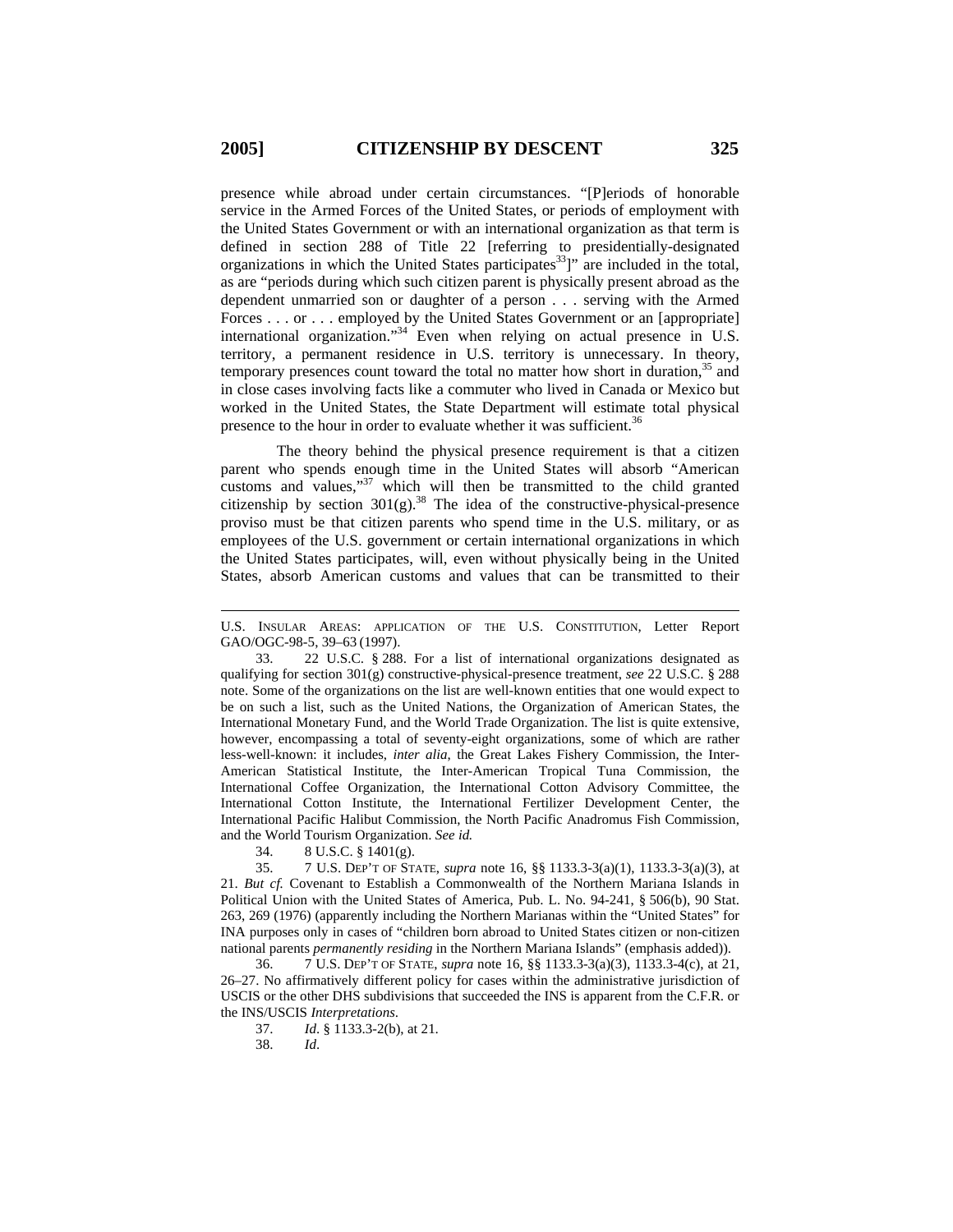presence while abroad under certain circumstances. "[P]eriods of honorable service in the Armed Forces of the United States, or periods of employment with the United States Government or with an international organization as that term is defined in section 288 of Title 22 [referring to presidentially-designated organizations in which the United States participates[33]]" are included in the total, as are "periods during which such citizen parent is physically present abroad as the dependent unmarried son or daughter of a person . . . serving with the Armed Forces . . . or . . . employed by the United States Government or an [appropriate] international organization."[34] Even when relying on actual presence in U.S. territory, a permanent residence in U.S. territory is unnecessary. In theory, temporary presences count toward the total no matter how short in duration,[35] and in close cases involving facts like a commuter who lived in Canada or Mexico but worked in the United States, the State Department will estimate total physical presence to the hour in order to evaluate whether it was sufficient.[36]

The theory behind the physical presence requirement is that a citizen parent who spends enough time in the United States will absorb "American customs and values,"[37] which will then be transmitted to the child granted citizenship by section 301(g).[38] The idea of the constructive-physical-presence proviso must be that citizen parents who spend time in the U.S. military, or as employees of the U.S. government or certain international organizations in which the United States participates, will, even without physically being in the United States, absorb American customs and values that can be transmitted to their

---

U.S. INSULAR AREAS: APPLICATION OF THE U.S. CONSTITUTION, Letter Report GAO/OGC-98-5, 39–63 (1997).

33. 22 U.S.C. § 288. For a list of international organizations designated as qualifying for section 301(g) constructive-physical-presence treatment, *see* 22 U.S.C. § 288 note. Some of the organizations on the list are well-known entities that one would expect to be on such a list, such as the United Nations, the Organization of American States, the International Monetary Fund, and the World Trade Organization. The list is quite extensive, however, encompassing a total of seventy-eight organizations, some of which are rather less-well-known: it includes, *inter alia*, the Great Lakes Fishery Commission, the Inter-American Statistical Institute, the Inter-American Tropical Tuna Commission, the International Coffee Organization, the International Cotton Advisory Committee, the International Cotton Institute, the International Fertilizer Development Center, the International Pacific Halibut Commission, the North Pacific Anadromus Fish Commission, and the World Tourism Organization. *See id.*

34. 8 U.S.C. § 1401(g).

35. 7 U.S. DEP'T OF STATE, *supra* note 16, §§ 1133.3-3(a)(1), 1133.3-3(a)(3), at 21. *But cf.* Covenant to Establish a Commonwealth of the Northern Mariana Islands in Political Union with the United States of America, Pub. L. No. 94-241, § 506(b), 90 Stat. 263, 269 (1976) (apparently including the Northern Marianas within the "United States" for INA purposes only in cases of "children born abroad to United States citizen or non-citizen national parents *permanently residing* in the Northern Mariana Islands" (emphasis added)).

36. 7 U.S. DEP'T OF STATE, *supra* note 16, §§ 1133.3-3(a)(3), 1133.3-4(c), at 21, 26–27. No affirmatively different policy for cases within the administrative jurisdiction of USCIS or the other DHS subdivisions that succeeded the INS is apparent from the C.F.R. or the INS/USCIS *Interpretations*.

37. *Id*. § 1133.3-2(b), at 21.

38. *Id*.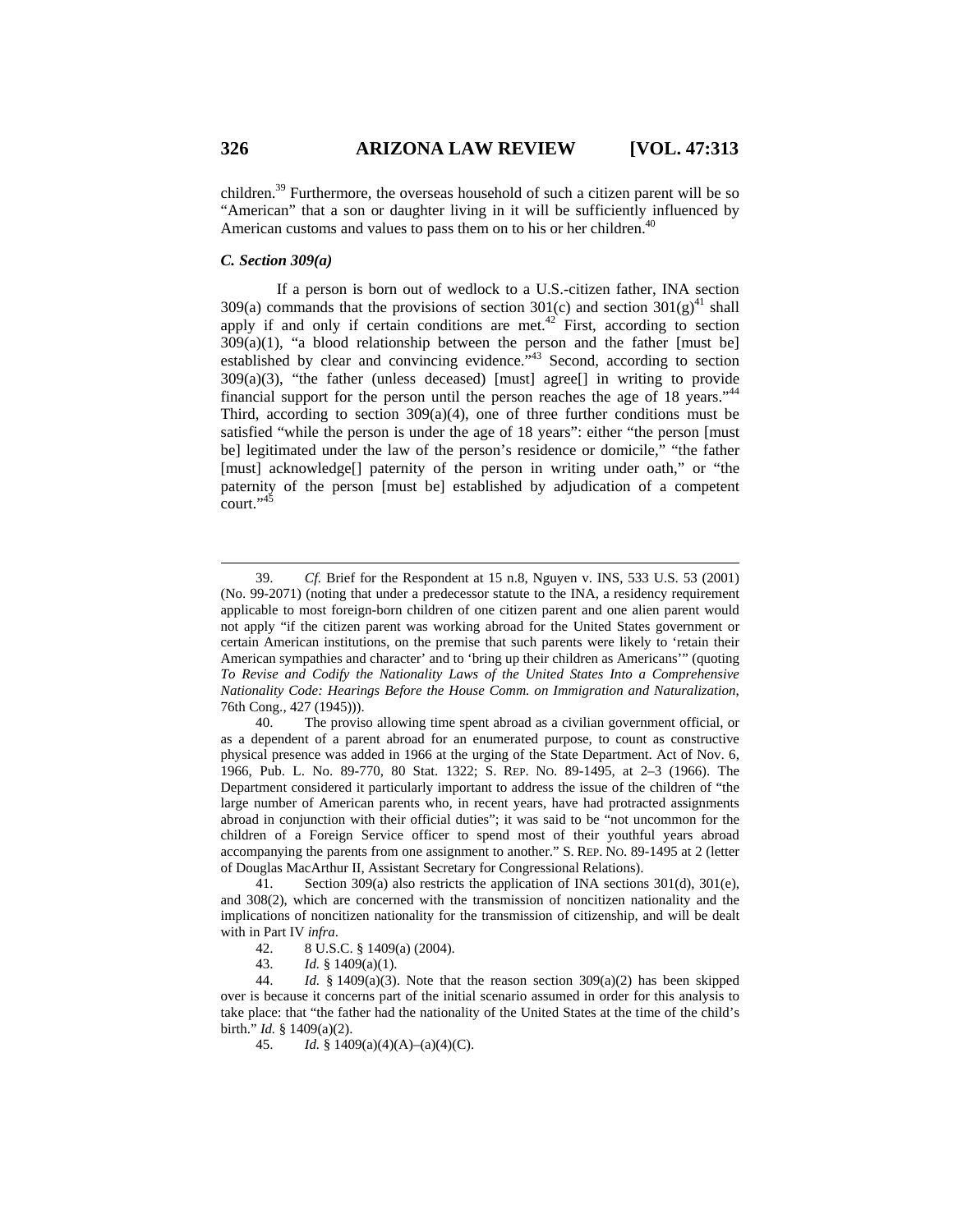children.[39] Furthermore, the overseas household of such a citizen parent will be so "American" that a son or daughter living in it will be sufficiently influenced by American customs and values to pass them on to his or her children.[40]

### *C. Section 309(a)*

If a person is born out of wedlock to a U.S.-citizen father, INA section 309(a) commands that the provisions of section 301(c) and section 301(g)[41] shall apply if and only if certain conditions are met.[42] First, according to section 309(a)(1), "a blood relationship between the person and the father [must be] established by clear and convincing evidence."[43] Second, according to section 309(a)(3), "the father (unless deceased) [must] agree[] in writing to provide financial support for the person until the person reaches the age of 18 years."[44] Third, according to section 309(a)(4), one of three further conditions must be satisfied "while the person is under the age of 18 years": either "the person [must be] legitimated under the law of the person's residence or domicile," "the father [must] acknowledge[] paternity of the person in writing under oath," or "the paternity of the person [must be] established by adjudication of a competent court."[45]

---

39. *Cf.* Brief for the Respondent at 15 n.8, Nguyen v. INS, 533 U.S. 53 (2001) (No. 99-2071) (noting that under a predecessor statute to the INA, a residency requirement applicable to most foreign-born children of one citizen parent and one alien parent would not apply "if the citizen parent was working abroad for the United States government or certain American institutions, on the premise that such parents were likely to 'retain their American sympathies and character' and to 'bring up their children as Americans'" (quoting *To Revise and Codify the Nationality Laws of the United States Into a Comprehensive Nationality Code: Hearings Before the House Comm. on Immigration and Naturalization*, 76th Cong., 427 (1945))).

40. The proviso allowing time spent abroad as a civilian government official, or as a dependent of a parent abroad for an enumerated purpose, to count as constructive physical presence was added in 1966 at the urging of the State Department. Act of Nov. 6, 1966, Pub. L. No. 89-770, 80 Stat. 1322; S. REP. NO. 89-1495, at 2–3 (1966). The Department considered it particularly important to address the issue of the children of "the large number of American parents who, in recent years, have had protracted assignments abroad in conjunction with their official duties"; it was said to be "not uncommon for the children of a Foreign Service officer to spend most of their youthful years abroad accompanying the parents from one assignment to another." S. REP. NO. 89-1495 at 2 (letter of Douglas MacArthur II, Assistant Secretary for Congressional Relations).

41. Section 309(a) also restricts the application of INA sections 301(d), 301(e), and 308(2), which are concerned with the transmission of noncitizen nationality and the implications of noncitizen nationality for the transmission of citizenship, and will be dealt with in Part IV *infra*.

42. 8 U.S.C. § 1409(a) (2004).

43. *Id.* § 1409(a)(1).

44. *Id.* § 1409(a)(3). Note that the reason section 309(a)(2) has been skipped over is because it concerns part of the initial scenario assumed in order for this analysis to take place: that "the father had the nationality of the United States at the time of the child's birth." *Id.* § 1409(a)(2).

45. *Id.* § 1409(a)(4)(A)–(a)(4)(C).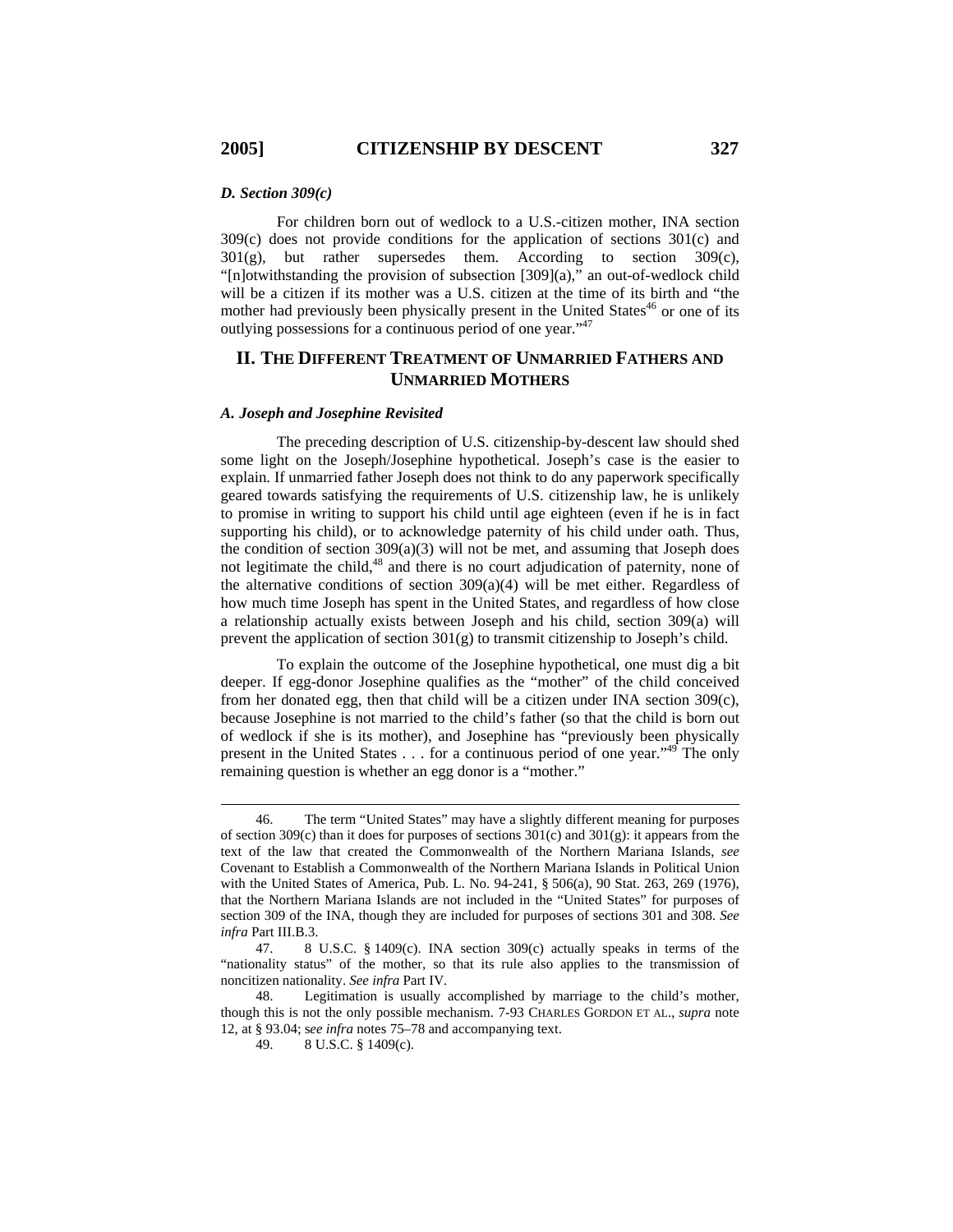### *D. Section 309(c)*

For children born out of wedlock to a U.S.-citizen mother, INA section 309(c) does not provide conditions for the application of sections 301(c) and 301(g), but rather supersedes them. According to section 309(c), "[n]otwithstanding the provision of subsection [309](a)," an out-of-wedlock child will be a citizen if its mother was a U.S. citizen at the time of its birth and "the mother had previously been physically present in the United States[46] or one of its outlying possessions for a continuous period of one year."[47]

## II. THE DIFFERENT TREATMENT OF UNMARRIED FATHERS AND UNMARRIED MOTHERS

### *A. Joseph and Josephine Revisited*

The preceding description of U.S. citizenship-by-descent law should shed some light on the Joseph/Josephine hypothetical. Joseph's case is the easier to explain. If unmarried father Joseph does not think to do any paperwork specifically geared towards satisfying the requirements of U.S. citizenship law, he is unlikely to promise in writing to support his child until age eighteen (even if he is in fact supporting his child), or to acknowledge paternity of his child under oath. Thus, the condition of section 309(a)(3) will not be met, and assuming that Joseph does not legitimate the child,[48] and there is no court adjudication of paternity, none of the alternative conditions of section 309(a)(4) will be met either. Regardless of how much time Joseph has spent in the United States, and regardless of how close a relationship actually exists between Joseph and his child, section 309(a) will prevent the application of section 301(g) to transmit citizenship to Joseph's child.

To explain the outcome of the Josephine hypothetical, one must dig a bit deeper. If egg-donor Josephine qualifies as the "mother" of the child conceived from her donated egg, then that child will be a citizen under INA section 309(c), because Josephine is not married to the child's father (so that the child is born out of wedlock if she is its mother), and Josephine has "previously been physically present in the United States . . . for a continuous period of one year."[49] The only remaining question is whether an egg donor is a "mother."

---

46. The term "United States" may have a slightly different meaning for purposes of section 309(c) than it does for purposes of sections 301(c) and 301(g): it appears from the text of the law that created the Commonwealth of the Northern Mariana Islands, *see* Covenant to Establish a Commonwealth of the Northern Mariana Islands in Political Union with the United States of America, Pub. L. No. 94-241, § 506(a), 90 Stat. 263, 269 (1976), that the Northern Mariana Islands are not included in the "United States" for purposes of section 309 of the INA, though they are included for purposes of sections 301 and 308. *See infra* Part III.B.3.

47. 8 U.S.C. § 1409(c). INA section 309(c) actually speaks in terms of the "nationality status" of the mother, so that its rule also applies to the transmission of noncitizen nationality. *See infra* Part IV.

48. Legitimation is usually accomplished by marriage to the child's mother, though this is not the only possible mechanism. 7-93 CHARLES GORDON ET AL., *supra* note 12, at § 93.04; *see infra* notes 75–78 and accompanying text.

49. 8 U.S.C. § 1409(c).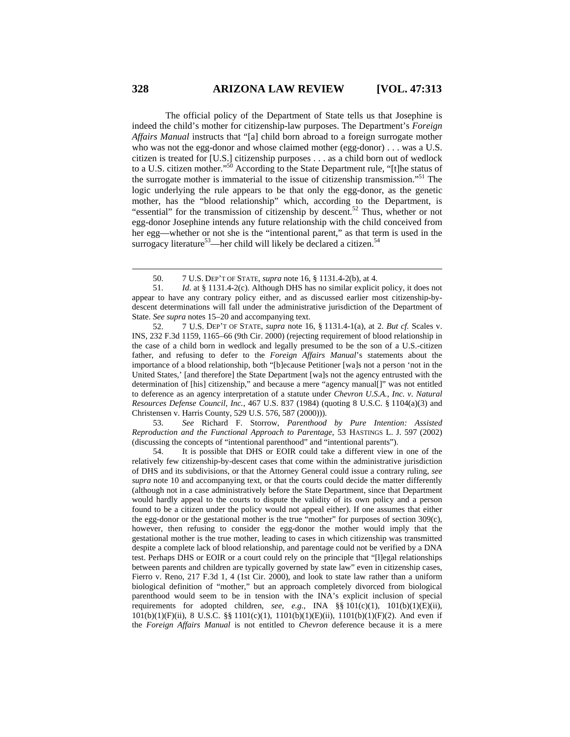The official policy of the Department of State tells us that Josephine is indeed the child's mother for citizenship-law purposes. The Department's *Foreign Affairs Manual* instructs that "[a] child born abroad to a foreign surrogate mother who was not the egg-donor and whose claimed mother (egg-donor) . . . was a U.S. citizen is treated for [U.S.] citizenship purposes . . . as a child born out of wedlock to a U.S. citizen mother."[50] According to the State Department rule, "[t]he status of the surrogate mother is immaterial to the issue of citizenship transmission."[51] The logic underlying the rule appears to be that only the egg-donor, as the genetic mother, has the "blood relationship" which, according to the Department, is "essential" for the transmission of citizenship by descent.[52] Thus, whether or not egg-donor Josephine intends any future relationship with the child conceived from her egg—whether or not she is the "intentional parent," as that term is used in the surrogacy literature[53]—her child will likely be declared a citizen.[54]

---

50. 7 U.S. DEP'T OF STATE, *supra* note 16, § 1131.4-2(b), at 4.

51. *Id*. at § 1131.4-2(c). Although DHS has no similar explicit policy, it does not appear to have any contrary policy either, and as discussed earlier most citizenship-by-descent determinations will fall under the administrative jurisdiction of the Department of State. *See supra* notes 15–20 and accompanying text.

52. 7 U.S. DEP'T OF STATE, *supra* note 16, § 1131.4-1(a), at 2. *But cf.* Scales v. INS, 232 F.3d 1159, 1165–66 (9th Cir. 2000) (rejecting requirement of blood relationship in the case of a child born in wedlock and legally presumed to be the son of a U.S.-citizen father, and refusing to defer to the *Foreign Affairs Manual*'s statements about the importance of a blood relationship, both "[b]ecause Petitioner [wa]s not a person 'not in the United States,' [and therefore] the State Department [wa]s not the agency entrusted with the determination of [his] citizenship," and because a mere "agency manual[]" was not entitled to deference as an agency interpretation of a statute under *Chevron U.S.A., Inc. v. Natural Resources Defense Council, Inc.*, 467 U.S. 837 (1984) (quoting 8 U.S.C. § 1104(a)(3) and Christensen v. Harris County, 529 U.S. 576, 587 (2000))).

53. *See* Richard F. Storrow, *Parenthood by Pure Intention: Assisted Reproduction and the Functional Approach to Parentage*, 53 HASTINGS L. J. 597 (2002) (discussing the concepts of "intentional parenthood" and "intentional parents").

54. It is possible that DHS or EOIR could take a different view in one of the relatively few citizenship-by-descent cases that come within the administrative jurisdiction of DHS and its subdivisions, or that the Attorney General could issue a contrary ruling, *see supra* note 10 and accompanying text, or that the courts could decide the matter differently (although not in a case administratively before the State Department, since that Department would hardly appeal to the courts to dispute the validity of its own policy and a person found to be a citizen under the policy would not appeal either). If one assumes that either the egg-donor or the gestational mother is the true "mother" for purposes of section 309(c), however, then refusing to consider the egg-donor the mother would imply that the gestational mother is the true mother, leading to cases in which citizenship was transmitted despite a complete lack of blood relationship, and parentage could not be verified by a DNA test. Perhaps DHS or EOIR or a court could rely on the principle that "[l]egal relationships between parents and children are typically governed by state law" even in citizenship cases, Fierro v. Reno, 217 F.3d 1, 4 (1st Cir. 2000), and look to state law rather than a uniform biological definition of "mother," but an approach completely divorced from biological parenthood would seem to be in tension with the INA's explicit inclusion of special requirements for adopted children, *see*, *e.g.*, INA §§ 101(c)(1), 101(b)(1)(E)(ii), 101(b)(1)(F)(ii), 8 U.S.C. §§ 1101(c)(1), 1101(b)(1)(E)(ii), 1101(b)(1)(F)(2). And even if the *Foreign Affairs Manual* is not entitled to *Chevron* deference because it is a mere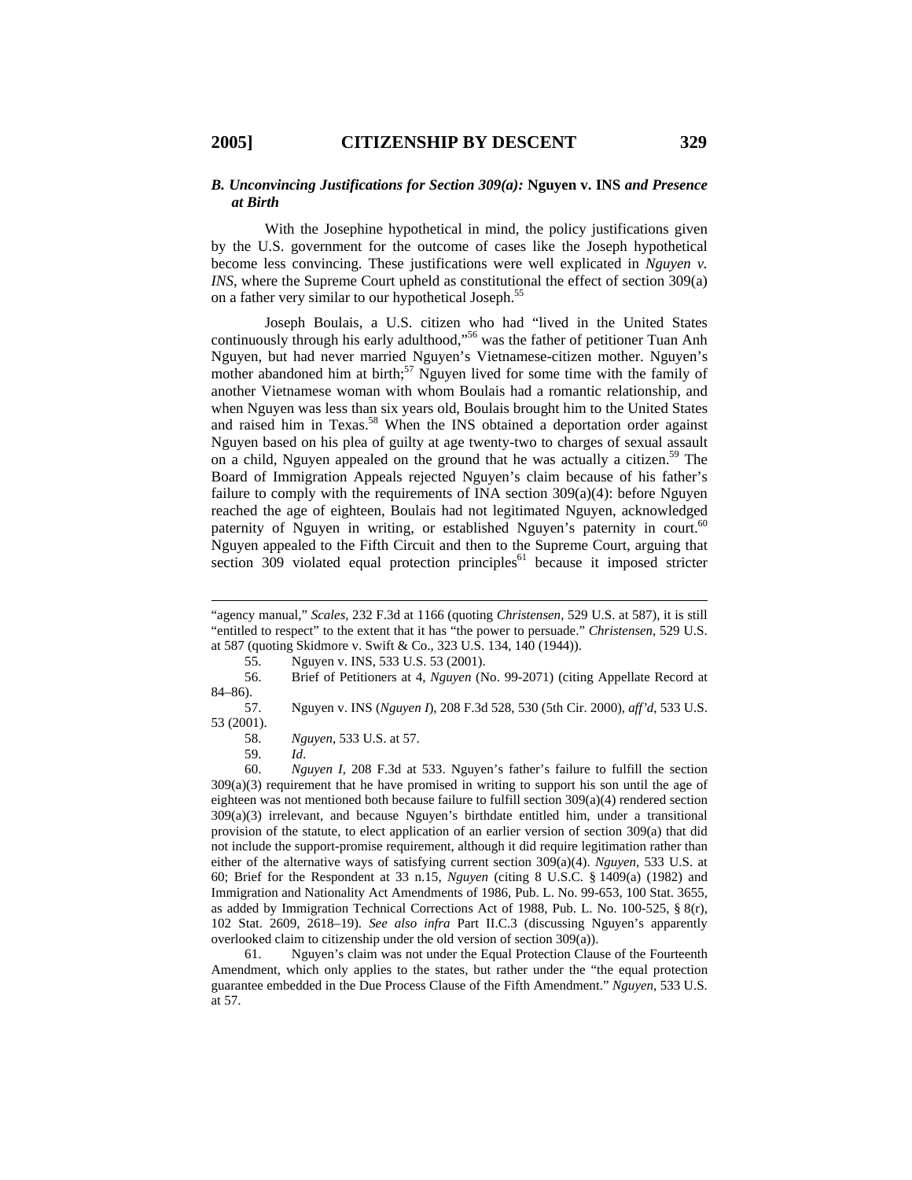### *B. Unconvincing Justifications for Section 309(a):* Nguyen v. INS *and Presence at Birth*

With the Josephine hypothetical in mind, the policy justifications given by the U.S. government for the outcome of cases like the Joseph hypothetical become less convincing. These justifications were well explicated in *Nguyen v. INS*, where the Supreme Court upheld as constitutional the effect of section 309(a) on a father very similar to our hypothetical Joseph.[55]

Joseph Boulais, a U.S. citizen who had "lived in the United States continuously through his early adulthood,"[56] was the father of petitioner Tuan Anh Nguyen, but had never married Nguyen's Vietnamese-citizen mother. Nguyen's mother abandoned him at birth;[57] Nguyen lived for some time with the family of another Vietnamese woman with whom Boulais had a romantic relationship, and when Nguyen was less than six years old, Boulais brought him to the United States and raised him in Texas.[58] When the INS obtained a deportation order against Nguyen based on his plea of guilty at age twenty-two to charges of sexual assault on a child, Nguyen appealed on the ground that he was actually a citizen.[59] The Board of Immigration Appeals rejected Nguyen's claim because of his father's failure to comply with the requirements of INA section 309(a)(4): before Nguyen reached the age of eighteen, Boulais had not legitimated Nguyen, acknowledged paternity of Nguyen in writing, or established Nguyen's paternity in court.[60] Nguyen appealed to the Fifth Circuit and then to the Supreme Court, arguing that section 309 violated equal protection principles[61] because it imposed stricter

---

"agency manual," *Scales*, 232 F.3d at 1166 (quoting *Christensen*, 529 U.S. at 587), it is still "entitled to respect" to the extent that it has "the power to persuade." *Christensen*, 529 U.S. at 587 (quoting Skidmore v. Swift & Co., 323 U.S. 134, 140 (1944)).

55. Nguyen v. INS, 533 U.S. 53 (2001).

56. Brief of Petitioners at 4, *Nguyen* (No. 99-2071) (citing Appellate Record at 84–86).

57. Nguyen v. INS (*Nguyen I*), 208 F.3d 528, 530 (5th Cir. 2000), *aff'd*, 533 U.S. 53 (2001).

58. *Nguyen*, 533 U.S. at 57.

59. *Id*.

60. *Nguyen I*, 208 F.3d at 533. Nguyen's father's failure to fulfill the section 309(a)(3) requirement that he have promised in writing to support his son until the age of eighteen was not mentioned both because failure to fulfill section 309(a)(4) rendered section 309(a)(3) irrelevant, and because Nguyen's birthdate entitled him, under a transitional provision of the statute, to elect application of an earlier version of section 309(a) that did not include the support-promise requirement, although it did require legitimation rather than either of the alternative ways of satisfying current section 309(a)(4). *Nguyen*, 533 U.S. at 60; Brief for the Respondent at 33 n.15, *Nguyen* (citing 8 U.S.C. § 1409(a) (1982) and Immigration and Nationality Act Amendments of 1986, Pub. L. No. 99-653, 100 Stat. 3655, as added by Immigration Technical Corrections Act of 1988, Pub. L. No. 100-525, § 8(r), 102 Stat. 2609, 2618–19). *See also infra* Part II.C.3 (discussing Nguyen's apparently overlooked claim to citizenship under the old version of section 309(a)).

61. Nguyen's claim was not under the Equal Protection Clause of the Fourteenth Amendment, which only applies to the states, but rather under the "the equal protection guarantee embedded in the Due Process Clause of the Fifth Amendment." *Nguyen*, 533 U.S. at 57.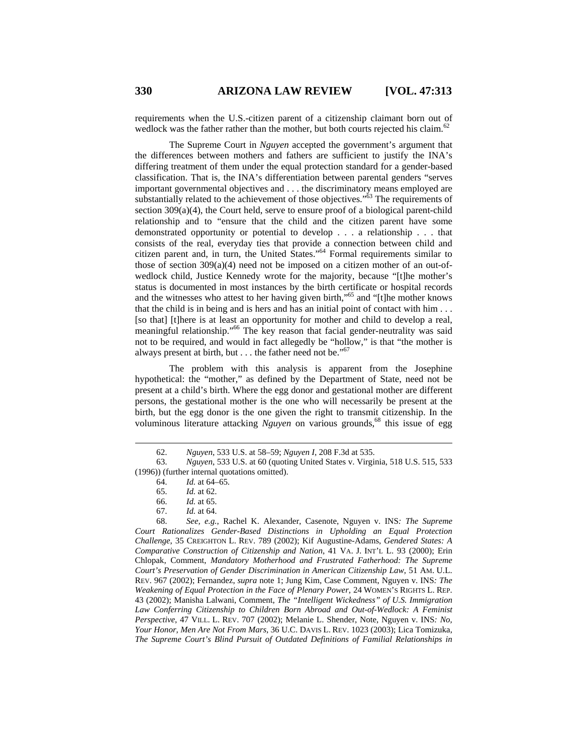requirements when the U.S.-citizen parent of a citizenship claimant born out of wedlock was the father rather than the mother, but both courts rejected his claim.[62]

The Supreme Court in *Nguyen* accepted the government's argument that the differences between mothers and fathers are sufficient to justify the INA's differing treatment of them under the equal protection standard for a gender-based classification. That is, the INA's differentiation between parental genders "serves important governmental objectives and . . . the discriminatory means employed are substantially related to the achievement of those objectives."[63] The requirements of section 309(a)(4), the Court held, serve to ensure proof of a biological parent-child relationship and to "ensure that the child and the citizen parent have some demonstrated opportunity or potential to develop . . . a relationship . . . that consists of the real, everyday ties that provide a connection between child and citizen parent and, in turn, the United States."[64] Formal requirements similar to those of section 309(a)(4) need not be imposed on a citizen mother of an out-of-wedlock child, Justice Kennedy wrote for the majority, because "[t]he mother's status is documented in most instances by the birth certificate or hospital records and the witnesses who attest to her having given birth,"[65] and "[t]he mother knows that the child is in being and is hers and has an initial point of contact with him . . . [so that] [t]here is at least an opportunity for mother and child to develop a real, meaningful relationship."[66] The key reason that facial gender-neutrality was said not to be required, and would in fact allegedly be "hollow," is that "the mother is always present at birth, but . . . the father need not be."[67]

The problem with this analysis is apparent from the Josephine hypothetical: the "mother," as defined by the Department of State, need not be present at a child's birth. Where the egg donor and gestational mother are different persons, the gestational mother is the one who will necessarily be present at the birth, but the egg donor is the one given the right to transmit citizenship. In the voluminous literature attacking *Nguyen* on various grounds,[68] this issue of egg

---

62. *Nguyen*, 533 U.S. at 58–59; *Nguyen I*, 208 F.3d at 535.

63. *Nguyen*, 533 U.S. at 60 (quoting United States v. Virginia, 518 U.S. 515, 533 (1996)) (further internal quotations omitted).

64. *Id.* at 64–65.

65. *Id.* at 62.

66. *Id.* at 65.

67. *Id.* at 64.

68. *See, e.g.*, Rachel K. Alexander, Casenote, *Nguyen v. INS: The Supreme Court Rationalizes Gender-Based Distinctions in Upholding an Equal Protection Challenge*, 35 CREIGHTON L. REV. 789 (2002); Kif Augustine-Adams, *Gendered States: A Comparative Construction of Citizenship and Nation*, 41 VA. J. INT'L L. 93 (2000); Erin Chlopak, Comment, *Mandatory Motherhood and Frustrated Fatherhood: The Supreme Court's Preservation of Gender Discrimination in American Citizenship Law*, 51 AM. U.L. REV. 967 (2002); Fernandez, *supra* note 1; Jung Kim, Case Comment, *Nguyen v. INS: The Weakening of Equal Protection in the Face of Plenary Power*, 24 WOMEN'S RIGHTS L. REP. 43 (2002); Manisha Lalwani, Comment, *The "Intelligent Wickedness" of U.S. Immigration Law Conferring Citizenship to Children Born Abroad and Out-of-Wedlock: A Feminist Perspective*, 47 VILL. L. REV. 707 (2002); Melanie L. Shender, Note, *Nguyen v. INS: No, Your Honor, Men Are Not From Mars*, 36 U.C. DAVIS L. REV. 1023 (2003); Lica Tomizuka, *The Supreme Court's Blind Pursuit of Outdated Definitions of Familial Relationships in*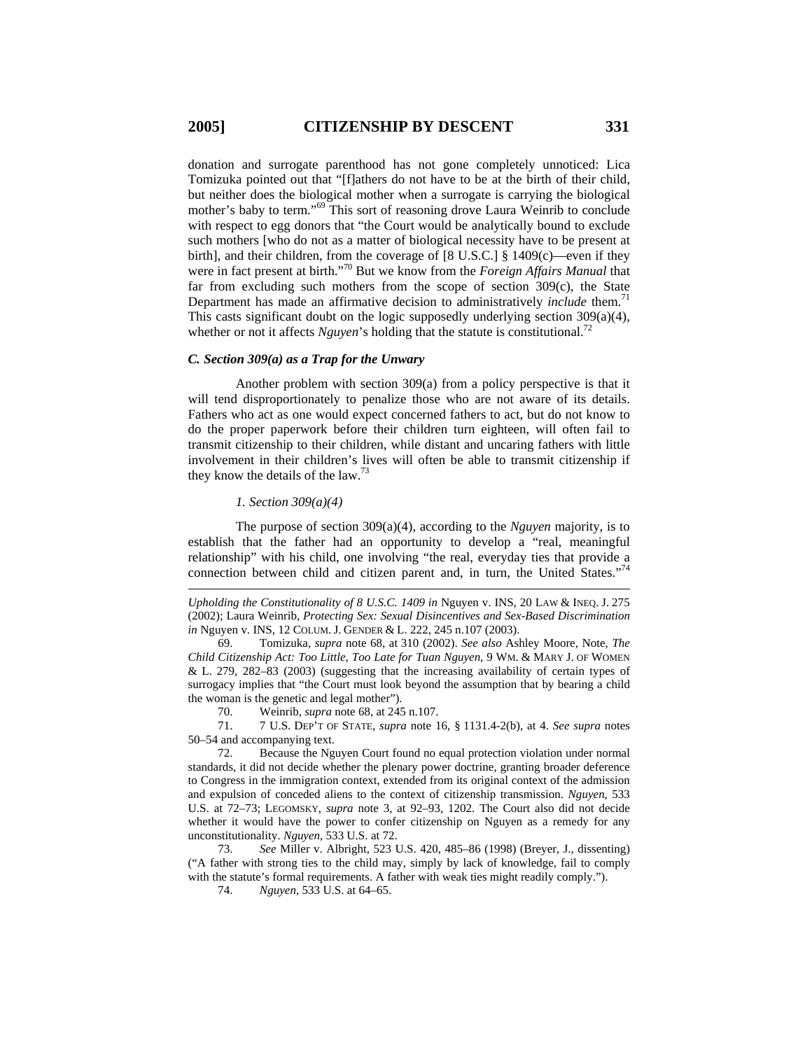donation and surrogate parenthood has not gone completely unnoticed: Lica Tomizuka pointed out that "[f]athers do not have to be at the birth of their child, but neither does the biological mother when a surrogate is carrying the biological mother's baby to term."[69] This sort of reasoning drove Laura Weinrib to conclude with respect to egg donors that "the Court would be analytically bound to exclude such mothers [who do not as a matter of biological necessity have to be present at birth], and their children, from the coverage of [8 U.S.C.] § 1409(c)—even if they were in fact present at birth."[70] But we know from the *Foreign Affairs Manual* that far from excluding such mothers from the scope of section 309(c), the State Department has made an affirmative decision to administratively *include* them.[71] This casts significant doubt on the logic supposedly underlying section 309(a)(4), whether or not it affects *Nguyen*'s holding that the statute is constitutional.[72]

### *C. Section 309(a) as a Trap for the Unwary*

Another problem with section 309(a) from a policy perspective is that it will tend disproportionately to penalize those who are not aware of its details. Fathers who act as one would expect concerned fathers to act, but do not know to do the proper paperwork before their children turn eighteen, will often fail to transmit citizenship to their children, while distant and uncaring fathers with little involvement in their children's lives will often be able to transmit citizenship if they know the details of the law.[73]

#### *1. Section 309(a)(4)*

The purpose of section 309(a)(4), according to the *Nguyen* majority, is to establish that the father had an opportunity to develop a "real, meaningful relationship" with his child, one involving "the real, everyday ties that provide a connection between child and citizen parent and, in turn, the United States."[74]

---

*Upholding the Constitutionality of 8 U.S.C. 1409 in* Nguyen v. INS, 20 LAW & INEQ. J. 275 (2002); Laura Weinrib, *Protecting Sex: Sexual Disincentives and Sex-Based Discrimination in* Nguyen v. INS, 12 COLUM. J. GENDER & L. 222, 245 n.107 (2003).

69. Tomizuka, *supra* note 68, at 310 (2002). *See also* Ashley Moore, Note, *The Child Citizenship Act: Too Little, Too Late for Tuan Nguyen*, 9 WM. & MARY J. OF WOMEN & L. 279, 282–83 (2003) (suggesting that the increasing availability of certain types of surrogacy implies that "the Court must look beyond the assumption that by bearing a child the woman is the genetic and legal mother").

70. Weinrib, *supra* note 68, at 245 n.107.

71. 7 U.S. DEP'T OF STATE, *supra* note 16, § 1131.4-2(b), at 4. *See supra* notes 50–54 and accompanying text.

72. Because the Nguyen Court found no equal protection violation under normal standards, it did not decide whether the plenary power doctrine, granting broader deference to Congress in the immigration context, extended from its original context of the admission and expulsion of conceded aliens to the context of citizenship transmission. *Nguyen*, 533 U.S. at 72–73; LEGOMSKY, *supra* note 3, at 92–93, 1202. The Court also did not decide whether it would have the power to confer citizenship on Nguyen as a remedy for any unconstitutionality. *Nguyen*, 533 U.S. at 72.

73. *See* Miller v. Albright, 523 U.S. 420, 485–86 (1998) (Breyer, J., dissenting) ("A father with strong ties to the child may, simply by lack of knowledge, fail to comply with the statute's formal requirements. A father with weak ties might readily comply.").

74. *Nguyen*, 533 U.S. at 64–65.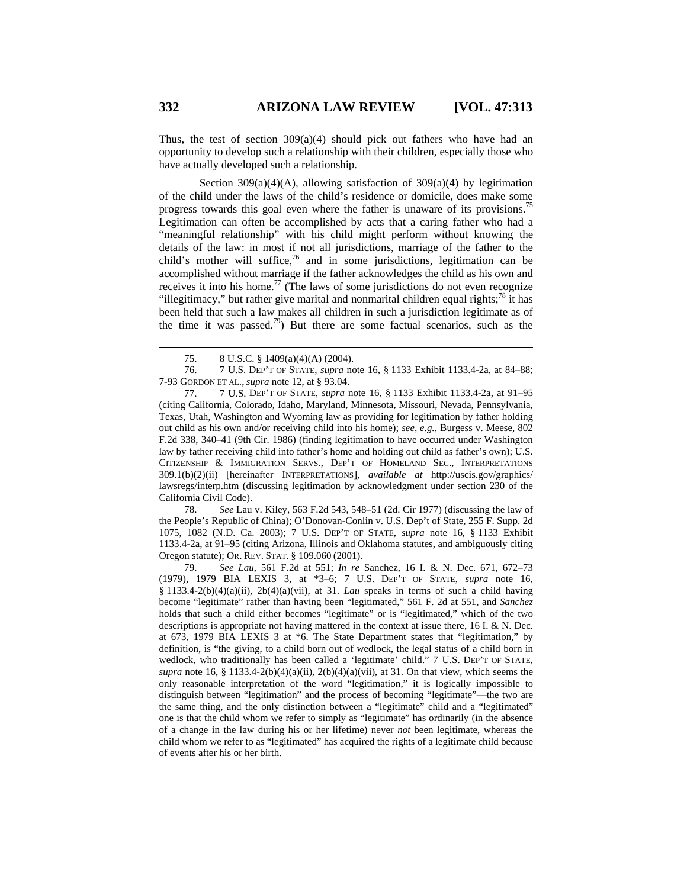Thus, the test of section 309(a)(4) should pick out fathers who have had an opportunity to develop such a relationship with their children, especially those who have actually developed such a relationship.

Section 309(a)(4)(A), allowing satisfaction of 309(a)(4) by legitimation of the child under the laws of the child's residence or domicile, does make some progress towards this goal even where the father is unaware of its provisions.[75] Legitimation can often be accomplished by acts that a caring father who had a "meaningful relationship" with his child might perform without knowing the details of the law: in most if not all jurisdictions, marriage of the father to the child's mother will suffice,[76] and in some jurisdictions, legitimation can be accomplished without marriage if the father acknowledges the child as his own and receives it into his home.[77] (The laws of some jurisdictions do not even recognize "illegitimacy," but rather give marital and nonmarital children equal rights;[78] it has been held that such a law makes all children in such a jurisdiction legitimate as of the time it was passed.[79]) But there are some factual scenarios, such as the

---

75. 8 U.S.C. § 1409(a)(4)(A) (2004).

76. 7 U.S. DEP'T OF STATE, *supra* note 16, § 1133 Exhibit 1133.4-2a, at 84–88; 7-93 GORDON ET AL., *supra* note 12, at § 93.04.

77. 7 U.S. DEP'T OF STATE, *supra* note 16, § 1133 Exhibit 1133.4-2a, at 91–95 (citing California, Colorado, Idaho, Maryland, Minnesota, Missouri, Nevada, Pennsylvania, Texas, Utah, Washington and Wyoming law as providing for legitimation by father holding out child as his own and/or receiving child into his home); *see, e.g.*, Burgess v. Meese, 802 F.2d 338, 340–41 (9th Cir. 1986) (finding legitimation to have occurred under Washington law by father receiving child into father's home and holding out child as father's own); U.S. CITIZENSHIP & IMMIGRATION SERVS., DEP'T OF HOMELAND SEC., INTERPRETATIONS 309.1(b)(2)(ii) [hereinafter INTERPRETATIONS], *available at* http://uscis.gov/graphics/lawsregs/interp.htm (discussing legitimation by acknowledgment under section 230 of the California Civil Code).

78. *See* Lau v. Kiley, 563 F.2d 543, 548–51 (2d. Cir 1977) (discussing the law of the People's Republic of China); O'Donovan-Conlin v. U.S. Dep't of State, 255 F. Supp. 2d 1075, 1082 (N.D. Ca. 2003); 7 U.S. DEP'T OF STATE, *supra* note 16, § 1133 Exhibit 1133.4-2a, at 91–95 (citing Arizona, Illinois and Oklahoma statutes, and ambiguously citing Oregon statute); OR. REV. STAT. § 109.060 (2001).

79. *See Lau*, 561 F.2d at 551; *In re* Sanchez, 16 I. & N. Dec. 671, 672–73 (1979), 1979 BIA LEXIS 3, at *3–6; 7 U.S. DEP'T OF STATE, *supra* note 16, § 1133.4-2(b)(4)(a)(ii), 2b(4)(a)(vii), at 31. *Lau* speaks in terms of such a child having become "legitimate" rather than having been "legitimated," 561 F. 2d at 551, and *Sanchez* holds that such a child either becomes "legitimate" or is "legitimated," which of the two descriptions is appropriate not having mattered in the context at issue there, 16 I. & N. Dec. at 673, 1979 BIA LEXIS 3 at *6. The State Department states that "legitimation," by definition, is "the giving, to a child born out of wedlock, the legal status of a child born in wedlock, who traditionally has been called a 'legitimate' child." 7 U.S. DEP'T OF STATE, *supra* note 16, § 1133.4-2(b)(4)(a)(ii), 2(b)(4)(a)(vii), at 31. On that view, which seems the only reasonable interpretation of the word "legitimation," it is logically impossible to distinguish between "legitimation" and the process of becoming "legitimate"—the two are the same thing, and the only distinction between a "legitimate" child and a "legitimated" one is that the child whom we refer to simply as "legitimate" has ordinarily (in the absence of a change in the law during his or her lifetime) never *not* been legitimate, whereas the child whom we refer to as "legitimated" has acquired the rights of a legitimate child because of events after his or her birth.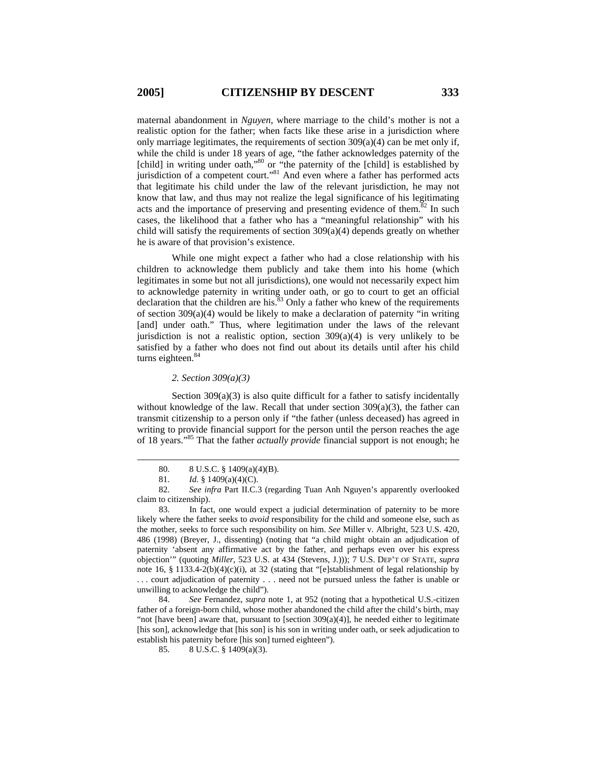maternal abandonment in *Nguyen*, where marriage to the child's mother is not a realistic option for the father; when facts like these arise in a jurisdiction where only marriage legitimates, the requirements of section 309(a)(4) can be met only if, while the child is under 18 years of age, "the father acknowledges paternity of the [child] in writing under oath,"[80] or "the paternity of the [child] is established by jurisdiction of a competent court."[81] And even where a father has performed acts that legitimate his child under the law of the relevant jurisdiction, he may not know that law, and thus may not realize the legal significance of his legitimating acts and the importance of preserving and presenting evidence of them.[82] In such cases, the likelihood that a father who has a "meaningful relationship" with his child will satisfy the requirements of section 309(a)(4) depends greatly on whether he is aware of that provision's existence.

While one might expect a father who had a close relationship with his children to acknowledge them publicly and take them into his home (which legitimates in some but not all jurisdictions), one would not necessarily expect him to acknowledge paternity in writing under oath, or go to court to get an official declaration that the children are his.[83] Only a father who knew of the requirements of section 309(a)(4) would be likely to make a declaration of paternity "in writing [and] under oath." Thus, where legitimation under the laws of the relevant jurisdiction is not a realistic option, section 309(a)(4) is very unlikely to be satisfied by a father who does not find out about its details until after his child turns eighteen.[84]

*2. Section 309(a)(3)*

Section 309(a)(3) is also quite difficult for a father to satisfy incidentally without knowledge of the law. Recall that under section 309(a)(3), the father can transmit citizenship to a person only if "the father (unless deceased) has agreed in writing to provide financial support for the person until the person reaches the age of 18 years."[85] That the father *actually provide* financial support is not enough; he

---

80. 8 U.S.C. § 1409(a)(4)(B).

81. *Id.* § 1409(a)(4)(C).

82. *See infra* Part II.C.3 (regarding Tuan Anh Nguyen's apparently overlooked claim to citizenship).

83. In fact, one would expect a judicial determination of paternity to be more likely where the father seeks to *avoid* responsibility for the child and someone else, such as the mother, seeks to force such responsibility on him. *See* Miller v. Albright, 523 U.S. 420, 486 (1998) (Breyer, J., dissenting) (noting that "a child might obtain an adjudication of paternity 'absent any affirmative act by the father, and perhaps even over his express objection'" (quoting *Miller*, 523 U.S. at 434 (Stevens, J.))); 7 U.S. DEP'T OF STATE, *supra* note 16, § 1133.4-2(b)(4)(c)(i), at 32 (stating that "[e]stablishment of legal relationship by . . . court adjudication of paternity . . . need not be pursued unless the father is unable or unwilling to acknowledge the child").

84. *See* Fernandez, *supra* note 1, at 952 (noting that a hypothetical U.S.-citizen father of a foreign-born child, whose mother abandoned the child after the child's birth, may "not [have been] aware that, pursuant to [section 309(a)(4)], he needed either to legitimate [his son], acknowledge that [his son] is his son in writing under oath, or seek adjudication to establish his paternity before [his son] turned eighteen").

85. 8 U.S.C. § 1409(a)(3).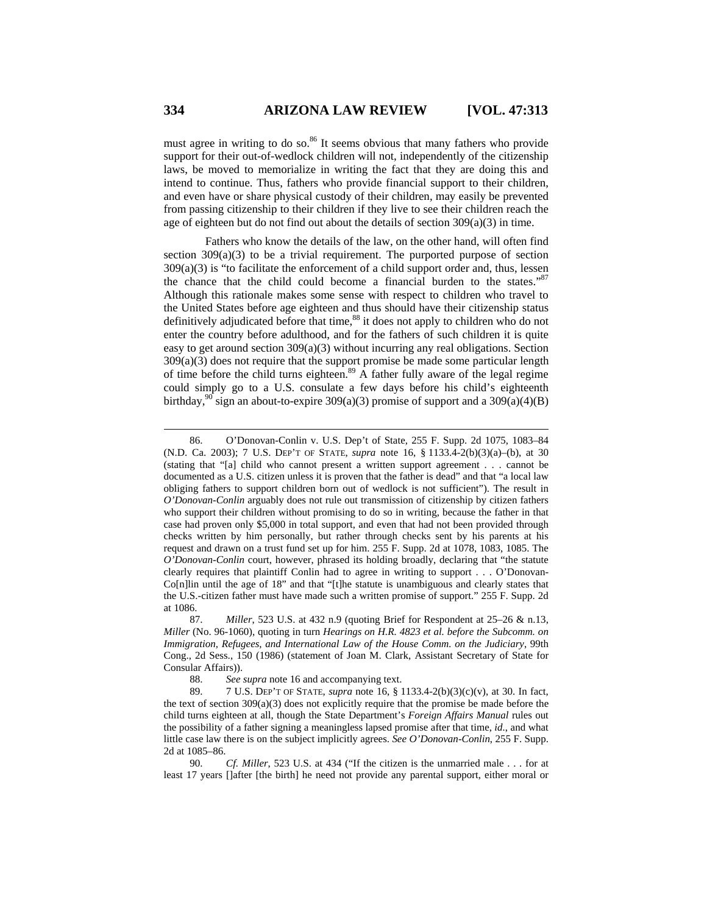must agree in writing to do so.[86] It seems obvious that many fathers who provide support for their out-of-wedlock children will not, independently of the citizenship laws, be moved to memorialize in writing the fact that they are doing this and intend to continue. Thus, fathers who provide financial support to their children, and even have or share physical custody of their children, may easily be prevented from passing citizenship to their children if they live to see their children reach the age of eighteen but do not find out about the details of section 309(a)(3) in time.

Fathers who know the details of the law, on the other hand, will often find section 309(a)(3) to be a trivial requirement. The purported purpose of section 309(a)(3) is "to facilitate the enforcement of a child support order and, thus, lessen the chance that the child could become a financial burden to the states."[87] Although this rationale makes some sense with respect to children who travel to the United States before age eighteen and thus should have their citizenship status definitively adjudicated before that time,[88] it does not apply to children who do not enter the country before adulthood, and for the fathers of such children it is quite easy to get around section 309(a)(3) without incurring any real obligations. Section 309(a)(3) does not require that the support promise be made some particular length of time before the child turns eighteen.[89] A father fully aware of the legal regime could simply go to a U.S. consulate a few days before his child's eighteenth birthday,[90] sign an about-to-expire 309(a)(3) promise of support and a 309(a)(4)(B)

---

86. O'Donovan-Conlin v. U.S. Dep't of State, 255 F. Supp. 2d 1075, 1083–84 (N.D. Ca. 2003); 7 U.S. DEP'T OF STATE, *supra* note 16, § 1133.4-2(b)(3)(a)–(b), at 30 (stating that "[a] child who cannot present a written support agreement . . . cannot be documented as a U.S. citizen unless it is proven that the father is dead" and that "a local law obliging fathers to support children born out of wedlock is not sufficient"). The result in *O'Donovan-Conlin* arguably does not rule out transmission of citizenship by citizen fathers who support their children without promising to do so in writing, because the father in that case had proven only $5,000 in total support, and even that had not been provided through checks written by him personally, but rather through checks sent by his parents at his request and drawn on a trust fund set up for him. 255 F. Supp. 2d at 1078, 1083, 1085. The *O'Donovan-Conlin* court, however, phrased its holding broadly, declaring that "the statute clearly requires that plaintiff Conlin had to agree in writing to support . . . O'Donovan-Co[n]lin until the age of 18" and that "[t]he statute is unambiguous and clearly states that the U.S.-citizen father must have made such a written promise of support." 255 F. Supp. 2d at 1086.

87. *Miller*, 523 U.S. at 432 n.9 (quoting Brief for Respondent at 25–26 & n.13, *Miller* (No. 96-1060), quoting in turn *Hearings on H.R. 4823 et al. before the Subcomm. on Immigration, Refugees, and International Law of the House Comm. on the Judiciary*, 99th Cong., 2d Sess., 150 (1986) (statement of Joan M. Clark, Assistant Secretary of State for Consular Affairs)).

88. *See supra* note 16 and accompanying text.

89. 7 U.S. DEP'T OF STATE, *supra* note 16, § 1133.4-2(b)(3)(c)(v), at 30. In fact, the text of section 309(a)(3) does not explicitly require that the promise be made before the child turns eighteen at all, though the State Department's *Foreign Affairs Manual* rules out the possibility of a father signing a meaningless lapsed promise after that time, *id*., and what little case law there is on the subject implicitly agrees. *See O'Donovan-Conlin*, 255 F. Supp. 2d at 1085–86.

90. *Cf. Miller*, 523 U.S. at 434 ("If the citizen is the unmarried male . . . for at least 17 years []after [the birth] he need not provide any parental support, either moral or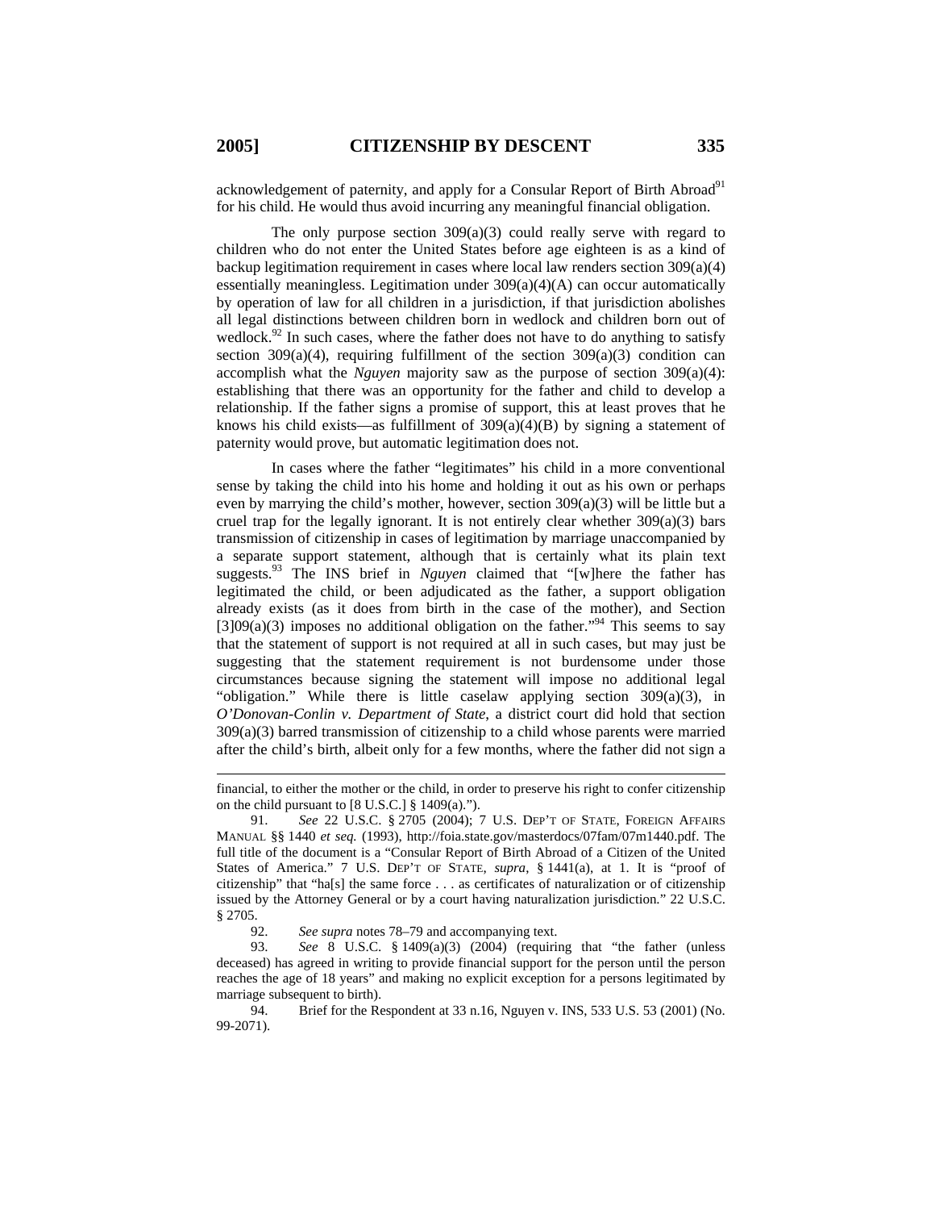acknowledgement of paternity, and apply for a Consular Report of Birth Abroad[91] for his child. He would thus avoid incurring any meaningful financial obligation.

The only purpose section 309(a)(3) could really serve with regard to children who do not enter the United States before age eighteen is as a kind of backup legitimation requirement in cases where local law renders section 309(a)(4) essentially meaningless. Legitimation under 309(a)(4)(A) can occur automatically by operation of law for all children in a jurisdiction, if that jurisdiction abolishes all legal distinctions between children born in wedlock and children born out of wedlock.[92] In such cases, where the father does not have to do anything to satisfy section 309(a)(4), requiring fulfillment of the section 309(a)(3) condition can accomplish what the *Nguyen* majority saw as the purpose of section 309(a)(4): establishing that there was an opportunity for the father and child to develop a relationship. If the father signs a promise of support, this at least proves that he knows his child exists—as fulfillment of 309(a)(4)(B) by signing a statement of paternity would prove, but automatic legitimation does not.

In cases where the father "legitimates" his child in a more conventional sense by taking the child into his home and holding it out as his own or perhaps even by marrying the child's mother, however, section 309(a)(3) will be little but a cruel trap for the legally ignorant. It is not entirely clear whether 309(a)(3) bars transmission of citizenship in cases of legitimation by marriage unaccompanied by a separate support statement, although that is certainly what its plain text suggests.[93] The INS brief in *Nguyen* claimed that "[w]here the father has legitimated the child, or been adjudicated as the father, a support obligation already exists (as it does from birth in the case of the mother), and Section [3]09(a)(3) imposes no additional obligation on the father."[94] This seems to say that the statement of support is not required at all in such cases, but may just be suggesting that the statement requirement is not burdensome under those circumstances because signing the statement will impose no additional legal "obligation." While there is little caselaw applying section 309(a)(3), in *O'Donovan-Conlin v. Department of State*, a district court did hold that section 309(a)(3) barred transmission of citizenship to a child whose parents were married after the child's birth, albeit only for a few months, where the father did not sign a

---

financial, to either the mother or the child, in order to preserve his right to confer citizenship on the child pursuant to [8 U.S.C.] § 1409(a).").

91. *See* 22 U.S.C. § 2705 (2004); 7 U.S. DEP'T OF STATE, FOREIGN AFFAIRS MANUAL §§ 1440 *et seq.* (1993), http://foia.state.gov/masterdocs/07fam/07m1440.pdf. The full title of the document is a "Consular Report of Birth Abroad of a Citizen of the United States of America." 7 U.S. DEP'T OF STATE, *supra*, § 1441(a), at 1. It is "proof of citizenship" that "ha[s] the same force . . . as certificates of naturalization or of citizenship issued by the Attorney General or by a court having naturalization jurisdiction." 22 U.S.C. § 2705.

92. *See supra* notes 78–79 and accompanying text.

93. *See* 8 U.S.C. § 1409(a)(3) (2004) (requiring that "the father (unless deceased) has agreed in writing to provide financial support for the person until the person reaches the age of 18 years" and making no explicit exception for a persons legitimated by marriage subsequent to birth).

94. Brief for the Respondent at 33 n.16, Nguyen v. INS, 533 U.S. 53 (2001) (No. 99-2071).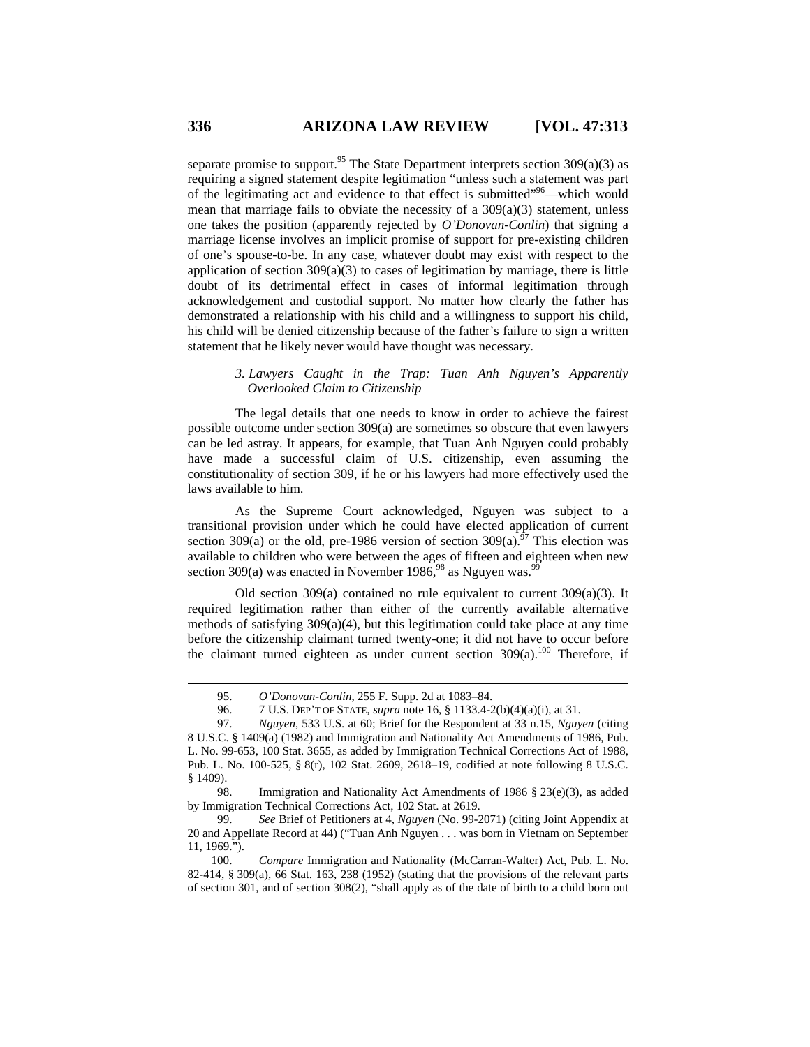separate promise to support.[95] The State Department interprets section 309(a)(3) as requiring a signed statement despite legitimation "unless such a statement was part of the legitimating act and evidence to that effect is submitted"[96]—which would mean that marriage fails to obviate the necessity of a 309(a)(3) statement, unless one takes the position (apparently rejected by *O'Donovan-Conlin*) that signing a marriage license involves an implicit promise of support for pre-existing children of one's spouse-to-be. In any case, whatever doubt may exist with respect to the application of section 309(a)(3) to cases of legitimation by marriage, there is little doubt of its detrimental effect in cases of informal legitimation through acknowledgement and custodial support. No matter how clearly the father has demonstrated a relationship with his child and a willingness to support his child, his child will be denied citizenship because of the father's failure to sign a written statement that he likely never would have thought was necessary.

### *3. Lawyers Caught in the Trap: Tuan Anh Nguyen's Apparently Overlooked Claim to Citizenship*

The legal details that one needs to know in order to achieve the fairest possible outcome under section 309(a) are sometimes so obscure that even lawyers can be led astray. It appears, for example, that Tuan Anh Nguyen could probably have made a successful claim of U.S. citizenship, even assuming the constitutionality of section 309, if he or his lawyers had more effectively used the laws available to him.

As the Supreme Court acknowledged, Nguyen was subject to a transitional provision under which he could have elected application of current section 309(a) or the old, pre-1986 version of section 309(a).[97] This election was available to children who were between the ages of fifteen and eighteen when new section 309(a) was enacted in November 1986,[98] as Nguyen was.[99]

Old section 309(a) contained no rule equivalent to current 309(a)(3). It required legitimation rather than either of the currently available alternative methods of satisfying 309(a)(4), but this legitimation could take place at any time before the citizenship claimant turned twenty-one; it did not have to occur before the claimant turned eighteen as under current section 309(a).[100] Therefore, if

---

95. *O'Donovan-Conlin*, 255 F. Supp. 2d at 1083–84.

96. 7 U.S. DEP'T OF STATE, *supra* note 16, § 1133.4-2(b)(4)(a)(i), at 31.

97. *Nguyen*, 533 U.S. at 60; Brief for the Respondent at 33 n.15, *Nguyen* (citing 8 U.S.C. § 1409(a) (1982) and Immigration and Nationality Act Amendments of 1986, Pub. L. No. 99-653, 100 Stat. 3655, as added by Immigration Technical Corrections Act of 1988, Pub. L. No. 100-525, § 8(r), 102 Stat. 2609, 2618–19, codified at note following 8 U.S.C. § 1409).

98. Immigration and Nationality Act Amendments of 1986 § 23(e)(3), as added by Immigration Technical Corrections Act, 102 Stat. at 2619.

99. *See* Brief of Petitioners at 4, *Nguyen* (No. 99-2071) (citing Joint Appendix at 20 and Appellate Record at 44) ("Tuan Anh Nguyen . . . was born in Vietnam on September 11, 1969.").

100. *Compare* Immigration and Nationality (McCarran-Walter) Act, Pub. L. No. 82-414, § 309(a), 66 Stat. 163, 238 (1952) (stating that the provisions of the relevant parts of section 301, and of section 308(2), "shall apply as of the date of birth to a child born out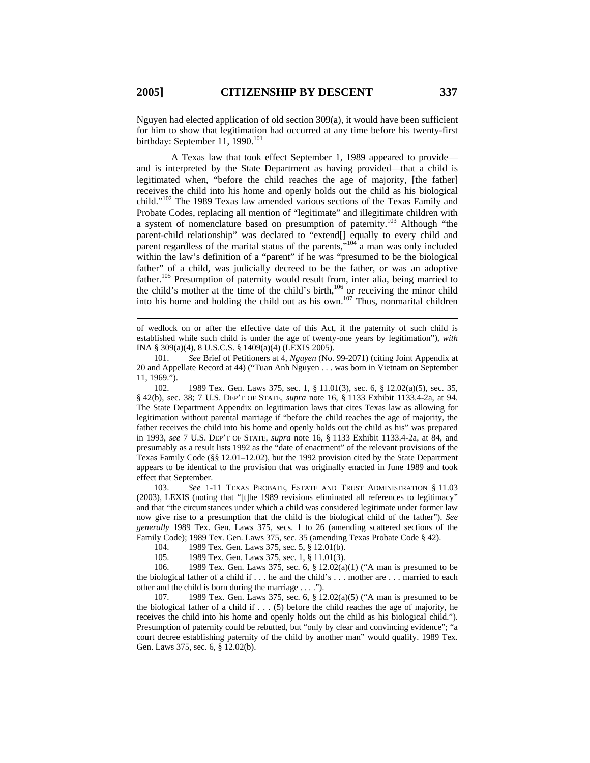Nguyen had elected application of old section 309(a), it would have been sufficient for him to show that legitimation had occurred at any time before his twenty-first birthday: September 11, 1990.[101]

A Texas law that took effect September 1, 1989 appeared to provide—and is interpreted by the State Department as having provided—that a child is legitimated when, "before the child reaches the age of majority, [the father] receives the child into his home and openly holds out the child as his biological child."[102] The 1989 Texas law amended various sections of the Texas Family and Probate Codes, replacing all mention of "legitimate" and illegitimate children with a system of nomenclature based on presumption of paternity.[103] Although "the parent-child relationship" was declared to "extend[] equally to every child and parent regardless of the marital status of the parents,"[104] a man was only included within the law's definition of a "parent" if he was "presumed to be the biological father" of a child, was judicially decreed to be the father, or was an adoptive father.[105] Presumption of paternity would result from, inter alia, being married to the child's mother at the time of the child's birth,[106] or receiving the minor child into his home and holding the child out as his own.[107] Thus, nonmarital children

---

of wedlock on or after the effective date of this Act, if the paternity of such child is established while such child is under the age of twenty-one years by legitimation"), *with* INA § 309(a)(4), 8 U.S.C.S. § 1409(a)(4) (LEXIS 2005).

101. *See* Brief of Petitioners at 4, *Nguyen* (No. 99-2071) (citing Joint Appendix at 20 and Appellate Record at 44) ("Tuan Anh Nguyen . . . was born in Vietnam on September 11, 1969.").

102. 1989 Tex. Gen. Laws 375, sec. 1, § 11.01(3), sec. 6, § 12.02(a)(5), sec. 35, § 42(b), sec. 38; 7 U.S. DEP'T OF STATE, *supra* note 16, § 1133 Exhibit 1133.4-2a, at 94. The State Department Appendix on legitimation laws that cites Texas law as allowing for legitimation without parental marriage if "before the child reaches the age of majority, the father receives the child into his home and openly holds out the child as his" was prepared in 1993, *see* 7 U.S. DEP'T OF STATE, *supra* note 16, § 1133 Exhibit 1133.4-2a, at 84, and presumably as a result lists 1992 as the "date of enactment" of the relevant provisions of the Texas Family Code (§§ 12.01–12.02), but the 1992 provision cited by the State Department appears to be identical to the provision that was originally enacted in June 1989 and took effect that September.

103. *See* 1-11 TEXAS PROBATE, ESTATE AND TRUST ADMINISTRATION § 11.03 (2003), LEXIS (noting that "[t]he 1989 revisions eliminated all references to legitimacy" and that "the circumstances under which a child was considered legitimate under former law now give rise to a presumption that the child is the biological child of the father"). *See generally* 1989 Tex. Gen. Laws 375, secs. 1 to 26 (amending scattered sections of the Family Code); 1989 Tex. Gen. Laws 375, sec. 35 (amending Texas Probate Code § 42).

104. 1989 Tex. Gen. Laws 375, sec. 5, § 12.01(b).

105. 1989 Tex. Gen. Laws 375, sec. 1, § 11.01(3).

106. 1989 Tex. Gen. Laws 375, sec. 6, § 12.02(a)(1) ("A man is presumed to be the biological father of a child if . . . he and the child's . . . mother are . . . married to each other and the child is born during the marriage . . . .").

107. 1989 Tex. Gen. Laws 375, sec. 6, § 12.02(a)(5) ("A man is presumed to be the biological father of a child if . . . (5) before the child reaches the age of majority, he receives the child into his home and openly holds out the child as his biological child."). Presumption of paternity could be rebutted, but "only by clear and convincing evidence"; "a court decree establishing paternity of the child by another man" would qualify. 1989 Tex. Gen. Laws 375, sec. 6, § 12.02(b).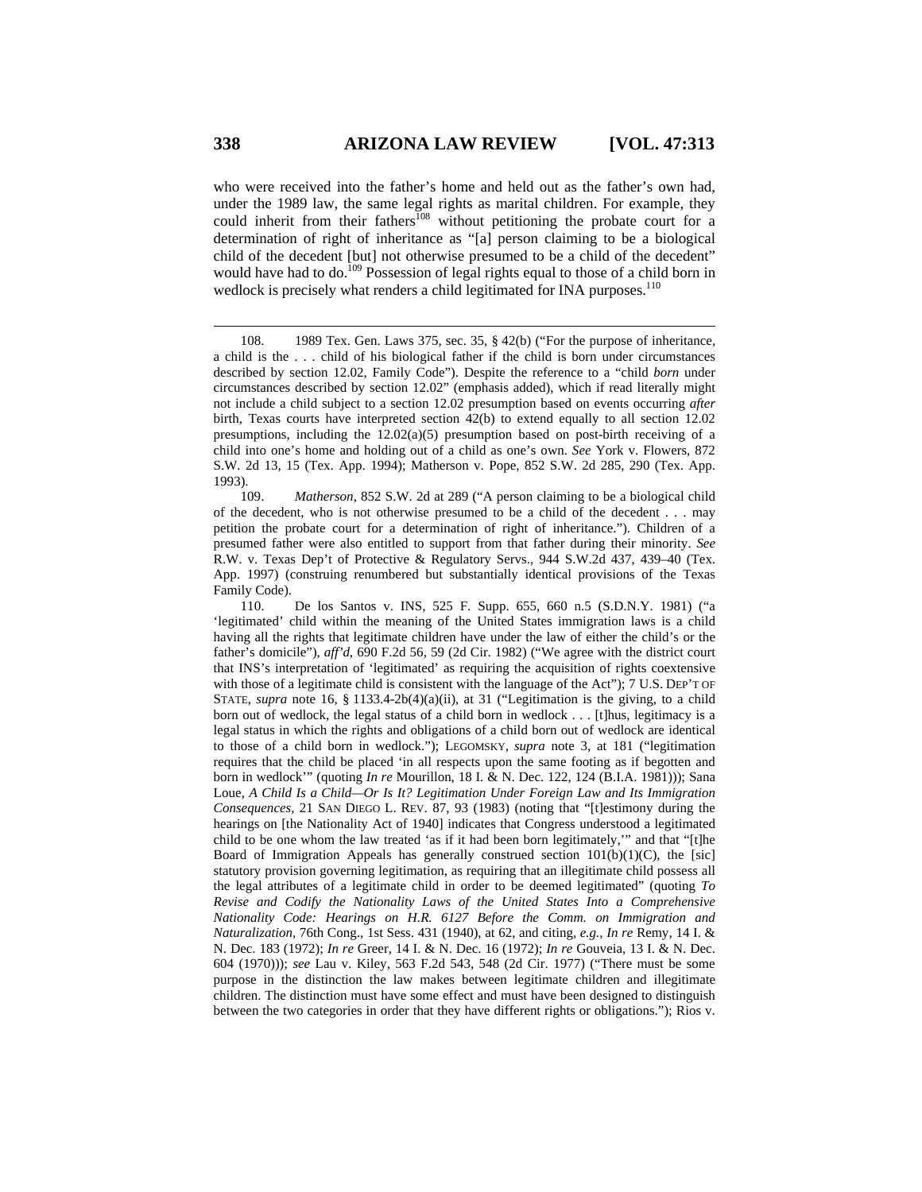who were received into the father's home and held out as the father's own had, under the 1989 law, the same legal rights as marital children. For example, they could inherit from their fathers[108] without petitioning the probate court for a determination of right of inheritance as "[a] person claiming to be a biological child of the decedent [but] not otherwise presumed to be a child of the decedent" would have had to do.[109] Possession of legal rights equal to those of a child born in wedlock is precisely what renders a child legitimated for INA purposes.[110]

---

108. 1989 Tex. Gen. Laws 375, sec. 35, § 42(b) ("For the purpose of inheritance, a child is the . . . child of his biological father if the child is born under circumstances described by section 12.02, Family Code"). Despite the reference to a "child *born* under circumstances described by section 12.02" (emphasis added), which if read literally might not include a child subject to a section 12.02 presumption based on events occurring *after* birth, Texas courts have interpreted section 42(b) to extend equally to all section 12.02 presumptions, including the 12.02(a)(5) presumption based on post-birth receiving of a child into one's home and holding out of a child as one's own. *See* York v. Flowers, 872 S.W. 2d 13, 15 (Tex. App. 1994); Matherson v. Pope, 852 S.W. 2d 285, 290 (Tex. App. 1993).

109. *Matherson*, 852 S.W. 2d at 289 ("A person claiming to be a biological child of the decedent, who is not otherwise presumed to be a child of the decedent . . . may petition the probate court for a determination of right of inheritance."). Children of a presumed father were also entitled to support from that father during their minority. *See* R.W. v. Texas Dep't of Protective & Regulatory Servs., 944 S.W.2d 437, 439–40 (Tex. App. 1997) (construing renumbered but substantially identical provisions of the Texas Family Code).

110. De los Santos v. INS, 525 F. Supp. 655, 660 n.5 (S.D.N.Y. 1981) ("a 'legitimated' child within the meaning of the United States immigration laws is a child having all the rights that legitimate children have under the law of either the child's or the father's domicile"), *aff'd*, 690 F.2d 56, 59 (2d Cir. 1982) ("We agree with the district court that INS's interpretation of 'legitimated' as requiring the acquisition of rights coextensive with those of a legitimate child is consistent with the language of the Act"); 7 U.S. DEP'T OF STATE, *supra* note 16, § 1133.4-2b(4)(a)(ii), at 31 ("Legitimation is the giving, to a child born out of wedlock, the legal status of a child born in wedlock . . . [t]hus, legitimacy is a legal status in which the rights and obligations of a child born out of wedlock are identical to those of a child born in wedlock."); LEGOMSKY, *supra* note 3, at 181 ("legitimation requires that the child be placed 'in all respects upon the same footing as if begotten and born in wedlock'" (quoting *In re* Mourillon, 18 I. & N. Dec. 122, 124 (B.I.A. 1981))); Sana Loue, *A Child Is a Child—Or Is It? Legitimation Under Foreign Law and Its Immigration Consequences*, 21 SAN DIEGO L. REV. 87, 93 (1983) (noting that "[t]estimony during the hearings on [the Nationality Act of 1940] indicates that Congress understood a legitimated child to be one whom the law treated 'as if it had been born legitimately,'" and that "[t]he Board of Immigration Appeals has generally construed section 101(b)(1)(C), the [sic] statutory provision governing legitimation, as requiring that an illegitimate child possess all the legal attributes of a legitimate child in order to be deemed legitimated" (quoting *To Revise and Codify the Nationality Laws of the United States Into a Comprehensive Nationality Code: Hearings on H.R. 6127 Before the Comm. on Immigration and Naturalization*, 76th Cong., 1st Sess. 431 (1940), at 62, and citing, *e.g.*, *In re* Remy, 14 I. & N. Dec. 183 (1972); *In re* Greer, 14 I. & N. Dec. 16 (1972); *In re* Gouveia, 13 I. & N. Dec. 604 (1970))); *see* Lau v. Kiley, 563 F.2d 543, 548 (2d Cir. 1977) ("There must be some purpose in the distinction the law makes between legitimate children and illegitimate children. The distinction must have some effect and must have been designed to distinguish between the two categories in order that they have different rights or obligations."); Rios v.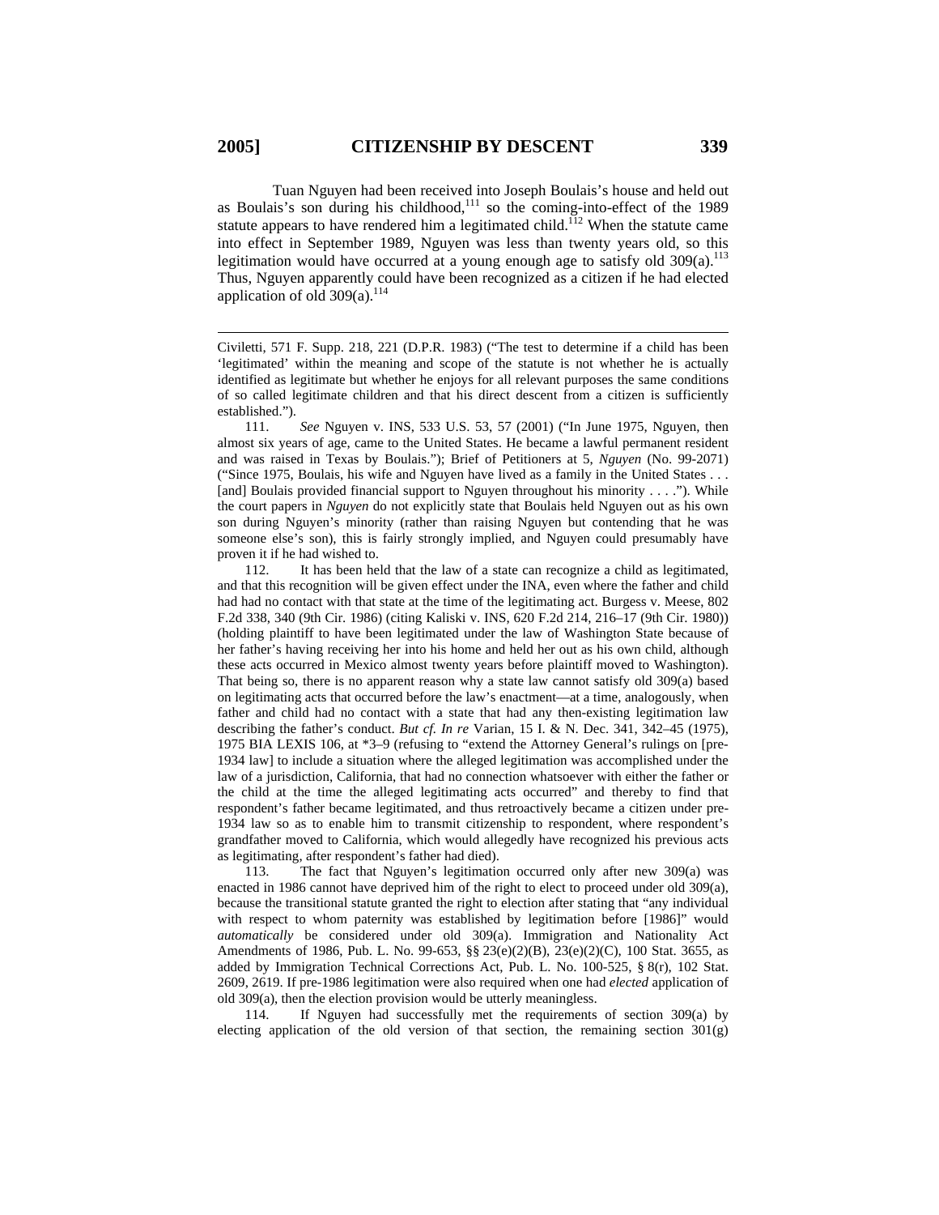Tuan Nguyen had been received into Joseph Boulais's house and held out as Boulais's son during his childhood,[111] so the coming-into-effect of the 1989 statute appears to have rendered him a legitimated child.[112] When the statute came into effect in September 1989, Nguyen was less than twenty years old, so this legitimation would have occurred at a young enough age to satisfy old 309(a).[113] Thus, Nguyen apparently could have been recognized as a citizen if he had elected application of old 309(a).[114]

---

Civiletti, 571 F. Supp. 218, 221 (D.P.R. 1983) ("The test to determine if a child has been 'legitimated' within the meaning and scope of the statute is not whether he is actually identified as legitimate but whether he enjoys for all relevant purposes the same conditions of so called legitimate children and that his direct descent from a citizen is sufficiently established.").

111. *See* Nguyen v. INS, 533 U.S. 53, 57 (2001) ("In June 1975, Nguyen, then almost six years of age, came to the United States. He became a lawful permanent resident and was raised in Texas by Boulais."); Brief of Petitioners at 5, *Nguyen* (No. 99-2071) ("Since 1975, Boulais, his wife and Nguyen have lived as a family in the United States . . . [and] Boulais provided financial support to Nguyen throughout his minority . . . ."). While the court papers in *Nguyen* do not explicitly state that Boulais held Nguyen out as his own son during Nguyen's minority (rather than raising Nguyen but contending that he was someone else's son), this is fairly strongly implied, and Nguyen could presumably have proven it if he had wished to.

112. It has been held that the law of a state can recognize a child as legitimated, and that this recognition will be given effect under the INA, even where the father and child had had no contact with that state at the time of the legitimating act. Burgess v. Meese, 802 F.2d 338, 340 (9th Cir. 1986) (citing Kaliski v. INS, 620 F.2d 214, 216–17 (9th Cir. 1980)) (holding plaintiff to have been legitimated under the law of Washington State because of her father's having receiving her into his home and held her out as his own child, although these acts occurred in Mexico almost twenty years before plaintiff moved to Washington). That being so, there is no apparent reason why a state law cannot satisfy old 309(a) based on legitimating acts that occurred before the law's enactment—at a time, analogously, when father and child had no contact with a state that had any then-existing legitimation law describing the father's conduct. *But cf. In re* Varian, 15 I. & N. Dec. 341, 342–45 (1975), 1975 BIA LEXIS 106, at *3–9 (refusing to "extend the Attorney General's rulings on [pre-1934 law] to include a situation where the alleged legitimation was accomplished under the law of a jurisdiction, California, that had no connection whatsoever with either the father or the child at the time the alleged legitimating acts occurred" and thereby to find that respondent's father became legitimated, and thus retroactively became a citizen under pre-1934 law so as to enable him to transmit citizenship to respondent, where respondent's grandfather moved to California, which would allegedly have recognized his previous acts as legitimating, after respondent's father had died).

113. The fact that Nguyen's legitimation occurred only after new 309(a) was enacted in 1986 cannot have deprived him of the right to elect to proceed under old 309(a), because the transitional statute granted the right to election after stating that "any individual with respect to whom paternity was established by legitimation before [1986]" would *automatically* be considered under old 309(a). Immigration and Nationality Act Amendments of 1986, Pub. L. No. 99-653, §§ 23(e)(2)(B), 23(e)(2)(C), 100 Stat. 3655, as added by Immigration Technical Corrections Act, Pub. L. No. 100-525, § 8(r), 102 Stat. 2609, 2619. If pre-1986 legitimation were also required when one had *elected* application of old 309(a), then the election provision would be utterly meaningless.

114. If Nguyen had successfully met the requirements of section 309(a) by electing application of the old version of that section, the remaining section 301(g)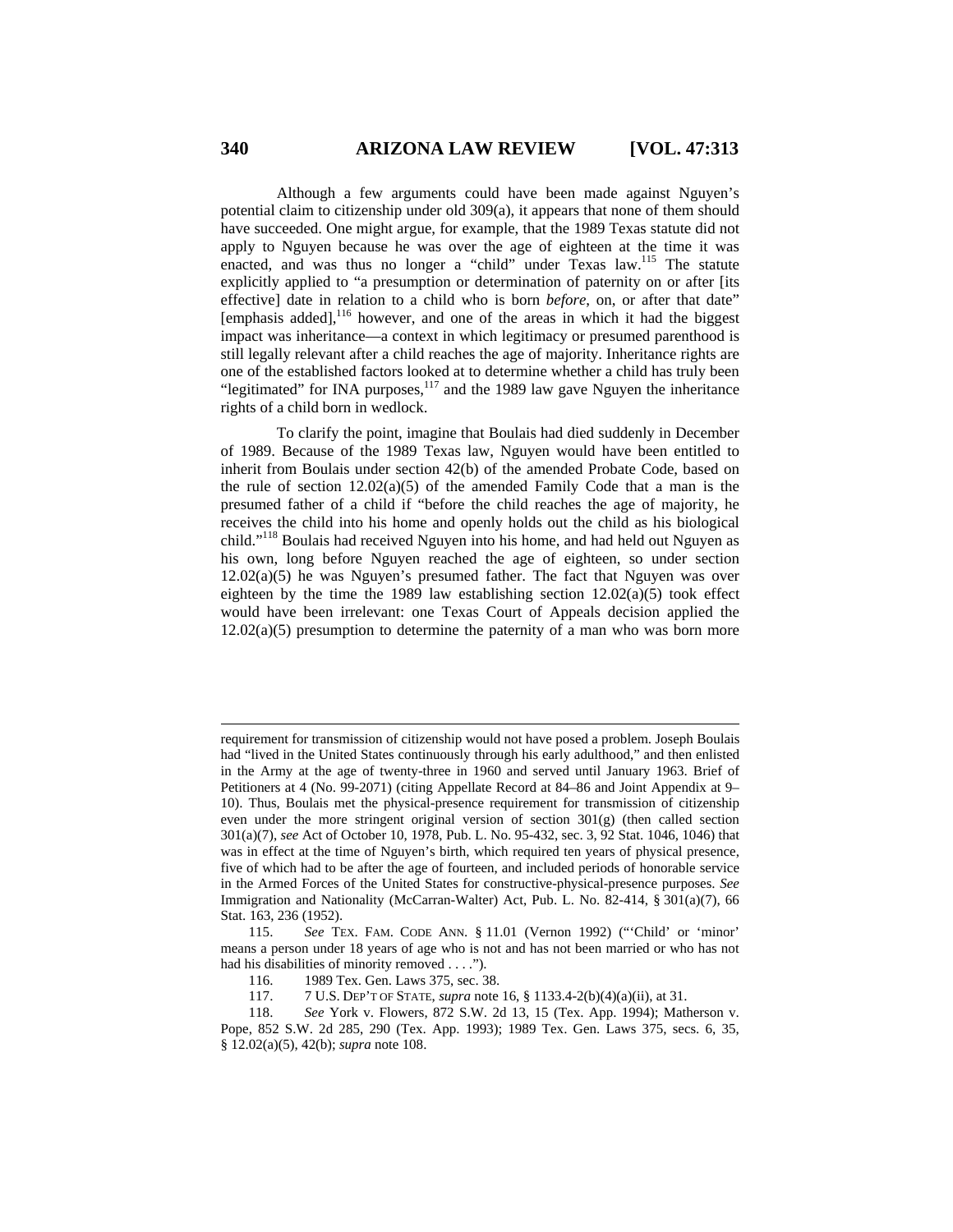Although a few arguments could have been made against Nguyen's potential claim to citizenship under old 309(a), it appears that none of them should have succeeded. One might argue, for example, that the 1989 Texas statute did not apply to Nguyen because he was over the age of eighteen at the time it was enacted, and was thus no longer a "child" under Texas law.[115] The statute explicitly applied to "a presumption or determination of paternity on or after [its effective] date in relation to a child who is born *before*, on, or after that date" [emphasis added],[116] however, and one of the areas in which it had the biggest impact was inheritance—a context in which legitimacy or presumed parenthood is still legally relevant after a child reaches the age of majority. Inheritance rights are one of the established factors looked at to determine whether a child has truly been "legitimated" for INA purposes,[117] and the 1989 law gave Nguyen the inheritance rights of a child born in wedlock.

To clarify the point, imagine that Boulais had died suddenly in December of 1989. Because of the 1989 Texas law, Nguyen would have been entitled to inherit from Boulais under section 42(b) of the amended Probate Code, based on the rule of section 12.02(a)(5) of the amended Family Code that a man is the presumed father of a child if "before the child reaches the age of majority, he receives the child into his home and openly holds out the child as his biological child."[118] Boulais had received Nguyen into his home, and had held out Nguyen as his own, long before Nguyen reached the age of eighteen, so under section 12.02(a)(5) he was Nguyen's presumed father. The fact that Nguyen was over eighteen by the time the 1989 law establishing section 12.02(a)(5) took effect would have been irrelevant: one Texas Court of Appeals decision applied the 12.02(a)(5) presumption to determine the paternity of a man who was born more

---

requirement for transmission of citizenship would not have posed a problem. Joseph Boulais had "lived in the United States continuously through his early adulthood," and then enlisted in the Army at the age of twenty-three in 1960 and served until January 1963. Brief of Petitioners at 4 (No. 99-2071) (citing Appellate Record at 84–86 and Joint Appendix at 9–10). Thus, Boulais met the physical-presence requirement for transmission of citizenship even under the more stringent original version of section 301(g) (then called section 301(a)(7), *see* Act of October 10, 1978, Pub. L. No. 95-432, sec. 3, 92 Stat. 1046, 1046) that was in effect at the time of Nguyen's birth, which required ten years of physical presence, five of which had to be after the age of fourteen, and included periods of honorable service in the Armed Forces of the United States for constructive-physical-presence purposes. *See* Immigration and Nationality (McCarran-Walter) Act, Pub. L. No. 82-414, § 301(a)(7), 66 Stat. 163, 236 (1952).

115. *See* TEX. FAM. CODE ANN. § 11.01 (Vernon 1992) ("'Child' or 'minor' means a person under 18 years of age who is not and has not been married or who has not had his disabilities of minority removed . . . .").

116. 1989 Tex. Gen. Laws 375, sec. 38.

117. 7 U.S. DEP'T OF STATE, *supra* note 16, § 1133.4-2(b)(4)(a)(ii), at 31.

118. *See* York v. Flowers, 872 S.W. 2d 13, 15 (Tex. App. 1994); Matherson v. Pope, 852 S.W. 2d 285, 290 (Tex. App. 1993); 1989 Tex. Gen. Laws 375, secs. 6, 35, § 12.02(a)(5), 42(b); *supra* note 108.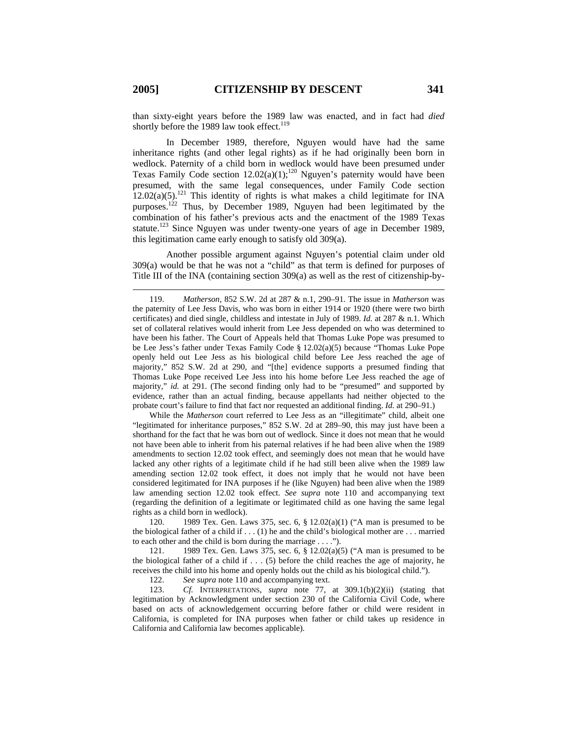than sixty-eight years before the 1989 law was enacted, and in fact had *died* shortly before the 1989 law took effect.[119]

In December 1989, therefore, Nguyen would have had the same inheritance rights (and other legal rights) as if he had originally been born in wedlock. Paternity of a child born in wedlock would have been presumed under Texas Family Code section 12.02(a)(1);[120] Nguyen's paternity would have been presumed, with the same legal consequences, under Family Code section 12.02(a)(5).[121] This identity of rights is what makes a child legitimate for INA purposes.[122] Thus, by December 1989, Nguyen had been legitimated by the combination of his father's previous acts and the enactment of the 1989 Texas statute.[123] Since Nguyen was under twenty-one years of age in December 1989, this legitimation came early enough to satisfy old 309(a).

Another possible argument against Nguyen's potential claim under old 309(a) would be that he was not a "child" as that term is defined for purposes of Title III of the INA (containing section 309(a) as well as the rest of citizenship-by-

---

119. *Matherson*, 852 S.W. 2d at 287 & n.1, 290–91. The issue in *Matherson* was the paternity of Lee Jess Davis, who was born in either 1914 or 1920 (there were two birth certificates) and died single, childless and intestate in July of 1989. *Id.* at 287 & n.1. Which set of collateral relatives would inherit from Lee Jess depended on who was determined to have been his father. The Court of Appeals held that Thomas Luke Pope was presumed to be Lee Jess's father under Texas Family Code § 12.02(a)(5) because "Thomas Luke Pope openly held out Lee Jess as his biological child before Lee Jess reached the age of majority," 852 S.W. 2d at 290, and "[the] evidence supports a presumed finding that Thomas Luke Pope received Lee Jess into his home before Lee Jess reached the age of majority," *id.* at 291. (The second finding only had to be "presumed" and supported by evidence, rather than an actual finding, because appellants had neither objected to the probate court's failure to find that fact nor requested an additional finding. *Id.* at 290–91.)

While the *Matherson* court referred to Lee Jess as an "illegitimate" child, albeit one "legitimated for inheritance purposes," 852 S.W. 2d at 289–90, this may just have been a shorthand for the fact that he was born out of wedlock. Since it does not mean that he would not have been able to inherit from his paternal relatives if he had been alive when the 1989 amendments to section 12.02 took effect, and seemingly does not mean that he would have lacked any other rights of a legitimate child if he had still been alive when the 1989 law amending section 12.02 took effect, it does not imply that he would not have been considered legitimated for INA purposes if he (like Nguyen) had been alive when the 1989 law amending section 12.02 took effect. *See supra* note 110 and accompanying text (regarding the definition of a legitimate or legitimated child as one having the same legal rights as a child born in wedlock).

120. 1989 Tex. Gen. Laws 375, sec. 6, § 12.02(a)(1) ("A man is presumed to be the biological father of a child if . . . (1) he and the child's biological mother are . . . married to each other and the child is born during the marriage . . . .").

121. 1989 Tex. Gen. Laws 375, sec. 6, § 12.02(a)(5) ("A man is presumed to be the biological father of a child if . . . (5) before the child reaches the age of majority, he receives the child into his home and openly holds out the child as his biological child.").

122. *See supra* note 110 and accompanying text.

123. *Cf.* INTERPRETATIONS, *supra* note 77, at 309.1(b)(2)(ii) (stating that legitimation by Acknowledgment under section 230 of the California Civil Code, where based on acts of acknowledgement occurring before father or child were resident in California, is completed for INA purposes when father or child takes up residence in California and California law becomes applicable).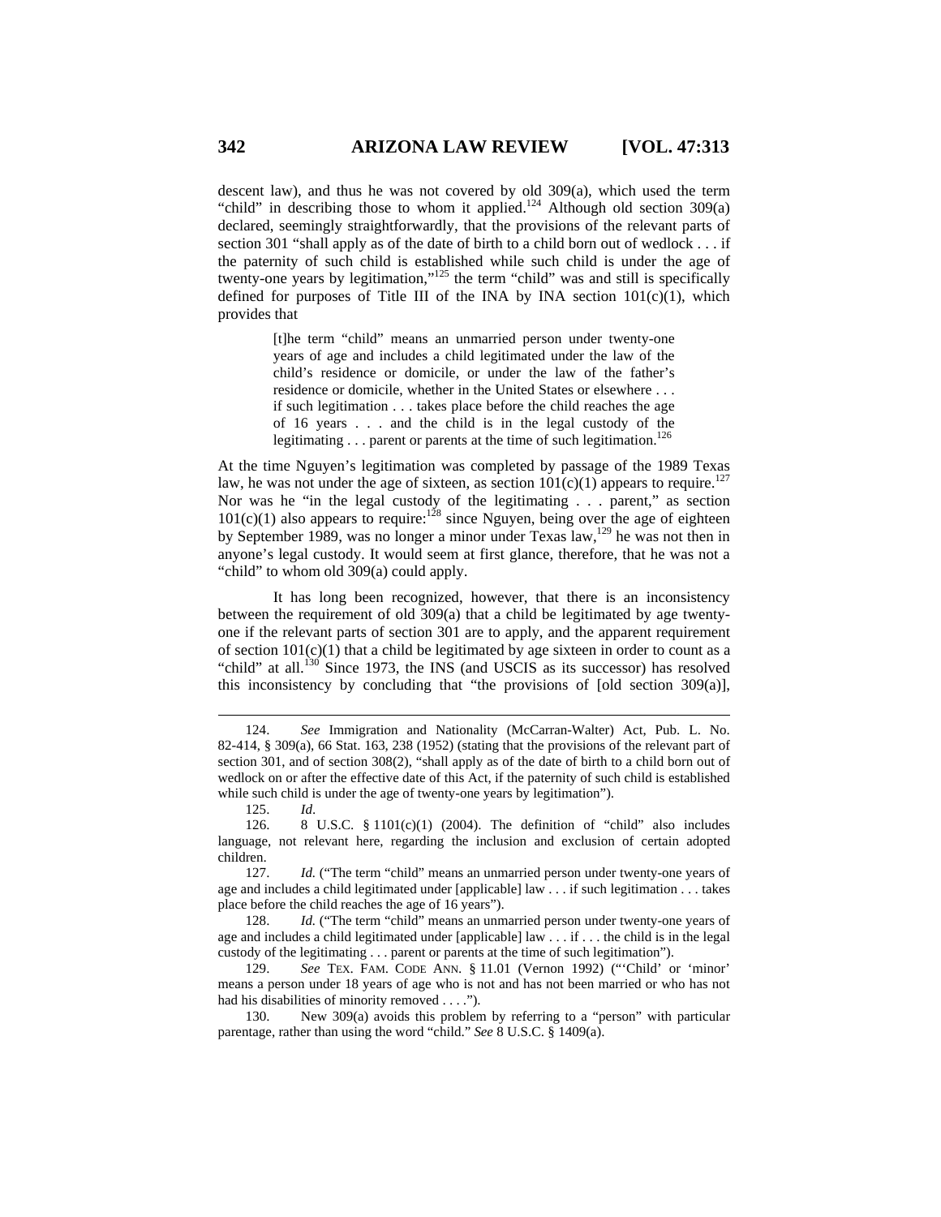descent law), and thus he was not covered by old 309(a), which used the term "child" in describing those to whom it applied.[124] Although old section 309(a) declared, seemingly straightforwardly, that the provisions of the relevant parts of section 301 "shall apply as of the date of birth to a child born out of wedlock . . . if the paternity of such child is established while such child is under the age of twenty-one years by legitimation,"[125] the term "child" was and still is specifically defined for purposes of Title III of the INA by INA section 101(c)(1), which provides that

> [t]he term "child" means an unmarried person under twenty-one years of age and includes a child legitimated under the law of the child's residence or domicile, or under the law of the father's residence or domicile, whether in the United States or elsewhere . . . if such legitimation . . . takes place before the child reaches the age of 16 years . . . and the child is in the legal custody of the legitimating . . . parent or parents at the time of such legitimation.[126]

At the time Nguyen's legitimation was completed by passage of the 1989 Texas law, he was not under the age of sixteen, as section 101(c)(1) appears to require.[127] Nor was he "in the legal custody of the legitimating . . . parent," as section 101(c)(1) also appears to require:[128] since Nguyen, being over the age of eighteen by September 1989, was no longer a minor under Texas law,[129] he was not then in anyone's legal custody. It would seem at first glance, therefore, that he was not a "child" to whom old 309(a) could apply.

It has long been recognized, however, that there is an inconsistency between the requirement of old 309(a) that a child be legitimated by age twenty-one if the relevant parts of section 301 are to apply, and the apparent requirement of section 101(c)(1) that a child be legitimated by age sixteen in order to count as a "child" at all.[130] Since 1973, the INS (and USCIS as its successor) has resolved this inconsistency by concluding that "the provisions of [old section 309(a)],

---

124. *See* Immigration and Nationality (McCarran-Walter) Act, Pub. L. No. 82-414, § 309(a), 66 Stat. 163, 238 (1952) (stating that the provisions of the relevant part of section 301, and of section 308(2), "shall apply as of the date of birth to a child born out of wedlock on or after the effective date of this Act, if the paternity of such child is established while such child is under the age of twenty-one years by legitimation").

125. *Id*.

126. 8 U.S.C. § 1101(c)(1) (2004). The definition of "child" also includes language, not relevant here, regarding the inclusion and exclusion of certain adopted children.

127. *Id.* ("The term "child" means an unmarried person under twenty-one years of age and includes a child legitimated under [applicable] law . . . if such legitimation . . . takes place before the child reaches the age of 16 years").

128. *Id.* ("The term "child" means an unmarried person under twenty-one years of age and includes a child legitimated under [applicable] law . . . if . . . the child is in the legal custody of the legitimating . . . parent or parents at the time of such legitimation").

129. *See* TEX. FAM. CODE ANN. § 11.01 (Vernon 1992) ("'Child' or 'minor' means a person under 18 years of age who is not and has not been married or who has not had his disabilities of minority removed . . . .").

130. New 309(a) avoids this problem by referring to a "person" with particular parentage, rather than using the word "child." *See* 8 U.S.C. § 1409(a).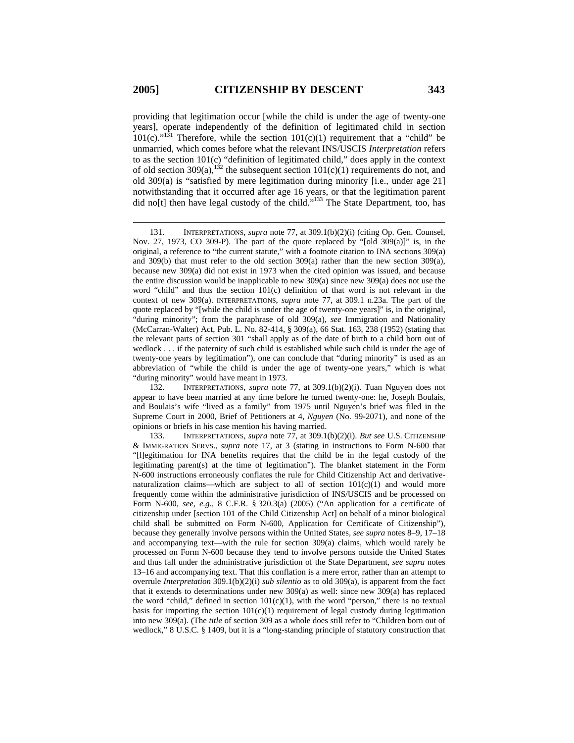providing that legitimation occur [while the child is under the age of twenty-one years], operate independently of the definition of legitimated child in section 101(c)."[131] Therefore, while the section 101(c)(1) requirement that a "child" be unmarried, which comes before what the relevant INS/USCIS *Interpretation* refers to as the section 101(c) "definition of legitimated child," does apply in the context of old section 309(a),[132] the subsequent section 101(c)(1) requirements do not, and old 309(a) is "satisfied by mere legitimation during minority [i.e., under age 21] notwithstanding that it occurred after age 16 years, or that the legitimation parent did no[t] then have legal custody of the child."[133] The State Department, too, has

---

131. INTERPRETATIONS, *supra* note 77, at 309.1(b)(2)(i) (citing Op. Gen. Counsel, Nov. 27, 1973, CO 309-P). The part of the quote replaced by "[old 309(a)]" is, in the original, a reference to "the current statute," with a footnote citation to INA sections 309(a) and 309(b) that must refer to the old section 309(a) rather than the new section 309(a), because new 309(a) did not exist in 1973 when the cited opinion was issued, and because the entire discussion would be inapplicable to new 309(a) since new 309(a) does not use the word "child" and thus the section 101(c) definition of that word is not relevant in the context of new 309(a). INTERPRETATIONS, *supra* note 77, at 309.1 n.23a. The part of the quote replaced by "[while the child is under the age of twenty-one years]" is, in the original, "during minority"; from the paraphrase of old 309(a), *see* Immigration and Nationality (McCarran-Walter) Act, Pub. L. No. 82-414, § 309(a), 66 Stat. 163, 238 (1952) (stating that the relevant parts of section 301 "shall apply as of the date of birth to a child born out of wedlock . . . if the paternity of such child is established while such child is under the age of twenty-one years by legitimation"), one can conclude that "during minority" is used as an abbreviation of "while the child is under the age of twenty-one years," which is what "during minority" would have meant in 1973.

132. INTERPRETATIONS, *supra* note 77, at 309.1(b)(2)(i). Tuan Nguyen does not appear to have been married at any time before he turned twenty-one: he, Joseph Boulais, and Boulais's wife "lived as a family" from 1975 until Nguyen's brief was filed in the Supreme Court in 2000, Brief of Petitioners at 4, *Nguyen* (No. 99-2071), and none of the opinions or briefs in his case mention his having married.

133. INTERPRETATIONS, *supra* note 77, at 309.1(b)(2)(i). *But see* U.S. CITIZENSHIP & IMMIGRATION SERVS., *supra* note 17, at 3 (stating in instructions to Form N-600 that "[l]egitimation for INA benefits requires that the child be in the legal custody of the legitimating parent(s) at the time of legitimation"). The blanket statement in the Form N-600 instructions erroneously conflates the rule for Child Citizenship Act and derivative-naturalization claims—which are subject to all of section 101(c)(1) and would more frequently come within the administrative jurisdiction of INS/USCIS and be processed on Form N-600, *see, e.g.*, 8 C.F.R. § 320.3(a) (2005) ("An application for a certificate of citizenship under [section 101 of the Child Citizenship Act] on behalf of a minor biological child shall be submitted on Form N-600, Application for Certificate of Citizenship"), because they generally involve persons within the United States, *see supra* notes 8–9, 17–18 and accompanying text—with the rule for section 309(a) claims, which would rarely be processed on Form N-600 because they tend to involve persons outside the United States and thus fall under the administrative jurisdiction of the State Department, *see supra* notes 13–16 and accompanying text. That this conflation is a mere error, rather than an attempt to overrule *Interpretation* 309.1(b)(2)(i) *sub silentio* as to old 309(a), is apparent from the fact that it extends to determinations under new 309(a) as well: since new 309(a) has replaced the word "child," defined in section 101(c)(1), with the word "person," there is no textual basis for importing the section 101(c)(1) requirement of legal custody during legitimation into new 309(a). (The *title* of section 309 as a whole does still refer to "Children born out of wedlock," 8 U.S.C. § 1409, but it is a "long-standing principle of statutory construction that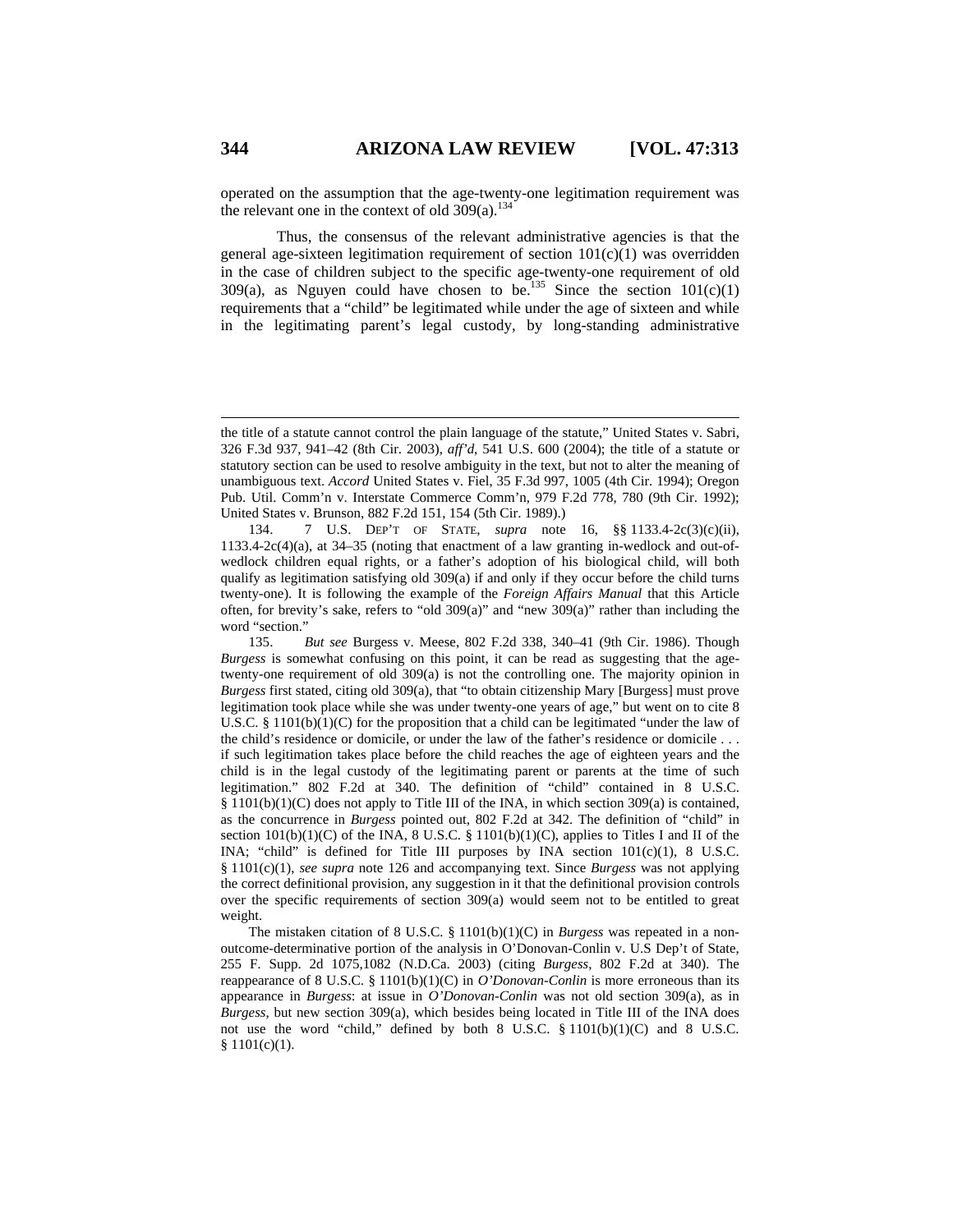operated on the assumption that the age-twenty-one legitimation requirement was the relevant one in the context of old 309(a).[134]

Thus, the consensus of the relevant administrative agencies is that the general age-sixteen legitimation requirement of section 101(c)(1) was overridden in the case of children subject to the specific age-twenty-one requirement of old 309(a), as Nguyen could have chosen to be.[135] Since the section 101(c)(1) requirements that a "child" be legitimated while under the age of sixteen and while in the legitimating parent's legal custody, by long-standing administrative

---

the title of a statute cannot control the plain language of the statute," United States v. Sabri, 326 F.3d 937, 941–42 (8th Cir. 2003), *aff'd*, 541 U.S. 600 (2004); the title of a statute or statutory section can be used to resolve ambiguity in the text, but not to alter the meaning of unambiguous text. *Accord* United States v. Fiel, 35 F.3d 997, 1005 (4th Cir. 1994); Oregon Pub. Util. Comm'n v. Interstate Commerce Comm'n, 979 F.2d 778, 780 (9th Cir. 1992); United States v. Brunson, 882 F.2d 151, 154 (5th Cir. 1989).)

134. 7 U.S. DEP'T OF STATE, *supra* note 16, §§ 1133.4-2c(3)(c)(ii), 1133.4-2c(4)(a), at 34–35 (noting that enactment of a law granting in-wedlock and out-of-wedlock children equal rights, or a father's adoption of his biological child, will both qualify as legitimation satisfying old 309(a) if and only if they occur before the child turns twenty-one). It is following the example of the *Foreign Affairs Manual* that this Article often, for brevity's sake, refers to "old 309(a)" and "new 309(a)" rather than including the word "section."

135. *But see* Burgess v. Meese, 802 F.2d 338, 340–41 (9th Cir. 1986). Though *Burgess* is somewhat confusing on this point, it can be read as suggesting that the age-twenty-one requirement of old 309(a) is not the controlling one. The majority opinion in *Burgess* first stated, citing old 309(a), that "to obtain citizenship Mary [Burgess] must prove legitimation took place while she was under twenty-one years of age," but went on to cite 8 U.S.C. § 1101(b)(1)(C) for the proposition that a child can be legitimated "under the law of the child's residence or domicile, or under the law of the father's residence or domicile . . . if such legitimation takes place before the child reaches the age of eighteen years and the child is in the legal custody of the legitimating parent or parents at the time of such legitimation." 802 F.2d at 340. The definition of "child" contained in 8 U.S.C. § 1101(b)(1)(C) does not apply to Title III of the INA, in which section 309(a) is contained, as the concurrence in *Burgess* pointed out, 802 F.2d at 342. The definition of "child" in section 101(b)(1)(C) of the INA, 8 U.S.C. § 1101(b)(1)(C), applies to Titles I and II of the INA; "child" is defined for Title III purposes by INA section 101(c)(1), 8 U.S.C. § 1101(c)(1), *see supra* note 126 and accompanying text. Since *Burgess* was not applying the correct definitional provision, any suggestion in it that the definitional provision controls over the specific requirements of section 309(a) would seem not to be entitled to great weight.

The mistaken citation of 8 U.S.C. § 1101(b)(1)(C) in *Burgess* was repeated in a non-outcome-determinative portion of the analysis in O'Donovan-Conlin v. U.S Dep't of State, 255 F. Supp. 2d 1075,1082 (N.D.Ca. 2003) (citing *Burgess*, 802 F.2d at 340). The reappearance of 8 U.S.C. § 1101(b)(1)(C) in *O'Donovan-Conlin* is more erroneous than its appearance in *Burgess*: at issue in *O'Donovan-Conlin* was not old section 309(a), as in *Burgess*, but new section 309(a), which besides being located in Title III of the INA does not use the word "child," defined by both 8 U.S.C. § 1101(b)(1)(C) and 8 U.S.C. § 1101(c)(1).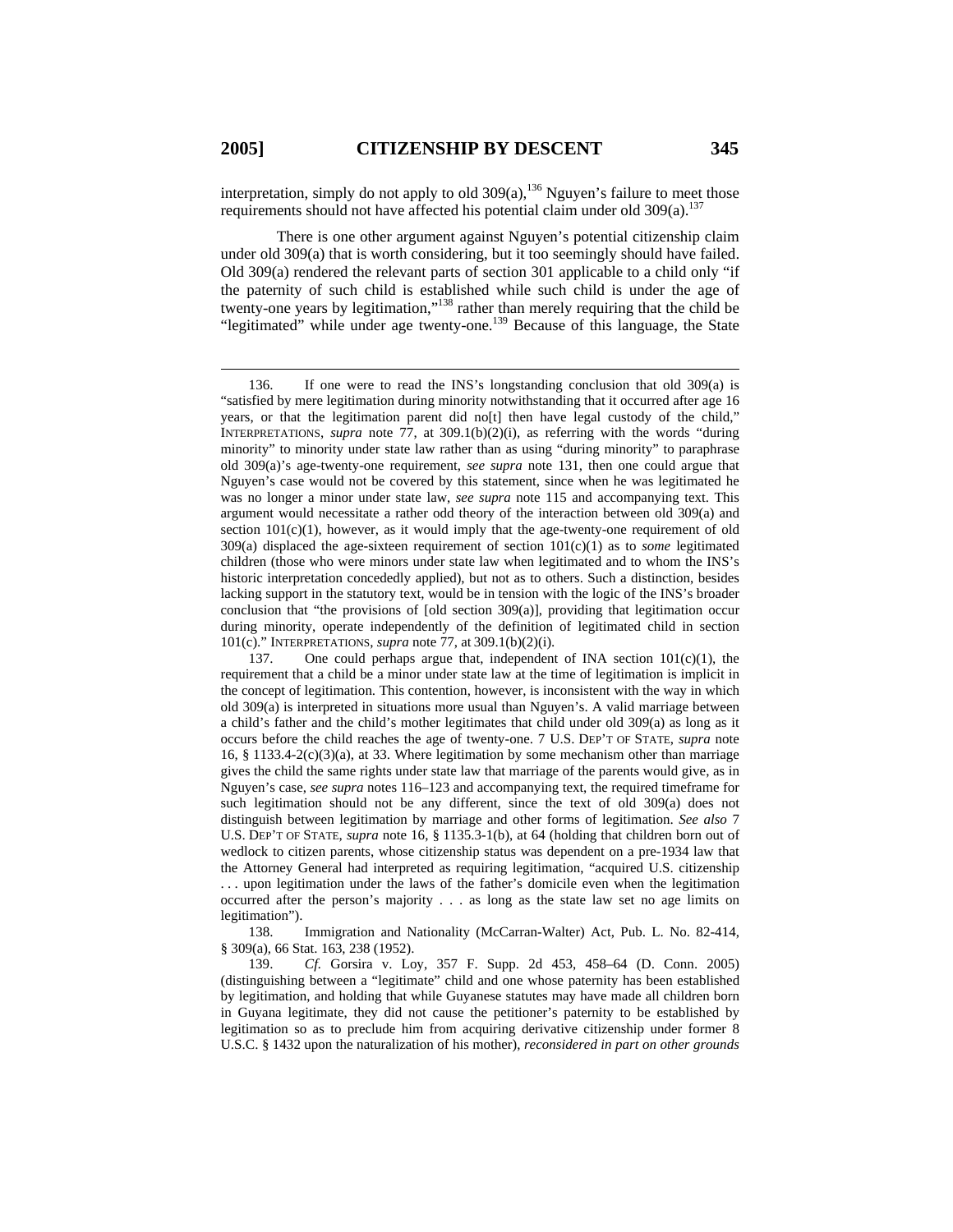interpretation, simply do not apply to old 309(a),[136] Nguyen's failure to meet those requirements should not have affected his potential claim under old 309(a).[137]

There is one other argument against Nguyen's potential citizenship claim under old 309(a) that is worth considering, but it too seemingly should have failed. Old 309(a) rendered the relevant parts of section 301 applicable to a child only "if the paternity of such child is established while such child is under the age of twenty-one years by legitimation,"[138] rather than merely requiring that the child be "legitimated" while under age twenty-one.[139] Because of this language, the State

---

136. If one were to read the INS's longstanding conclusion that old 309(a) is "satisfied by mere legitimation during minority notwithstanding that it occurred after age 16 years, or that the legitimation parent did no[t] then have legal custody of the child," INTERPRETATIONS, *supra* note 77, at 309.1(b)(2)(i), as referring with the words "during minority" to minority under state law rather than as using "during minority" to paraphrase old 309(a)'s age-twenty-one requirement, *see supra* note 131, then one could argue that Nguyen's case would not be covered by this statement, since when he was legitimated he was no longer a minor under state law, *see supra* note 115 and accompanying text. This argument would necessitate a rather odd theory of the interaction between old 309(a) and section 101(c)(1), however, as it would imply that the age-twenty-one requirement of old 309(a) displaced the age-sixteen requirement of section 101(c)(1) as to *some* legitimated children (those who were minors under state law when legitimated and to whom the INS's historic interpretation concededly applied), but not as to others. Such a distinction, besides lacking support in the statutory text, would be in tension with the logic of the INS's broader conclusion that "the provisions of [old section 309(a)], providing that legitimation occur during minority, operate independently of the definition of legitimated child in section 101(c)." INTERPRETATIONS, *supra* note 77, at 309.1(b)(2)(i).

137. One could perhaps argue that, independent of INA section 101(c)(1), the requirement that a child be a minor under state law at the time of legitimation is implicit in the concept of legitimation. This contention, however, is inconsistent with the way in which old 309(a) is interpreted in situations more usual than Nguyen's. A valid marriage between a child's father and the child's mother legitimates that child under old 309(a) as long as it occurs before the child reaches the age of twenty-one. 7 U.S. DEP'T OF STATE, *supra* note 16, § 1133.4-2(c)(3)(a), at 33. Where legitimation by some mechanism other than marriage gives the child the same rights under state law that marriage of the parents would give, as in Nguyen's case, *see supra* notes 116–123 and accompanying text, the required timeframe for such legitimation should not be any different, since the text of old 309(a) does not distinguish between legitimation by marriage and other forms of legitimation. *See also* 7 U.S. DEP'T OF STATE, *supra* note 16, § 1135.3-1(b), at 64 (holding that children born out of wedlock to citizen parents, whose citizenship status was dependent on a pre-1934 law that the Attorney General had interpreted as requiring legitimation, "acquired U.S. citizenship . . . upon legitimation under the laws of the father's domicile even when the legitimation occurred after the person's majority . . . as long as the state law set no age limits on legitimation").

138. Immigration and Nationality (McCarran-Walter) Act, Pub. L. No. 82-414, § 309(a), 66 Stat. 163, 238 (1952).

139. *Cf.* Gorsira v. Loy, 357 F. Supp. 2d 453, 458–64 (D. Conn. 2005) (distinguishing between a "legitimate" child and one whose paternity has been established by legitimation, and holding that while Guyanese statutes may have made all children born in Guyana legitimate, they did not cause the petitioner's paternity to be established by legitimation so as to preclude him from acquiring derivative citizenship under former 8 U.S.C. § 1432 upon the naturalization of his mother), *reconsidered in part on other grounds*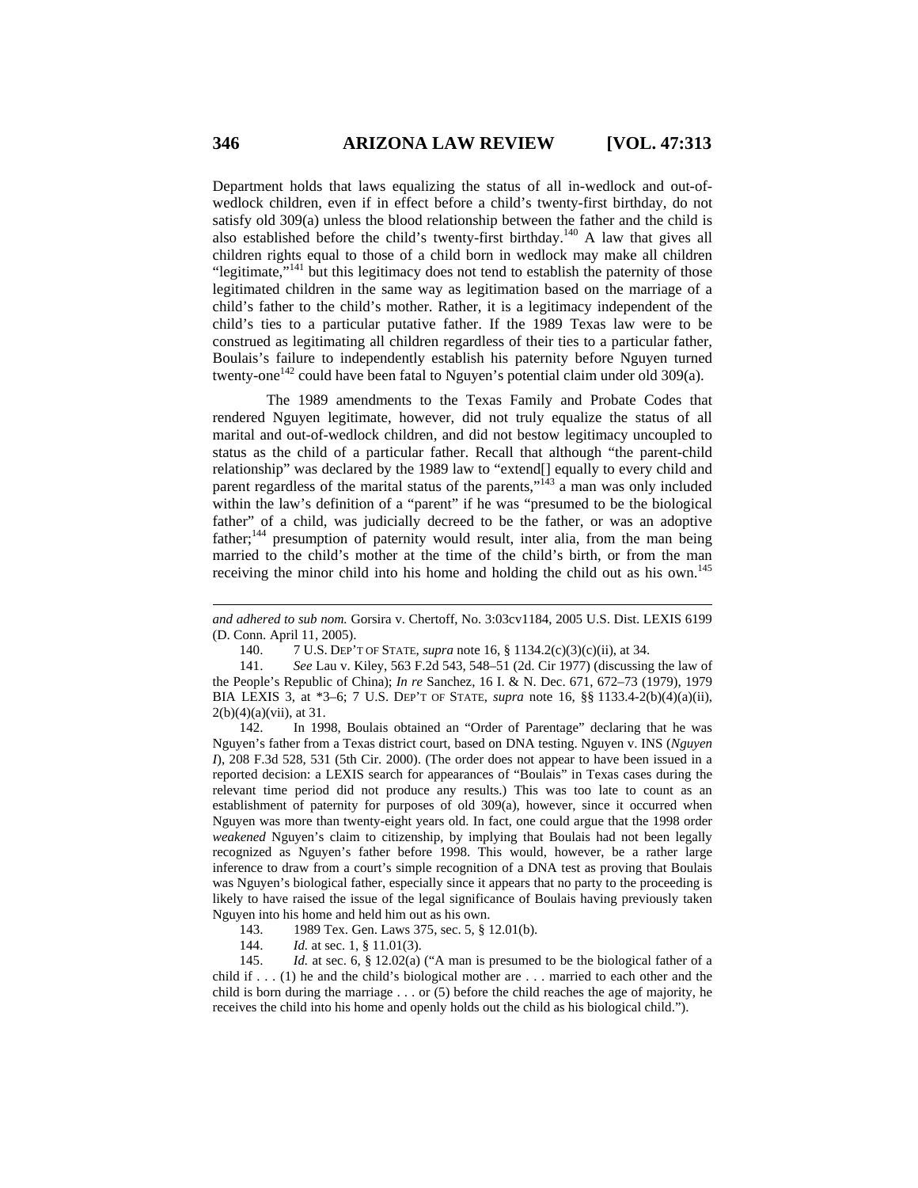Department holds that laws equalizing the status of all in-wedlock and out-of-wedlock children, even if in effect before a child's twenty-first birthday, do not satisfy old 309(a) unless the blood relationship between the father and the child is also established before the child's twenty-first birthday.[140] A law that gives all children rights equal to those of a child born in wedlock may make all children "legitimate,"[141] but this legitimacy does not tend to establish the paternity of those legitimated children in the same way as legitimation based on the marriage of a child's father to the child's mother. Rather, it is a legitimacy independent of the child's ties to a particular putative father. If the 1989 Texas law were to be construed as legitimating all children regardless of their ties to a particular father, Boulais's failure to independently establish his paternity before Nguyen turned twenty-one[142] could have been fatal to Nguyen's potential claim under old 309(a).

The 1989 amendments to the Texas Family and Probate Codes that rendered Nguyen legitimate, however, did not truly equalize the status of all marital and out-of-wedlock children, and did not bestow legitimacy uncoupled to status as the child of a particular father. Recall that although "the parent-child relationship" was declared by the 1989 law to "extend[] equally to every child and parent regardless of the marital status of the parents,"[143] a man was only included within the law's definition of a "parent" if he was "presumed to be the biological father" of a child, was judicially decreed to be the father, or was an adoptive father;[144] presumption of paternity would result, inter alia, from the man being married to the child's mother at the time of the child's birth, or from the man receiving the minor child into his home and holding the child out as his own.[145]

---

*and adhered to sub nom.* Gorsira v. Chertoff, No. 3:03cv1184, 2005 U.S. Dist. LEXIS 6199 (D. Conn. April 11, 2005).

140. 7 U.S. DEP'T OF STATE, *supra* note 16, § 1134.2(c)(3)(c)(ii), at 34.

141. *See* Lau v. Kiley, 563 F.2d 543, 548–51 (2d. Cir 1977) (discussing the law of the People's Republic of China); *In re* Sanchez, 16 I. & N. Dec. 671, 672–73 (1979), 1979 BIA LEXIS 3, at *3–6; 7 U.S. DEP'T OF STATE, *supra* note 16, §§ 1133.4-2(b)(4)(a)(ii), 2(b)(4)(a)(vii), at 31.

142. In 1998, Boulais obtained an "Order of Parentage" declaring that he was Nguyen's father from a Texas district court, based on DNA testing. Nguyen v. INS (*Nguyen I*), 208 F.3d 528, 531 (5th Cir. 2000). (The order does not appear to have been issued in a reported decision: a LEXIS search for appearances of "Boulais" in Texas cases during the relevant time period did not produce any results.) This was too late to count as an establishment of paternity for purposes of old 309(a), however, since it occurred when Nguyen was more than twenty-eight years old. In fact, one could argue that the 1998 order *weakened* Nguyen's claim to citizenship, by implying that Boulais had not been legally recognized as Nguyen's father before 1998. This would, however, be a rather large inference to draw from a court's simple recognition of a DNA test as proving that Boulais was Nguyen's biological father, especially since it appears that no party to the proceeding is likely to have raised the issue of the legal significance of Boulais having previously taken Nguyen into his home and held him out as his own.

143. 1989 Tex. Gen. Laws 375, sec. 5, § 12.01(b).

144. *Id.* at sec. 1, § 11.01(3).

145. *Id.* at sec. 6, § 12.02(a) ("A man is presumed to be the biological father of a child if . . . (1) he and the child's biological mother are . . . married to each other and the child is born during the marriage . . . or (5) before the child reaches the age of majority, he receives the child into his home and openly holds out the child as his biological child.").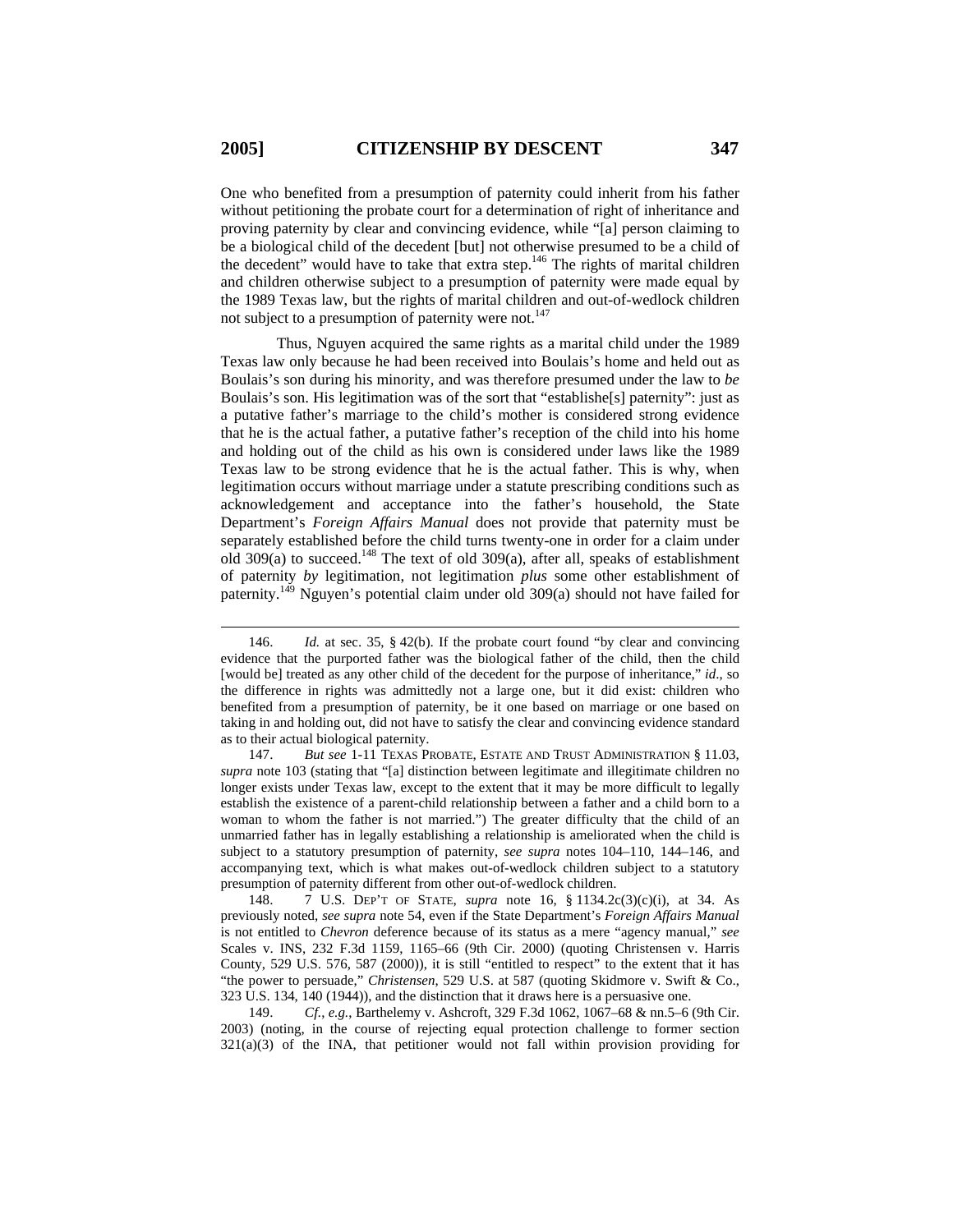One who benefited from a presumption of paternity could inherit from his father without petitioning the probate court for a determination of right of inheritance and proving paternity by clear and convincing evidence, while "[a] person claiming to be a biological child of the decedent [but] not otherwise presumed to be a child of the decedent" would have to take that extra step.[146] The rights of marital children and children otherwise subject to a presumption of paternity were made equal by the 1989 Texas law, but the rights of marital children and out-of-wedlock children not subject to a presumption of paternity were not.[147]

Thus, Nguyen acquired the same rights as a marital child under the 1989 Texas law only because he had been received into Boulais's home and held out as Boulais's son during his minority, and was therefore presumed under the law to *be* Boulais's son. His legitimation was of the sort that "establishe[s] paternity": just as a putative father's marriage to the child's mother is considered strong evidence that he is the actual father, a putative father's reception of the child into his home and holding out of the child as his own is considered under laws like the 1989 Texas law to be strong evidence that he is the actual father. This is why, when legitimation occurs without marriage under a statute prescribing conditions such as acknowledgement and acceptance into the father's household, the State Department's *Foreign Affairs Manual* does not provide that paternity must be separately established before the child turns twenty-one in order for a claim under old 309(a) to succeed.[148] The text of old 309(a), after all, speaks of establishment of paternity *by* legitimation, not legitimation *plus* some other establishment of paternity.[149] Nguyen's potential claim under old 309(a) should not have failed for

---

146. *Id.* at sec. 35, § 42(b). If the probate court found "by clear and convincing evidence that the purported father was the biological father of the child, then the child [would be] treated as any other child of the decedent for the purpose of inheritance," *id.*, so the difference in rights was admittedly not a large one, but it did exist: children who benefited from a presumption of paternity, be it one based on marriage or one based on taking in and holding out, did not have to satisfy the clear and convincing evidence standard as to their actual biological paternity.

147. *But see* 1-11 TEXAS PROBATE, ESTATE AND TRUST ADMINISTRATION § 11.03, *supra* note 103 (stating that "[a] distinction between legitimate and illegitimate children no longer exists under Texas law, except to the extent that it may be more difficult to legally establish the existence of a parent-child relationship between a father and a child born to a woman to whom the father is not married.") The greater difficulty that the child of an unmarried father has in legally establishing a relationship is ameliorated when the child is subject to a statutory presumption of paternity, *see supra* notes 104–110, 144–146, and accompanying text, which is what makes out-of-wedlock children subject to a statutory presumption of paternity different from other out-of-wedlock children.

148. 7 U.S. DEP'T OF STATE, *supra* note 16, § 1134.2c(3)(c)(i), at 34. As previously noted, *see supra* note 54, even if the State Department's *Foreign Affairs Manual* is not entitled to *Chevron* deference because of its status as a mere "agency manual," *see* Scales v. INS, 232 F.3d 1159, 1165–66 (9th Cir. 2000) (quoting Christensen v. Harris County, 529 U.S. 576, 587 (2000)), it is still "entitled to respect" to the extent that it has "the power to persuade," *Christensen*, 529 U.S. at 587 (quoting Skidmore v. Swift & Co., 323 U.S. 134, 140 (1944)), and the distinction that it draws here is a persuasive one.

149. *Cf., e.g.*, Barthelemy v. Ashcroft, 329 F.3d 1062, 1067–68 & nn.5–6 (9th Cir. 2003) (noting, in the course of rejecting equal protection challenge to former section 321(a)(3) of the INA, that petitioner would not fall within provision providing for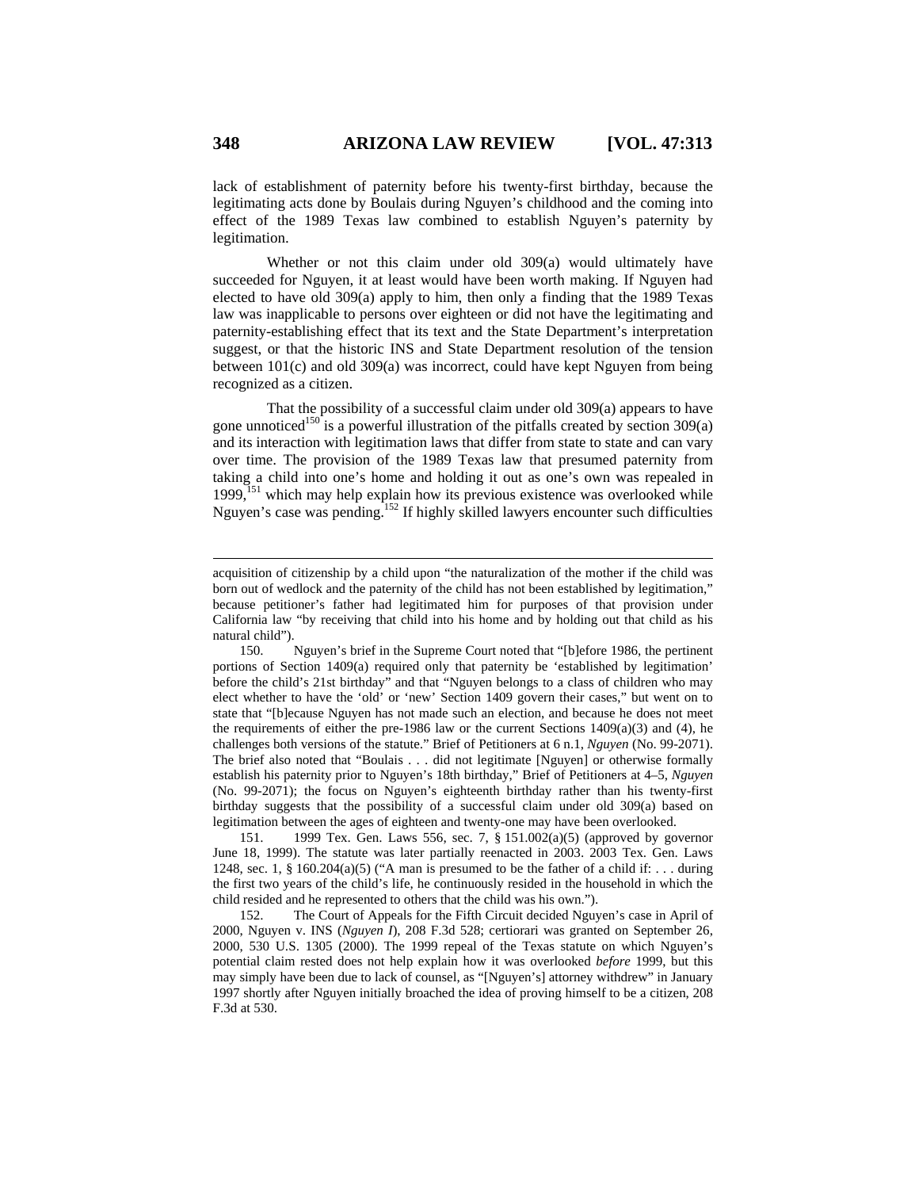lack of establishment of paternity before his twenty-first birthday, because the legitimating acts done by Boulais during Nguyen's childhood and the coming into effect of the 1989 Texas law combined to establish Nguyen's paternity by legitimation.

Whether or not this claim under old 309(a) would ultimately have succeeded for Nguyen, it at least would have been worth making. If Nguyen had elected to have old 309(a) apply to him, then only a finding that the 1989 Texas law was inapplicable to persons over eighteen or did not have the legitimating and paternity-establishing effect that its text and the State Department's interpretation suggest, or that the historic INS and State Department resolution of the tension between 101(c) and old 309(a) was incorrect, could have kept Nguyen from being recognized as a citizen.

That the possibility of a successful claim under old 309(a) appears to have gone unnoticed[150] is a powerful illustration of the pitfalls created by section 309(a) and its interaction with legitimation laws that differ from state to state and can vary over time. The provision of the 1989 Texas law that presumed paternity from taking a child into one's home and holding it out as one's own was repealed in 1999,[151] which may help explain how its previous existence was overlooked while Nguyen's case was pending.[152] If highly skilled lawyers encounter such difficulties

---

acquisition of citizenship by a child upon "the naturalization of the mother if the child was born out of wedlock and the paternity of the child has not been established by legitimation," because petitioner's father had legitimated him for purposes of that provision under California law "by receiving that child into his home and by holding out that child as his natural child").

150. Nguyen's brief in the Supreme Court noted that "[b]efore 1986, the pertinent portions of Section 1409(a) required only that paternity be 'established by legitimation' before the child's 21st birthday" and that "Nguyen belongs to a class of children who may elect whether to have the 'old' or 'new' Section 1409 govern their cases," but went on to state that "[b]ecause Nguyen has not made such an election, and because he does not meet the requirements of either the pre-1986 law or the current Sections 1409(a)(3) and (4), he challenges both versions of the statute." Brief of Petitioners at 6 n.1, *Nguyen* (No. 99-2071). The brief also noted that "Boulais . . . did not legitimate [Nguyen] or otherwise formally establish his paternity prior to Nguyen's 18th birthday," Brief of Petitioners at 4–5, *Nguyen* (No. 99-2071); the focus on Nguyen's eighteenth birthday rather than his twenty-first birthday suggests that the possibility of a successful claim under old 309(a) based on legitimation between the ages of eighteen and twenty-one may have been overlooked.

151. 1999 Tex. Gen. Laws 556, sec. 7, § 151.002(a)(5) (approved by governor June 18, 1999). The statute was later partially reenacted in 2003. 2003 Tex. Gen. Laws 1248, sec. 1, § 160.204(a)(5) ("A man is presumed to be the father of a child if: . . . during the first two years of the child's life, he continuously resided in the household in which the child resided and he represented to others that the child was his own.").

152. The Court of Appeals for the Fifth Circuit decided Nguyen's case in April of 2000, Nguyen v. INS (*Nguyen I*), 208 F.3d 528; certiorari was granted on September 26, 2000, 530 U.S. 1305 (2000). The 1999 repeal of the Texas statute on which Nguyen's potential claim rested does not help explain how it was overlooked *before* 1999, but this may simply have been due to lack of counsel, as "[Nguyen's] attorney withdrew" in January 1997 shortly after Nguyen initially broached the idea of proving himself to be a citizen, 208 F.3d at 530.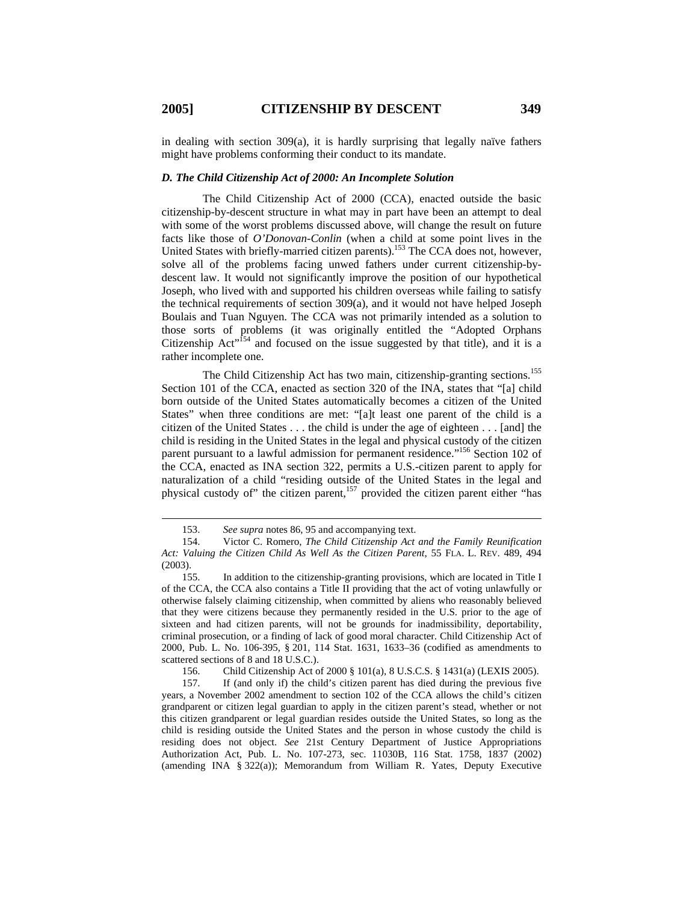in dealing with section 309(a), it is hardly surprising that legally naïve fathers might have problems conforming their conduct to its mandate.

### *D. The Child Citizenship Act of 2000: An Incomplete Solution*

The Child Citizenship Act of 2000 (CCA), enacted outside the basic citizenship-by-descent structure in what may in part have been an attempt to deal with some of the worst problems discussed above, will change the result on future facts like those of *O'Donovan-Conlin* (when a child at some point lives in the United States with briefly-married citizen parents).[153] The CCA does not, however, solve all of the problems facing unwed fathers under current citizenship-by-descent law. It would not significantly improve the position of our hypothetical Joseph, who lived with and supported his children overseas while failing to satisfy the technical requirements of section 309(a), and it would not have helped Joseph Boulais and Tuan Nguyen. The CCA was not primarily intended as a solution to those sorts of problems (it was originally entitled the "Adopted Orphans Citizenship Act"[154] and focused on the issue suggested by that title), and it is a rather incomplete one.

The Child Citizenship Act has two main, citizenship-granting sections.[155] Section 101 of the CCA, enacted as section 320 of the INA, states that "[a] child born outside of the United States automatically becomes a citizen of the United States" when three conditions are met: "[a]t least one parent of the child is a citizen of the United States . . . the child is under the age of eighteen . . . [and] the child is residing in the United States in the legal and physical custody of the citizen parent pursuant to a lawful admission for permanent residence."[156] Section 102 of the CCA, enacted as INA section 322, permits a U.S.-citizen parent to apply for naturalization of a child "residing outside of the United States in the legal and physical custody of" the citizen parent,[157] provided the citizen parent either "has

---

153. *See supra* notes 86, 95 and accompanying text.

154. Victor C. Romero, *The Child Citizenship Act and the Family Reunification Act: Valuing the Citizen Child As Well As the Citizen Parent*, 55 FLA. L. REV. 489, 494 (2003).

155. In addition to the citizenship-granting provisions, which are located in Title I of the CCA, the CCA also contains a Title II providing that the act of voting unlawfully or otherwise falsely claiming citizenship, when committed by aliens who reasonably believed that they were citizens because they permanently resided in the U.S. prior to the age of sixteen and had citizen parents, will not be grounds for inadmissibility, deportability, criminal prosecution, or a finding of lack of good moral character. Child Citizenship Act of 2000, Pub. L. No. 106-395, § 201, 114 Stat. 1631, 1633–36 (codified as amendments to scattered sections of 8 and 18 U.S.C.).

156. Child Citizenship Act of 2000 § 101(a), 8 U.S.C.S. § 1431(a) (LEXIS 2005).

157. If (and only if) the child's citizen parent has died during the previous five years, a November 2002 amendment to section 102 of the CCA allows the child's citizen grandparent or citizen legal guardian to apply in the citizen parent's stead, whether or not this citizen grandparent or legal guardian resides outside the United States, so long as the child is residing outside the United States and the person in whose custody the child is residing does not object. *See* 21st Century Department of Justice Appropriations Authorization Act, Pub. L. No. 107-273, sec. 11030B, 116 Stat. 1758, 1837 (2002) (amending INA § 322(a)); Memorandum from William R. Yates, Deputy Executive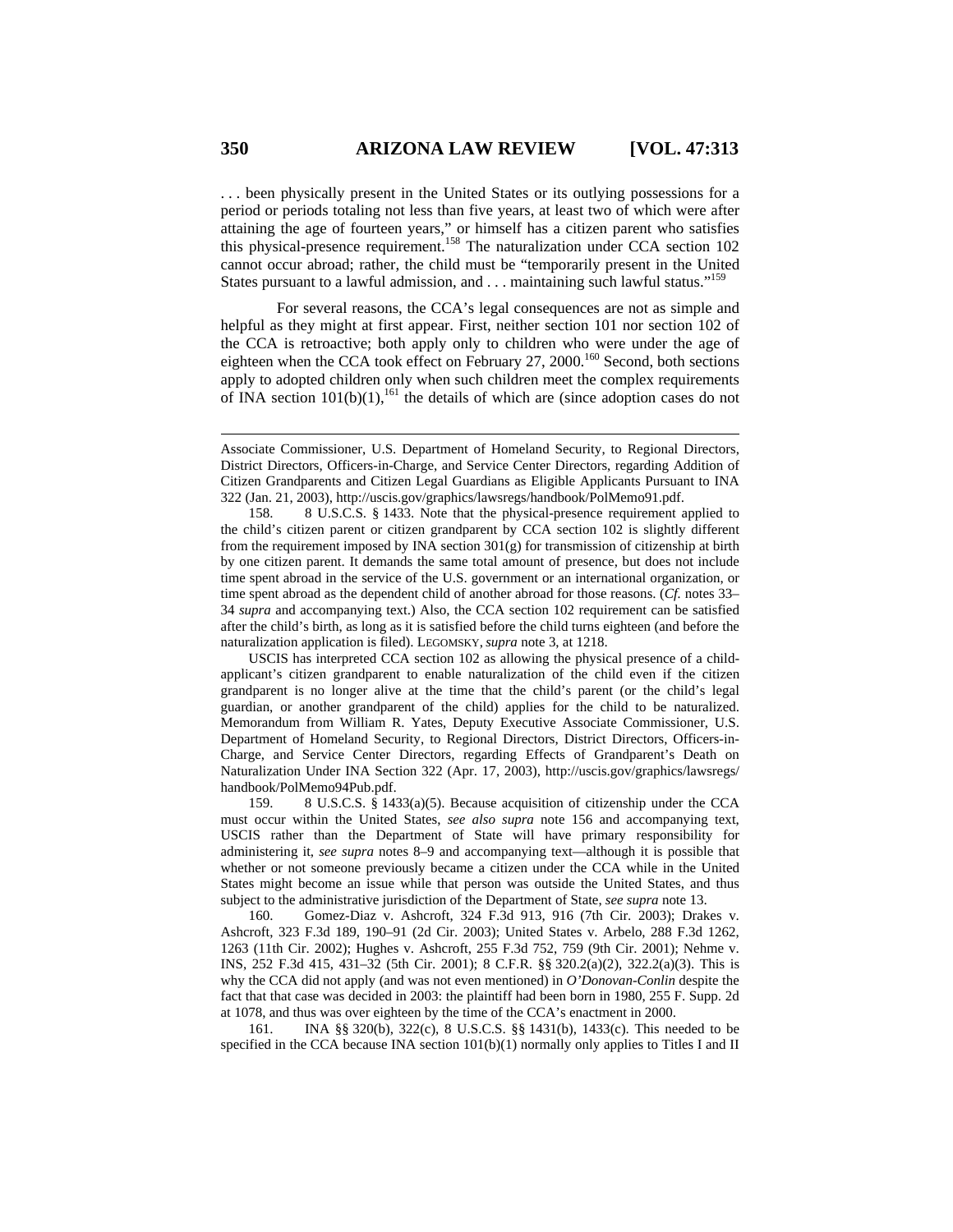. . . been physically present in the United States or its outlying possessions for a period or periods totaling not less than five years, at least two of which were after attaining the age of fourteen years," or himself has a citizen parent who satisfies this physical-presence requirement.[158] The naturalization under CCA section 102 cannot occur abroad; rather, the child must be "temporarily present in the United States pursuant to a lawful admission, and . . . maintaining such lawful status."[159]

For several reasons, the CCA's legal consequences are not as simple and helpful as they might at first appear. First, neither section 101 nor section 102 of the CCA is retroactive; both apply only to children who were under the age of eighteen when the CCA took effect on February 27, 2000.[160] Second, both sections apply to adopted children only when such children meet the complex requirements of INA section 101(b)(1),[161] the details of which are (since adoption cases do not

---

Associate Commissioner, U.S. Department of Homeland Security, to Regional Directors, District Directors, Officers-in-Charge, and Service Center Directors, regarding Addition of Citizen Grandparents and Citizen Legal Guardians as Eligible Applicants Pursuant to INA 322 (Jan. 21, 2003), http://uscis.gov/graphics/lawsregs/handbook/PolMemo91.pdf.

158. 8 U.S.C.S. § 1433. Note that the physical-presence requirement applied to the child's citizen parent or citizen grandparent by CCA section 102 is slightly different from the requirement imposed by INA section 301(g) for transmission of citizenship at birth by one citizen parent. It demands the same total amount of presence, but does not include time spent abroad in the service of the U.S. government or an international organization, or time spent abroad as the dependent child of another abroad for those reasons. (*Cf.* notes 33–34 *supra* and accompanying text.) Also, the CCA section 102 requirement can be satisfied after the child's birth, as long as it is satisfied before the child turns eighteen (and before the naturalization application is filed). LEGOMSKY, *supra* note 3, at 1218.

USCIS has interpreted CCA section 102 as allowing the physical presence of a child-applicant's citizen grandparent to enable naturalization of the child even if the citizen grandparent is no longer alive at the time that the child's parent (or the child's legal guardian, or another grandparent of the child) applies for the child to be naturalized. Memorandum from William R. Yates, Deputy Executive Associate Commissioner, U.S. Department of Homeland Security, to Regional Directors, District Directors, Officers-in-Charge, and Service Center Directors, regarding Effects of Grandparent's Death on Naturalization Under INA Section 322 (Apr. 17, 2003), http://uscis.gov/graphics/lawsregs/handbook/PolMemo94Pub.pdf.

159. 8 U.S.C.S. § 1433(a)(5). Because acquisition of citizenship under the CCA must occur within the United States, *see also supra* note 156 and accompanying text, USCIS rather than the Department of State will have primary responsibility for administering it, *see supra* notes 8–9 and accompanying text—although it is possible that whether or not someone previously became a citizen under the CCA while in the United States might become an issue while that person was outside the United States, and thus subject to the administrative jurisdiction of the Department of State, *see supra* note 13.

160. Gomez-Diaz v. Ashcroft, 324 F.3d 913, 916 (7th Cir. 2003); Drakes v. Ashcroft, 323 F.3d 189, 190–91 (2d Cir. 2003); United States v. Arbelo, 288 F.3d 1262, 1263 (11th Cir. 2002); Hughes v. Ashcroft, 255 F.3d 752, 759 (9th Cir. 2001); Nehme v. INS, 252 F.3d 415, 431–32 (5th Cir. 2001); 8 C.F.R. §§ 320.2(a)(2), 322.2(a)(3). This is why the CCA did not apply (and was not even mentioned) in *O'Donovan-Conlin* despite the fact that that case was decided in 2003: the plaintiff had been born in 1980, 255 F. Supp. 2d at 1078, and thus was over eighteen by the time of the CCA's enactment in 2000.

161. INA §§ 320(b), 322(c), 8 U.S.C.S. §§ 1431(b), 1433(c). This needed to be specified in the CCA because INA section 101(b)(1) normally only applies to Titles I and II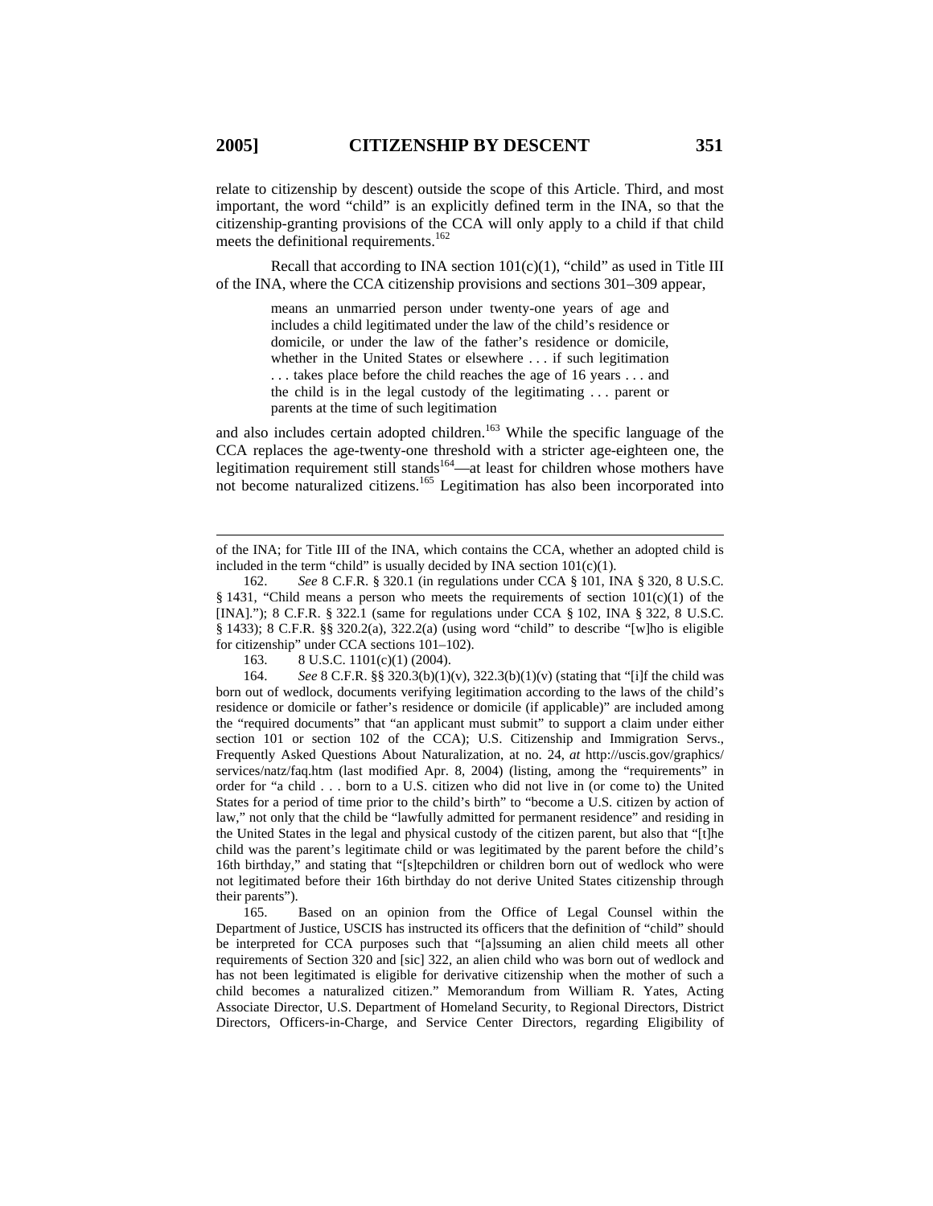relate to citizenship by descent) outside the scope of this Article. Third, and most important, the word "child" is an explicitly defined term in the INA, so that the citizenship-granting provisions of the CCA will only apply to a child if that child meets the definitional requirements.[162]

Recall that according to INA section 101(c)(1), "child" as used in Title III of the INA, where the CCA citizenship provisions and sections 301–309 appear,

> means an unmarried person under twenty-one years of age and includes a child legitimated under the law of the child's residence or domicile, or under the law of the father's residence or domicile, whether in the United States or elsewhere . . . if such legitimation . . . takes place before the child reaches the age of 16 years . . . and the child is in the legal custody of the legitimating . . . parent or parents at the time of such legitimation

and also includes certain adopted children.[163] While the specific language of the CCA replaces the age-twenty-one threshold with a stricter age-eighteen one, the legitimation requirement still stands[164]—at least for children whose mothers have not become naturalized citizens.[165] Legitimation has also been incorporated into

---

of the INA; for Title III of the INA, which contains the CCA, whether an adopted child is included in the term "child" is usually decided by INA section 101(c)(1).

162. *See* 8 C.F.R. § 320.1 (in regulations under CCA § 101, INA § 320, 8 U.S.C. § 1431, "Child means a person who meets the requirements of section 101(c)(1) of the [INA]."); 8 C.F.R. § 322.1 (same for regulations under CCA § 102, INA § 322, 8 U.S.C. § 1433); 8 C.F.R. §§ 320.2(a), 322.2(a) (using word "child" to describe "[w]ho is eligible for citizenship" under CCA sections 101–102).

163. 8 U.S.C. 1101(c)(1) (2004).

164. *See* 8 C.F.R. §§ 320.3(b)(1)(v), 322.3(b)(1)(v) (stating that "[i]f the child was born out of wedlock, documents verifying legitimation according to the laws of the child's residence or domicile or father's residence or domicile (if applicable)" are included among the "required documents" that "an applicant must submit" to support a claim under either section 101 or section 102 of the CCA); U.S. Citizenship and Immigration Servs., Frequently Asked Questions About Naturalization, at no. 24, *at* http://uscis.gov/graphics/services/natz/faq.htm (last modified Apr. 8, 2004) (listing, among the "requirements" in order for "a child . . . born to a U.S. citizen who did not live in (or come to) the United States for a period of time prior to the child's birth" to "become a U.S. citizen by action of law," not only that the child be "lawfully admitted for permanent residence" and residing in the United States in the legal and physical custody of the citizen parent, but also that "[t]he child was the parent's legitimate child or was legitimated by the parent before the child's 16th birthday," and stating that "[s]tepchildren or children born out of wedlock who were not legitimated before their 16th birthday do not derive United States citizenship through their parents").

165. Based on an opinion from the Office of Legal Counsel within the Department of Justice, USCIS has instructed its officers that the definition of "child" should be interpreted for CCA purposes such that "[a]ssuming an alien child meets all other requirements of Section 320 and [sic] 322, an alien child who was born out of wedlock and has not been legitimated is eligible for derivative citizenship when the mother of such a child becomes a naturalized citizen." Memorandum from William R. Yates, Acting Associate Director, U.S. Department of Homeland Security, to Regional Directors, District Directors, Officers-in-Charge, and Service Center Directors, regarding Eligibility of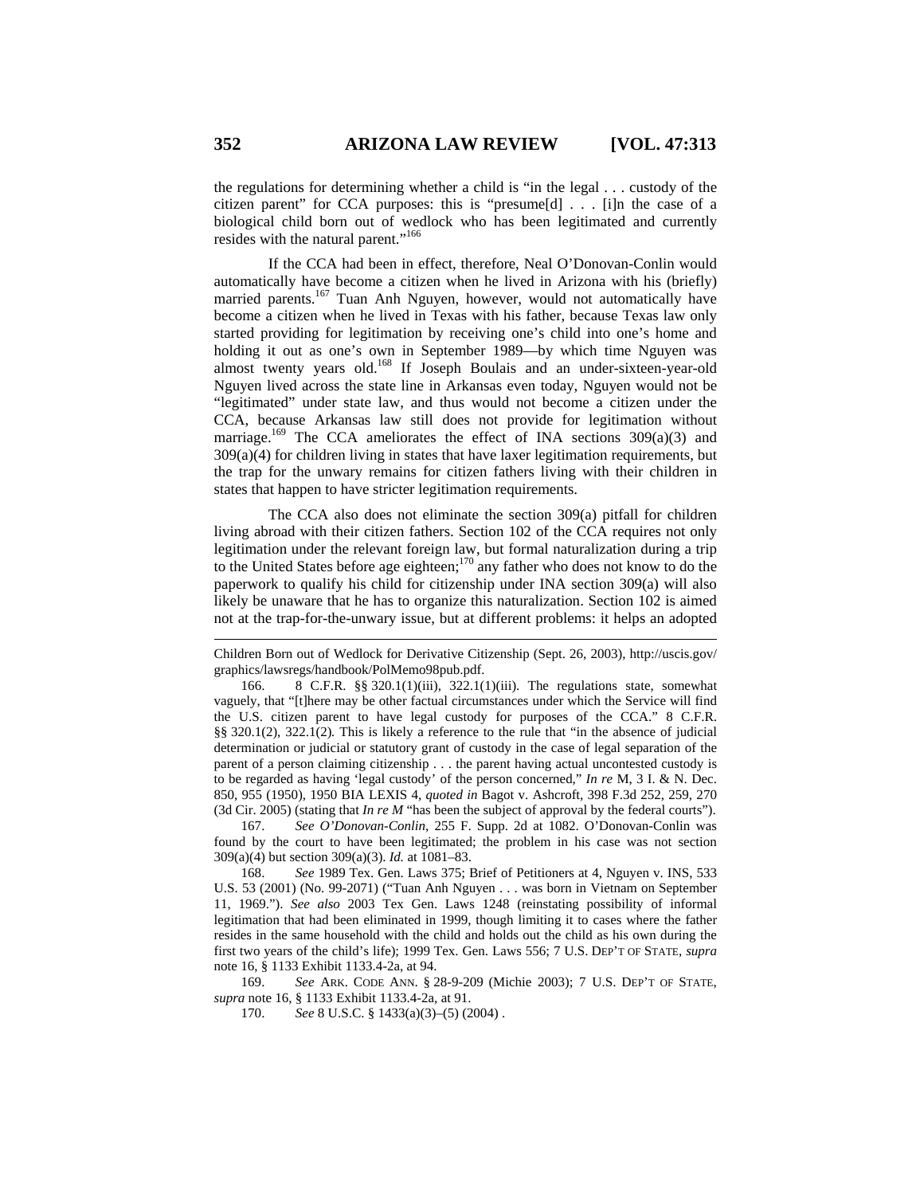the regulations for determining whether a child is "in the legal . . . custody of the citizen parent" for CCA purposes: this is "presume[d] . . . [i]n the case of a biological child born out of wedlock who has been legitimated and currently resides with the natural parent."[166]

If the CCA had been in effect, therefore, Neal O'Donovan-Conlin would automatically have become a citizen when he lived in Arizona with his (briefly) married parents.[167] Tuan Anh Nguyen, however, would not automatically have become a citizen when he lived in Texas with his father, because Texas law only started providing for legitimation by receiving one's child into one's home and holding it out as one's own in September 1989—by which time Nguyen was almost twenty years old.[168] If Joseph Boulais and an under-sixteen-year-old Nguyen lived across the state line in Arkansas even today, Nguyen would not be "legitimated" under state law, and thus would not become a citizen under the CCA, because Arkansas law still does not provide for legitimation without marriage.[169] The CCA ameliorates the effect of INA sections 309(a)(3) and 309(a)(4) for children living in states that have laxer legitimation requirements, but the trap for the unwary remains for citizen fathers living with their children in states that happen to have stricter legitimation requirements.

The CCA also does not eliminate the section 309(a) pitfall for children living abroad with their citizen fathers. Section 102 of the CCA requires not only legitimation under the relevant foreign law, but formal naturalization during a trip to the United States before age eighteen;[170] any father who does not know to do the paperwork to qualify his child for citizenship under INA section 309(a) will also likely be unaware that he has to organize this naturalization. Section 102 is aimed not at the trap-for-the-unwary issue, but at different problems: it helps an adopted

---

Children Born out of Wedlock for Derivative Citizenship (Sept. 26, 2003), http://uscis.gov/graphics/lawsregs/handbook/PolMemo98pub.pdf.

166. 8 C.F.R. §§ 320.1(1)(iii), 322.1(1)(iii). The regulations state, somewhat vaguely, that "[t]here may be other factual circumstances under which the Service will find the U.S. citizen parent to have legal custody for purposes of the CCA." 8 C.F.R. §§ 320.1(2), 322.1(2). This is likely a reference to the rule that "in the absence of judicial determination or judicial or statutory grant of custody in the case of legal separation of the parent of a person claiming citizenship . . . the parent having actual uncontested custody is to be regarded as having 'legal custody' of the person concerned," *In re* M, 3 I. & N. Dec. 850, 955 (1950), 1950 BIA LEXIS 4, *quoted in* Bagot v. Ashcroft, 398 F.3d 252, 259, 270 (3d Cir. 2005) (stating that *In re M* "has been the subject of approval by the federal courts").

167. *See O'Donovan-Conlin*, 255 F. Supp. 2d at 1082. O'Donovan-Conlin was found by the court to have been legitimated; the problem in his case was not section 309(a)(4) but section 309(a)(3). *Id.* at 1081–83.

168. *See* 1989 Tex. Gen. Laws 375; Brief of Petitioners at 4, Nguyen v. INS, 533 U.S. 53 (2001) (No. 99-2071) ("Tuan Anh Nguyen . . . was born in Vietnam on September 11, 1969."). *See also* 2003 Tex Gen. Laws 1248 (reinstating possibility of informal legitimation that had been eliminated in 1999, though limiting it to cases where the father resides in the same household with the child and holds out the child as his own during the first two years of the child's life); 1999 Tex. Gen. Laws 556; 7 U.S. DEP'T OF STATE, *supra* note 16, § 1133 Exhibit 1133.4-2a, at 94.

169. *See* ARK. CODE ANN. § 28-9-209 (Michie 2003); 7 U.S. DEP'T OF STATE, *supra* note 16, § 1133 Exhibit 1133.4-2a, at 91.

170. *See* 8 U.S.C. § 1433(a)(3)–(5) (2004) .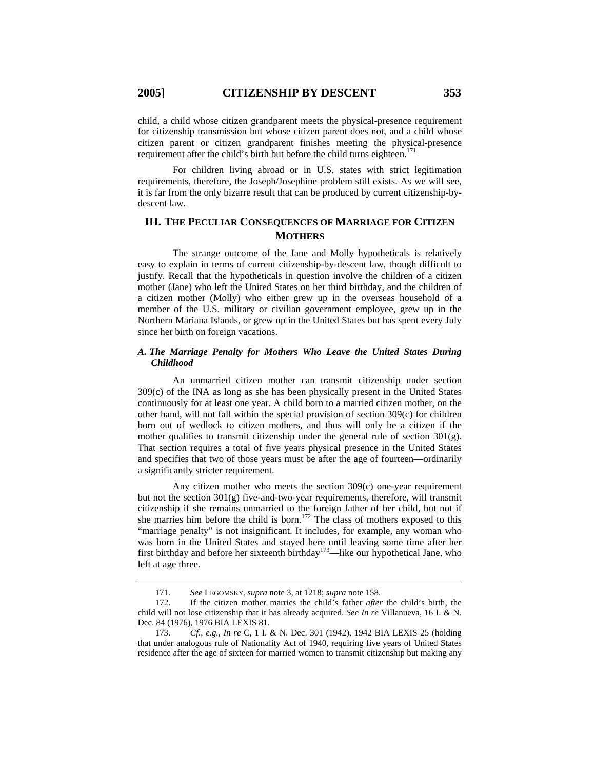child, a child whose citizen grandparent meets the physical-presence requirement for citizenship transmission but whose citizen parent does not, and a child whose citizen parent or citizen grandparent finishes meeting the physical-presence requirement after the child's birth but before the child turns eighteen.[171]

For children living abroad or in U.S. states with strict legitimation requirements, therefore, the Joseph/Josephine problem still exists. As we will see, it is far from the only bizarre result that can be produced by current citizenship-by-descent law.

## III. THE PECULIAR CONSEQUENCES OF MARRIAGE FOR CITIZEN MOTHERS

The strange outcome of the Jane and Molly hypotheticals is relatively easy to explain in terms of current citizenship-by-descent law, though difficult to justify. Recall that the hypotheticals in question involve the children of a citizen mother (Jane) who left the United States on her third birthday, and the children of a citizen mother (Molly) who either grew up in the overseas household of a member of the U.S. military or civilian government employee, grew up in the Northern Mariana Islands, or grew up in the United States but has spent every July since her birth on foreign vacations.

### *A. The Marriage Penalty for Mothers Who Leave the United States During Childhood*

An unmarried citizen mother can transmit citizenship under section 309(c) of the INA as long as she has been physically present in the United States continuously for at least one year. A child born to a married citizen mother, on the other hand, will not fall within the special provision of section 309(c) for children born out of wedlock to citizen mothers, and thus will only be a citizen if the mother qualifies to transmit citizenship under the general rule of section 301(g). That section requires a total of five years physical presence in the United States and specifies that two of those years must be after the age of fourteen—ordinarily a significantly stricter requirement.

Any citizen mother who meets the section 309(c) one-year requirement but not the section 301(g) five-and-two-year requirements, therefore, will transmit citizenship if she remains unmarried to the foreign father of her child, but not if she marries him before the child is born.[172] The class of mothers exposed to this "marriage penalty" is not insignificant. It includes, for example, any woman who was born in the United States and stayed here until leaving some time after her first birthday and before her sixteenth birthday[173]—like our hypothetical Jane, who left at age three.

---

171. *See* LEGOMSKY, *supra* note 3, at 1218; *supra* note 158.

172. If the citizen mother marries the child's father *after* the child's birth, the child will not lose citizenship that it has already acquired. *See In re* Villanueva, 16 I. & N. Dec. 84 (1976), 1976 BIA LEXIS 81.

173. *Cf., e.g.*, *In re* C, 1 I. & N. Dec. 301 (1942), 1942 BIA LEXIS 25 (holding that under analogous rule of Nationality Act of 1940, requiring five years of United States residence after the age of sixteen for married women to transmit citizenship but making any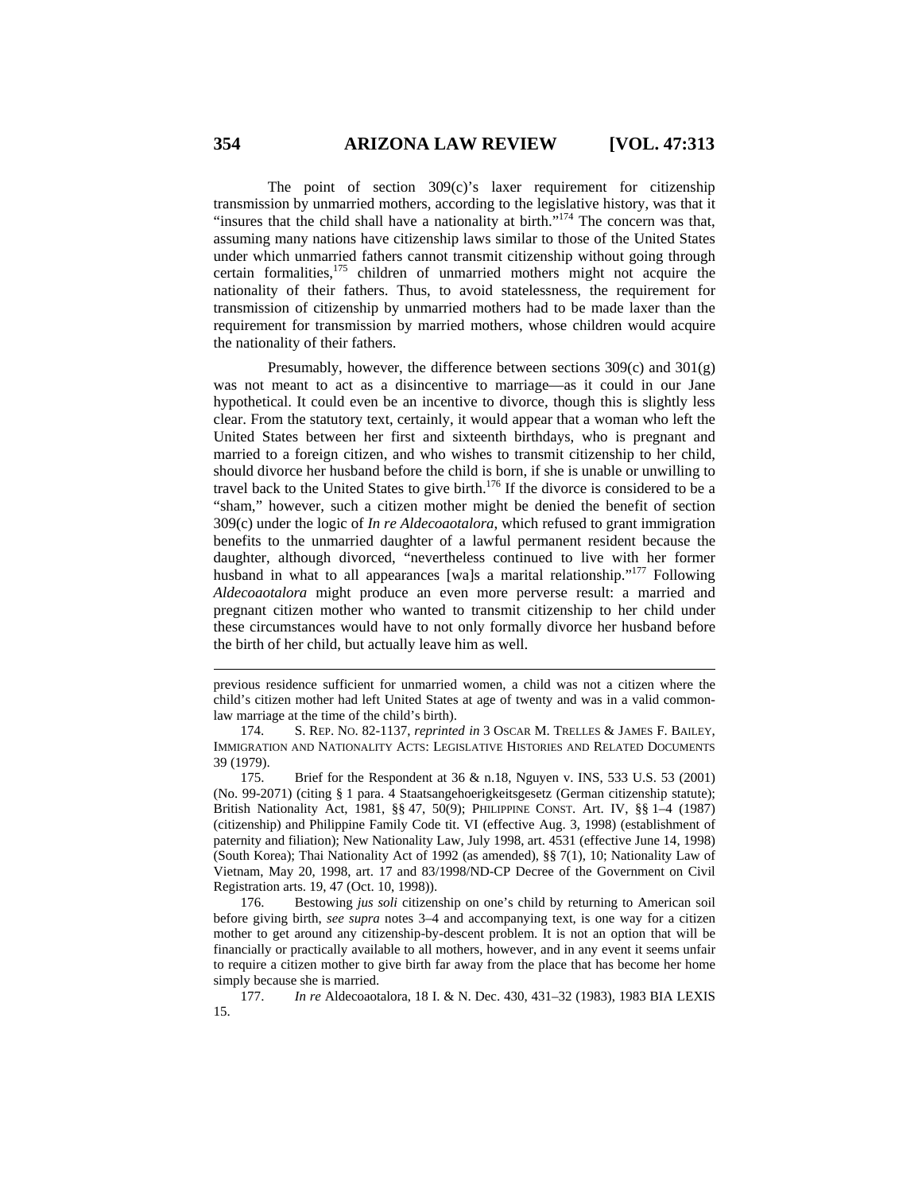The point of section 309(c)'s laxer requirement for citizenship transmission by unmarried mothers, according to the legislative history, was that it "insures that the child shall have a nationality at birth."[174] The concern was that, assuming many nations have citizenship laws similar to those of the United States under which unmarried fathers cannot transmit citizenship without going through certain formalities,[175] children of unmarried mothers might not acquire the nationality of their fathers. Thus, to avoid statelessness, the requirement for transmission of citizenship by unmarried mothers had to be made laxer than the requirement for transmission by married mothers, whose children would acquire the nationality of their fathers.

Presumably, however, the difference between sections 309(c) and 301(g) was not meant to act as a disincentive to marriage—as it could in our Jane hypothetical. It could even be an incentive to divorce, though this is slightly less clear. From the statutory text, certainly, it would appear that a woman who left the United States between her first and sixteenth birthdays, who is pregnant and married to a foreign citizen, and who wishes to transmit citizenship to her child, should divorce her husband before the child is born, if she is unable or unwilling to travel back to the United States to give birth.[176] If the divorce is considered to be a "sham," however, such a citizen mother might be denied the benefit of section 309(c) under the logic of *In re Aldecoaotalora*, which refused to grant immigration benefits to the unmarried daughter of a lawful permanent resident because the daughter, although divorced, "nevertheless continued to live with her former husband in what to all appearances [wa]s a marital relationship."[177] Following *Aldecoaotalora* might produce an even more perverse result: a married and pregnant citizen mother who wanted to transmit citizenship to her child under these circumstances would have to not only formally divorce her husband before the birth of her child, but actually leave him as well.

---

previous residence sufficient for unmarried women, a child was not a citizen where the child's citizen mother had left United States at age of twenty and was in a valid common-law marriage at the time of the child's birth).

174. S. REP. NO. 82-1137, *reprinted in* 3 OSCAR M. TRELLES & JAMES F. BAILEY, IMMIGRATION AND NATIONALITY ACTS: LEGISLATIVE HISTORIES AND RELATED DOCUMENTS 39 (1979).

175. Brief for the Respondent at 36 & n.18, Nguyen v. INS, 533 U.S. 53 (2001) (No. 99-2071) (citing § 1 para. 4 Staatsangehoerigkeitsgesetz (German citizenship statute); British Nationality Act, 1981, §§ 47, 50(9); PHILIPPINE CONST. Art. IV, §§ 1–4 (1987) (citizenship) and Philippine Family Code tit. VI (effective Aug. 3, 1998) (establishment of paternity and filiation); New Nationality Law, July 1998, art. 4531 (effective June 14, 1998) (South Korea); Thai Nationality Act of 1992 (as amended), §§ 7(1), 10; Nationality Law of Vietnam, May 20, 1998, art. 17 and 83/1998/ND-CP Decree of the Government on Civil Registration arts. 19, 47 (Oct. 10, 1998)).

176. Bestowing *jus soli* citizenship on one's child by returning to American soil before giving birth, *see supra* notes 3–4 and accompanying text, is one way for a citizen mother to get around any citizenship-by-descent problem. It is not an option that will be financially or practically available to all mothers, however, and in any event it seems unfair to require a citizen mother to give birth far away from the place that has become her home simply because she is married.

177. *In re* Aldecoaotalora, 18 I. & N. Dec. 430, 431–32 (1983), 1983 BIA LEXIS 15.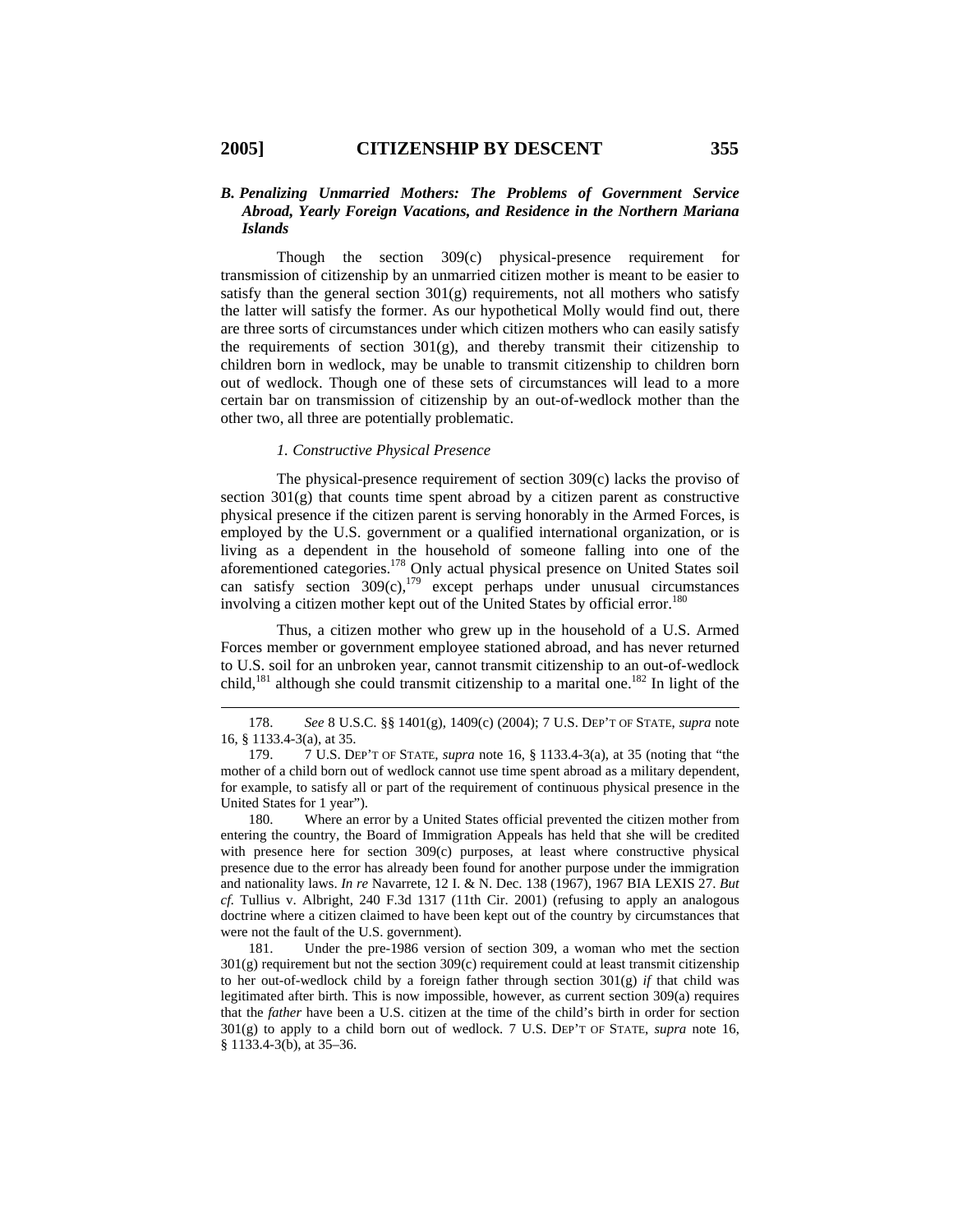### *B. Penalizing Unmarried Mothers: The Problems of Government Service Abroad, Yearly Foreign Vacations, and Residence in the Northern Mariana Islands*

Though the section 309(c) physical-presence requirement for transmission of citizenship by an unmarried citizen mother is meant to be easier to satisfy than the general section 301(g) requirements, not all mothers who satisfy the latter will satisfy the former. As our hypothetical Molly would find out, there are three sorts of circumstances under which citizen mothers who can easily satisfy the requirements of section 301(g), and thereby transmit their citizenship to children born in wedlock, may be unable to transmit citizenship to children born out of wedlock. Though one of these sets of circumstances will lead to a more certain bar on transmission of citizenship by an out-of-wedlock mother than the other two, all three are potentially problematic.

#### *1. Constructive Physical Presence*

The physical-presence requirement of section 309(c) lacks the proviso of section 301(g) that counts time spent abroad by a citizen parent as constructive physical presence if the citizen parent is serving honorably in the Armed Forces, is employed by the U.S. government or a qualified international organization, or is living as a dependent in the household of someone falling into one of the aforementioned categories.[178] Only actual physical presence on United States soil can satisfy section 309(c),[179] except perhaps under unusual circumstances involving a citizen mother kept out of the United States by official error.[180]

Thus, a citizen mother who grew up in the household of a U.S. Armed Forces member or government employee stationed abroad, and has never returned to U.S. soil for an unbroken year, cannot transmit citizenship to an out-of-wedlock child,[181] although she could transmit citizenship to a marital one.[182] In light of the

---

178. *See* 8 U.S.C. §§ 1401(g), 1409(c) (2004); 7 U.S. DEP'T OF STATE, *supra* note 16, § 1133.4-3(a), at 35.

179. 7 U.S. DEP'T OF STATE, *supra* note 16, § 1133.4-3(a), at 35 (noting that "the mother of a child born out of wedlock cannot use time spent abroad as a military dependent, for example, to satisfy all or part of the requirement of continuous physical presence in the United States for 1 year").

180. Where an error by a United States official prevented the citizen mother from entering the country, the Board of Immigration Appeals has held that she will be credited with presence here for section 309(c) purposes, at least where constructive physical presence due to the error has already been found for another purpose under the immigration and nationality laws. *In re* Navarrete, 12 I. & N. Dec. 138 (1967), 1967 BIA LEXIS 27. *But cf.* Tullius v. Albright, 240 F.3d 1317 (11th Cir. 2001) (refusing to apply an analogous doctrine where a citizen claimed to have been kept out of the country by circumstances that were not the fault of the U.S. government).

181. Under the pre-1986 version of section 309, a woman who met the section 301(g) requirement but not the section 309(c) requirement could at least transmit citizenship to her out-of-wedlock child by a foreign father through section 301(g) *if* that child was legitimated after birth. This is now impossible, however, as current section 309(a) requires that the *father* have been a U.S. citizen at the time of the child's birth in order for section 301(g) to apply to a child born out of wedlock. 7 U.S. DEP'T OF STATE, *supra* note 16, § 1133.4-3(b), at 35–36.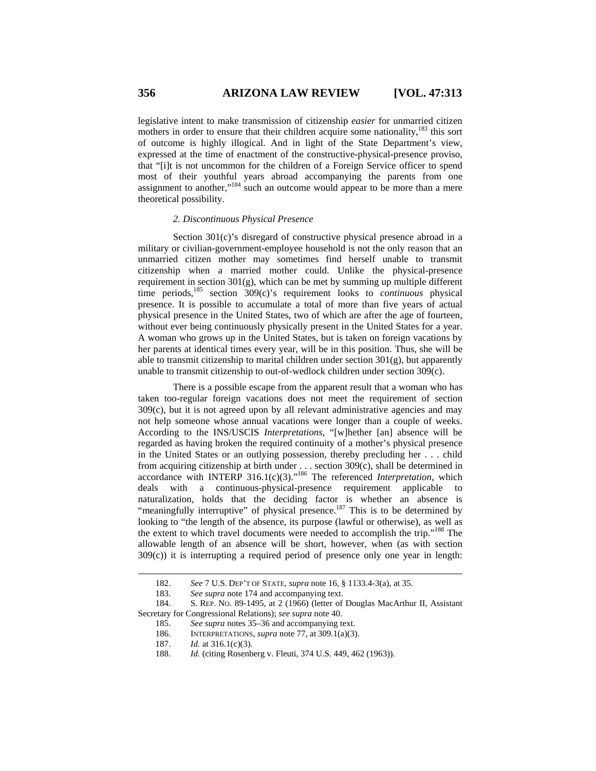legislative intent to make transmission of citizenship *easier* for unmarried citizen mothers in order to ensure that their children acquire some nationality,[183] this sort of outcome is highly illogical. And in light of the State Department's view, expressed at the time of enactment of the constructive-physical-presence proviso, that "[i]t is not uncommon for the children of a Foreign Service officer to spend most of their youthful years abroad accompanying the parents from one assignment to another,"[184] such an outcome would appear to be more than a mere theoretical possibility.

### *2. Discontinuous Physical Presence*

Section 301(c)'s disregard of constructive physical presence abroad in a military or civilian-government-employee household is not the only reason that an unmarried citizen mother may sometimes find herself unable to transmit citizenship when a married mother could. Unlike the physical-presence requirement in section 301(g), which can be met by summing up multiple different time periods,[185] section 309(c)'s requirement looks to *continuous* physical presence. It is possible to accumulate a total of more than five years of actual physical presence in the United States, two of which are after the age of fourteen, without ever being continuously physically present in the United States for a year. A woman who grows up in the United States, but is taken on foreign vacations by her parents at identical times every year, will be in this position. Thus, she will be able to transmit citizenship to marital children under section 301(g), but apparently unable to transmit citizenship to out-of-wedlock children under section 309(c).

There is a possible escape from the apparent result that a woman who has taken too-regular foreign vacations does not meet the requirement of section 309(c), but it is not agreed upon by all relevant administrative agencies and may not help someone whose annual vacations were longer than a couple of weeks. According to the INS/USCIS *Interpretations*, "[w]hether [an] absence will be regarded as having broken the required continuity of a mother's physical presence in the United States or an outlying possession, thereby precluding her . . . child from acquiring citizenship at birth under . . . section 309(c), shall be determined in accordance with INTERP 316.1(c)(3)."[186] The referenced *Interpretation*, which deals with a continuous-physical-presence requirement applicable to naturalization, holds that the deciding factor is whether an absence is "meaningfully interruptive" of physical presence.[187] This is to be determined by looking to "the length of the absence, its purpose (lawful or otherwise), as well as the extent to which travel documents were needed to accomplish the trip."[188] The allowable length of an absence will be short, however, when (as with section 309(c)) it is interrupting a required period of presence only one year in length:

---

182. *See* 7 U.S. DEP'T OF STATE, *supra* note 16, § 1133.4-3(a), at 35.

183. *See supra* note 174 and accompanying text.

184. S. REP. NO. 89-1495, at 2 (1966) (letter of Douglas MacArthur II, Assistant Secretary for Congressional Relations); *see supra* note 40.

185. *See supra* notes 35–36 and accompanying text.

186. INTERPRETATIONS, *supra* note 77, at 309.1(a)(3).

187. *Id.* at 316.1(c)(3).

188. *Id.* (citing Rosenberg v. Fleuti, 374 U.S. 449, 462 (1963)).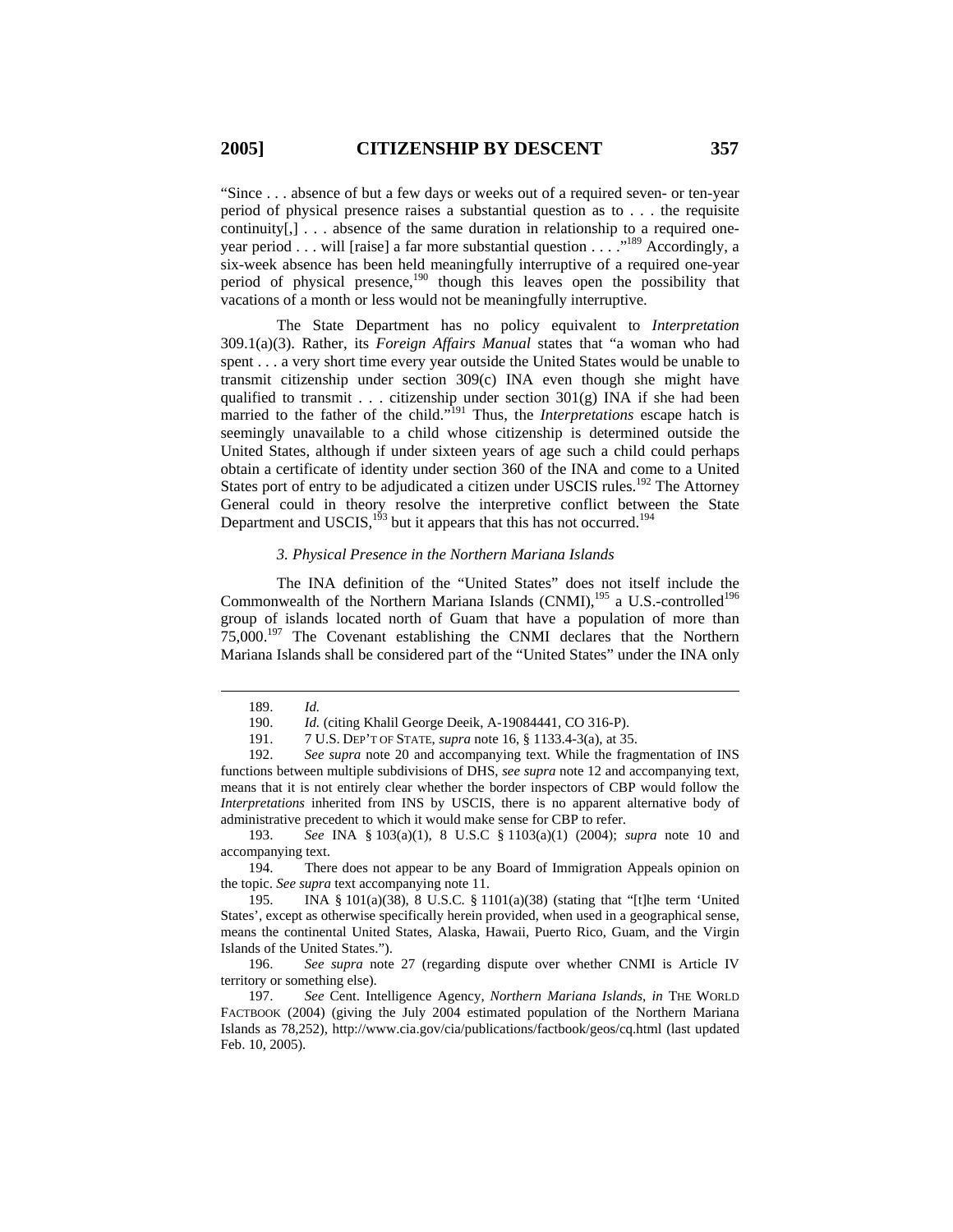"Since . . . absence of but a few days or weeks out of a required seven- or ten-year period of physical presence raises a substantial question as to . . . the requisite continuity[,] . . . absence of the same duration in relationship to a required one-year period . . . will [raise] a far more substantial question . . . ."[189] Accordingly, a six-week absence has been held meaningfully interruptive of a required one-year period of physical presence,[190] though this leaves open the possibility that vacations of a month or less would not be meaningfully interruptive.

The State Department has no policy equivalent to *Interpretation* 309.1(a)(3). Rather, its *Foreign Affairs Manual* states that "a woman who had spent . . . a very short time every year outside the United States would be unable to transmit citizenship under section 309(c) INA even though she might have qualified to transmit . . . citizenship under section 301(g) INA if she had been married to the father of the child."[191] Thus, the *Interpretations* escape hatch is seemingly unavailable to a child whose citizenship is determined outside the United States, although if under sixteen years of age such a child could perhaps obtain a certificate of identity under section 360 of the INA and come to a United States port of entry to be adjudicated a citizen under USCIS rules.[192] The Attorney General could in theory resolve the interpretive conflict between the State Department and USCIS,[193] but it appears that this has not occurred.[194]

### *3. Physical Presence in the Northern Mariana Islands*

The INA definition of the "United States" does not itself include the Commonwealth of the Northern Mariana Islands (CNMI),[195] a U.S.-controlled[196] group of islands located north of Guam that have a population of more than 75,000.[197] The Covenant establishing the CNMI declares that the Northern Mariana Islands shall be considered part of the "United States" under the INA only

---

189. *Id.*

190. *Id.* (citing Khalil George Deeik, A-19084441, CO 316-P).

191. 7 U.S. DEP'T OF STATE, *supra* note 16, § 1133.4-3(a), at 35.

192. *See supra* note 20 and accompanying text. While the fragmentation of INS functions between multiple subdivisions of DHS, *see supra* note 12 and accompanying text, means that it is not entirely clear whether the border inspectors of CBP would follow the *Interpretations* inherited from INS by USCIS, there is no apparent alternative body of administrative precedent to which it would make sense for CBP to refer.

193. *See* INA § 103(a)(1), 8 U.S.C § 1103(a)(1) (2004); *supra* note 10 and accompanying text.

194. There does not appear to be any Board of Immigration Appeals opinion on the topic. *See supra* text accompanying note 11.

195. INA § 101(a)(38), 8 U.S.C. § 1101(a)(38) (stating that "[t]he term 'United States', except as otherwise specifically herein provided, when used in a geographical sense, means the continental United States, Alaska, Hawaii, Puerto Rico, Guam, and the Virgin Islands of the United States.").

196. *See supra* note 27 (regarding dispute over whether CNMI is Article IV territory or something else).

197. *See* Cent. Intelligence Agency, *Northern Mariana Islands*, *in* THE WORLD FACTBOOK (2004) (giving the July 2004 estimated population of the Northern Mariana Islands as 78,252), http://www.cia.gov/cia/publications/factbook/geos/cq.html (last updated Feb. 10, 2005).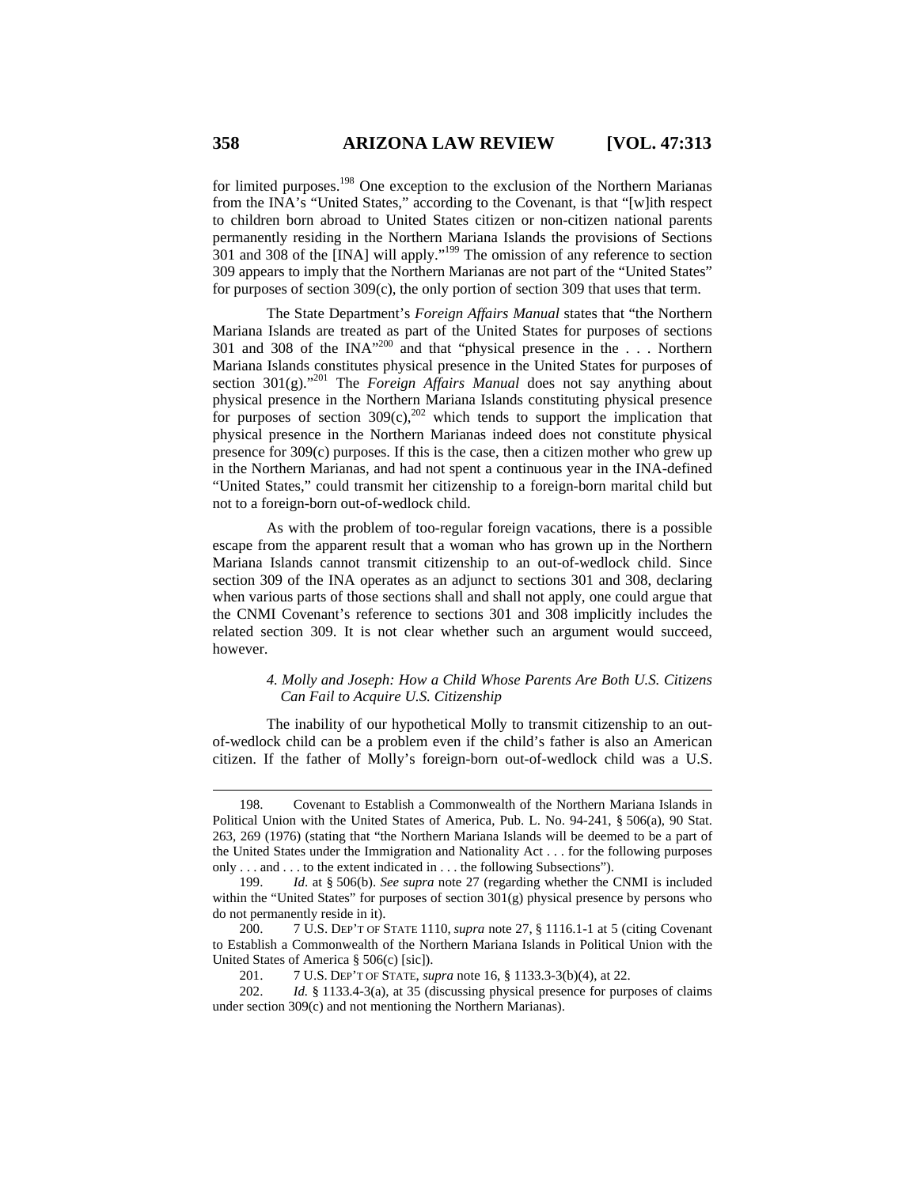for limited purposes.[198] One exception to the exclusion of the Northern Marianas from the INA's "United States," according to the Covenant, is that "[w]ith respect to children born abroad to United States citizen or non-citizen national parents permanently residing in the Northern Mariana Islands the provisions of Sections 301 and 308 of the [INA] will apply."[199] The omission of any reference to section 309 appears to imply that the Northern Marianas are not part of the "United States" for purposes of section 309(c), the only portion of section 309 that uses that term.

The State Department's *Foreign Affairs Manual* states that "the Northern Mariana Islands are treated as part of the United States for purposes of sections 301 and 308 of the INA"[200] and that "physical presence in the . . . Northern Mariana Islands constitutes physical presence in the United States for purposes of section 301(g)."[201] The *Foreign Affairs Manual* does not say anything about physical presence in the Northern Mariana Islands constituting physical presence for purposes of section 309(c),[202] which tends to support the implication that physical presence in the Northern Marianas indeed does not constitute physical presence for 309(c) purposes. If this is the case, then a citizen mother who grew up in the Northern Marianas, and had not spent a continuous year in the INA-defined "United States," could transmit her citizenship to a foreign-born marital child but not to a foreign-born out-of-wedlock child.

As with the problem of too-regular foreign vacations, there is a possible escape from the apparent result that a woman who has grown up in the Northern Mariana Islands cannot transmit citizenship to an out-of-wedlock child. Since section 309 of the INA operates as an adjunct to sections 301 and 308, declaring when various parts of those sections shall and shall not apply, one could argue that the CNMI Covenant's reference to sections 301 and 308 implicitly includes the related section 309. It is not clear whether such an argument would succeed, however.

#### *4. Molly and Joseph: How a Child Whose Parents Are Both U.S. Citizens Can Fail to Acquire U.S. Citizenship*

The inability of our hypothetical Molly to transmit citizenship to an out-of-wedlock child can be a problem even if the child's father is also an American citizen. If the father of Molly's foreign-born out-of-wedlock child was a U.S.

---

198. Covenant to Establish a Commonwealth of the Northern Mariana Islands in Political Union with the United States of America, Pub. L. No. 94-241, § 506(a), 90 Stat. 263, 269 (1976) (stating that "the Northern Mariana Islands will be deemed to be a part of the United States under the Immigration and Nationality Act . . . for the following purposes only . . . and . . . to the extent indicated in . . . the following Subsections").

199. *Id*. at § 506(b). *See supra* note 27 (regarding whether the CNMI is included within the "United States" for purposes of section 301(g) physical presence by persons who do not permanently reside in it).

200. 7 U.S. DEP'T OF STATE 1110, *supra* note 27, § 1116.1-1 at 5 (citing Covenant to Establish a Commonwealth of the Northern Mariana Islands in Political Union with the United States of America § 506(c) [sic]).

201. 7 U.S. DEP'T OF STATE, *supra* note 16, § 1133.3-3(b)(4), at 22.

202. *Id.* § 1133.4-3(a), at 35 (discussing physical presence for purposes of claims under section 309(c) and not mentioning the Northern Marianas).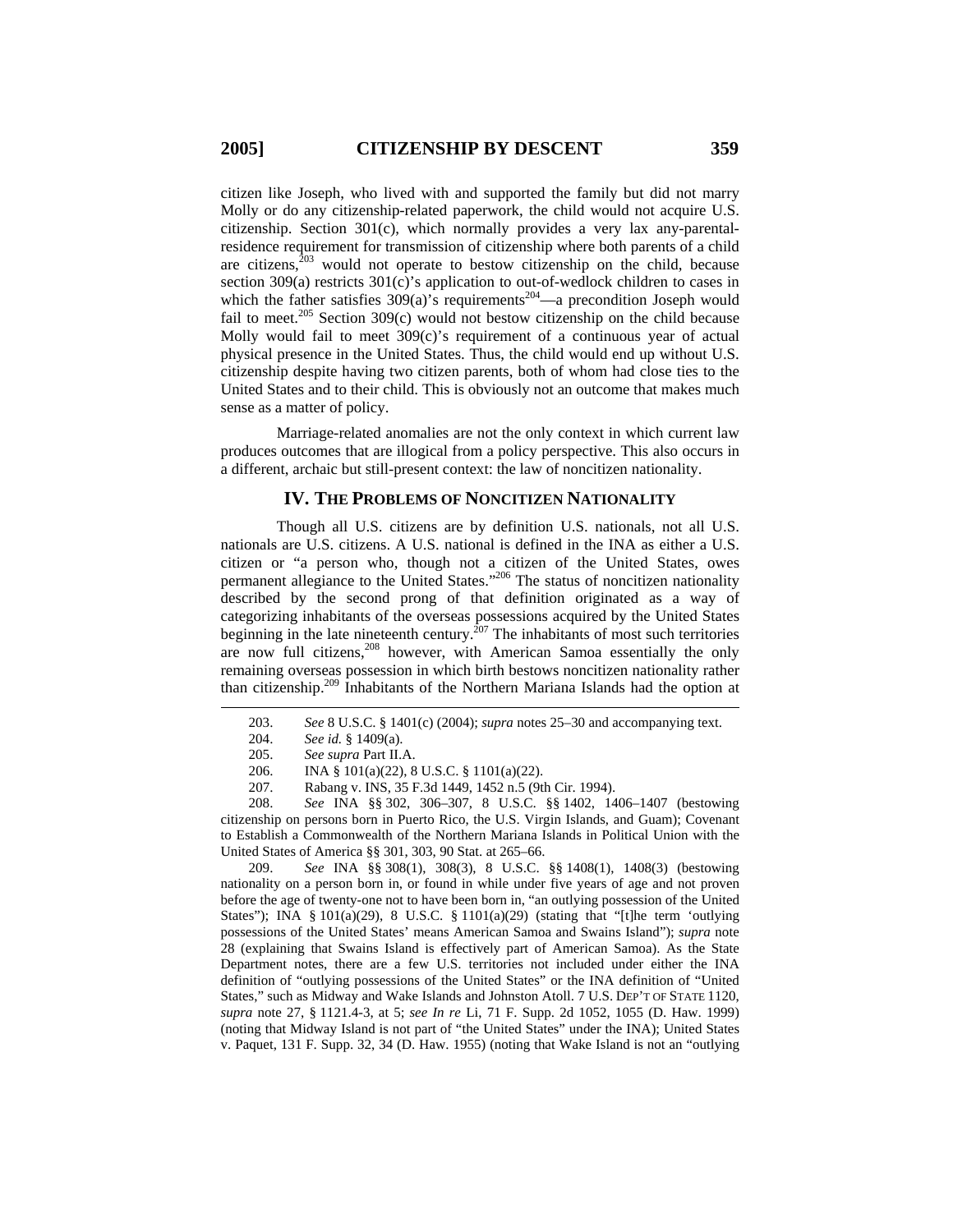citizen like Joseph, who lived with and supported the family but did not marry Molly or do any citizenship-related paperwork, the child would not acquire U.S. citizenship. Section 301(c), which normally provides a very lax any-parental-residence requirement for transmission of citizenship where both parents of a child are citizens,[203] would not operate to bestow citizenship on the child, because section 309(a) restricts 301(c)'s application to out-of-wedlock children to cases in which the father satisfies 309(a)'s requirements[204]—a precondition Joseph would fail to meet.[205] Section 309(c) would not bestow citizenship on the child because Molly would fail to meet 309(c)'s requirement of a continuous year of actual physical presence in the United States. Thus, the child would end up without U.S. citizenship despite having two citizen parents, both of whom had close ties to the United States and to their child. This is obviously not an outcome that makes much sense as a matter of policy.

Marriage-related anomalies are not the only context in which current law produces outcomes that are illogical from a policy perspective. This also occurs in a different, archaic but still-present context: the law of noncitizen nationality.

## IV. The Problems of Noncitizen Nationality

Though all U.S. citizens are by definition U.S. nationals, not all U.S. nationals are U.S. citizens. A U.S. national is defined in the INA as either a U.S. citizen or "a person who, though not a citizen of the United States, owes permanent allegiance to the United States."[206] The status of noncitizen nationality described by the second prong of that definition originated as a way of categorizing inhabitants of the overseas possessions acquired by the United States beginning in the late nineteenth century.[207] The inhabitants of most such territories are now full citizens,[208] however, with American Samoa essentially the only remaining overseas possession in which birth bestows noncitizen nationality rather than citizenship.[209] Inhabitants of the Northern Mariana Islands had the option at

---

203. *See* 8 U.S.C. § 1401(c) (2004); *supra* notes 25–30 and accompanying text.

204. *See id.* § 1409(a).

205. *See supra* Part II.A.

206. INA § 101(a)(22), 8 U.S.C. § 1101(a)(22).

207. Rabang v. INS, 35 F.3d 1449, 1452 n.5 (9th Cir. 1994).

208. *See* INA §§ 302, 306–307, 8 U.S.C. §§ 1402, 1406–1407 (bestowing citizenship on persons born in Puerto Rico, the U.S. Virgin Islands, and Guam); Covenant to Establish a Commonwealth of the Northern Mariana Islands in Political Union with the United States of America §§ 301, 303, 90 Stat. at 265–66.

209. *See* INA §§ 308(1), 308(3), 8 U.S.C. §§ 1408(1), 1408(3) (bestowing nationality on a person born in, or found in while under five years of age and not proven before the age of twenty-one not to have been born in, "an outlying possession of the United States"); INA § 101(a)(29), 8 U.S.C. § 1101(a)(29) (stating that "[t]he term 'outlying possessions of the United States' means American Samoa and Swains Island"); *supra* note 28 (explaining that Swains Island is effectively part of American Samoa). As the State Department notes, there are a few U.S. territories not included under either the INA definition of "outlying possessions of the United States" or the INA definition of "United States," such as Midway and Wake Islands and Johnston Atoll. 7 U.S. DEP'T OF STATE 1120, *supra* note 27, § 1121.4-3, at 5; *see In re* Li, 71 F. Supp. 2d 1052, 1055 (D. Haw. 1999) (noting that Midway Island is not part of "the United States" under the INA); United States v. Paquet, 131 F. Supp. 32, 34 (D. Haw. 1955) (noting that Wake Island is not an "outlying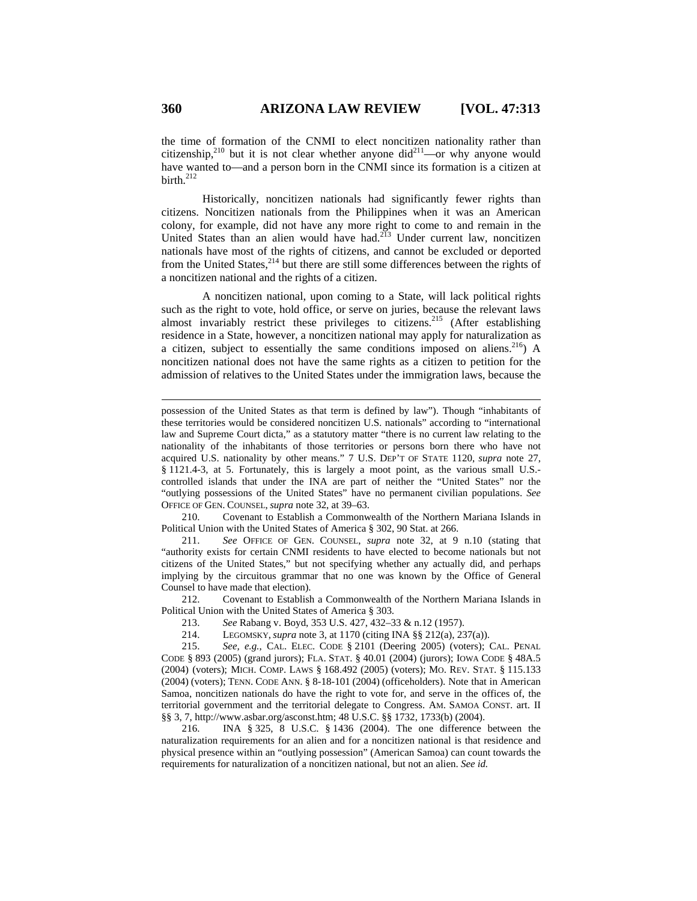the time of formation of the CNMI to elect noncitizen nationality rather than citizenship,[210] but it is not clear whether anyone did[211]—or why anyone would have wanted to—and a person born in the CNMI since its formation is a citizen at birth.[212]

Historically, noncitizen nationals had significantly fewer rights than citizens. Noncitizen nationals from the Philippines when it was an American colony, for example, did not have any more right to come to and remain in the United States than an alien would have had.[213] Under current law, noncitizen nationals have most of the rights of citizens, and cannot be excluded or deported from the United States,[214] but there are still some differences between the rights of a noncitizen national and the rights of a citizen.

A noncitizen national, upon coming to a State, will lack political rights such as the right to vote, hold office, or serve on juries, because the relevant laws almost invariably restrict these privileges to citizens.[215] (After establishing residence in a State, however, a noncitizen national may apply for naturalization as a citizen, subject to essentially the same conditions imposed on aliens.[216]) A noncitizen national does not have the same rights as a citizen to petition for the admission of relatives to the United States under the immigration laws, because the

---

possession of the United States as that term is defined by law"). Though "inhabitants of these territories would be considered noncitizen U.S. nationals" according to "international law and Supreme Court dicta," as a statutory matter "there is no current law relating to the nationality of the inhabitants of those territories or persons born there who have not acquired U.S. nationality by other means." 7 U.S. DEP'T OF STATE 1120, *supra* note 27, § 1121.4-3, at 5. Fortunately, this is largely a moot point, as the various small U.S.-controlled islands that under the INA are part of neither the "United States" nor the "outlying possessions of the United States" have no permanent civilian populations. *See* OFFICE OF GEN. COUNSEL, *supra* note 32, at 39–63.

210. Covenant to Establish a Commonwealth of the Northern Mariana Islands in Political Union with the United States of America § 302, 90 Stat. at 266.

211. *See* OFFICE OF GEN. COUNSEL, *supra* note 32, at 9 n.10 (stating that "authority exists for certain CNMI residents to have elected to become nationals but not citizens of the United States," but not specifying whether any actually did, and perhaps implying by the circuitous grammar that no one was known by the Office of General Counsel to have made that election).

212. Covenant to Establish a Commonwealth of the Northern Mariana Islands in Political Union with the United States of America § 303.

213. *See* Rabang v. Boyd, 353 U.S. 427, 432–33 & n.12 (1957).

214. LEGOMSKY, *supra* note 3, at 1170 (citing INA §§ 212(a), 237(a)).

215. *See, e.g.*, CAL. ELEC. CODE § 2101 (Deering 2005) (voters); CAL. PENAL CODE § 893 (2005) (grand jurors); FLA. STAT. § 40.01 (2004) (jurors); IOWA CODE § 48A.5 (2004) (voters); MICH. COMP. LAWS § 168.492 (2005) (voters); MO. REV. STAT. § 115.133 (2004) (voters); TENN. CODE ANN. § 8-18-101 (2004) (officeholders). Note that in American Samoa, noncitizen nationals do have the right to vote for, and serve in the offices of, the territorial government and the territorial delegate to Congress. AM. SAMOA CONST. art. II §§ 3, 7, http://www.asbar.org/asconst.htm; 48 U.S.C. §§ 1732, 1733(b) (2004).

216. INA § 325, 8 U.S.C. § 1436 (2004). The one difference between the naturalization requirements for an alien and for a noncitizen national is that residence and physical presence within an "outlying possession" (American Samoa) can count towards the requirements for naturalization of a noncitizen national, but not an alien. *See id.*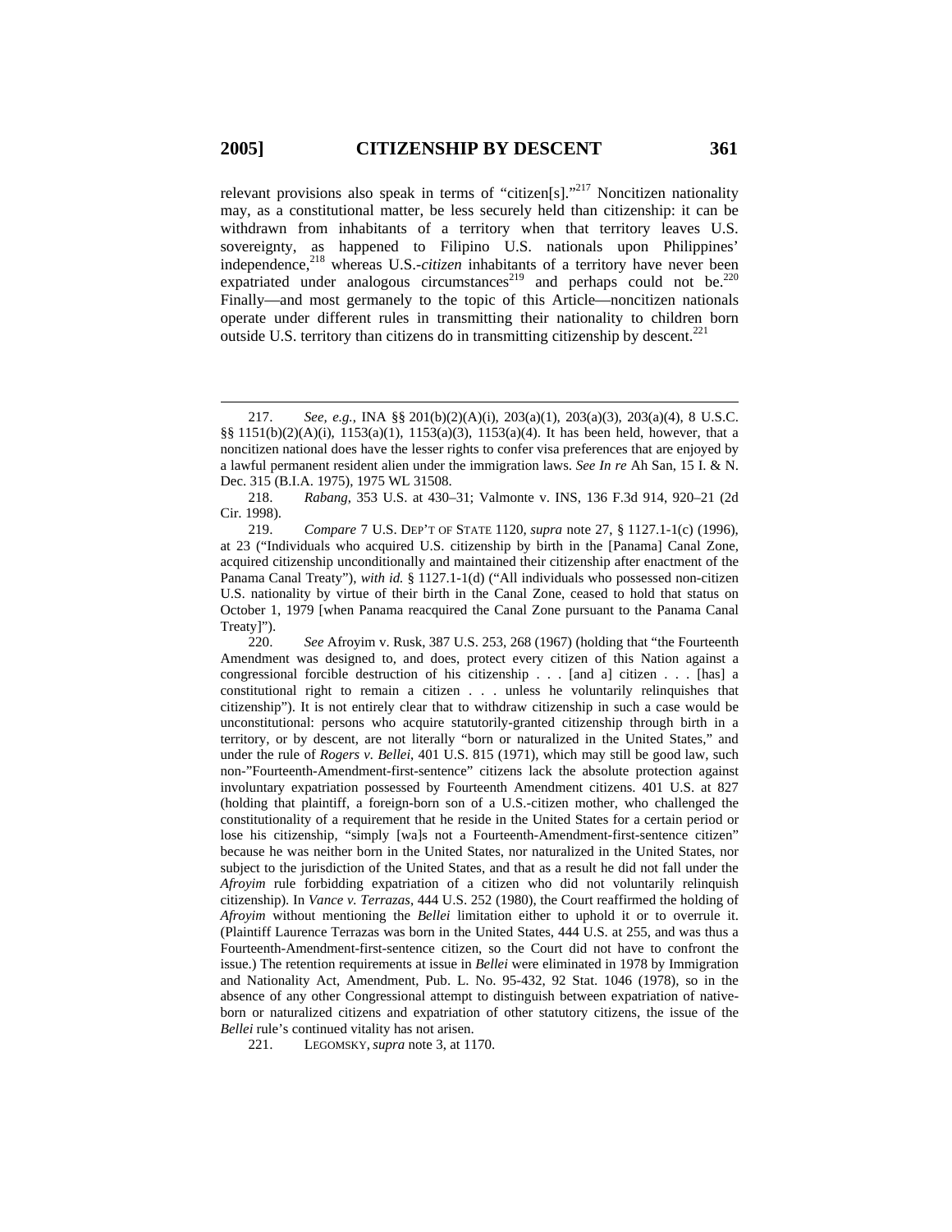relevant provisions also speak in terms of "citizen[s]."[217] Noncitizen nationality may, as a constitutional matter, be less securely held than citizenship: it can be withdrawn from inhabitants of a territory when that territory leaves U.S. sovereignty, as happened to Filipino U.S. nationals upon Philippines' independence,[218] whereas U.S.-*citizen* inhabitants of a territory have never been expatriated under analogous circumstances[219] and perhaps could not be.[220] Finally—and most germanely to the topic of this Article—noncitizen nationals operate under different rules in transmitting their nationality to children born outside U.S. territory than citizens do in transmitting citizenship by descent.[221]

---

217. *See, e.g.*, INA §§ 201(b)(2)(A)(i), 203(a)(1), 203(a)(3), 203(a)(4), 8 U.S.C. §§ 1151(b)(2)(A)(i), 1153(a)(1), 1153(a)(3), 1153(a)(4). It has been held, however, that a noncitizen national does have the lesser rights to confer visa preferences that are enjoyed by a lawful permanent resident alien under the immigration laws. *See In re* Ah San, 15 I. & N. Dec. 315 (B.I.A. 1975), 1975 WL 31508.

218. *Rabang*, 353 U.S. at 430–31; Valmonte v. INS, 136 F.3d 914, 920–21 (2d Cir. 1998).

219. *Compare* 7 U.S. DEP'T OF STATE 1120, *supra* note 27, § 1127.1-1(c) (1996), at 23 ("Individuals who acquired U.S. citizenship by birth in the [Panama] Canal Zone, acquired citizenship unconditionally and maintained their citizenship after enactment of the Panama Canal Treaty"), *with id.* § 1127.1-1(d) ("All individuals who possessed non-citizen U.S. nationality by virtue of their birth in the Canal Zone, ceased to hold that status on October 1, 1979 [when Panama reacquired the Canal Zone pursuant to the Panama Canal Treaty]").

220. *See* Afroyim v. Rusk, 387 U.S. 253, 268 (1967) (holding that "the Fourteenth Amendment was designed to, and does, protect every citizen of this Nation against a congressional forcible destruction of his citizenship . . . [and a] citizen . . . [has] a constitutional right to remain a citizen . . . unless he voluntarily relinquishes that citizenship"). It is not entirely clear that to withdraw citizenship in such a case would be unconstitutional: persons who acquire statutorily-granted citizenship through birth in a territory, or by descent, are not literally "born or naturalized in the United States," and under the rule of *Rogers v. Bellei*, 401 U.S. 815 (1971), which may still be good law, such non-"Fourteenth-Amendment-first-sentence" citizens lack the absolute protection against involuntary expatriation possessed by Fourteenth Amendment citizens. 401 U.S. at 827 (holding that plaintiff, a foreign-born son of a U.S.-citizen mother, who challenged the constitutionality of a requirement that he reside in the United States for a certain period or lose his citizenship, "simply [wa]s not a Fourteenth-Amendment-first-sentence citizen" because he was neither born in the United States, nor naturalized in the United States, nor subject to the jurisdiction of the United States, and that as a result he did not fall under the *Afroyim* rule forbidding expatriation of a citizen who did not voluntarily relinquish citizenship). In *Vance v. Terrazas*, 444 U.S. 252 (1980), the Court reaffirmed the holding of *Afroyim* without mentioning the *Bellei* limitation either to uphold it or to overrule it. (Plaintiff Laurence Terrazas was born in the United States, 444 U.S. at 255, and was thus a Fourteenth-Amendment-first-sentence citizen, so the Court did not have to confront the issue.) The retention requirements at issue in *Bellei* were eliminated in 1978 by Immigration and Nationality Act, Amendment, Pub. L. No. 95-432, 92 Stat. 1046 (1978), so in the absence of any other Congressional attempt to distinguish between expatriation of native-born or naturalized citizens and expatriation of other statutory citizens, the issue of the *Bellei* rule's continued vitality has not arisen.

221. LEGOMSKY, *supra* note 3, at 1170.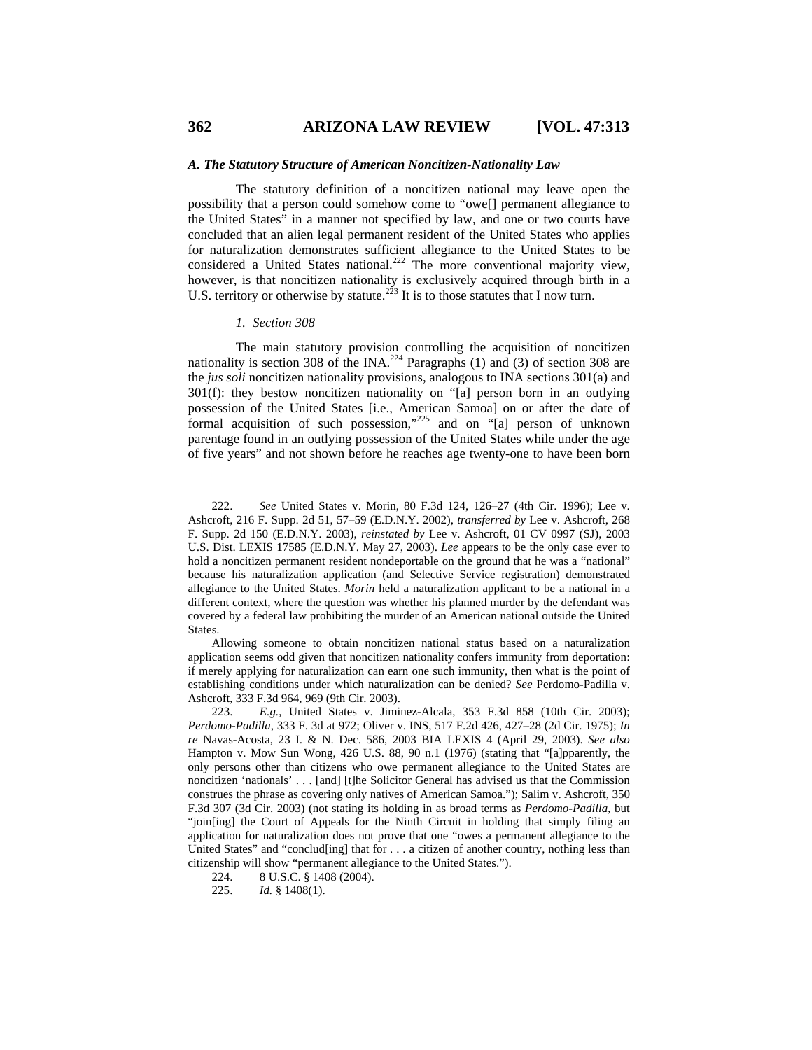### *A. The Statutory Structure of American Noncitizen-Nationality Law*

The statutory definition of a noncitizen national may leave open the possibility that a person could somehow come to "owe[] permanent allegiance to the United States" in a manner not specified by law, and one or two courts have concluded that an alien legal permanent resident of the United States who applies for naturalization demonstrates sufficient allegiance to the United States to be considered a United States national.[222] The more conventional majority view, however, is that noncitizen nationality is exclusively acquired through birth in a U.S. territory or otherwise by statute.[223] It is to those statutes that I now turn.

#### *1. Section 308*

The main statutory provision controlling the acquisition of noncitizen nationality is section 308 of the INA.[224] Paragraphs (1) and (3) of section 308 are the *jus soli* noncitizen nationality provisions, analogous to INA sections 301(a) and 301(f): they bestow noncitizen nationality on "[a] person born in an outlying possession of the United States [i.e., American Samoa] on or after the date of formal acquisition of such possession,"[225] and on "[a] person of unknown parentage found in an outlying possession of the United States while under the age of five years" and not shown before he reaches age twenty-one to have been born

---

222. *See* United States v. Morin, 80 F.3d 124, 126–27 (4th Cir. 1996); Lee v. Ashcroft, 216 F. Supp. 2d 51, 57–59 (E.D.N.Y. 2002), *transferred by* Lee v. Ashcroft, 268 F. Supp. 2d 150 (E.D.N.Y. 2003), *reinstated by* Lee v. Ashcroft, 01 CV 0997 (SJ), 2003 U.S. Dist. LEXIS 17585 (E.D.N.Y. May 27, 2003). *Lee* appears to be the only case ever to hold a noncitizen permanent resident nondeportable on the ground that he was a "national" because his naturalization application (and Selective Service registration) demonstrated allegiance to the United States. *Morin* held a naturalization applicant to be a national in a different context, where the question was whether his planned murder by the defendant was covered by a federal law prohibiting the murder of an American national outside the United States.

Allowing someone to obtain noncitizen national status based on a naturalization application seems odd given that noncitizen nationality confers immunity from deportation: if merely applying for naturalization can earn one such immunity, then what is the point of establishing conditions under which naturalization can be denied? *See* Perdomo-Padilla v. Ashcroft, 333 F.3d 964, 969 (9th Cir. 2003).

223. *E.g.*, United States v. Jiminez-Alcala, 353 F.3d 858 (10th Cir. 2003); *Perdomo-Padilla*, 333 F. 3d at 972; Oliver v. INS, 517 F.2d 426, 427–28 (2d Cir. 1975); *In re* Navas-Acosta, 23 I. & N. Dec. 586, 2003 BIA LEXIS 4 (April 29, 2003). *See also* Hampton v. Mow Sun Wong, 426 U.S. 88, 90 n.1 (1976) (stating that "[a]pparently, the only persons other than citizens who owe permanent allegiance to the United States are noncitizen 'nationals' . . . [and] [t]he Solicitor General has advised us that the Commission construes the phrase as covering only natives of American Samoa."); Salim v. Ashcroft, 350 F.3d 307 (3d Cir. 2003) (not stating its holding in as broad terms as *Perdomo-Padilla*, but "join[ing] the Court of Appeals for the Ninth Circuit in holding that simply filing an application for naturalization does not prove that one "owes a permanent allegiance to the United States" and "conclud[ing] that for . . . a citizen of another country, nothing less than citizenship will show "permanent allegiance to the United States.").

224. 8 U.S.C. § 1408 (2004).

225. *Id.* § 1408(1).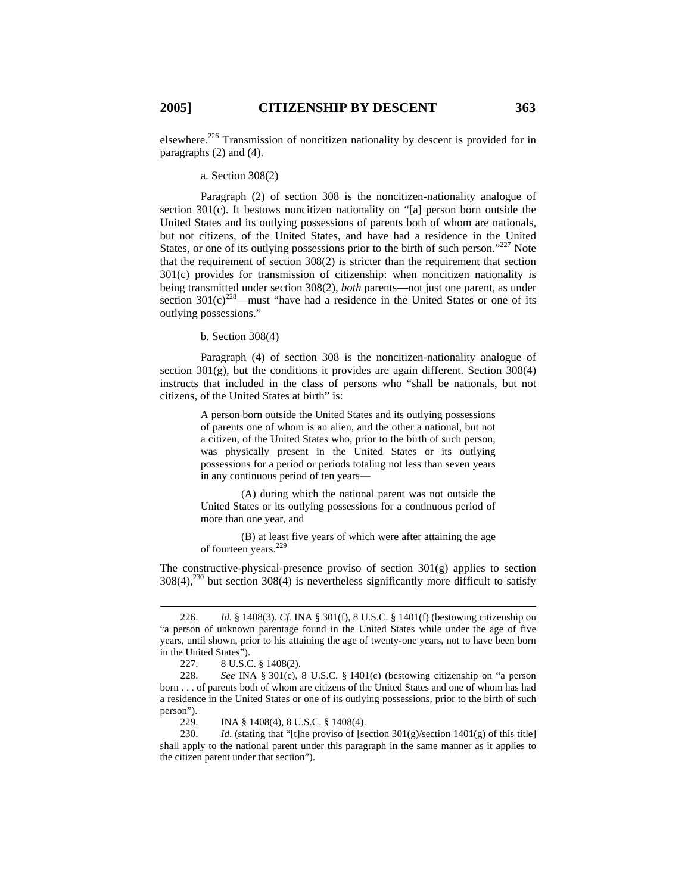elsewhere.[226] Transmission of noncitizen nationality by descent is provided for in paragraphs (2) and (4).

a. Section 308(2)

Paragraph (2) of section 308 is the noncitizen-nationality analogue of section 301(c). It bestows noncitizen nationality on "[a] person born outside the United States and its outlying possessions of parents both of whom are nationals, but not citizens, of the United States, and have had a residence in the United States, or one of its outlying possessions prior to the birth of such person."[227] Note that the requirement of section 308(2) is stricter than the requirement that section 301(c) provides for transmission of citizenship: when noncitizen nationality is being transmitted under section 308(2), *both* parents—not just one parent, as under section 301(c)[228]—must "have had a residence in the United States or one of its outlying possessions."

b. Section 308(4)

Paragraph (4) of section 308 is the noncitizen-nationality analogue of section 301(g), but the conditions it provides are again different. Section 308(4) instructs that included in the class of persons who "shall be nationals, but not citizens, of the United States at birth" is:

> A person born outside the United States and its outlying possessions of parents one of whom is an alien, and the other a national, but not a citizen, of the United States who, prior to the birth of such person, was physically present in the United States or its outlying possessions for a period or periods totaling not less than seven years in any continuous period of ten years—
>
> (A) during which the national parent was not outside the United States or its outlying possessions for a continuous period of more than one year, and
>
> (B) at least five years of which were after attaining the age of fourteen years.[229]

The constructive-physical-presence proviso of section 301(g) applies to section 308(4),[230] but section 308(4) is nevertheless significantly more difficult to satisfy

---

226. *Id.* § 1408(3). *Cf.* INA § 301(f), 8 U.S.C. § 1401(f) (bestowing citizenship on "a person of unknown parentage found in the United States while under the age of five years, until shown, prior to his attaining the age of twenty-one years, not to have been born in the United States").

227. 8 U.S.C. § 1408(2).

228. *See* INA § 301(c), 8 U.S.C. § 1401(c) (bestowing citizenship on "a person born . . . of parents both of whom are citizens of the United States and one of whom has had a residence in the United States or one of its outlying possessions, prior to the birth of such person").

229. INA § 1408(4), 8 U.S.C. § 1408(4).

230. *Id*. (stating that "[t]he proviso of [section 301(g)/section 1401(g) of this title] shall apply to the national parent under this paragraph in the same manner as it applies to the citizen parent under that section").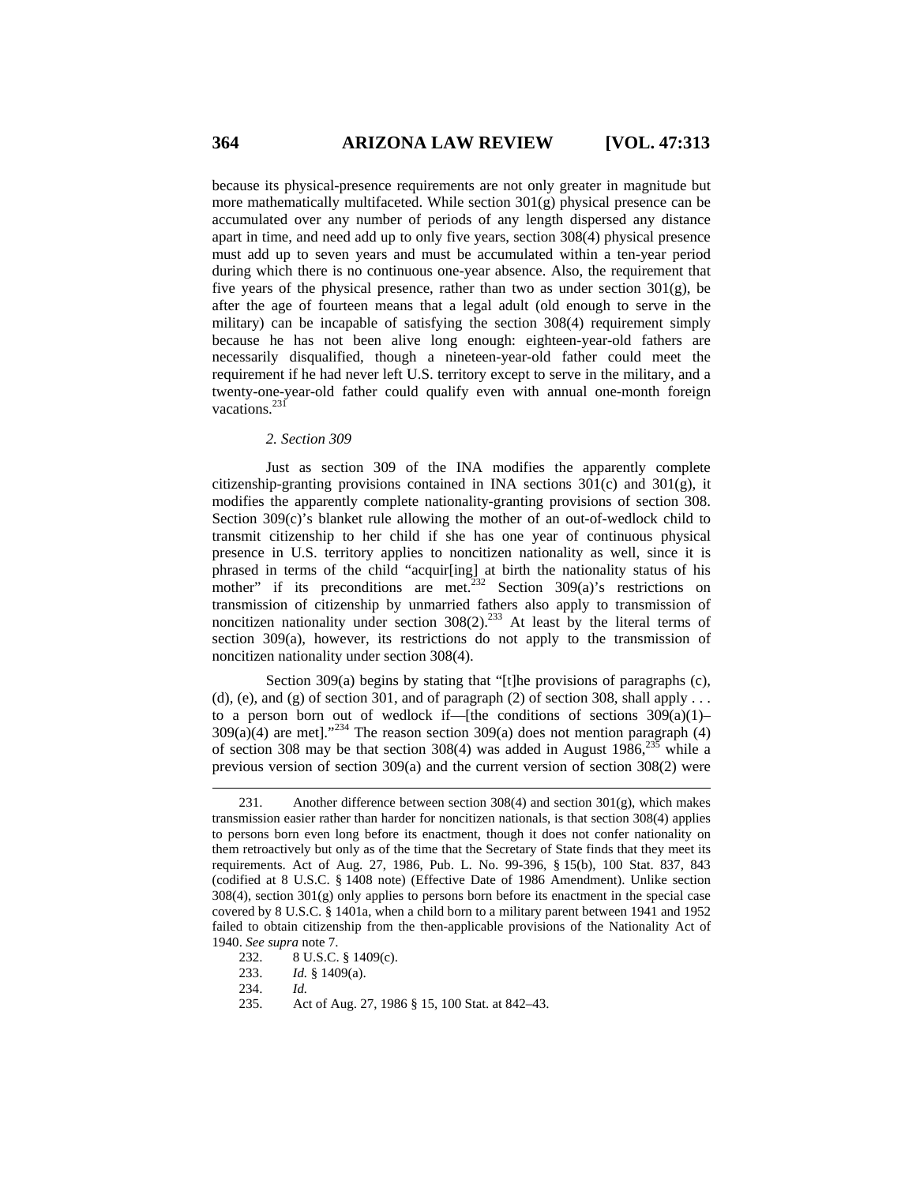because its physical-presence requirements are not only greater in magnitude but more mathematically multifaceted. While section 301(g) physical presence can be accumulated over any number of periods of any length dispersed any distance apart in time, and need add up to only five years, section 308(4) physical presence must add up to seven years and must be accumulated within a ten-year period during which there is no continuous one-year absence. Also, the requirement that five years of the physical presence, rather than two as under section 301(g), be after the age of fourteen means that a legal adult (old enough to serve in the military) can be incapable of satisfying the section 308(4) requirement simply because he has not been alive long enough: eighteen-year-old fathers are necessarily disqualified, though a nineteen-year-old father could meet the requirement if he had never left U.S. territory except to serve in the military, and a twenty-one-year-old father could qualify even with annual one-month foreign vacations.[231]

### *2. Section 309*

Just as section 309 of the INA modifies the apparently complete citizenship-granting provisions contained in INA sections 301(c) and 301(g), it modifies the apparently complete nationality-granting provisions of section 308. Section 309(c)'s blanket rule allowing the mother of an out-of-wedlock child to transmit citizenship to her child if she has one year of continuous physical presence in U.S. territory applies to noncitizen nationality as well, since it is phrased in terms of the child "acquir[ing] at birth the nationality status of his mother" if its preconditions are met.[232] Section 309(a)'s restrictions on transmission of citizenship by unmarried fathers also apply to transmission of noncitizen nationality under section 308(2).[233] At least by the literal terms of section 309(a), however, its restrictions do not apply to the transmission of noncitizen nationality under section 308(4).

Section 309(a) begins by stating that "[t]he provisions of paragraphs (c), (d), (e), and (g) of section 301, and of paragraph (2) of section 308, shall apply . . . to a person born out of wedlock if—[the conditions of sections 309(a)(1)–309(a)(4) are met]."[234] The reason section 309(a) does not mention paragraph (4) of section 308 may be that section 308(4) was added in August 1986,[235] while a previous version of section 309(a) and the current version of section 308(2) were

---

231. Another difference between section 308(4) and section 301(g), which makes transmission easier rather than harder for noncitizen nationals, is that section 308(4) applies to persons born even long before its enactment, though it does not confer nationality on them retroactively but only as of the time that the Secretary of State finds that they meet its requirements. Act of Aug. 27, 1986, Pub. L. No. 99-396, § 15(b), 100 Stat. 837, 843 (codified at 8 U.S.C. § 1408 note) (Effective Date of 1986 Amendment). Unlike section 308(4), section 301(g) only applies to persons born before its enactment in the special case covered by 8 U.S.C. § 1401a, when a child born to a military parent between 1941 and 1952 failed to obtain citizenship from the then-applicable provisions of the Nationality Act of 1940. *See supra* note 7.

232. 8 U.S.C. § 1409(c).

233. *Id.* § 1409(a).

234. *Id.*

235. Act of Aug. 27, 1986 § 15, 100 Stat. at 842–43.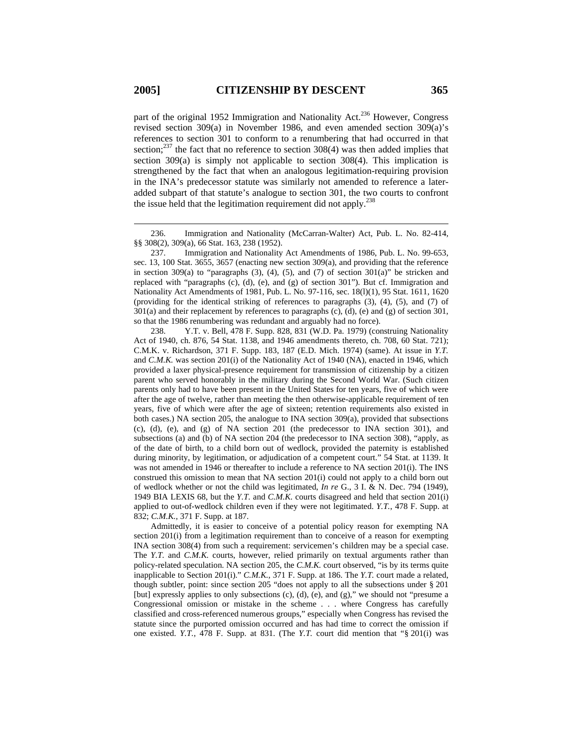part of the original 1952 Immigration and Nationality Act.[236] However, Congress revised section 309(a) in November 1986, and even amended section 309(a)'s references to section 301 to conform to a renumbering that had occurred in that section;[237] the fact that no reference to section 308(4) was then added implies that section 309(a) is simply not applicable to section 308(4). This implication is strengthened by the fact that when an analogous legitimation-requiring provision in the INA's predecessor statute was similarly not amended to reference a later-added subpart of that statute's analogue to section 301, the two courts to confront the issue held that the legitimation requirement did not apply.[238]

---

236. Immigration and Nationality (McCarran-Walter) Act, Pub. L. No. 82-414, §§ 308(2), 309(a), 66 Stat. 163, 238 (1952).

237. Immigration and Nationality Act Amendments of 1986, Pub. L. No. 99-653, sec. 13, 100 Stat. 3655, 3657 (enacting new section 309(a), and providing that the reference in section 309(a) to "paragraphs (3), (4), (5), and (7) of section 301(a)" be stricken and replaced with "paragraphs (c), (d), (e), and (g) of section 301"). But cf. Immigration and Nationality Act Amendments of 1981, Pub. L. No. 97-116, sec. 18(l)(1), 95 Stat. 1611, 1620 (providing for the identical striking of references to paragraphs (3), (4), (5), and (7) of 301(a) and their replacement by references to paragraphs (c), (d), (e) and (g) of section 301, so that the 1986 renumbering was redundant and arguably had no force).

238. Y.T. v. Bell, 478 F. Supp. 828, 831 (W.D. Pa. 1979) (construing Nationality Act of 1940, ch. 876, 54 Stat. 1138, and 1946 amendments thereto, ch. 708, 60 Stat. 721); C.M.K. v. Richardson, 371 F. Supp. 183, 187 (E.D. Mich. 1974) (same). At issue in *Y.T.* and *C.M.K.* was section 201(i) of the Nationality Act of 1940 (NA), enacted in 1946, which provided a laxer physical-presence requirement for transmission of citizenship by a citizen parent who served honorably in the military during the Second World War. (Such citizen parents only had to have been present in the United States for ten years, five of which were after the age of twelve, rather than meeting the then otherwise-applicable requirement of ten years, five of which were after the age of sixteen; retention requirements also existed in both cases.) NA section 205, the analogue to INA section 309(a), provided that subsections (c), (d), (e), and (g) of NA section 201 (the predecessor to INA section 301), and subsections (a) and (b) of NA section 204 (the predecessor to INA section 308), "apply, as of the date of birth, to a child born out of wedlock, provided the paternity is established during minority, by legitimation, or adjudication of a competent court." 54 Stat. at 1139. It was not amended in 1946 or thereafter to include a reference to NA section 201(i). The INS construed this omission to mean that NA section 201(i) could not apply to a child born out of wedlock whether or not the child was legitimated, *In re* G., 3 I. & N. Dec. 794 (1949), 1949 BIA LEXIS 68, but the *Y.T.* and *C.M.K.* courts disagreed and held that section 201(i) applied to out-of-wedlock children even if they were not legitimated. *Y.T.*, 478 F. Supp. at 832; *C.M.K.*, 371 F. Supp. at 187.

Admittedly, it is easier to conceive of a potential policy reason for exempting NA section 201(i) from a legitimation requirement than to conceive of a reason for exempting INA section 308(4) from such a requirement: servicemen's children may be a special case. The *Y.T.* and *C.M.K.* courts, however, relied primarily on textual arguments rather than policy-related speculation. NA section 205, the *C.M.K.* court observed, "is by its terms quite inapplicable to Section 201(i)." *C.M.K.*, 371 F. Supp. at 186. The *Y.T.* court made a related, though subtler, point: since section 205 "does not apply to all the subsections under § 201 [but] expressly applies to only subsections (c), (d), (e), and (g)," we should not "presume a Congressional omission or mistake in the scheme . . . where Congress has carefully classified and cross-referenced numerous groups," especially when Congress has revised the statute since the purported omission occurred and has had time to correct the omission if one existed. *Y.T.*, 478 F. Supp. at 831. (The *Y.T.* court did mention that "§ 201(i) was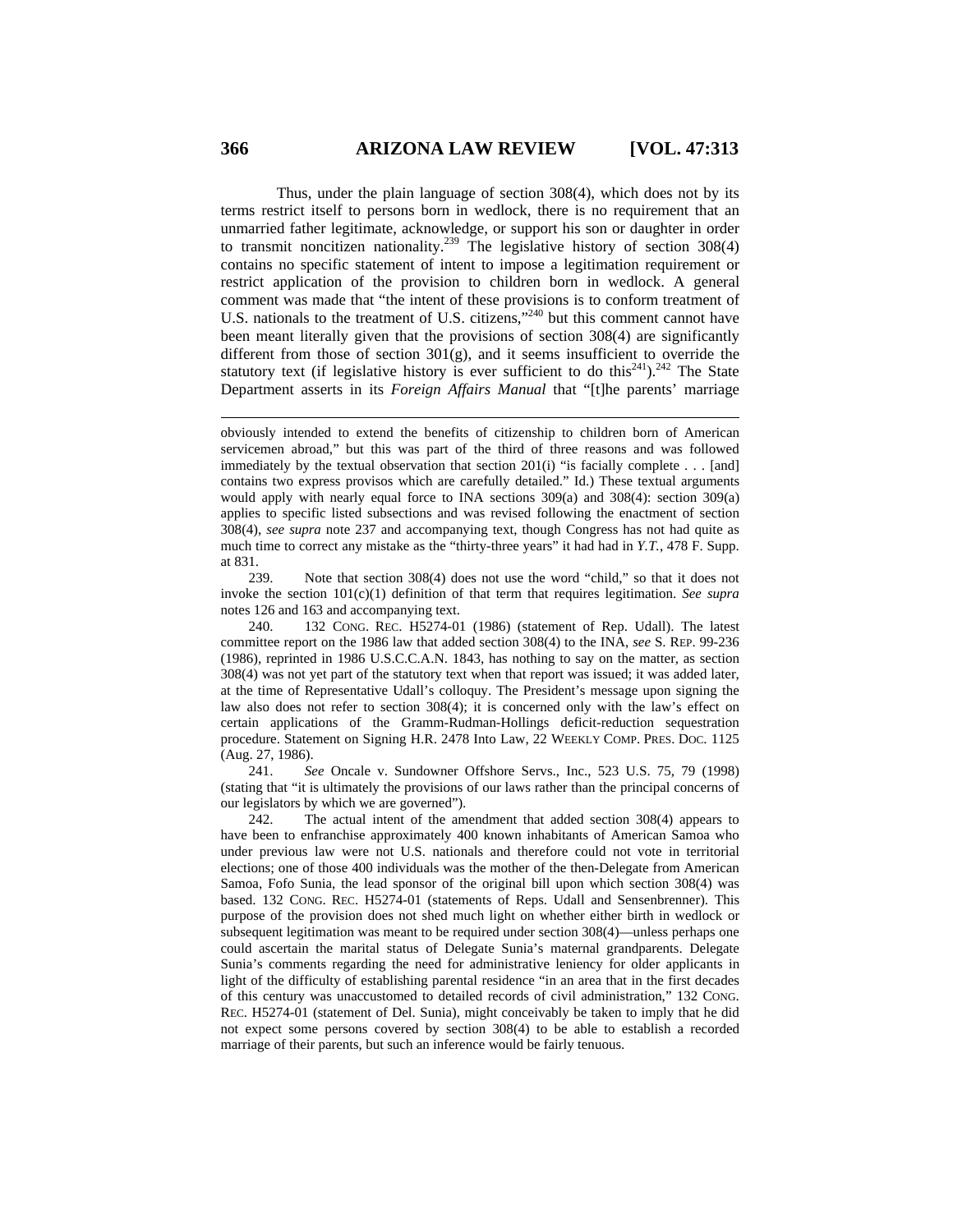Thus, under the plain language of section 308(4), which does not by its terms restrict itself to persons born in wedlock, there is no requirement that an unmarried father legitimate, acknowledge, or support his son or daughter in order to transmit noncitizen nationality.[239] The legislative history of section 308(4) contains no specific statement of intent to impose a legitimation requirement or restrict application of the provision to children born in wedlock. A general comment was made that "the intent of these provisions is to conform treatment of U.S. nationals to the treatment of U.S. citizens,"[240] but this comment cannot have been meant literally given that the provisions of section 308(4) are significantly different from those of section 301(g), and it seems insufficient to override the statutory text (if legislative history is ever sufficient to do this[241]).[242] The State Department asserts in its *Foreign Affairs Manual* that "[t]he parents' marriage

---

obviously intended to extend the benefits of citizenship to children born of American servicemen abroad," but this was part of the third of three reasons and was followed immediately by the textual observation that section 201(i) "is facially complete . . . [and] contains two express provisos which are carefully detailed." Id.) These textual arguments would apply with nearly equal force to INA sections 309(a) and 308(4): section 309(a) applies to specific listed subsections and was revised following the enactment of section 308(4), *see supra* note 237 and accompanying text, though Congress has not had quite as much time to correct any mistake as the "thirty-three years" it had had in *Y.T.*, 478 F. Supp. at 831.

239. Note that section 308(4) does not use the word "child," so that it does not invoke the section 101(c)(1) definition of that term that requires legitimation. *See supra* notes 126 and 163 and accompanying text.

240. 132 CONG. REC. H5274-01 (1986) (statement of Rep. Udall). The latest committee report on the 1986 law that added section 308(4) to the INA, *see* S. REP. 99-236 (1986), reprinted in 1986 U.S.C.C.A.N. 1843, has nothing to say on the matter, as section 308(4) was not yet part of the statutory text when that report was issued; it was added later, at the time of Representative Udall's colloquy. The President's message upon signing the law also does not refer to section 308(4); it is concerned only with the law's effect on certain applications of the Gramm-Rudman-Hollings deficit-reduction sequestration procedure. Statement on Signing H.R. 2478 Into Law, 22 WEEKLY COMP. PRES. DOC. 1125 (Aug. 27, 1986).

241. *See* Oncale v. Sundowner Offshore Servs., Inc., 523 U.S. 75, 79 (1998) (stating that "it is ultimately the provisions of our laws rather than the principal concerns of our legislators by which we are governed").

242. The actual intent of the amendment that added section 308(4) appears to have been to enfranchise approximately 400 known inhabitants of American Samoa who under previous law were not U.S. nationals and therefore could not vote in territorial elections; one of those 400 individuals was the mother of the then-Delegate from American Samoa, Fofo Sunia, the lead sponsor of the original bill upon which section 308(4) was based. 132 CONG. REC. H5274-01 (statements of Reps. Udall and Sensenbrenner). This purpose of the provision does not shed much light on whether either birth in wedlock or subsequent legitimation was meant to be required under section 308(4)—unless perhaps one could ascertain the marital status of Delegate Sunia's maternal grandparents. Delegate Sunia's comments regarding the need for administrative leniency for older applicants in light of the difficulty of establishing parental residence "in an area that in the first decades of this century was unaccustomed to detailed records of civil administration," 132 CONG. REC. H5274-01 (statement of Del. Sunia), might conceivably be taken to imply that he did not expect some persons covered by section 308(4) to be able to establish a recorded marriage of their parents, but such an inference would be fairly tenuous.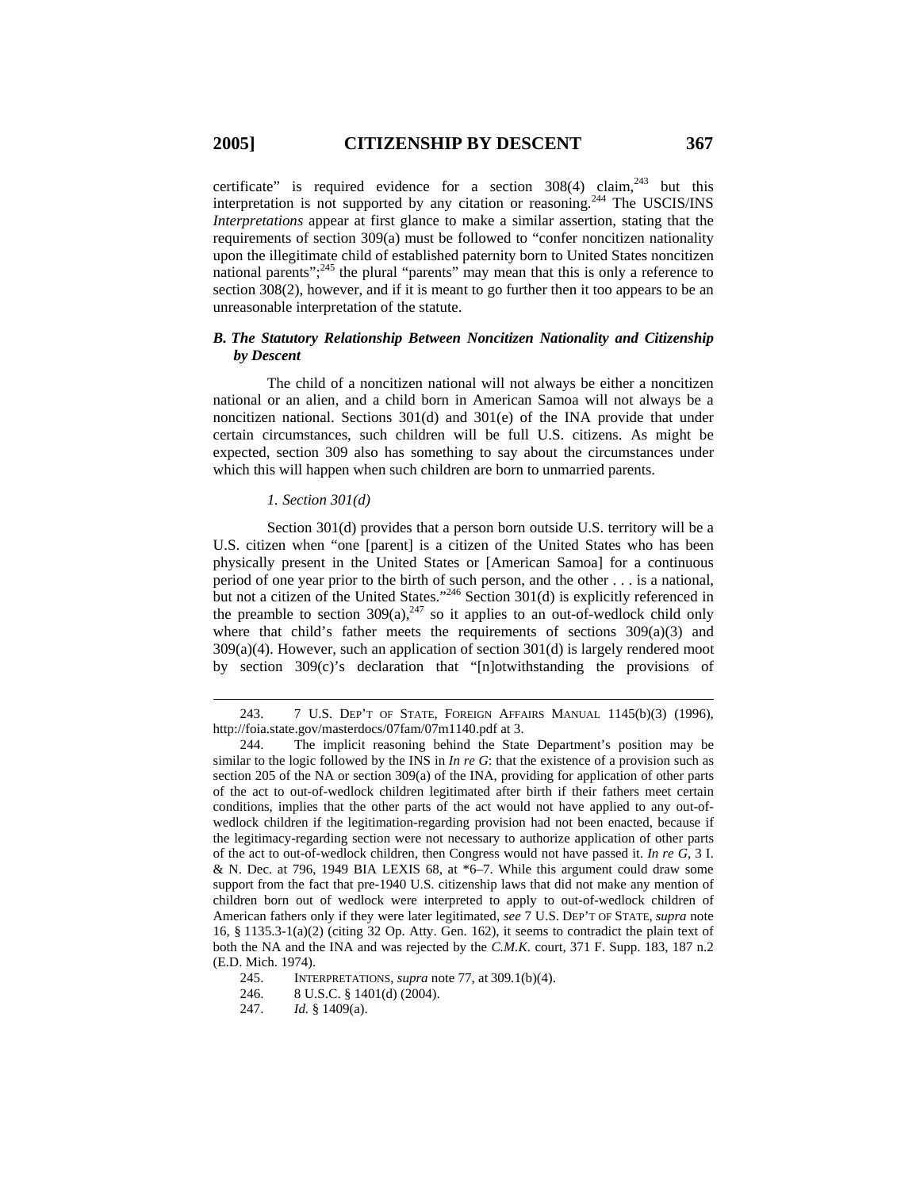certificate" is required evidence for a section 308(4) claim,[243] but this interpretation is not supported by any citation or reasoning.[244] The USCIS/INS *Interpretations* appear at first glance to make a similar assertion, stating that the requirements of section 309(a) must be followed to "confer noncitizen nationality upon the illegitimate child of established paternity born to United States noncitizen national parents";[245] the plural "parents" may mean that this is only a reference to section 308(2), however, and if it is meant to go further then it too appears to be an unreasonable interpretation of the statute.

### *B. The Statutory Relationship Between Noncitizen Nationality and Citizenship by Descent*

The child of a noncitizen national will not always be either a noncitizen national or an alien, and a child born in American Samoa will not always be a noncitizen national. Sections 301(d) and 301(e) of the INA provide that under certain circumstances, such children will be full U.S. citizens. As might be expected, section 309 also has something to say about the circumstances under which this will happen when such children are born to unmarried parents.

#### *1. Section 301(d)*

Section 301(d) provides that a person born outside U.S. territory will be a U.S. citizen when "one [parent] is a citizen of the United States who has been physically present in the United States or [American Samoa] for a continuous period of one year prior to the birth of such person, and the other . . . is a national, but not a citizen of the United States."[246] Section 301(d) is explicitly referenced in the preamble to section 309(a),[247] so it applies to an out-of-wedlock child only where that child's father meets the requirements of sections 309(a)(3) and 309(a)(4). However, such an application of section 301(d) is largely rendered moot by section 309(c)'s declaration that "[n]otwithstanding the provisions of

---

243. 7 U.S. DEP'T OF STATE, FOREIGN AFFAIRS MANUAL 1145(b)(3) (1996), http://foia.state.gov/masterdocs/07fam/07m1140.pdf at 3.

244. The implicit reasoning behind the State Department's position may be similar to the logic followed by the INS in *In re G*: that the existence of a provision such as section 205 of the NA or section 309(a) of the INA, providing for application of other parts of the act to out-of-wedlock children legitimated after birth if their fathers meet certain conditions, implies that the other parts of the act would not have applied to any out-of-wedlock children if the legitimation-regarding provision had not been enacted, because if the legitimacy-regarding section were not necessary to authorize application of other parts of the act to out-of-wedlock children, then Congress would not have passed it. *In re G*, 3 I. & N. Dec. at 796, 1949 BIA LEXIS 68, at *6–7. While this argument could draw some support from the fact that pre-1940 U.S. citizenship laws that did not make any mention of children born out of wedlock were interpreted to apply to out-of-wedlock children of American fathers only if they were later legitimated, *see* 7 U.S. DEP'T OF STATE, *supra* note 16, § 1135.3-1(a)(2) (citing 32 Op. Atty. Gen. 162), it seems to contradict the plain text of both the NA and the INA and was rejected by the *C.M.K.* court, 371 F. Supp. 183, 187 n.2 (E.D. Mich. 1974).

245. INTERPRETATIONS, *supra* note 77, at 309.1(b)(4).

246. 8 U.S.C. § 1401(d) (2004).

247. *Id.* § 1409(a).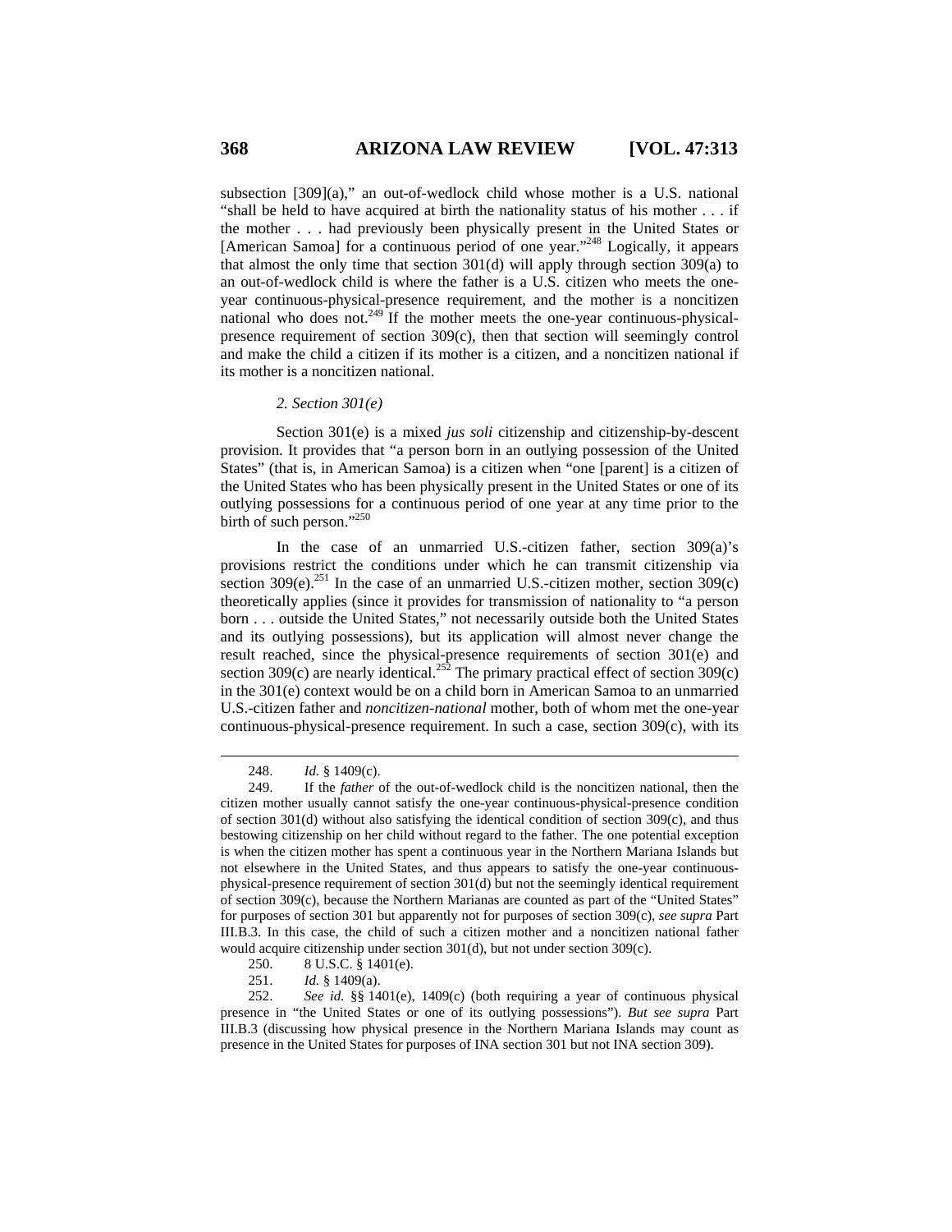subsection [309](a)," an out-of-wedlock child whose mother is a U.S. national "shall be held to have acquired at birth the nationality status of his mother . . . if the mother . . . had previously been physically present in the United States or [American Samoa] for a continuous period of one year."[248] Logically, it appears that almost the only time that section 301(d) will apply through section 309(a) to an out-of-wedlock child is where the father is a U.S. citizen who meets the one-year continuous-physical-presence requirement, and the mother is a noncitizen national who does not.[249] If the mother meets the one-year continuous-physical-presence requirement of section 309(c), then that section will seemingly control and make the child a citizen if its mother is a citizen, and a noncitizen national if its mother is a noncitizen national.

*2. Section 301(e)*

Section 301(e) is a mixed *jus soli* citizenship and citizenship-by-descent provision. It provides that "a person born in an outlying possession of the United States" (that is, in American Samoa) is a citizen when "one [parent] is a citizen of the United States who has been physically present in the United States or one of its outlying possessions for a continuous period of one year at any time prior to the birth of such person."[250]

In the case of an unmarried U.S.-citizen father, section 309(a)'s provisions restrict the conditions under which he can transmit citizenship via section 309(e).[251] In the case of an unmarried U.S.-citizen mother, section 309(c) theoretically applies (since it provides for transmission of nationality to "a person born . . . outside the United States," not necessarily outside both the United States and its outlying possessions), but its application will almost never change the result reached, since the physical-presence requirements of section 301(e) and section 309(c) are nearly identical.[252] The primary practical effect of section 309(c) in the 301(e) context would be on a child born in American Samoa to an unmarried U.S.-citizen father and *noncitizen-national* mother, both of whom met the one-year continuous-physical-presence requirement. In such a case, section 309(c), with its

---

248. *Id.* § 1409(c).

249. If the *father* of the out-of-wedlock child is the noncitizen national, then the citizen mother usually cannot satisfy the one-year continuous-physical-presence condition of section 301(d) without also satisfying the identical condition of section 309(c), and thus bestowing citizenship on her child without regard to the father. The one potential exception is when the citizen mother has spent a continuous year in the Northern Mariana Islands but not elsewhere in the United States, and thus appears to satisfy the one-year continuous-physical-presence requirement of section 301(d) but not the seemingly identical requirement of section 309(c), because the Northern Marianas are counted as part of the "United States" for purposes of section 301 but apparently not for purposes of section 309(c), *see supra* Part III.B.3. In this case, the child of such a citizen mother and a noncitizen national father would acquire citizenship under section 301(d), but not under section 309(c).

250. 8 U.S.C. § 1401(e).

251. *Id.* § 1409(a).

252. *See id.* §§ 1401(e), 1409(c) (both requiring a year of continuous physical presence in "the United States or one of its outlying possessions"). *But see supra* Part III.B.3 (discussing how physical presence in the Northern Mariana Islands may count as presence in the United States for purposes of INA section 301 but not INA section 309).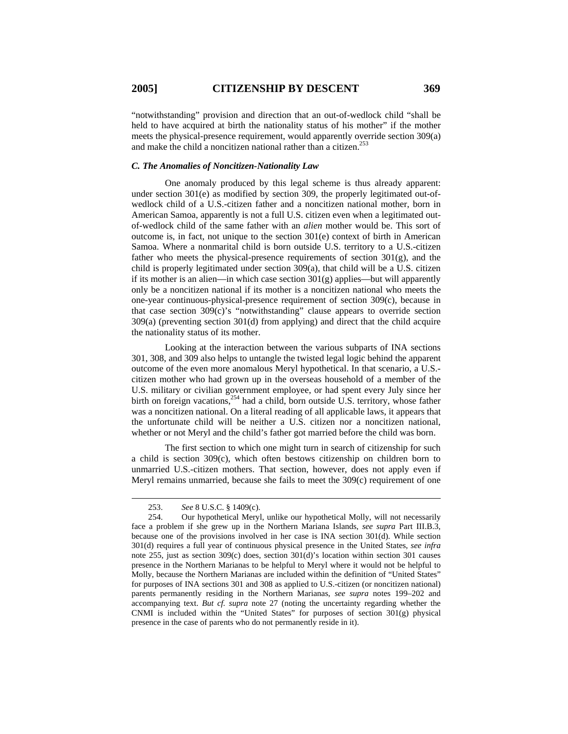"notwithstanding" provision and direction that an out-of-wedlock child "shall be held to have acquired at birth the nationality status of his mother" if the mother meets the physical-presence requirement, would apparently override section 309(a) and make the child a noncitizen national rather than a citizen.[253]

### *C. The Anomalies of Noncitizen-Nationality Law*

One anomaly produced by this legal scheme is thus already apparent: under section 301(e) as modified by section 309, the properly legitimated out-of-wedlock child of a U.S.-citizen father and a noncitizen national mother, born in American Samoa, apparently is not a full U.S. citizen even when a legitimated out-of-wedlock child of the same father with an *alien* mother would be. This sort of outcome is, in fact, not unique to the section 301(e) context of birth in American Samoa. Where a nonmarital child is born outside U.S. territory to a U.S.-citizen father who meets the physical-presence requirements of section 301(g), and the child is properly legitimated under section 309(a), that child will be a U.S. citizen if its mother is an alien—in which case section 301(g) applies—but will apparently only be a noncitizen national if its mother is a noncitizen national who meets the one-year continuous-physical-presence requirement of section 309(c), because in that case section 309(c)'s "notwithstanding" clause appears to override section 309(a) (preventing section 301(d) from applying) and direct that the child acquire the nationality status of its mother.

Looking at the interaction between the various subparts of INA sections 301, 308, and 309 also helps to untangle the twisted legal logic behind the apparent outcome of the even more anomalous Meryl hypothetical. In that scenario, a U.S.-citizen mother who had grown up in the overseas household of a member of the U.S. military or civilian government employee, or had spent every July since her birth on foreign vacations,[254] had a child, born outside U.S. territory, whose father was a noncitizen national. On a literal reading of all applicable laws, it appears that the unfortunate child will be neither a U.S. citizen nor a noncitizen national, whether or not Meryl and the child's father got married before the child was born.

The first section to which one might turn in search of citizenship for such a child is section 309(c), which often bestows citizenship on children born to unmarried U.S.-citizen mothers. That section, however, does not apply even if Meryl remains unmarried, because she fails to meet the 309(c) requirement of one

---

253. *See* 8 U.S.C. § 1409(c).

254. Our hypothetical Meryl, unlike our hypothetical Molly, will not necessarily face a problem if she grew up in the Northern Mariana Islands, *see supra* Part III.B.3, because one of the provisions involved in her case is INA section 301(d). While section 301(d) requires a full year of continuous physical presence in the United States, *see infra* note 255, just as section 309(c) does, section 301(d)'s location within section 301 causes presence in the Northern Marianas to be helpful to Meryl where it would not be helpful to Molly, because the Northern Marianas are included within the definition of "United States" for purposes of INA sections 301 and 308 as applied to U.S.-citizen (or noncitizen national) parents permanently residing in the Northern Marianas, *see supra* notes 199–202 and accompanying text. *But cf. supra* note 27 (noting the uncertainty regarding whether the CNMI is included within the "United States" for purposes of section 301(g) physical presence in the case of parents who do not permanently reside in it).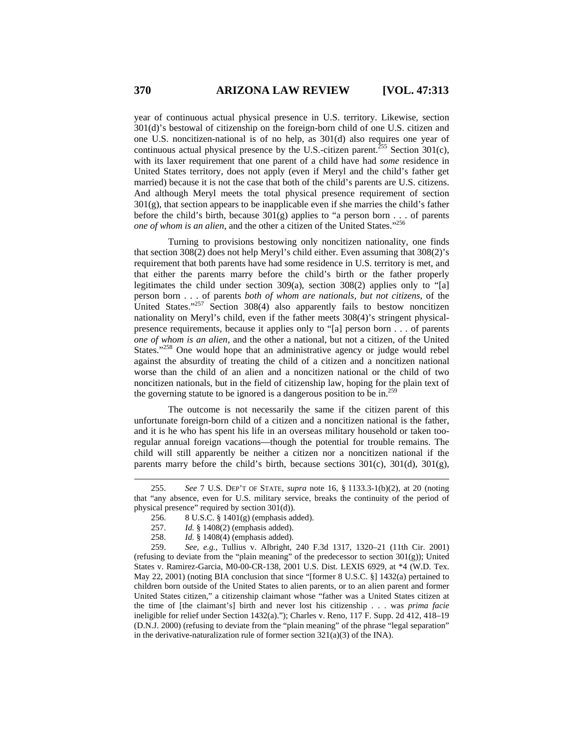year of continuous actual physical presence in U.S. territory. Likewise, section 301(d)'s bestowal of citizenship on the foreign-born child of one U.S. citizen and one U.S. noncitizen-national is of no help, as 301(d) also requires one year of continuous actual physical presence by the U.S.-citizen parent.[255] Section 301(c), with its laxer requirement that one parent of a child have had *some* residence in United States territory, does not apply (even if Meryl and the child's father get married) because it is not the case that both of the child's parents are U.S. citizens. And although Meryl meets the total physical presence requirement of section 301(g), that section appears to be inapplicable even if she marries the child's father before the child's birth, because 301(g) applies to "a person born . . . of parents *one of whom is an alien*, and the other a citizen of the United States."[256]

Turning to provisions bestowing only noncitizen nationality, one finds that section 308(2) does not help Meryl's child either. Even assuming that 308(2)'s requirement that both parents have had some residence in U.S. territory is met, and that either the parents marry before the child's birth or the father properly legitimates the child under section 309(a), section 308(2) applies only to "[a] person born . . . of parents *both of whom are nationals, but not citizens*, of the United States."[257] Section 308(4) also apparently fails to bestow noncitizen nationality on Meryl's child, even if the father meets 308(4)'s stringent physical-presence requirements, because it applies only to "[a] person born . . . of parents *one of whom is an alien*, and the other a national, but not a citizen, of the United States."[258] One would hope that an administrative agency or judge would rebel against the absurdity of treating the child of a citizen and a noncitizen national worse than the child of an alien and a noncitizen national or the child of two noncitizen nationals, but in the field of citizenship law, hoping for the plain text of the governing statute to be ignored is a dangerous position to be in.[259]

The outcome is not necessarily the same if the citizen parent of this unfortunate foreign-born child of a citizen and a noncitizen national is the father, and it is he who has spent his life in an overseas military household or taken too-regular annual foreign vacations—though the potential for trouble remains. The child will still apparently be neither a citizen nor a noncitizen national if the parents marry before the child's birth, because sections 301(c), 301(d), 301(g),

---

255. *See* 7 U.S. DEP'T OF STATE, *supra* note 16, § 1133.3-1(b)(2), at 20 (noting that "any absence, even for U.S. military service, breaks the continuity of the period of physical presence" required by section 301(d)).

256. 8 U.S.C. § 1401(g) (emphasis added).

257. *Id.* § 1408(2) (emphasis added).

258. *Id.* § 1408(4) (emphasis added).

259. *See, e.g.*, Tullius v. Albright, 240 F.3d 1317, 1320–21 (11th Cir. 2001) (refusing to deviate from the "plain meaning" of the predecessor to section 301(g)); United States v. Ramirez-Garcia, M0-00-CR-138, 2001 U.S. Dist. LEXIS 6929, at *4 (W.D. Tex. May 22, 2001) (noting BIA conclusion that since "[former 8 U.S.C. §] 1432(a) pertained to children born outside of the United States to alien parents, or to an alien parent and former United States citizen," a citizenship claimant whose "father was a United States citizen at the time of [the claimant's] birth and never lost his citizenship . . . was *prima facie* ineligible for relief under Section 1432(a)."); Charles v. Reno, 117 F. Supp. 2d 412, 418–19 (D.N.J. 2000) (refusing to deviate from the "plain meaning" of the phrase "legal separation" in the derivative-naturalization rule of former section 321(a)(3) of the INA).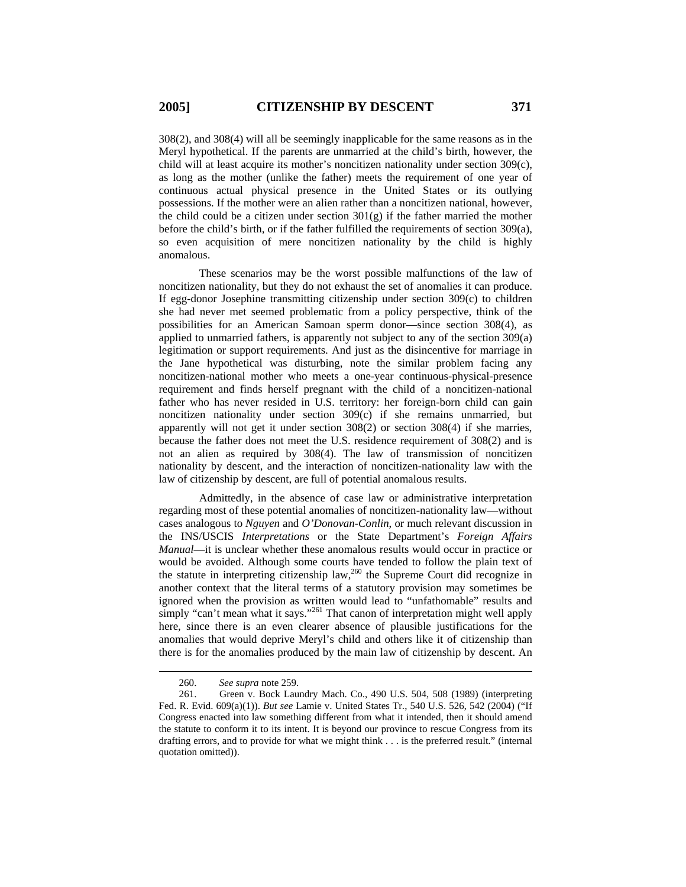308(2), and 308(4) will all be seemingly inapplicable for the same reasons as in the Meryl hypothetical. If the parents are unmarried at the child's birth, however, the child will at least acquire its mother's noncitizen nationality under section 309(c), as long as the mother (unlike the father) meets the requirement of one year of continuous actual physical presence in the United States or its outlying possessions. If the mother were an alien rather than a noncitizen national, however, the child could be a citizen under section 301(g) if the father married the mother before the child's birth, or if the father fulfilled the requirements of section 309(a), so even acquisition of mere noncitizen nationality by the child is highly anomalous.

These scenarios may be the worst possible malfunctions of the law of noncitizen nationality, but they do not exhaust the set of anomalies it can produce. If egg-donor Josephine transmitting citizenship under section 309(c) to children she had never met seemed problematic from a policy perspective, think of the possibilities for an American Samoan sperm donor—since section 308(4), as applied to unmarried fathers, is apparently not subject to any of the section 309(a) legitimation or support requirements. And just as the disincentive for marriage in the Jane hypothetical was disturbing, note the similar problem facing any noncitizen-national mother who meets a one-year continuous-physical-presence requirement and finds herself pregnant with the child of a noncitizen-national father who has never resided in U.S. territory: her foreign-born child can gain noncitizen nationality under section 309(c) if she remains unmarried, but apparently will not get it under section 308(2) or section 308(4) if she marries, because the father does not meet the U.S. residence requirement of 308(2) and is not an alien as required by 308(4). The law of transmission of noncitizen nationality by descent, and the interaction of noncitizen-nationality law with the law of citizenship by descent, are full of potential anomalous results.

Admittedly, in the absence of case law or administrative interpretation regarding most of these potential anomalies of noncitizen-nationality law—without cases analogous to *Nguyen* and *O'Donovan-Conlin*, or much relevant discussion in the INS/USCIS *Interpretations* or the State Department's *Foreign Affairs Manual*—it is unclear whether these anomalous results would occur in practice or would be avoided. Although some courts have tended to follow the plain text of the statute in interpreting citizenship law,[260] the Supreme Court did recognize in another context that the literal terms of a statutory provision may sometimes be ignored when the provision as written would lead to "unfathomable" results and simply "can't mean what it says."[261] That canon of interpretation might well apply here, since there is an even clearer absence of plausible justifications for the anomalies that would deprive Meryl's child and others like it of citizenship than there is for the anomalies produced by the main law of citizenship by descent. An

---

260. *See supra* note 259.

261. Green v. Bock Laundry Mach. Co., 490 U.S. 504, 508 (1989) (interpreting Fed. R. Evid. 609(a)(1)). *But see* Lamie v. United States Tr., 540 U.S. 526, 542 (2004) ("If Congress enacted into law something different from what it intended, then it should amend the statute to conform it to its intent. It is beyond our province to rescue Congress from its drafting errors, and to provide for what we might think . . . is the preferred result." (internal quotation omitted)).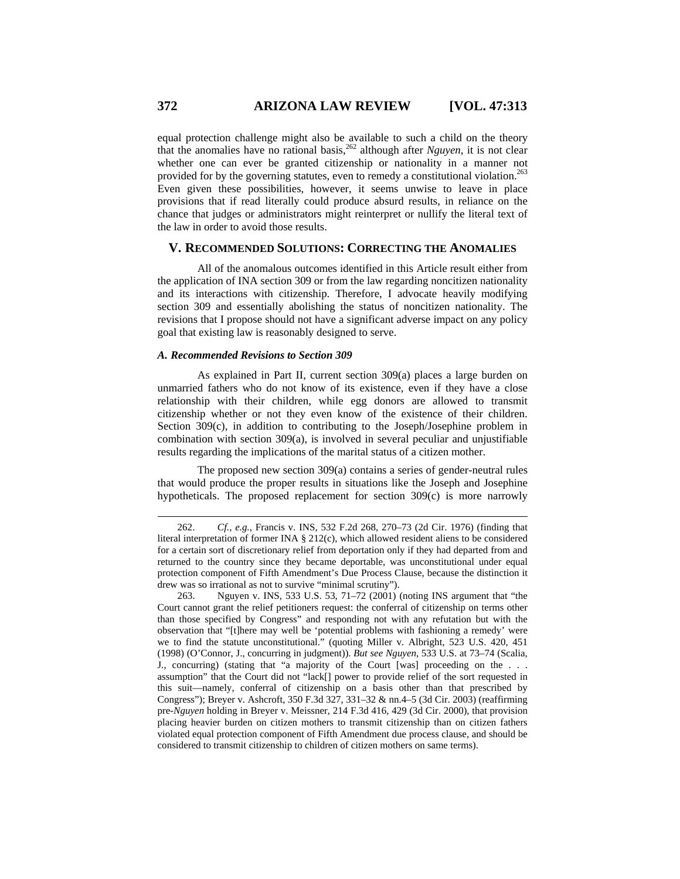equal protection challenge might also be available to such a child on the theory that the anomalies have no rational basis,[262] although after *Nguyen*, it is not clear whether one can ever be granted citizenship or nationality in a manner not provided for by the governing statutes, even to remedy a constitutional violation.[263] Even given these possibilities, however, it seems unwise to leave in place provisions that if read literally could produce absurd results, in reliance on the chance that judges or administrators might reinterpret or nullify the literal text of the law in order to avoid those results.

## V. RECOMMENDED SOLUTIONS: CORRECTING THE ANOMALIES

All of the anomalous outcomes identified in this Article result either from the application of INA section 309 or from the law regarding noncitizen nationality and its interactions with citizenship. Therefore, I advocate heavily modifying section 309 and essentially abolishing the status of noncitizen nationality. The revisions that I propose should not have a significant adverse impact on any policy goal that existing law is reasonably designed to serve.

### *A. Recommended Revisions to Section 309*

As explained in Part II, current section 309(a) places a large burden on unmarried fathers who do not know of its existence, even if they have a close relationship with their children, while egg donors are allowed to transmit citizenship whether or not they even know of the existence of their children. Section 309(c), in addition to contributing to the Joseph/Josephine problem in combination with section 309(a), is involved in several peculiar and unjustifiable results regarding the implications of the marital status of a citizen mother.

The proposed new section 309(a) contains a series of gender-neutral rules that would produce the proper results in situations like the Joseph and Josephine hypotheticals. The proposed replacement for section 309(c) is more narrowly

---

262. *Cf., e.g.*, Francis v. INS, 532 F.2d 268, 270–73 (2d Cir. 1976) (finding that literal interpretation of former INA § 212(c), which allowed resident aliens to be considered for a certain sort of discretionary relief from deportation only if they had departed from and returned to the country since they became deportable, was unconstitutional under equal protection component of Fifth Amendment's Due Process Clause, because the distinction it drew was so irrational as not to survive "minimal scrutiny").

263. Nguyen v. INS, 533 U.S. 53, 71–72 (2001) (noting INS argument that "the Court cannot grant the relief petitioners request: the conferral of citizenship on terms other than those specified by Congress" and responding not with any refutation but with the observation that "[t]here may well be 'potential problems with fashioning a remedy' were we to find the statute unconstitutional." (quoting Miller v. Albright, 523 U.S. 420, 451 (1998) (O'Connor, J., concurring in judgment)). *But see Nguyen*, 533 U.S. at 73–74 (Scalia, J., concurring) (stating that "a majority of the Court [was] proceeding on the . . . assumption" that the Court did not "lack[] power to provide relief of the sort requested in this suit—namely, conferral of citizenship on a basis other than that prescribed by Congress"); Breyer v. Ashcroft, 350 F.3d 327, 331–32 & nn.4–5 (3d Cir. 2003) (reaffirming pre-*Nguyen* holding in Breyer v. Meissner, 214 F.3d 416, 429 (3d Cir. 2000), that provision placing heavier burden on citizen mothers to transmit citizenship than on citizen fathers violated equal protection component of Fifth Amendment due process clause, and should be considered to transmit citizenship to children of citizen mothers on same terms).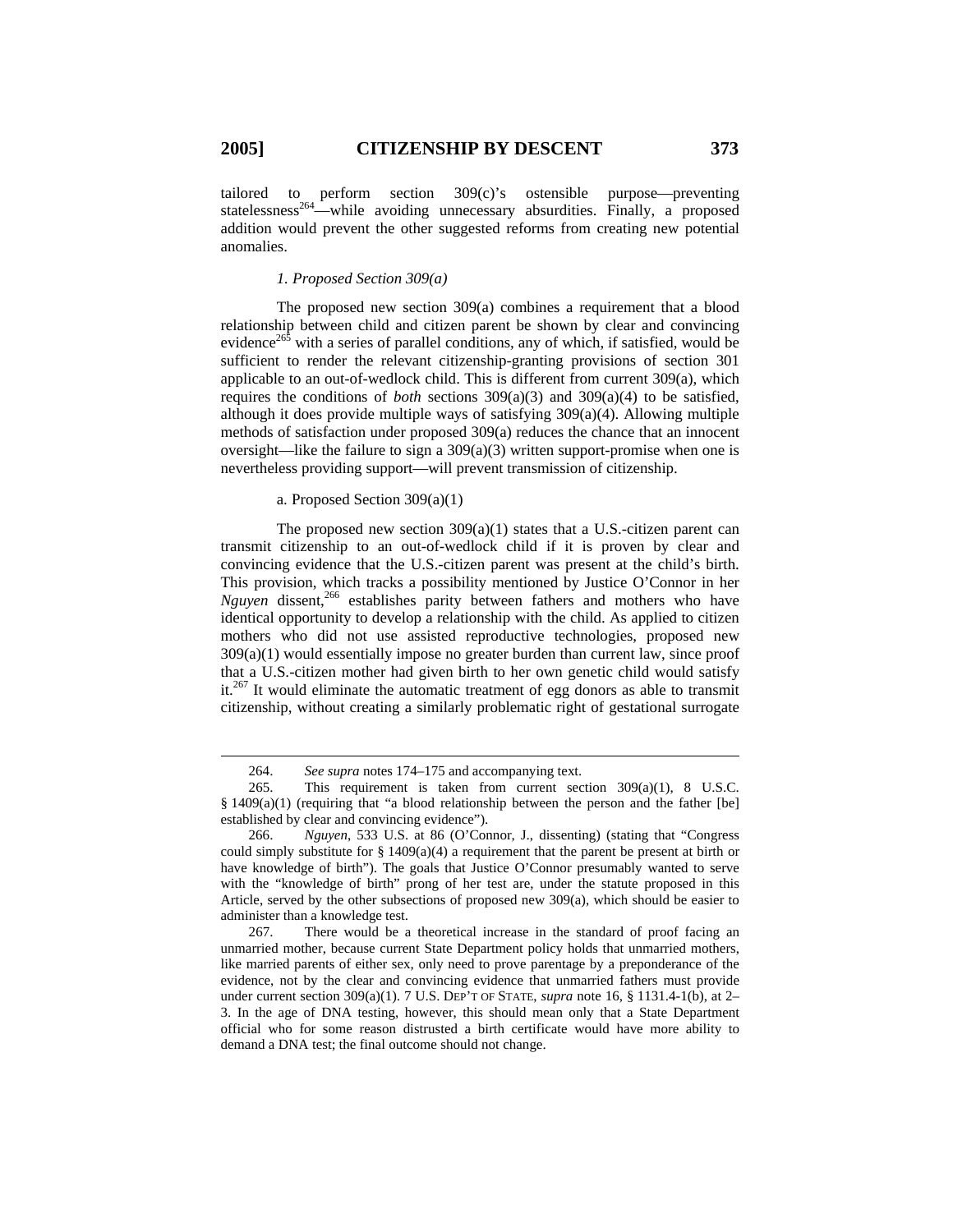tailored to perform section 309(c)'s ostensible purpose—preventing statelessness[264]—while avoiding unnecessary absurdities. Finally, a proposed addition would prevent the other suggested reforms from creating new potential anomalies.

### *1. Proposed Section 309(a)*

The proposed new section 309(a) combines a requirement that a blood relationship between child and citizen parent be shown by clear and convincing evidence[265] with a series of parallel conditions, any of which, if satisfied, would be sufficient to render the relevant citizenship-granting provisions of section 301 applicable to an out-of-wedlock child. This is different from current 309(a), which requires the conditions of *both* sections 309(a)(3) and 309(a)(4) to be satisfied, although it does provide multiple ways of satisfying 309(a)(4). Allowing multiple methods of satisfaction under proposed 309(a) reduces the chance that an innocent oversight—like the failure to sign a 309(a)(3) written support-promise when one is nevertheless providing support—will prevent transmission of citizenship.

#### a. Proposed Section 309(a)(1)

The proposed new section 309(a)(1) states that a U.S.-citizen parent can transmit citizenship to an out-of-wedlock child if it is proven by clear and convincing evidence that the U.S.-citizen parent was present at the child's birth. This provision, which tracks a possibility mentioned by Justice O'Connor in her *Nguyen* dissent,[266] establishes parity between fathers and mothers who have identical opportunity to develop a relationship with the child. As applied to citizen mothers who did not use assisted reproductive technologies, proposed new 309(a)(1) would essentially impose no greater burden than current law, since proof that a U.S.-citizen mother had given birth to her own genetic child would satisfy it.[267] It would eliminate the automatic treatment of egg donors as able to transmit citizenship, without creating a similarly problematic right of gestational surrogate

---

264. *See supra* notes 174–175 and accompanying text.

265. This requirement is taken from current section 309(a)(1), 8 U.S.C. § 1409(a)(1) (requiring that "a blood relationship between the person and the father [be] established by clear and convincing evidence").

266. *Nguyen*, 533 U.S. at 86 (O'Connor, J., dissenting) (stating that "Congress could simply substitute for § 1409(a)(4) a requirement that the parent be present at birth or have knowledge of birth"). The goals that Justice O'Connor presumably wanted to serve with the "knowledge of birth" prong of her test are, under the statute proposed in this Article, served by the other subsections of proposed new 309(a), which should be easier to administer than a knowledge test.

267. There would be a theoretical increase in the standard of proof facing an unmarried mother, because current State Department policy holds that unmarried mothers, like married parents of either sex, only need to prove parentage by a preponderance of the evidence, not by the clear and convincing evidence that unmarried fathers must provide under current section 309(a)(1). 7 U.S. DEP'T OF STATE, *supra* note 16, § 1131.4-1(b), at 2–3. In the age of DNA testing, however, this should mean only that a State Department official who for some reason distrusted a birth certificate would have more ability to demand a DNA test; the final outcome should not change.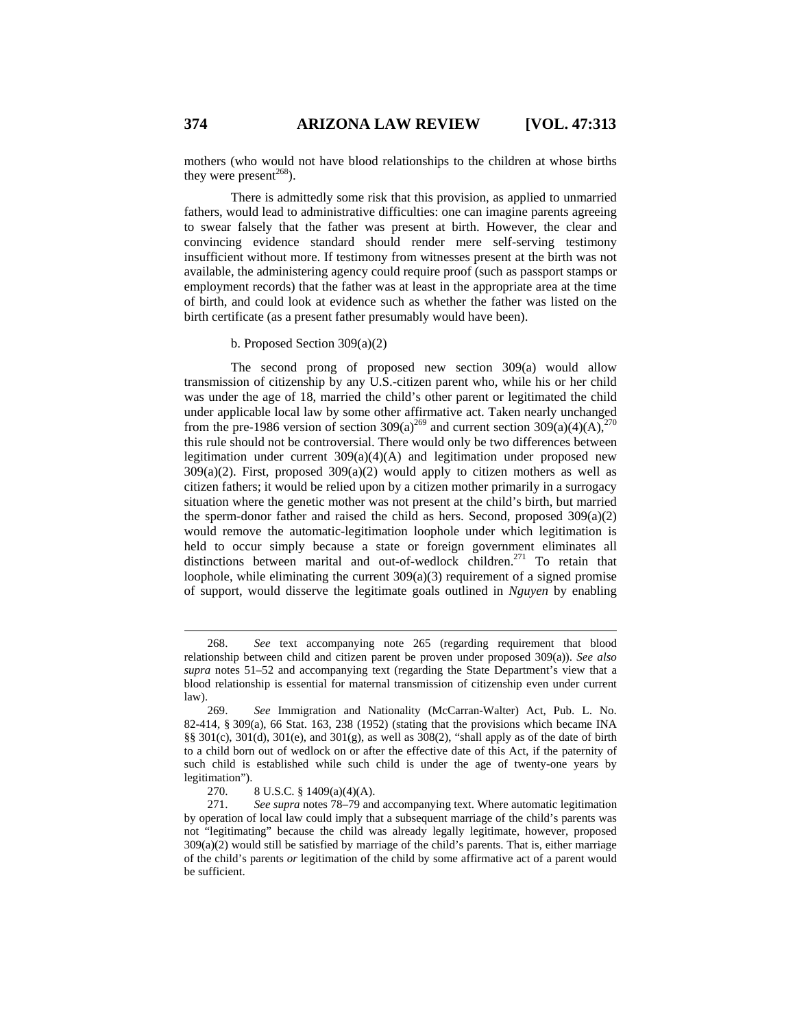mothers (who would not have blood relationships to the children at whose births they were present[268]).

There is admittedly some risk that this provision, as applied to unmarried fathers, would lead to administrative difficulties: one can imagine parents agreeing to swear falsely that the father was present at birth. However, the clear and convincing evidence standard should render mere self-serving testimony insufficient without more. If testimony from witnesses present at the birth was not available, the administering agency could require proof (such as passport stamps or employment records) that the father was at least in the appropriate area at the time of birth, and could look at evidence such as whether the father was listed on the birth certificate (as a present father presumably would have been).

b. Proposed Section 309(a)(2)

The second prong of proposed new section 309(a) would allow transmission of citizenship by any U.S.-citizen parent who, while his or her child was under the age of 18, married the child's other parent or legitimated the child under applicable local law by some other affirmative act. Taken nearly unchanged from the pre-1986 version of section 309(a)[269] and current section 309(a)(4)(A),[270] this rule should not be controversial. There would only be two differences between legitimation under current 309(a)(4)(A) and legitimation under proposed new 309(a)(2). First, proposed 309(a)(2) would apply to citizen mothers as well as citizen fathers; it would be relied upon by a citizen mother primarily in a surrogacy situation where the genetic mother was not present at the child's birth, but married the sperm-donor father and raised the child as hers. Second, proposed 309(a)(2) would remove the automatic-legitimation loophole under which legitimation is held to occur simply because a state or foreign government eliminates all distinctions between marital and out-of-wedlock children.[271] To retain that loophole, while eliminating the current 309(a)(3) requirement of a signed promise of support, would disserve the legitimate goals outlined in *Nguyen* by enabling

---

268. *See* text accompanying note 265 (regarding requirement that blood relationship between child and citizen parent be proven under proposed 309(a)). *See also supra* notes 51–52 and accompanying text (regarding the State Department's view that a blood relationship is essential for maternal transmission of citizenship even under current law).

269. *See* Immigration and Nationality (McCarran-Walter) Act, Pub. L. No. 82-414, § 309(a), 66 Stat. 163, 238 (1952) (stating that the provisions which became INA §§ 301(c), 301(d), 301(e), and 301(g), as well as 308(2), "shall apply as of the date of birth to a child born out of wedlock on or after the effective date of this Act, if the paternity of such child is established while such child is under the age of twenty-one years by legitimation").

270. 8 U.S.C. § 1409(a)(4)(A).

271. *See supra* notes 78–79 and accompanying text. Where automatic legitimation by operation of local law could imply that a subsequent marriage of the child's parents was not "legitimating" because the child was already legally legitimate, however, proposed 309(a)(2) would still be satisfied by marriage of the child's parents. That is, either marriage of the child's parents *or* legitimation of the child by some affirmative act of a parent would be sufficient.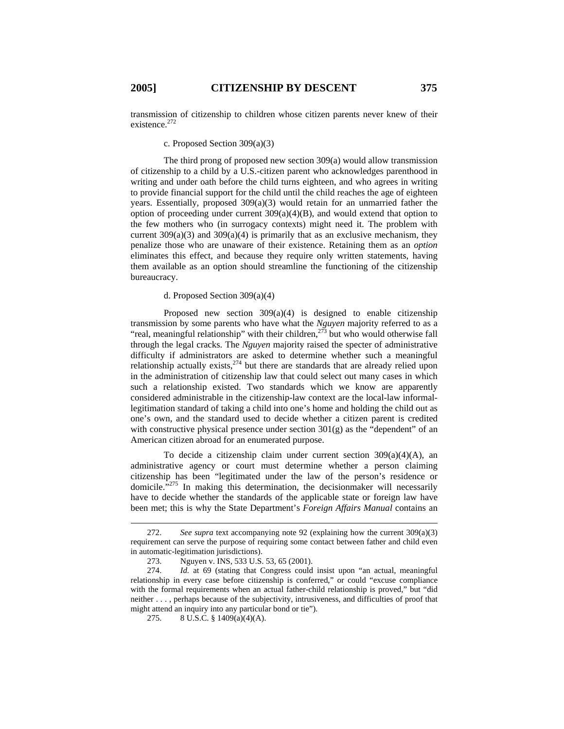transmission of citizenship to children whose citizen parents never knew of their existence.[272]

c. Proposed Section 309(a)(3)

The third prong of proposed new section 309(a) would allow transmission of citizenship to a child by a U.S.-citizen parent who acknowledges parenthood in writing and under oath before the child turns eighteen, and who agrees in writing to provide financial support for the child until the child reaches the age of eighteen years. Essentially, proposed 309(a)(3) would retain for an unmarried father the option of proceeding under current 309(a)(4)(B), and would extend that option to the few mothers who (in surrogacy contexts) might need it. The problem with current 309(a)(3) and 309(a)(4) is primarily that as an exclusive mechanism, they penalize those who are unaware of their existence. Retaining them as an *option* eliminates this effect, and because they require only written statements, having them available as an option should streamline the functioning of the citizenship bureaucracy.

d. Proposed Section 309(a)(4)

Proposed new section 309(a)(4) is designed to enable citizenship transmission by some parents who have what the *Nguyen* majority referred to as a "real, meaningful relationship" with their children,[273] but who would otherwise fall through the legal cracks. The *Nguyen* majority raised the specter of administrative difficulty if administrators are asked to determine whether such a meaningful relationship actually exists,[274] but there are standards that are already relied upon in the administration of citizenship law that could select out many cases in which such a relationship existed. Two standards which we know are apparently considered administrable in the citizenship-law context are the local-law informal-legitimation standard of taking a child into one's home and holding the child out as one's own, and the standard used to decide whether a citizen parent is credited with constructive physical presence under section 301(g) as the "dependent" of an American citizen abroad for an enumerated purpose.

To decide a citizenship claim under current section 309(a)(4)(A), an administrative agency or court must determine whether a person claiming citizenship has been "legitimated under the law of the person's residence or domicile."[275] In making this determination, the decisionmaker will necessarily have to decide whether the standards of the applicable state or foreign law have been met; this is why the State Department's *Foreign Affairs Manual* contains an

---

272. *See supra* text accompanying note 92 (explaining how the current 309(a)(3) requirement can serve the purpose of requiring some contact between father and child even in automatic-legitimation jurisdictions).

273. Nguyen v. INS, 533 U.S. 53, 65 (2001).

274. *Id.* at 69 (stating that Congress could insist upon "an actual, meaningful relationship in every case before citizenship is conferred," or could "excuse compliance with the formal requirements when an actual father-child relationship is proved," but "did neither . . . , perhaps because of the subjectivity, intrusiveness, and difficulties of proof that might attend an inquiry into any particular bond or tie").

275. 8 U.S.C. § 1409(a)(4)(A).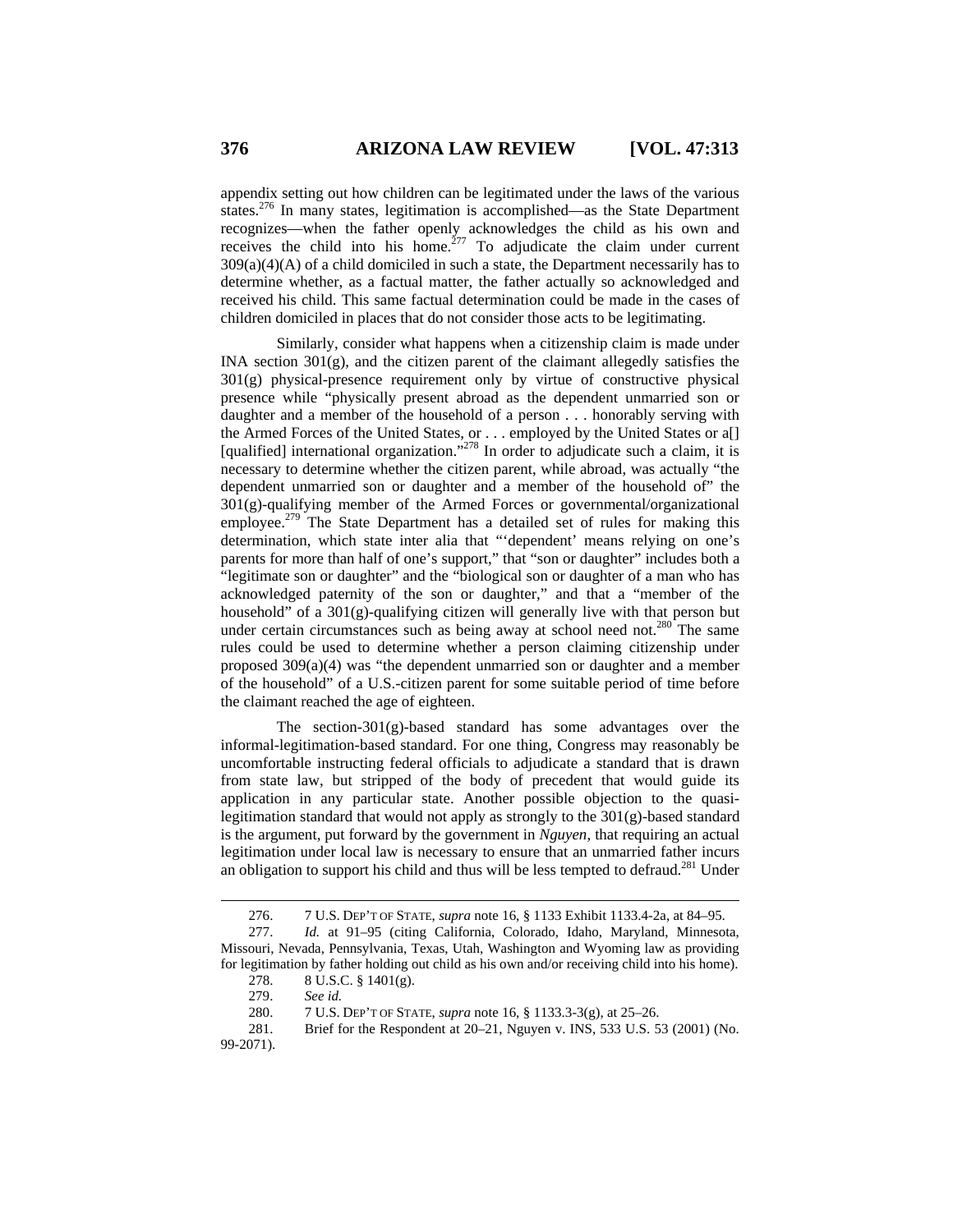appendix setting out how children can be legitimated under the laws of the various states.[276] In many states, legitimation is accomplished—as the State Department recognizes—when the father openly acknowledges the child as his own and receives the child into his home.[277] To adjudicate the claim under current 309(a)(4)(A) of a child domiciled in such a state, the Department necessarily has to determine whether, as a factual matter, the father actually so acknowledged and received his child. This same factual determination could be made in the cases of children domiciled in places that do not consider those acts to be legitimating.

Similarly, consider what happens when a citizenship claim is made under INA section 301(g), and the citizen parent of the claimant allegedly satisfies the 301(g) physical-presence requirement only by virtue of constructive physical presence while "physically present abroad as the dependent unmarried son or daughter and a member of the household of a person . . . honorably serving with the Armed Forces of the United States, or . . . employed by the United States or a[] [qualified] international organization."[278] In order to adjudicate such a claim, it is necessary to determine whether the citizen parent, while abroad, was actually "the dependent unmarried son or daughter and a member of the household of" the 301(g)-qualifying member of the Armed Forces or governmental/organizational employee.[279] The State Department has a detailed set of rules for making this determination, which state inter alia that "'dependent' means relying on one's parents for more than half of one's support," that "son or daughter" includes both a "legitimate son or daughter" and the "biological son or daughter of a man who has acknowledged paternity of the son or daughter," and that a "member of the household" of a 301(g)-qualifying citizen will generally live with that person but under certain circumstances such as being away at school need not.[280] The same rules could be used to determine whether a person claiming citizenship under proposed 309(a)(4) was "the dependent unmarried son or daughter and a member of the household" of a U.S.-citizen parent for some suitable period of time before the claimant reached the age of eighteen.

The section-301(g)-based standard has some advantages over the informal-legitimation-based standard. For one thing, Congress may reasonably be uncomfortable instructing federal officials to adjudicate a standard that is drawn from state law, but stripped of the body of precedent that would guide its application in any particular state. Another possible objection to the quasi-legitimation standard that would not apply as strongly to the 301(g)-based standard is the argument, put forward by the government in *Nguyen*, that requiring an actual legitimation under local law is necessary to ensure that an unmarried father incurs an obligation to support his child and thus will be less tempted to defraud.[281] Under

---

276. 7 U.S. DEP'T OF STATE, *supra* note 16, § 1133 Exhibit 1133.4-2a, at 84–95.

277. *Id.* at 91–95 (citing California, Colorado, Idaho, Maryland, Minnesota, Missouri, Nevada, Pennsylvania, Texas, Utah, Washington and Wyoming law as providing for legitimation by father holding out child as his own and/or receiving child into his home).

278. 8 U.S.C. § 1401(g).

279. *See id.*

280. 7 U.S. DEP'T OF STATE, *supra* note 16, § 1133.3-3(g), at 25–26.

281. Brief for the Respondent at 20–21, Nguyen v. INS, 533 U.S. 53 (2001) (No. 99-2071).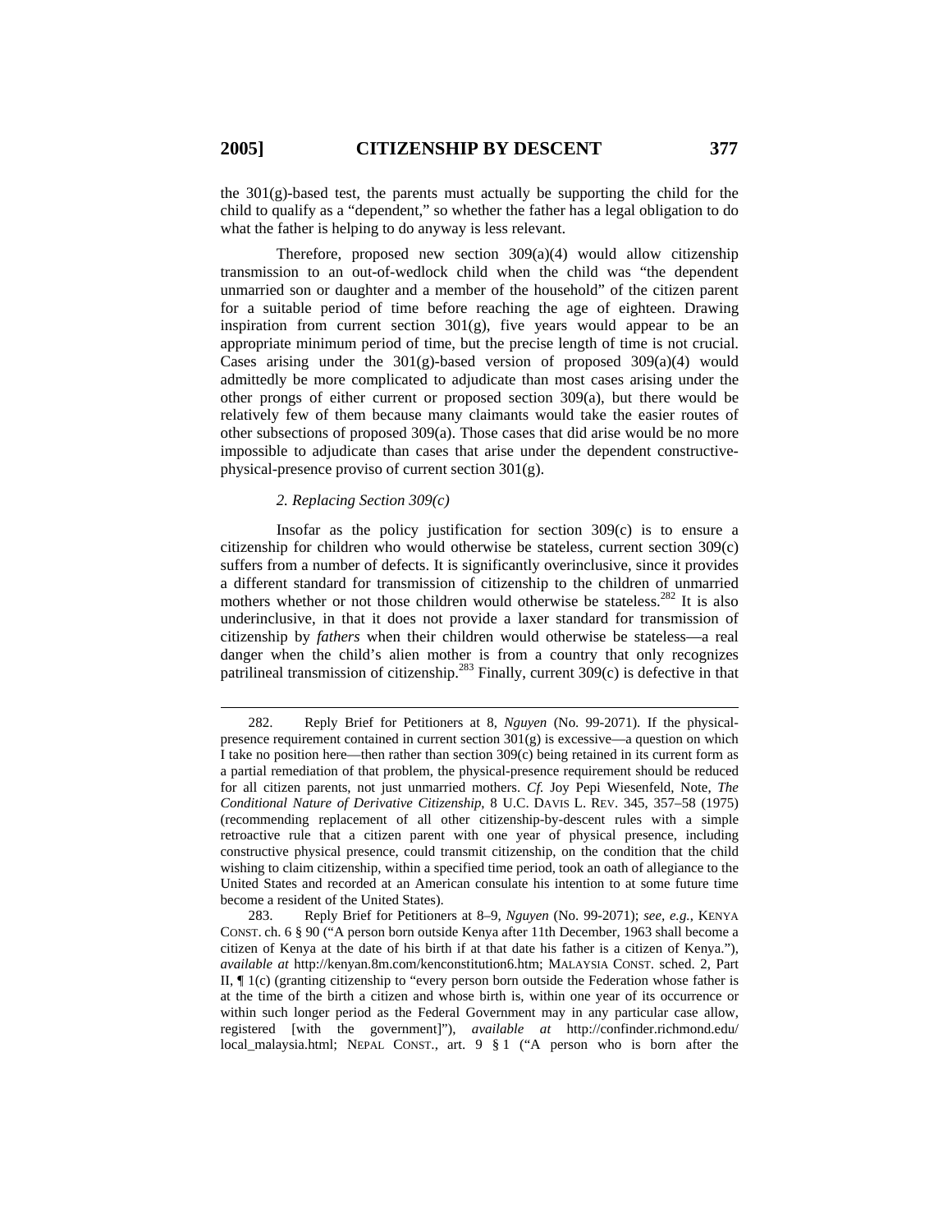the 301(g)-based test, the parents must actually be supporting the child for the child to qualify as a "dependent," so whether the father has a legal obligation to do what the father is helping to do anyway is less relevant.

Therefore, proposed new section 309(a)(4) would allow citizenship transmission to an out-of-wedlock child when the child was "the dependent unmarried son or daughter and a member of the household" of the citizen parent for a suitable period of time before reaching the age of eighteen. Drawing inspiration from current section 301(g), five years would appear to be an appropriate minimum period of time, but the precise length of time is not crucial. Cases arising under the 301(g)-based version of proposed 309(a)(4) would admittedly be more complicated to adjudicate than most cases arising under the other prongs of either current or proposed section 309(a), but there would be relatively few of them because many claimants would take the easier routes of other subsections of proposed 309(a). Those cases that did arise would be no more impossible to adjudicate than cases that arise under the dependent constructive-physical-presence proviso of current section 301(g).

*2. Replacing Section 309(c)*

Insofar as the policy justification for section 309(c) is to ensure a citizenship for children who would otherwise be stateless, current section 309(c) suffers from a number of defects. It is significantly overinclusive, since it provides a different standard for transmission of citizenship to the children of unmarried mothers whether or not those children would otherwise be stateless.[282] It is also underinclusive, in that it does not provide a laxer standard for transmission of citizenship by *fathers* when their children would otherwise be stateless—a real danger when the child's alien mother is from a country that only recognizes patrilineal transmission of citizenship.[283] Finally, current 309(c) is defective in that

---

282. Reply Brief for Petitioners at 8, *Nguyen* (No. 99-2071). If the physical-presence requirement contained in current section 301(g) is excessive—a question on which I take no position here—then rather than section 309(c) being retained in its current form as a partial remediation of that problem, the physical-presence requirement should be reduced for all citizen parents, not just unmarried mothers. *Cf.* Joy Pepi Wiesenfeld, Note, *The Conditional Nature of Derivative Citizenship*, 8 U.C. DAVIS L. REV. 345, 357–58 (1975) (recommending replacement of all other citizenship-by-descent rules with a simple retroactive rule that a citizen parent with one year of physical presence, including constructive physical presence, could transmit citizenship, on the condition that the child wishing to claim citizenship, within a specified time period, took an oath of allegiance to the United States and recorded at an American consulate his intention to at some future time become a resident of the United States).

283. Reply Brief for Petitioners at 8–9, *Nguyen* (No. 99-2071); *see, e.g.*, KENYA CONST. ch. 6 § 90 ("A person born outside Kenya after 11th December, 1963 shall become a citizen of Kenya at the date of his birth if at that date his father is a citizen of Kenya."), *available at* http://kenyan.8m.com/kenconstitution6.htm; MALAYSIA CONST. sched. 2, Part II, ¶ 1(c) (granting citizenship to "every person born outside the Federation whose father is at the time of the birth a citizen and whose birth is, within one year of its occurrence or within such longer period as the Federal Government may in any particular case allow, registered [with the government]"), *available at* http://confinder.richmond.edu/local_malaysia.html; NEPAL CONST., art. 9 § 1 ("A person who is born after the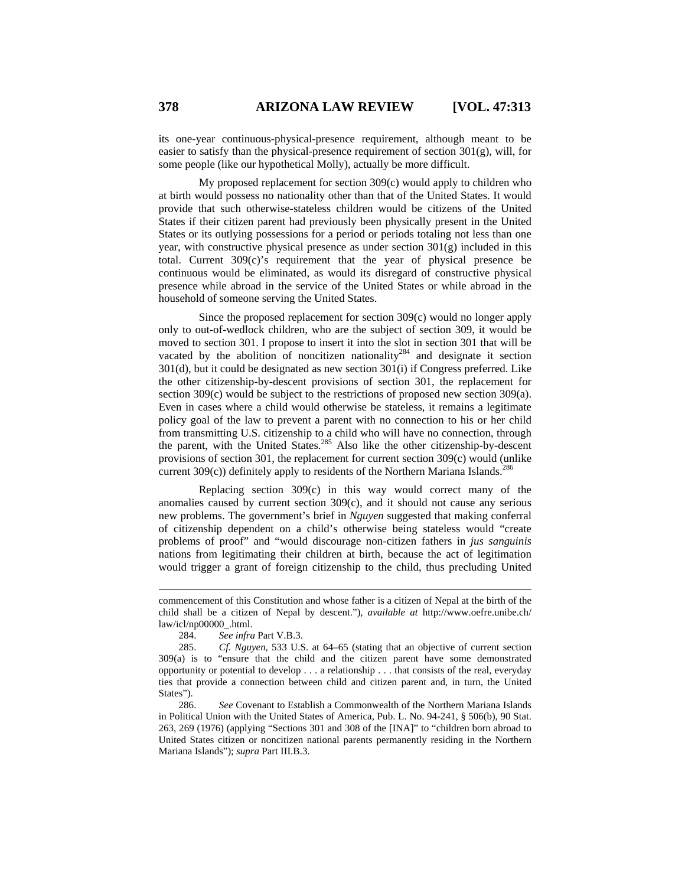its one-year continuous-physical-presence requirement, although meant to be easier to satisfy than the physical-presence requirement of section 301(g), will, for some people (like our hypothetical Molly), actually be more difficult.

My proposed replacement for section 309(c) would apply to children who at birth would possess no nationality other than that of the United States. It would provide that such otherwise-stateless children would be citizens of the United States if their citizen parent had previously been physically present in the United States or its outlying possessions for a period or periods totaling not less than one year, with constructive physical presence as under section 301(g) included in this total. Current 309(c)'s requirement that the year of physical presence be continuous would be eliminated, as would its disregard of constructive physical presence while abroad in the service of the United States or while abroad in the household of someone serving the United States.

Since the proposed replacement for section 309(c) would no longer apply only to out-of-wedlock children, who are the subject of section 309, it would be moved to section 301. I propose to insert it into the slot in section 301 that will be vacated by the abolition of noncitizen nationality[284] and designate it section 301(d), but it could be designated as new section 301(i) if Congress preferred. Like the other citizenship-by-descent provisions of section 301, the replacement for section 309(c) would be subject to the restrictions of proposed new section 309(a). Even in cases where a child would otherwise be stateless, it remains a legitimate policy goal of the law to prevent a parent with no connection to his or her child from transmitting U.S. citizenship to a child who will have no connection, through the parent, with the United States.[285] Also like the other citizenship-by-descent provisions of section 301, the replacement for current section 309(c) would (unlike current 309(c)) definitely apply to residents of the Northern Mariana Islands.[286]

Replacing section 309(c) in this way would correct many of the anomalies caused by current section 309(c), and it should not cause any serious new problems. The government's brief in *Nguyen* suggested that making conferral of citizenship dependent on a child's otherwise being stateless would "create problems of proof" and "would discourage non-citizen fathers in *jus sanguinis* nations from legitimating their children at birth, because the act of legitimation would trigger a grant of foreign citizenship to the child, thus precluding United

---

commencement of this Constitution and whose father is a citizen of Nepal at the birth of the child shall be a citizen of Nepal by descent."), *available at* http://www.oefre.unibe.ch/law/icl/np00000_.html.

284. *See infra* Part V.B.3.

285. *Cf. Nguyen*, 533 U.S. at 64–65 (stating that an objective of current section 309(a) is to "ensure that the child and the citizen parent have some demonstrated opportunity or potential to develop . . . a relationship . . . that consists of the real, everyday ties that provide a connection between child and citizen parent and, in turn, the United States").

286. *See* Covenant to Establish a Commonwealth of the Northern Mariana Islands in Political Union with the United States of America, Pub. L. No. 94-241, § 506(b), 90 Stat. 263, 269 (1976) (applying "Sections 301 and 308 of the [INA]" to "children born abroad to United States citizen or noncitizen national parents permanently residing in the Northern Mariana Islands"); *supra* Part III.B.3.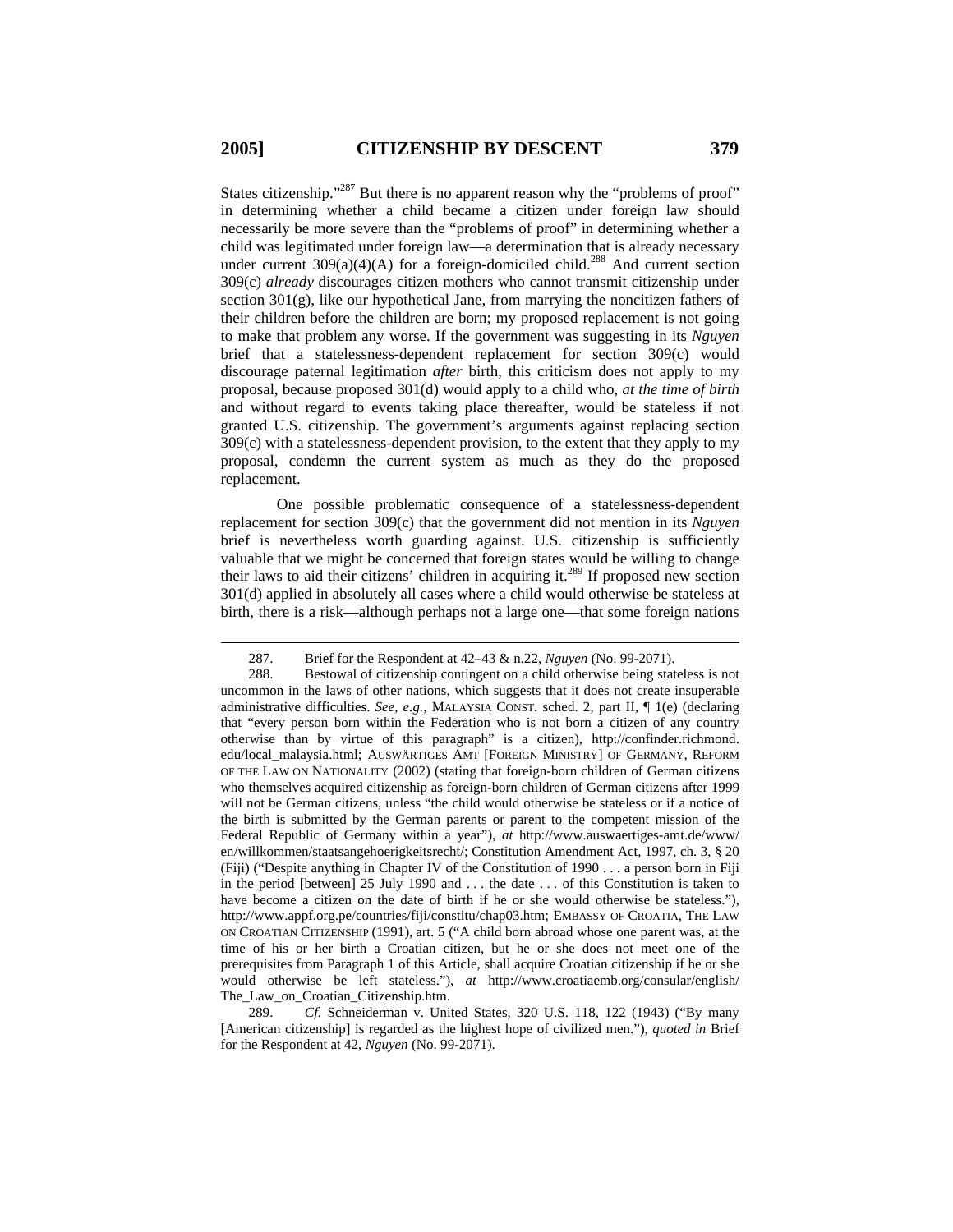States citizenship."[287] But there is no apparent reason why the "problems of proof" in determining whether a child became a citizen under foreign law should necessarily be more severe than the "problems of proof" in determining whether a child was legitimated under foreign law—a determination that is already necessary under current 309(a)(4)(A) for a foreign-domiciled child.[288] And current section 309(c) *already* discourages citizen mothers who cannot transmit citizenship under section 301(g), like our hypothetical Jane, from marrying the noncitizen fathers of their children before the children are born; my proposed replacement is not going to make that problem any worse. If the government was suggesting in its *Nguyen* brief that a statelessness-dependent replacement for section 309(c) would discourage paternal legitimation *after* birth, this criticism does not apply to my proposal, because proposed 301(d) would apply to a child who, *at the time of birth* and without regard to events taking place thereafter, would be stateless if not granted U.S. citizenship. The government's arguments against replacing section 309(c) with a statelessness-dependent provision, to the extent that they apply to my proposal, condemn the current system as much as they do the proposed replacement.

One possible problematic consequence of a statelessness-dependent replacement for section 309(c) that the government did not mention in its *Nguyen* brief is nevertheless worth guarding against. U.S. citizenship is sufficiently valuable that we might be concerned that foreign states would be willing to change their laws to aid their citizens' children in acquiring it.[289] If proposed new section 301(d) applied in absolutely all cases where a child would otherwise be stateless at birth, there is a risk—although perhaps not a large one—that some foreign nations

---

287. Brief for the Respondent at 42–43 & n.22, *Nguyen* (No. 99-2071).

288. Bestowal of citizenship contingent on a child otherwise being stateless is not uncommon in the laws of other nations, which suggests that it does not create insuperable administrative difficulties. *See, e.g.*, MALAYSIA CONST. sched. 2, part II, ¶ 1(e) (declaring that "every person born within the Federation who is not born a citizen of any country otherwise than by virtue of this paragraph" is a citizen), http://confinder.richmond.edu/local_malaysia.html; AUSWÄRTIGES AMT [FOREIGN MINISTRY] OF GERMANY, REFORM OF THE LAW ON NATIONALITY (2002) (stating that foreign-born children of German citizens who themselves acquired citizenship as foreign-born children of German citizens after 1999 will not be German citizens, unless "the child would otherwise be stateless or if a notice of the birth is submitted by the German parents or parent to the competent mission of the Federal Republic of Germany within a year"), *at* http://www.auswaertiges-amt.de/www/en/willkommen/staatsangehoerigkeitsrecht/; Constitution Amendment Act, 1997, ch. 3, § 20 (Fiji) ("Despite anything in Chapter IV of the Constitution of 1990 . . . a person born in Fiji in the period [between] 25 July 1990 and . . . the date . . . of this Constitution is taken to have become a citizen on the date of birth if he or she would otherwise be stateless."), http://www.appf.org.pe/countries/fiji/constitu/chap03.htm; EMBASSY OF CROATIA, THE LAW ON CROATIAN CITIZENSHIP (1991), art. 5 ("A child born abroad whose one parent was, at the time of his or her birth a Croatian citizen, but he or she does not meet one of the prerequisites from Paragraph 1 of this Article, shall acquire Croatian citizenship if he or she would otherwise be left stateless."), *at* http://www.croatiaemb.org/consular/english/The_Law_on_Croatian_Citizenship.htm.

289. *Cf.* Schneiderman v. United States, 320 U.S. 118, 122 (1943) ("By many [American citizenship] is regarded as the highest hope of civilized men."), *quoted in* Brief for the Respondent at 42, *Nguyen* (No. 99-2071).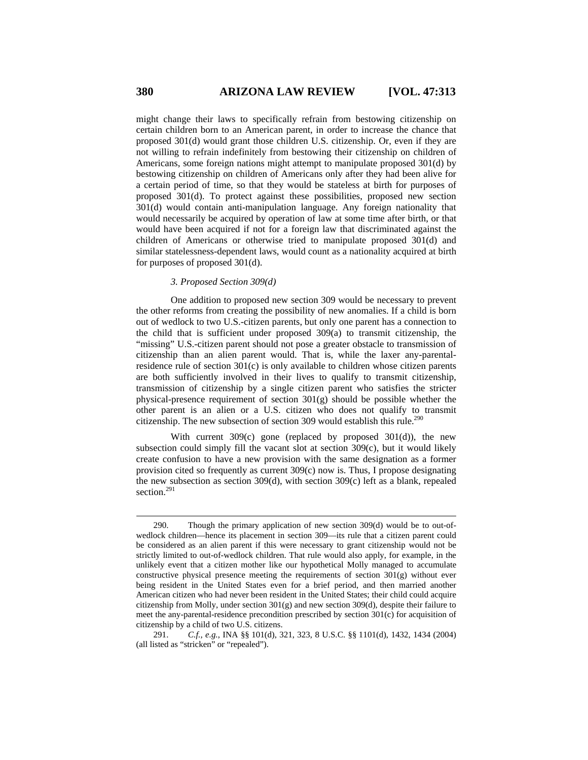might change their laws to specifically refrain from bestowing citizenship on certain children born to an American parent, in order to increase the chance that proposed 301(d) would grant those children U.S. citizenship. Or, even if they are not willing to refrain indefinitely from bestowing their citizenship on children of Americans, some foreign nations might attempt to manipulate proposed 301(d) by bestowing citizenship on children of Americans only after they had been alive for a certain period of time, so that they would be stateless at birth for purposes of proposed 301(d). To protect against these possibilities, proposed new section 301(d) would contain anti-manipulation language. Any foreign nationality that would necessarily be acquired by operation of law at some time after birth, or that would have been acquired if not for a foreign law that discriminated against the children of Americans or otherwise tried to manipulate proposed 301(d) and similar statelessness-dependent laws, would count as a nationality acquired at birth for purposes of proposed 301(d).

#### *3. Proposed Section 309(d)*

One addition to proposed new section 309 would be necessary to prevent the other reforms from creating the possibility of new anomalies. If a child is born out of wedlock to two U.S.-citizen parents, but only one parent has a connection to the child that is sufficient under proposed 309(a) to transmit citizenship, the "missing" U.S.-citizen parent should not pose a greater obstacle to transmission of citizenship than an alien parent would. That is, while the laxer any-parental-residence rule of section 301(c) is only available to children whose citizen parents are both sufficiently involved in their lives to qualify to transmit citizenship, transmission of citizenship by a single citizen parent who satisfies the stricter physical-presence requirement of section 301(g) should be possible whether the other parent is an alien or a U.S. citizen who does not qualify to transmit citizenship. The new subsection of section 309 would establish this rule.[290]

With current 309(c) gone (replaced by proposed 301(d)), the new subsection could simply fill the vacant slot at section 309(c), but it would likely create confusion to have a new provision with the same designation as a former provision cited so frequently as current 309(c) now is. Thus, I propose designating the new subsection as section 309(d), with section 309(c) left as a blank, repealed section.[291]

---

290. Though the primary application of new section 309(d) would be to out-of-wedlock children—hence its placement in section 309—its rule that a citizen parent could be considered as an alien parent if this were necessary to grant citizenship would not be strictly limited to out-of-wedlock children. That rule would also apply, for example, in the unlikely event that a citizen mother like our hypothetical Molly managed to accumulate constructive physical presence meeting the requirements of section 301(g) without ever being resident in the United States even for a brief period, and then married another American citizen who had never been resident in the United States; their child could acquire citizenship from Molly, under section 301(g) and new section 309(d), despite their failure to meet the any-parental-residence precondition prescribed by section 301(c) for acquisition of citizenship by a child of two U.S. citizens.

291. *C.f., e.g.*, INA §§ 101(d), 321, 323, 8 U.S.C. §§ 1101(d), 1432, 1434 (2004) (all listed as "stricken" or "repealed").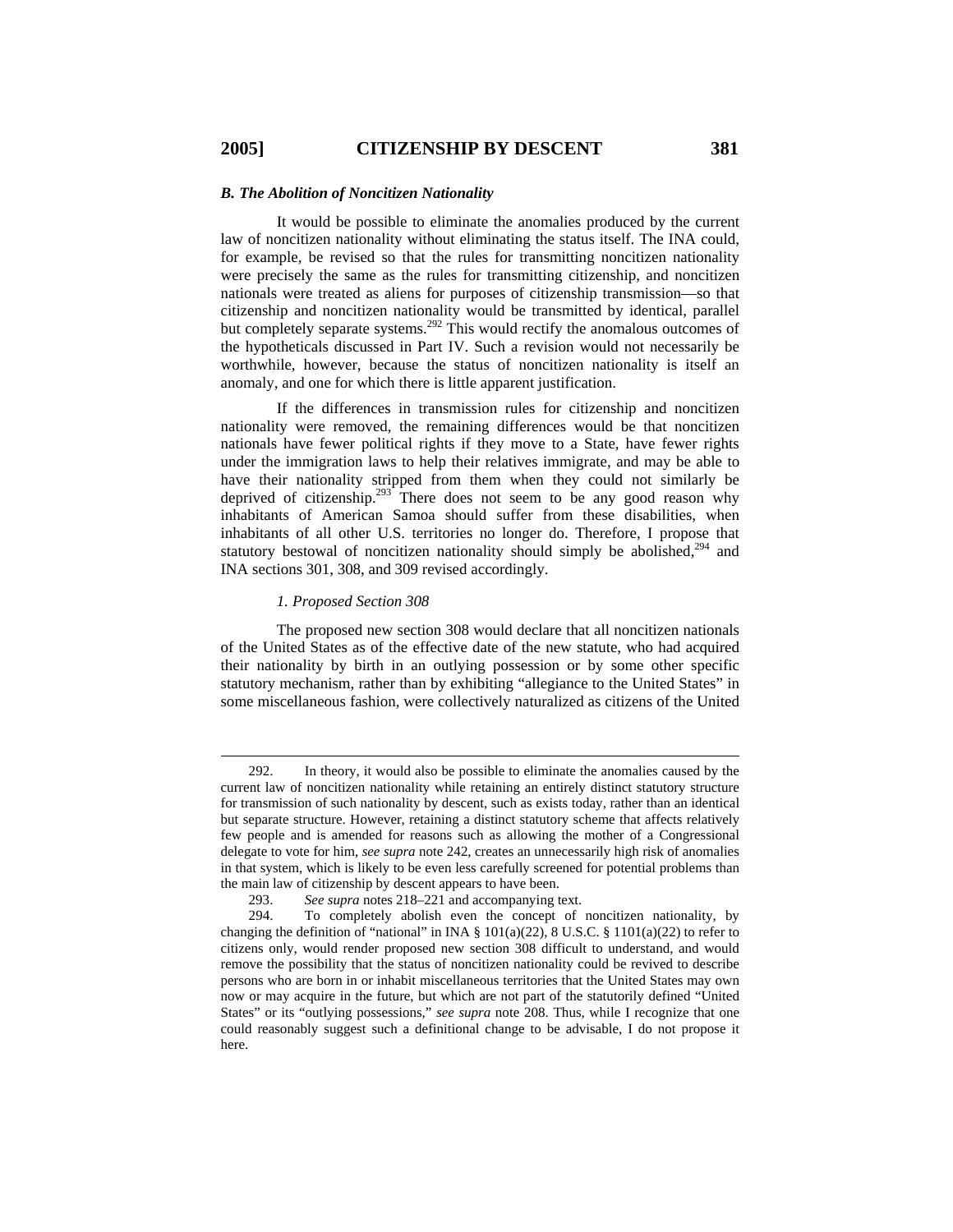### *B. The Abolition of Noncitizen Nationality*

It would be possible to eliminate the anomalies produced by the current law of noncitizen nationality without eliminating the status itself. The INA could, for example, be revised so that the rules for transmitting noncitizen nationality were precisely the same as the rules for transmitting citizenship, and noncitizen nationals were treated as aliens for purposes of citizenship transmission—so that citizenship and noncitizen nationality would be transmitted by identical, parallel but completely separate systems.[292] This would rectify the anomalous outcomes of the hypotheticals discussed in Part IV. Such a revision would not necessarily be worthwhile, however, because the status of noncitizen nationality is itself an anomaly, and one for which there is little apparent justification.

If the differences in transmission rules for citizenship and noncitizen nationality were removed, the remaining differences would be that noncitizen nationals have fewer political rights if they move to a State, have fewer rights under the immigration laws to help their relatives immigrate, and may be able to have their nationality stripped from them when they could not similarly be deprived of citizenship.[293] There does not seem to be any good reason why inhabitants of American Samoa should suffer from these disabilities, when inhabitants of all other U.S. territories no longer do. Therefore, I propose that statutory bestowal of noncitizen nationality should simply be abolished,[294] and INA sections 301, 308, and 309 revised accordingly.

#### *1. Proposed Section 308*

The proposed new section 308 would declare that all noncitizen nationals of the United States as of the effective date of the new statute, who had acquired their nationality by birth in an outlying possession or by some other specific statutory mechanism, rather than by exhibiting "allegiance to the United States" in some miscellaneous fashion, were collectively naturalized as citizens of the United

---

292. In theory, it would also be possible to eliminate the anomalies caused by the current law of noncitizen nationality while retaining an entirely distinct statutory structure for transmission of such nationality by descent, such as exists today, rather than an identical but separate structure. However, retaining a distinct statutory scheme that affects relatively few people and is amended for reasons such as allowing the mother of a Congressional delegate to vote for him, *see supra* note 242, creates an unnecessarily high risk of anomalies in that system, which is likely to be even less carefully screened for potential problems than the main law of citizenship by descent appears to have been.

293. *See supra* notes 218–221 and accompanying text.

294. To completely abolish even the concept of noncitizen nationality, by changing the definition of "national" in INA § 101(a)(22), 8 U.S.C. § 1101(a)(22) to refer to citizens only, would render proposed new section 308 difficult to understand, and would remove the possibility that the status of noncitizen nationality could be revived to describe persons who are born in or inhabit miscellaneous territories that the United States may own now or may acquire in the future, but which are not part of the statutorily defined "United States" or its "outlying possessions," *see supra* note 208. Thus, while I recognize that one could reasonably suggest such a definitional change to be advisable, I do not propose it here.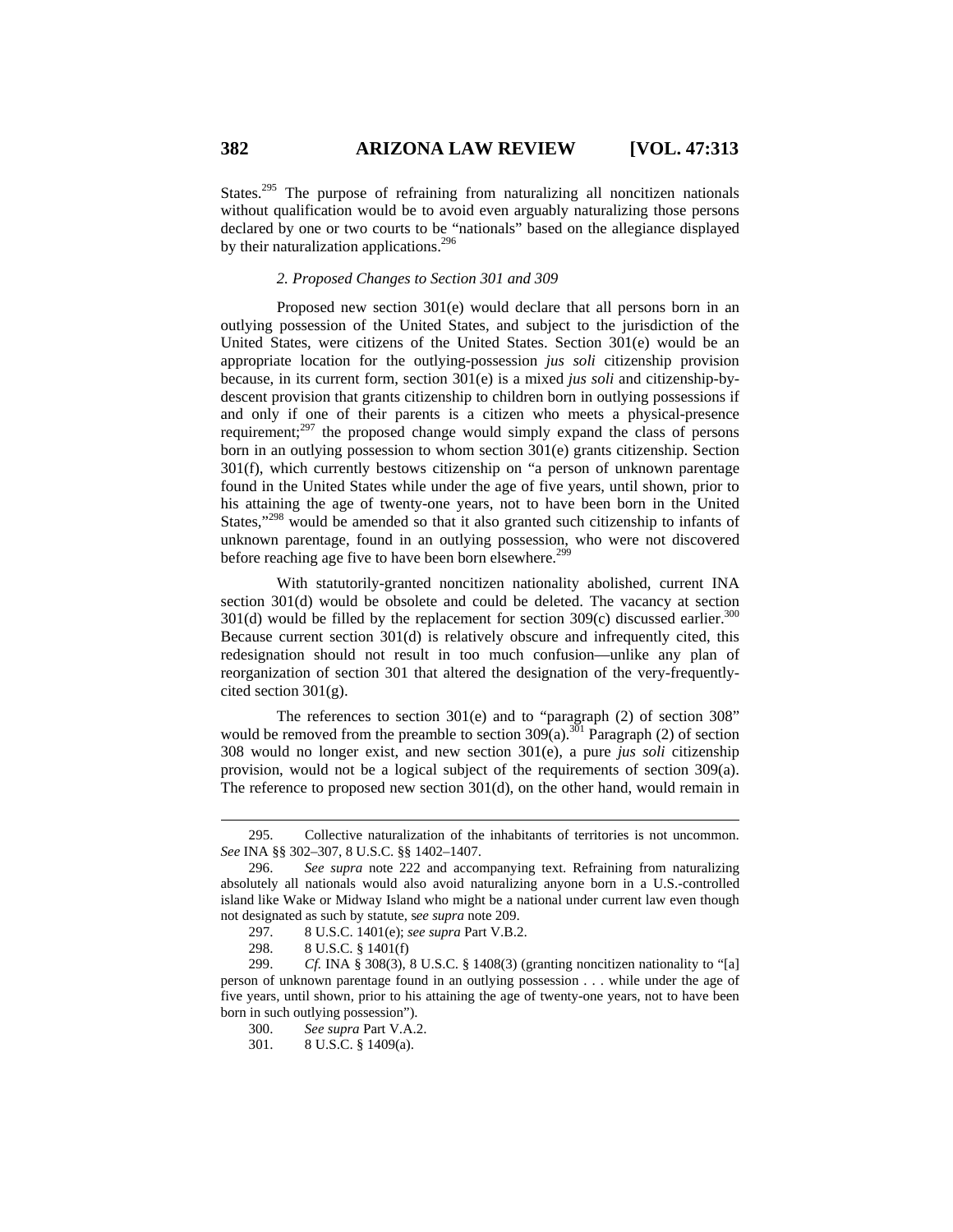States.[295] The purpose of refraining from naturalizing all noncitizen nationals without qualification would be to avoid even arguably naturalizing those persons declared by one or two courts to be "nationals" based on the allegiance displayed by their naturalization applications.[296]

*2. Proposed Changes to Section 301 and 309*

Proposed new section 301(e) would declare that all persons born in an outlying possession of the United States, and subject to the jurisdiction of the United States, were citizens of the United States. Section 301(e) would be an appropriate location for the outlying-possession *jus soli* citizenship provision because, in its current form, section 301(e) is a mixed *jus soli* and citizenship-by-descent provision that grants citizenship to children born in outlying possessions if and only if one of their parents is a citizen who meets a physical-presence requirement;[297] the proposed change would simply expand the class of persons born in an outlying possession to whom section 301(e) grants citizenship. Section 301(f), which currently bestows citizenship on "a person of unknown parentage found in the United States while under the age of five years, until shown, prior to his attaining the age of twenty-one years, not to have been born in the United States,"[298] would be amended so that it also granted such citizenship to infants of unknown parentage, found in an outlying possession, who were not discovered before reaching age five to have been born elsewhere.[299]

With statutorily-granted noncitizen nationality abolished, current INA section 301(d) would be obsolete and could be deleted. The vacancy at section 301(d) would be filled by the replacement for section 309(c) discussed earlier.[300] Because current section 301(d) is relatively obscure and infrequently cited, this redesignation should not result in too much confusion—unlike any plan of reorganization of section 301 that altered the designation of the very-frequently-cited section 301(g).

The references to section 301(e) and to "paragraph (2) of section 308" would be removed from the preamble to section 309(a).[301] Paragraph (2) of section 308 would no longer exist, and new section 301(e), a pure *jus soli* citizenship provision, would not be a logical subject of the requirements of section 309(a). The reference to proposed new section 301(d), on the other hand, would remain in

295. Collective naturalization of the inhabitants of territories is not uncommon. *See* INA §§ 302–307, 8 U.S.C. §§ 1402–1407.

296. *See supra* note 222 and accompanying text. Refraining from naturalizing absolutely all nationals would also avoid naturalizing anyone born in a U.S.-controlled island like Wake or Midway Island who might be a national under current law even though not designated as such by statute, s*ee supra* note 209.

297. 8 U.S.C. 1401(e); *see supra* Part V.B.2.

298. 8 U.S.C. § 1401(f)

299. *Cf.* INA § 308(3), 8 U.S.C. § 1408(3) (granting noncitizen nationality to "[a] person of unknown parentage found in an outlying possession . . . while under the age of five years, until shown, prior to his attaining the age of twenty-one years, not to have been born in such outlying possession").

300. *See supra* Part V.A.2.

301. 8 U.S.C. § 1409(a).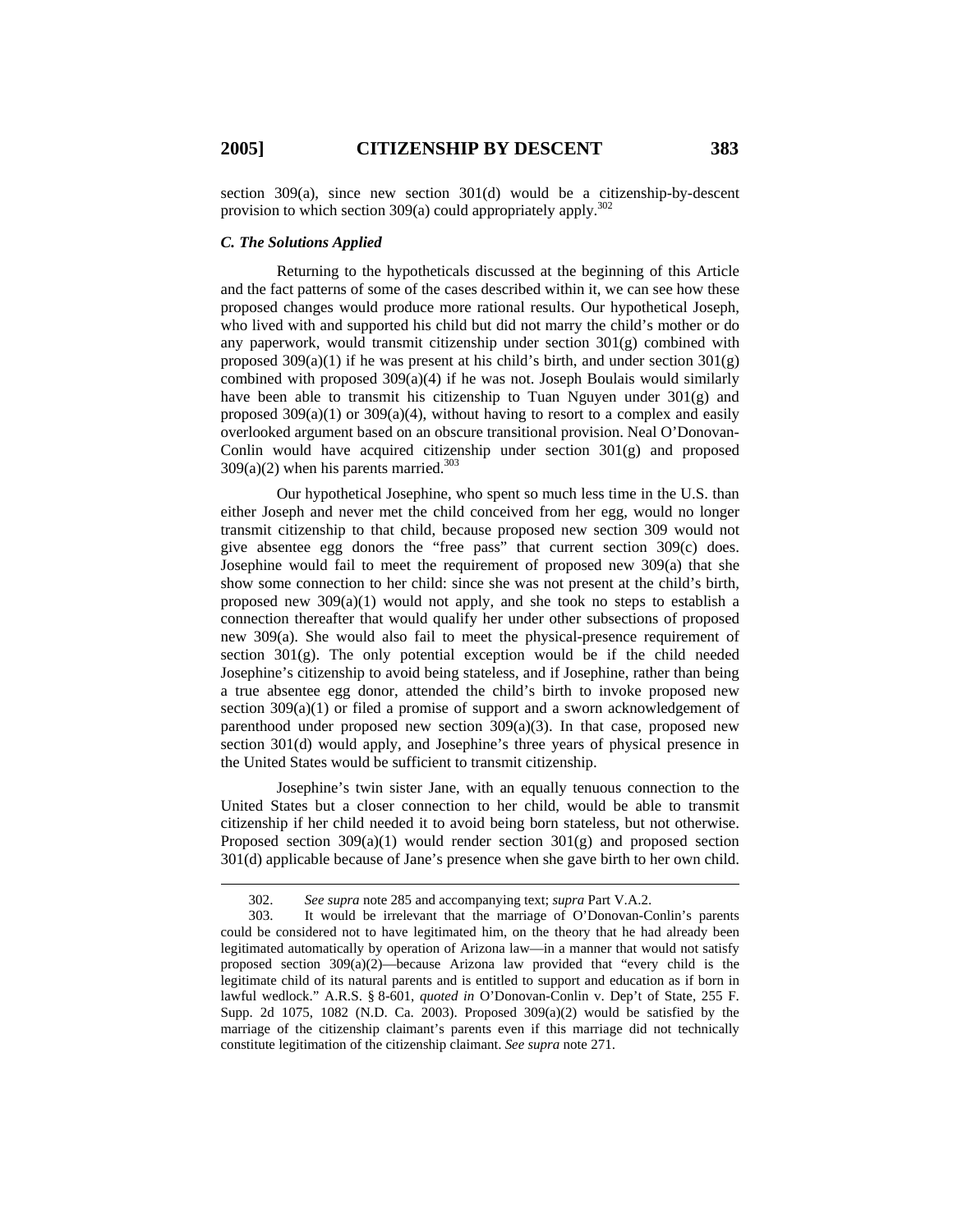section 309(a), since new section 301(d) would be a citizenship-by-descent provision to which section 309(a) could appropriately apply.[302]

### *C. The Solutions Applied*

Returning to the hypotheticals discussed at the beginning of this Article and the fact patterns of some of the cases described within it, we can see how these proposed changes would produce more rational results. Our hypothetical Joseph, who lived with and supported his child but did not marry the child's mother or do any paperwork, would transmit citizenship under section 301(g) combined with proposed 309(a)(1) if he was present at his child's birth, and under section 301(g) combined with proposed 309(a)(4) if he was not. Joseph Boulais would similarly have been able to transmit his citizenship to Tuan Nguyen under 301(g) and proposed 309(a)(1) or 309(a)(4), without having to resort to a complex and easily overlooked argument based on an obscure transitional provision. Neal O'Donovan-Conlin would have acquired citizenship under section 301(g) and proposed 309(a)(2) when his parents married.[303]

Our hypothetical Josephine, who spent so much less time in the U.S. than either Joseph and never met the child conceived from her egg, would no longer transmit citizenship to that child, because proposed new section 309 would not give absentee egg donors the "free pass" that current section 309(c) does. Josephine would fail to meet the requirement of proposed new 309(a) that she show some connection to her child: since she was not present at the child's birth, proposed new 309(a)(1) would not apply, and she took no steps to establish a connection thereafter that would qualify her under other subsections of proposed new 309(a). She would also fail to meet the physical-presence requirement of section 301(g). The only potential exception would be if the child needed Josephine's citizenship to avoid being stateless, and if Josephine, rather than being a true absentee egg donor, attended the child's birth to invoke proposed new section 309(a)(1) or filed a promise of support and a sworn acknowledgement of parenthood under proposed new section 309(a)(3). In that case, proposed new section 301(d) would apply, and Josephine's three years of physical presence in the United States would be sufficient to transmit citizenship.

Josephine's twin sister Jane, with an equally tenuous connection to the United States but a closer connection to her child, would be able to transmit citizenship if her child needed it to avoid being born stateless, but not otherwise. Proposed section 309(a)(1) would render section 301(g) and proposed section 301(d) applicable because of Jane's presence when she gave birth to her own child.

---

302. *See supra* note 285 and accompanying text; *supra* Part V.A.2.

303. It would be irrelevant that the marriage of O'Donovan-Conlin's parents could be considered not to have legitimated him, on the theory that he had already been legitimated automatically by operation of Arizona law—in a manner that would not satisfy proposed section 309(a)(2)—because Arizona law provided that "every child is the legitimate child of its natural parents and is entitled to support and education as if born in lawful wedlock." A.R.S. § 8-601, *quoted in* O'Donovan-Conlin v. Dep't of State, 255 F. Supp. 2d 1075, 1082 (N.D. Ca. 2003). Proposed 309(a)(2) would be satisfied by the marriage of the citizenship claimant's parents even if this marriage did not technically constitute legitimation of the citizenship claimant. *See supra* note 271.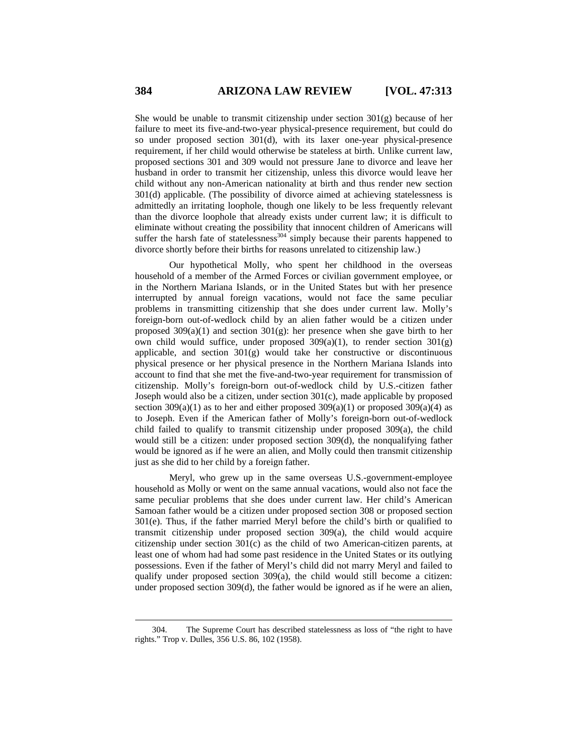She would be unable to transmit citizenship under section 301(g) because of her failure to meet its five-and-two-year physical-presence requirement, but could do so under proposed section 301(d), with its laxer one-year physical-presence requirement, if her child would otherwise be stateless at birth. Unlike current law, proposed sections 301 and 309 would not pressure Jane to divorce and leave her husband in order to transmit her citizenship, unless this divorce would leave her child without any non-American nationality at birth and thus render new section 301(d) applicable. (The possibility of divorce aimed at achieving statelessness is admittedly an irritating loophole, though one likely to be less frequently relevant than the divorce loophole that already exists under current law; it is difficult to eliminate without creating the possibility that innocent children of Americans will suffer the harsh fate of statelessness[304] simply because their parents happened to divorce shortly before their births for reasons unrelated to citizenship law.)

Our hypothetical Molly, who spent her childhood in the overseas household of a member of the Armed Forces or civilian government employee, or in the Northern Mariana Islands, or in the United States but with her presence interrupted by annual foreign vacations, would not face the same peculiar problems in transmitting citizenship that she does under current law. Molly's foreign-born out-of-wedlock child by an alien father would be a citizen under proposed 309(a)(1) and section 301(g): her presence when she gave birth to her own child would suffice, under proposed 309(a)(1), to render section 301(g) applicable, and section 301(g) would take her constructive or discontinuous physical presence or her physical presence in the Northern Mariana Islands into account to find that she met the five-and-two-year requirement for transmission of citizenship. Molly's foreign-born out-of-wedlock child by U.S.-citizen father Joseph would also be a citizen, under section 301(c), made applicable by proposed section 309(a)(1) as to her and either proposed 309(a)(1) or proposed 309(a)(4) as to Joseph. Even if the American father of Molly's foreign-born out-of-wedlock child failed to qualify to transmit citizenship under proposed 309(a), the child would still be a citizen: under proposed section 309(d), the nonqualifying father would be ignored as if he were an alien, and Molly could then transmit citizenship just as she did to her child by a foreign father.

Meryl, who grew up in the same overseas U.S.-government-employee household as Molly or went on the same annual vacations, would also not face the same peculiar problems that she does under current law. Her child's American Samoan father would be a citizen under proposed section 308 or proposed section 301(e). Thus, if the father married Meryl before the child's birth or qualified to transmit citizenship under proposed section 309(a), the child would acquire citizenship under section 301(c) as the child of two American-citizen parents, at least one of whom had had some past residence in the United States or its outlying possessions. Even if the father of Meryl's child did not marry Meryl and failed to qualify under proposed section 309(a), the child would still become a citizen: under proposed section 309(d), the father would be ignored as if he were an alien,

---

304. The Supreme Court has described statelessness as loss of "the right to have rights." Trop v. Dulles, 356 U.S. 86, 102 (1958).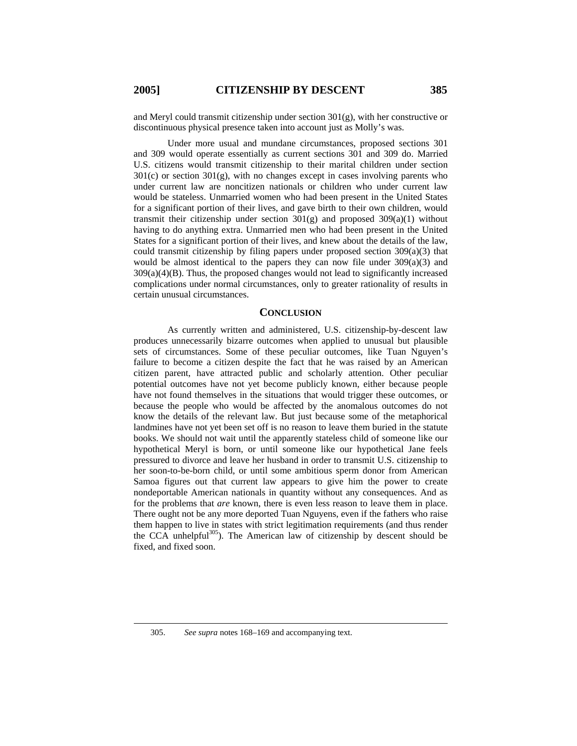and Meryl could transmit citizenship under section 301(g), with her constructive or discontinuous physical presence taken into account just as Molly's was.

Under more usual and mundane circumstances, proposed sections 301 and 309 would operate essentially as current sections 301 and 309 do. Married U.S. citizens would transmit citizenship to their marital children under section 301(c) or section 301(g), with no changes except in cases involving parents who under current law are noncitizen nationals or children who under current law would be stateless. Unmarried women who had been present in the United States for a significant portion of their lives, and gave birth to their own children, would transmit their citizenship under section 301(g) and proposed 309(a)(1) without having to do anything extra. Unmarried men who had been present in the United States for a significant portion of their lives, and knew about the details of the law, could transmit citizenship by filing papers under proposed section 309(a)(3) that would be almost identical to the papers they can now file under 309(a)(3) and 309(a)(4)(B). Thus, the proposed changes would not lead to significantly increased complications under normal circumstances, only to greater rationality of results in certain unusual circumstances.

## CONCLUSION

As currently written and administered, U.S. citizenship-by-descent law produces unnecessarily bizarre outcomes when applied to unusual but plausible sets of circumstances. Some of these peculiar outcomes, like Tuan Nguyen's failure to become a citizen despite the fact that he was raised by an American citizen parent, have attracted public and scholarly attention. Other peculiar potential outcomes have not yet become publicly known, either because people have not found themselves in the situations that would trigger these outcomes, or because the people who would be affected by the anomalous outcomes do not know the details of the relevant law. But just because some of the metaphorical landmines have not yet been set off is no reason to leave them buried in the statute books. We should not wait until the apparently stateless child of someone like our hypothetical Meryl is born, or until someone like our hypothetical Jane feels pressured to divorce and leave her husband in order to transmit U.S. citizenship to her soon-to-be-born child, or until some ambitious sperm donor from American Samoa figures out that current law appears to give him the power to create nondeportable American nationals in quantity without any consequences. And as for the problems that *are* known, there is even less reason to leave them in place. There ought not be any more deported Tuan Nguyens, even if the fathers who raise them happen to live in states with strict legitimation requirements (and thus render the CCA unhelpful[305]). The American law of citizenship by descent should be fixed, and fixed soon.

---

305. *See supra* notes 168–169 and accompanying text.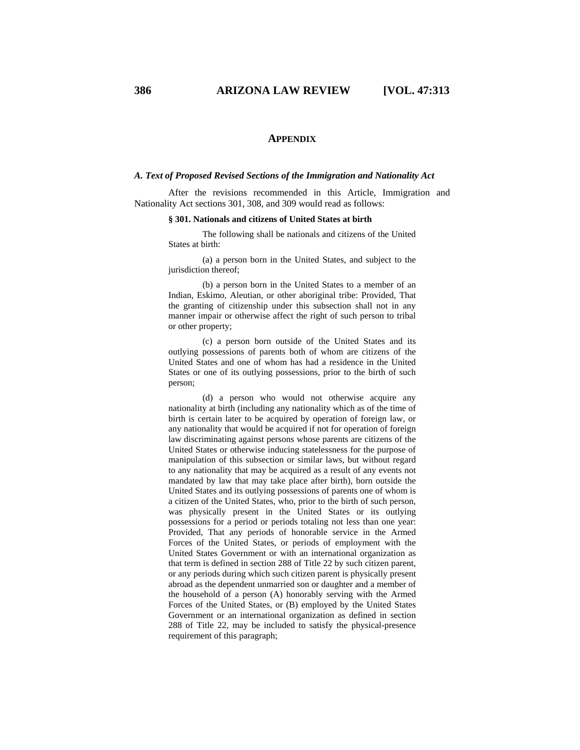## APPENDIX

### *A. Text of Proposed Revised Sections of the Immigration and Nationality Act*

After the revisions recommended in this Article, Immigration and Nationality Act sections 301, 308, and 309 would read as follows:

> **§ 301. Nationals and citizens of United States at birth**
>
> The following shall be nationals and citizens of the United States at birth:
>
> (a) a person born in the United States, and subject to the jurisdiction thereof;
>
> (b) a person born in the United States to a member of an Indian, Eskimo, Aleutian, or other aboriginal tribe: Provided, That the granting of citizenship under this subsection shall not in any manner impair or otherwise affect the right of such person to tribal or other property;
>
> (c) a person born outside of the United States and its outlying possessions of parents both of whom are citizens of the United States and one of whom has had a residence in the United States or one of its outlying possessions, prior to the birth of such person;
>
> (d) a person who would not otherwise acquire any nationality at birth (including any nationality which as of the time of birth is certain later to be acquired by operation of foreign law, or any nationality that would be acquired if not for operation of foreign law discriminating against persons whose parents are citizens of the United States or otherwise inducing statelessness for the purpose of manipulation of this subsection or similar laws, but without regard to any nationality that may be acquired as a result of any events not mandated by law that may take place after birth), born outside the United States and its outlying possessions of parents one of whom is a citizen of the United States, who, prior to the birth of such person, was physically present in the United States or its outlying possessions for a period or periods totaling not less than one year: Provided, That any periods of honorable service in the Armed Forces of the United States, or periods of employment with the United States Government or with an international organization as that term is defined in section 288 of Title 22 by such citizen parent, or any periods during which such citizen parent is physically present abroad as the dependent unmarried son or daughter and a member of the household of a person (A) honorably serving with the Armed Forces of the United States, or (B) employed by the United States Government or an international organization as defined in section 288 of Title 22, may be included to satisfy the physical-presence requirement of this paragraph;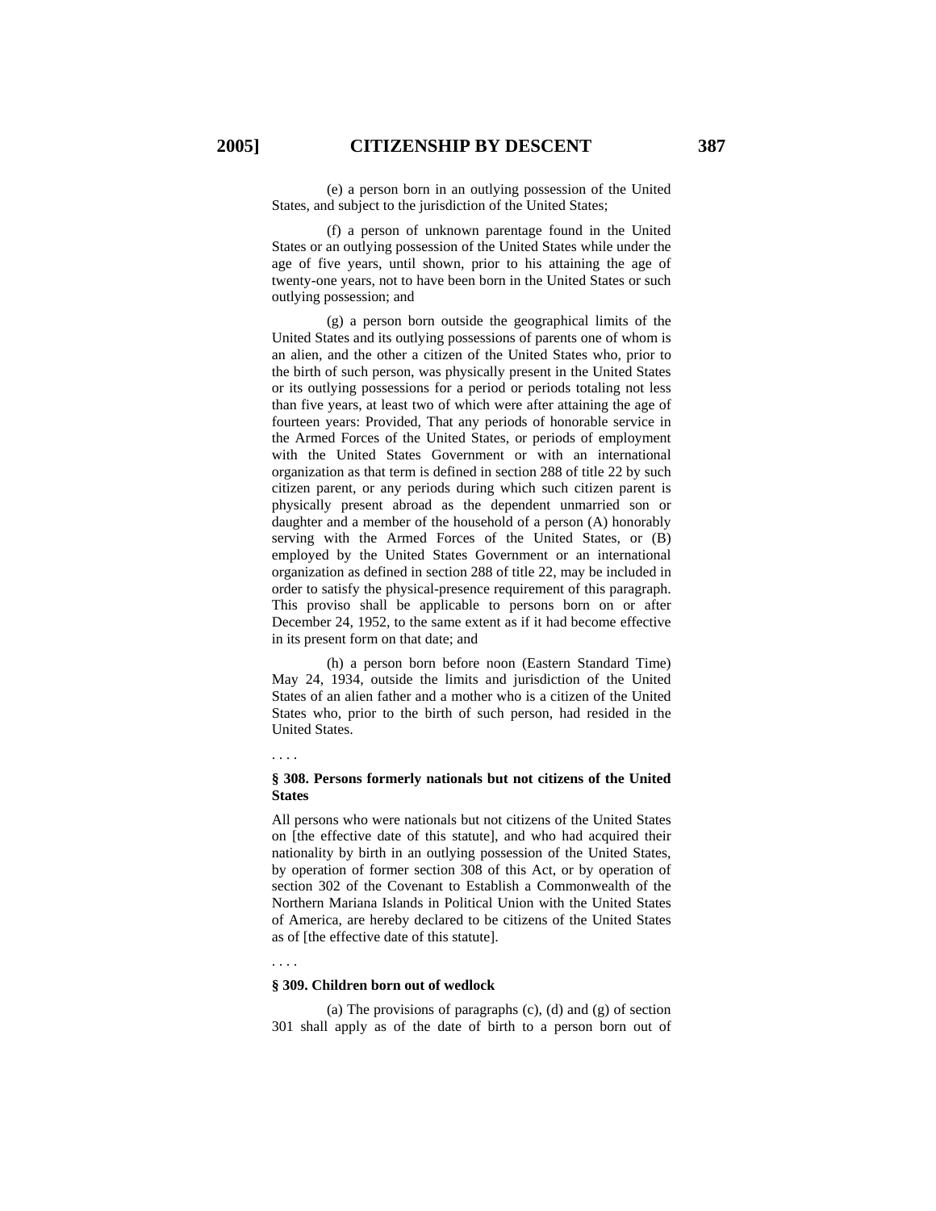(e) a person born in an outlying possession of the United States, and subject to the jurisdiction of the United States;

(f) a person of unknown parentage found in the United States or an outlying possession of the United States while under the age of five years, until shown, prior to his attaining the age of twenty-one years, not to have been born in the United States or such outlying possession; and

(g) a person born outside the geographical limits of the United States and its outlying possessions of parents one of whom is an alien, and the other a citizen of the United States who, prior to the birth of such person, was physically present in the United States or its outlying possessions for a period or periods totaling not less than five years, at least two of which were after attaining the age of fourteen years: Provided, That any periods of honorable service in the Armed Forces of the United States, or periods of employment with the United States Government or with an international organization as that term is defined in section 288 of title 22 by such citizen parent, or any periods during which such citizen parent is physically present abroad as the dependent unmarried son or daughter and a member of the household of a person (A) honorably serving with the Armed Forces of the United States, or (B) employed by the United States Government or an international organization as defined in section 288 of title 22, may be included in order to satisfy the physical-presence requirement of this paragraph. This proviso shall be applicable to persons born on or after December 24, 1952, to the same extent as if it had become effective in its present form on that date; and

(h) a person born before noon (Eastern Standard Time) May 24, 1934, outside the limits and jurisdiction of the United States of an alien father and a mother who is a citizen of the United States who, prior to the birth of such person, had resided in the United States.

. . . .

**§ 308. Persons formerly nationals but not citizens of the United States**

All persons who were nationals but not citizens of the United States on [the effective date of this statute], and who had acquired their nationality by birth in an outlying possession of the United States, by operation of former section 308 of this Act, or by operation of section 302 of the Covenant to Establish a Commonwealth of the Northern Mariana Islands in Political Union with the United States of America, are hereby declared to be citizens of the United States as of [the effective date of this statute].

. . . .

**§ 309. Children born out of wedlock**

(a) The provisions of paragraphs (c), (d) and (g) of section 301 shall apply as of the date of birth to a person born out of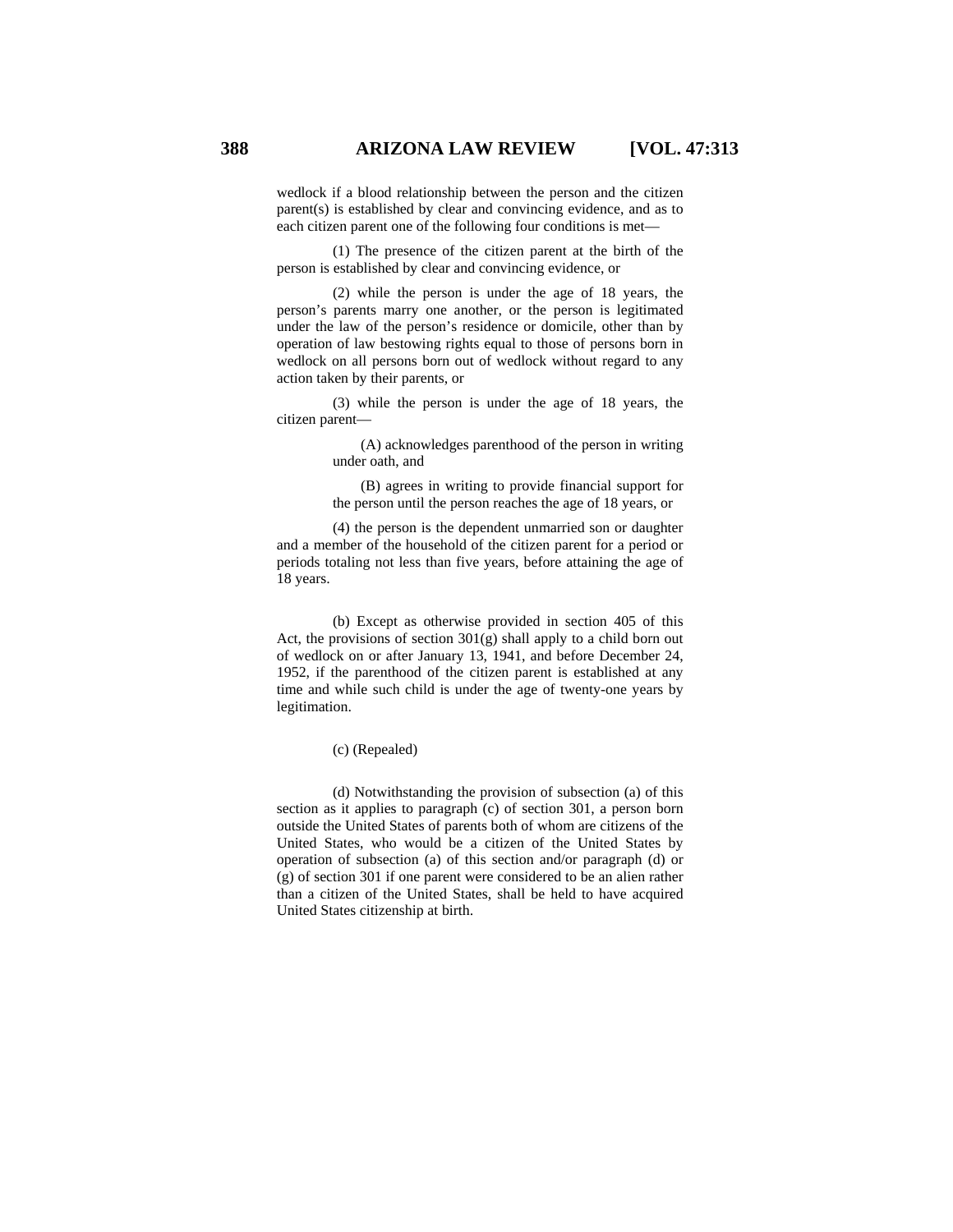wedlock if a blood relationship between the person and the citizen parent(s) is established by clear and convincing evidence, and as to each citizen parent one of the following four conditions is met—

(1) The presence of the citizen parent at the birth of the person is established by clear and convincing evidence, or

(2) while the person is under the age of 18 years, the person's parents marry one another, or the person is legitimated under the law of the person's residence or domicile, other than by operation of law bestowing rights equal to those of persons born in wedlock on all persons born out of wedlock without regard to any action taken by their parents, or

(3) while the person is under the age of 18 years, the citizen parent—

> (A) acknowledges parenthood of the person in writing under oath, and
>
> (B) agrees in writing to provide financial support for the person until the person reaches the age of 18 years, or

(4) the person is the dependent unmarried son or daughter and a member of the household of the citizen parent for a period or periods totaling not less than five years, before attaining the age of 18 years.

(b) Except as otherwise provided in section 405 of this Act, the provisions of section 301(g) shall apply to a child born out of wedlock on or after January 13, 1941, and before December 24, 1952, if the parenthood of the citizen parent is established at any time and while such child is under the age of twenty-one years by legitimation.

(c) (Repealed)

(d) Notwithstanding the provision of subsection (a) of this section as it applies to paragraph (c) of section 301, a person born outside the United States of parents both of whom are citizens of the United States, who would be a citizen of the United States by operation of subsection (a) of this section and/or paragraph (d) or (g) of section 301 if one parent were considered to be an alien rather than a citizen of the United States, shall be held to have acquired United States citizenship at birth.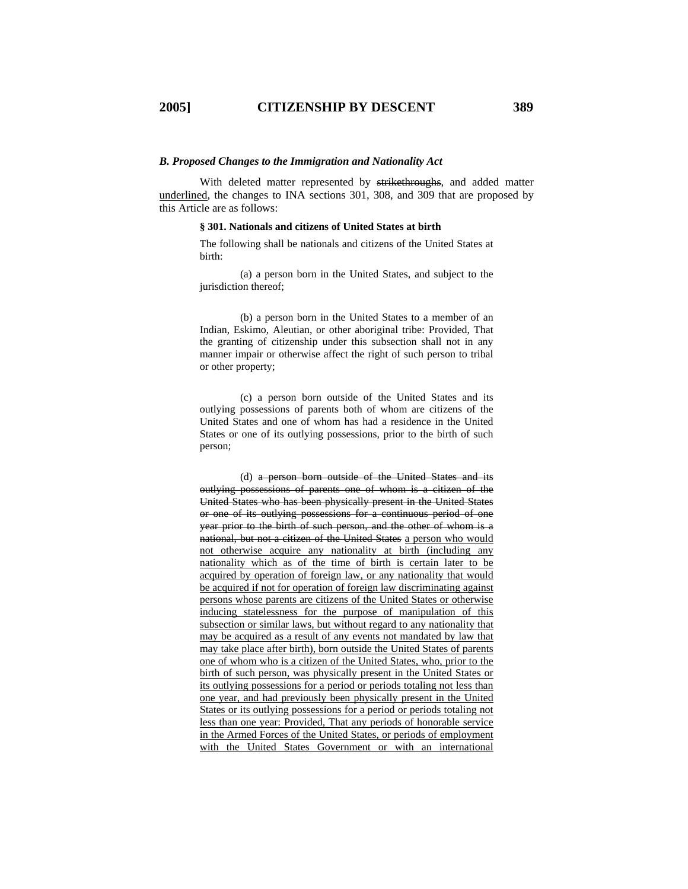### *B. Proposed Changes to the Immigration and Nationality Act*

With deleted matter represented by ~~strikethroughs~~, and added matter <u>underlined</u>, the changes to INA sections 301, 308, and 309 that are proposed by this Article are as follows:

> **§ 301. Nationals and citizens of United States at birth**
>
> The following shall be nationals and citizens of the United States at birth:
>
> (a) a person born in the United States, and subject to the jurisdiction thereof;
>
> (b) a person born in the United States to a member of an Indian, Eskimo, Aleutian, or other aboriginal tribe: Provided, That the granting of citizenship under this subsection shall not in any manner impair or otherwise affect the right of such person to tribal or other property;
>
> (c) a person born outside of the United States and its outlying possessions of parents both of whom are citizens of the United States and one of whom has had a residence in the United States or one of its outlying possessions, prior to the birth of such person;
>
> (d) ~~a person born outside of the United States and its outlying possessions of parents one of whom is a citizen of the United States who has been physically present in the United States or one of its outlying possessions for a continuous period of one year prior to the birth of such person, and the other of whom is a national, but not a citizen of the United States~~ <u>a person who would not otherwise acquire any nationality at birth (including any nationality which as of the time of birth is certain later to be acquired by operation of foreign law, or any nationality that would be acquired if not for operation of foreign law discriminating against persons whose parents are citizens of the United States or otherwise inducing statelessness for the purpose of manipulation of this subsection or similar laws, but without regard to any nationality that may be acquired as a result of any events not mandated by law that may take place after birth), born outside the United States of parents one of whom who is a citizen of the United States, who, prior to the birth of such person, was physically present in the United States or its outlying possessions for a period or periods totaling not less than one year, and had previously been physically present in the United States or its outlying possessions for a period or periods totaling not less than one year: Provided, That any periods of honorable service in the Armed Forces of the United States, or periods of employment with the United States Government or with an international</u>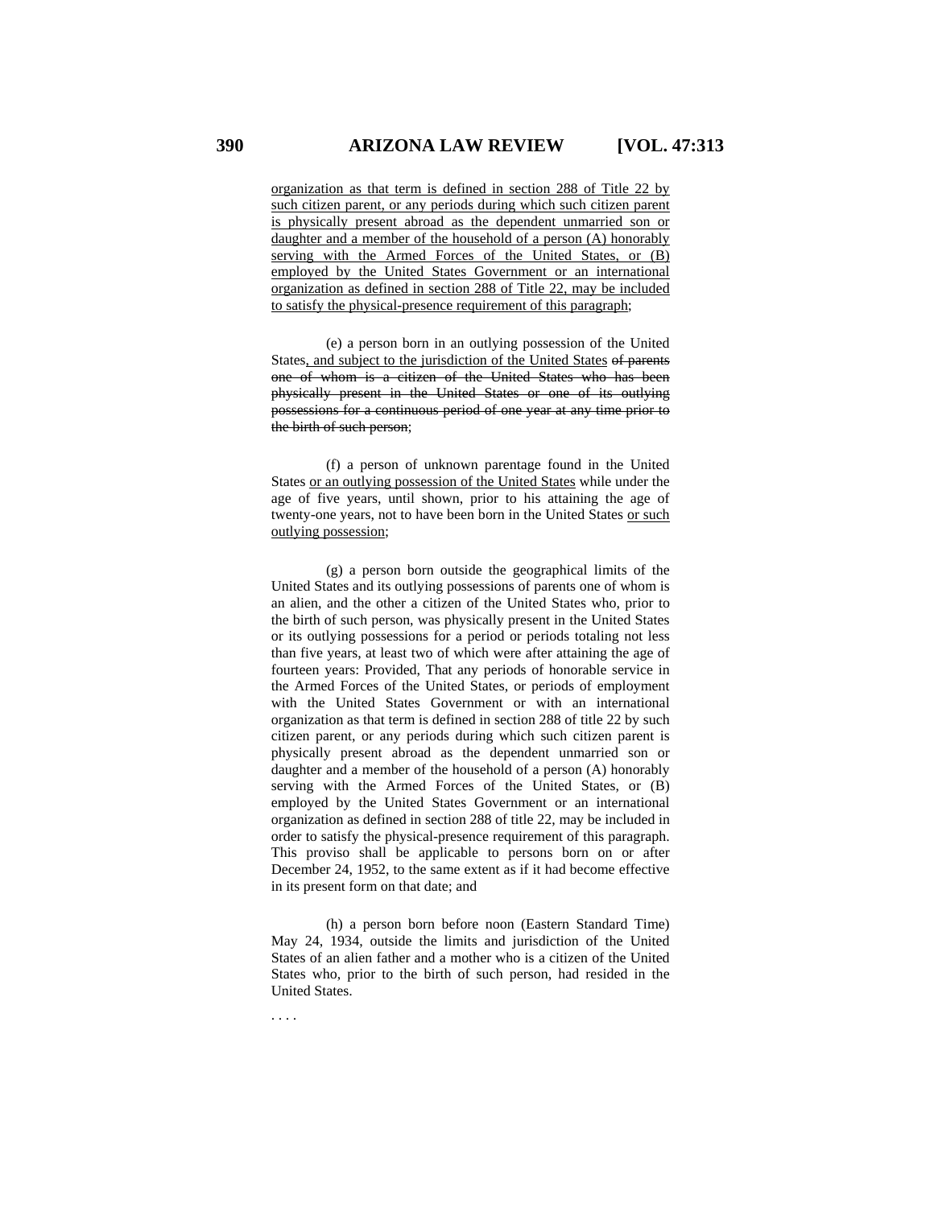<u>organization as that term is defined in section 288 of Title 22 by such citizen parent, or any periods during which such citizen parent is physically present abroad as the dependent unmarried son or daughter and a member of the household of a person (A) honorably serving with the Armed Forces of the United States, or (B) employed by the United States Government or an international organization as defined in section 288 of Title 22, may be included to satisfy the physical-presence requirement of this paragraph</u>;

(e) a person born in an outlying possession of the United States<u>, and subject to the jurisdiction of the United States</u> ~~of parents one of whom is a citizen of the United States who has been physically present in the United States or one of its outlying possessions for a continuous period of one year at any time prior to the birth of such person~~;

(f) a person of unknown parentage found in the United States <u>or an outlying possession of the United States</u> while under the age of five years, until shown, prior to his attaining the age of twenty-one years, not to have been born in the United States <u>or such outlying possession</u>;

(g) a person born outside the geographical limits of the United States and its outlying possessions of parents one of whom is an alien, and the other a citizen of the United States who, prior to the birth of such person, was physically present in the United States or its outlying possessions for a period or periods totaling not less than five years, at least two of which were after attaining the age of fourteen years: Provided, That any periods of honorable service in the Armed Forces of the United States, or periods of employment with the United States Government or with an international organization as that term is defined in section 288 of title 22 by such citizen parent, or any periods during which such citizen parent is physically present abroad as the dependent unmarried son or daughter and a member of the household of a person (A) honorably serving with the Armed Forces of the United States, or (B) employed by the United States Government or an international organization as defined in section 288 of title 22, may be included in order to satisfy the physical-presence requirement of this paragraph. This proviso shall be applicable to persons born on or after December 24, 1952, to the same extent as if it had become effective in its present form on that date; and

(h) a person born before noon (Eastern Standard Time) May 24, 1934, outside the limits and jurisdiction of the United States of an alien father and a mother who is a citizen of the United States who, prior to the birth of such person, had resided in the United States.

. . . .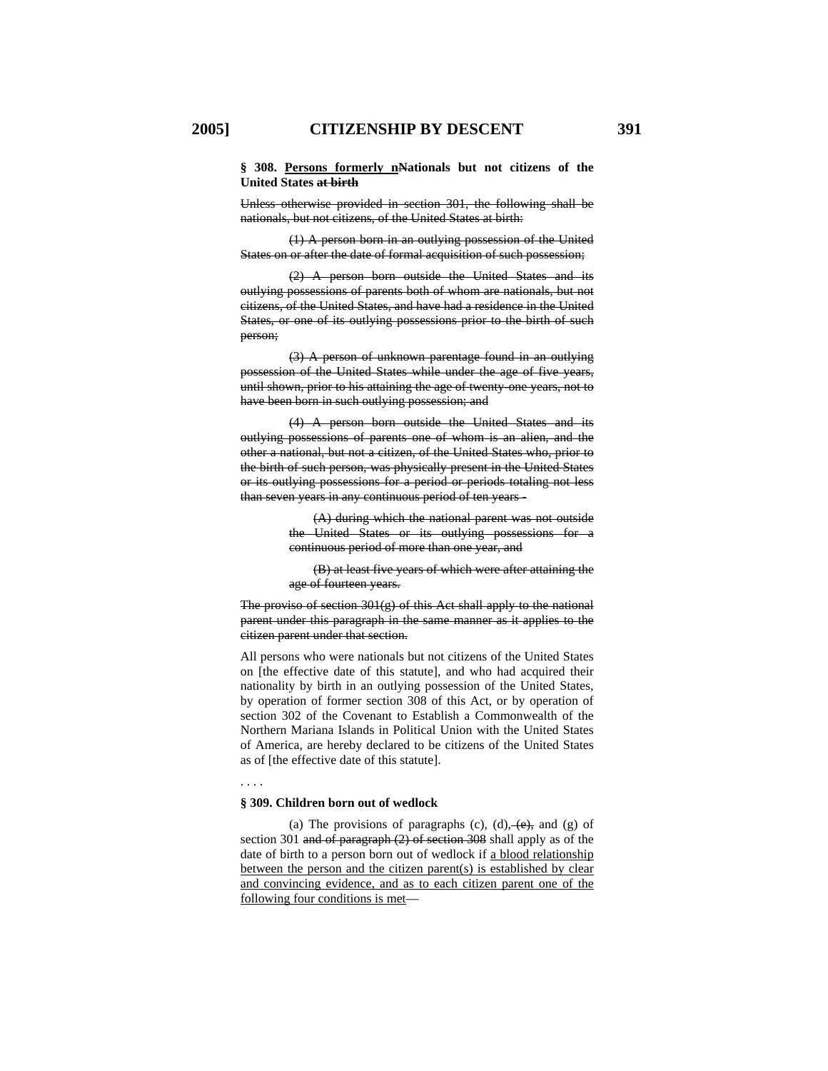**§ 308. <u>Persons formerly n</u>~~N~~ationals but not citizens of the United States ~~at birth~~**

~~Unless otherwise provided in section 301, the following shall be nationals, but not citizens, of the United States at birth:~~

~~(1) A person born in an outlying possession of the United States on or after the date of formal acquisition of such possession;~~

~~(2) A person born outside the United States and its outlying possessions of parents both of whom are nationals, but not citizens, of the United States, and have had a residence in the United States, or one of its outlying possessions prior to the birth of such person;~~

~~(3) A person of unknown parentage found in an outlying possession of the United States while under the age of five years, until shown, prior to his attaining the age of twenty-one years, not to have been born in such outlying possession; and~~

~~(4) A person born outside the United States and its outlying possessions of parents one of whom is an alien, and the other a national, but not a citizen, of the United States who, prior to the birth of such person, was physically present in the United States or its outlying possessions for a period or periods totaling not less than seven years in any continuous period of ten years -~~

> ~~(A) during which the national parent was not outside the United States or its outlying possessions for a continuous period of more than one year, and~~
>
> ~~(B) at least five years of which were after attaining the age of fourteen years.~~

~~The proviso of section 301(g) of this Act shall apply to the national parent under this paragraph in the same manner as it applies to the citizen parent under that section.~~

All persons who were nationals but not citizens of the United States on [the effective date of this statute], and who had acquired their nationality by birth in an outlying possession of the United States, by operation of former section 308 of this Act, or by operation of section 302 of the Covenant to Establish a Commonwealth of the Northern Mariana Islands in Political Union with the United States of America, are hereby declared to be citizens of the United States as of [the effective date of this statute].

. . . .

**§ 309. Children born out of wedlock**

(a) The provisions of paragraphs (c), (d)~~, (e),~~ and (g) of section 301 ~~and of paragraph (2) of section 308~~ shall apply as of the date of birth to a person born out of wedlock if <u>a blood relationship between the person and the citizen parent(s) is established by clear and convincing evidence, and as to each citizen parent one of the following four conditions is met</u>—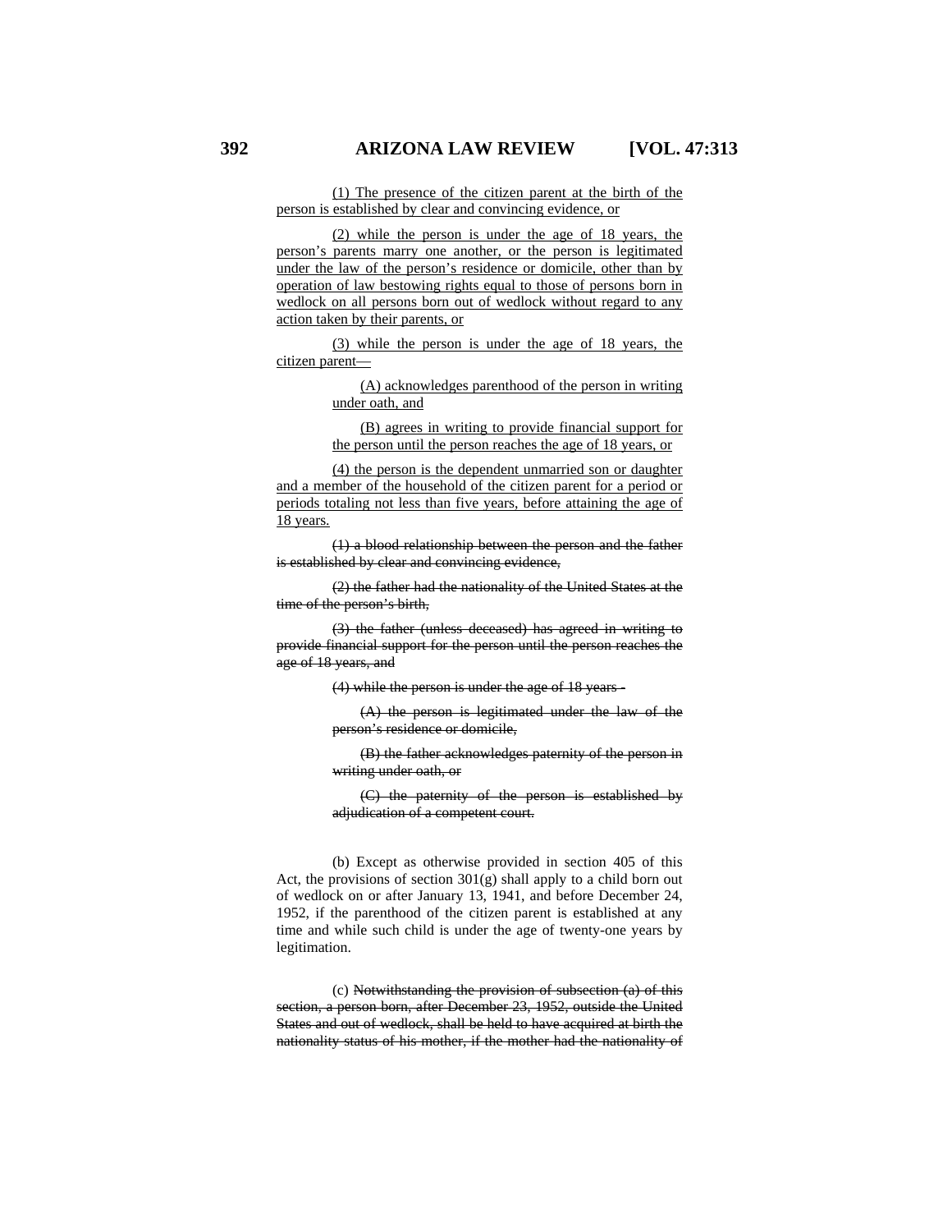<u>(1) The presence of the citizen parent at the birth of the person is established by clear and convincing evidence, or</u>

<u>(2) while the person is under the age of 18 years, the person's parents marry one another, or the person is legitimated under the law of the person's residence or domicile, other than by operation of law bestowing rights equal to those of persons born in wedlock on all persons born out of wedlock without regard to any action taken by their parents, or</u>

<u>(3) while the person is under the age of 18 years, the citizen parent—</u>

> <u>(A) acknowledges parenthood of the person in writing under oath, and</u>
>
> <u>(B) agrees in writing to provide financial support for the person until the person reaches the age of 18 years, or</u>

<u>(4) the person is the dependent unmarried son or daughter and a member of the household of the citizen parent for a period or periods totaling not less than five years, before attaining the age of 18 years.</u>

~~(1) a blood relationship between the person and the father is established by clear and convincing evidence,~~

~~(2) the father had the nationality of the United States at the time of the person's birth,~~

~~(3) the father (unless deceased) has agreed in writing to provide financial support for the person until the person reaches the age of 18 years, and~~

~~(4) while the person is under the age of 18 years -~~

> ~~(A) the person is legitimated under the law of the person's residence or domicile,~~
>
> ~~(B) the father acknowledges paternity of the person in writing under oath, or~~
>
> ~~(C) the paternity of the person is established by adjudication of a competent court.~~

(b) Except as otherwise provided in section 405 of this Act, the provisions of section 301(g) shall apply to a child born out of wedlock on or after January 13, 1941, and before December 24, 1952, if the parenthood of the citizen parent is established at any time and while such child is under the age of twenty-one years by legitimation.

(c) ~~Notwithstanding the provision of subsection (a) of this section, a person born, after December 23, 1952, outside the United States and out of wedlock, shall be held to have acquired at birth the nationality status of his mother, if the mother had the nationality of~~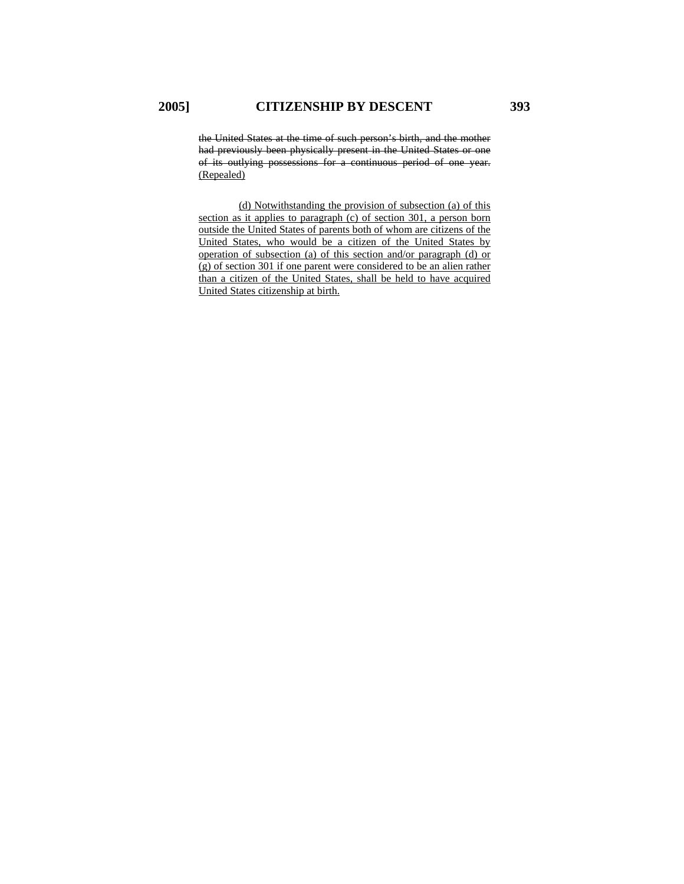~~the United States at the time of such person's birth, and the mother had previously been physically present in the United States or one of its outlying possessions for a continuous period of one year.~~ <u>(Repealed)</u>

<u>(d) Notwithstanding the provision of subsection (a) of this section as it applies to paragraph (c) of section 301, a person born outside the United States of parents both of whom are citizens of the United States, who would be a citizen of the United States by operation of subsection (a) of this section and/or paragraph (d) or (g) of section 301 if one parent were considered to be an alien rather than a citizen of the United States, shall be held to have acquired United States citizenship at birth.</u>